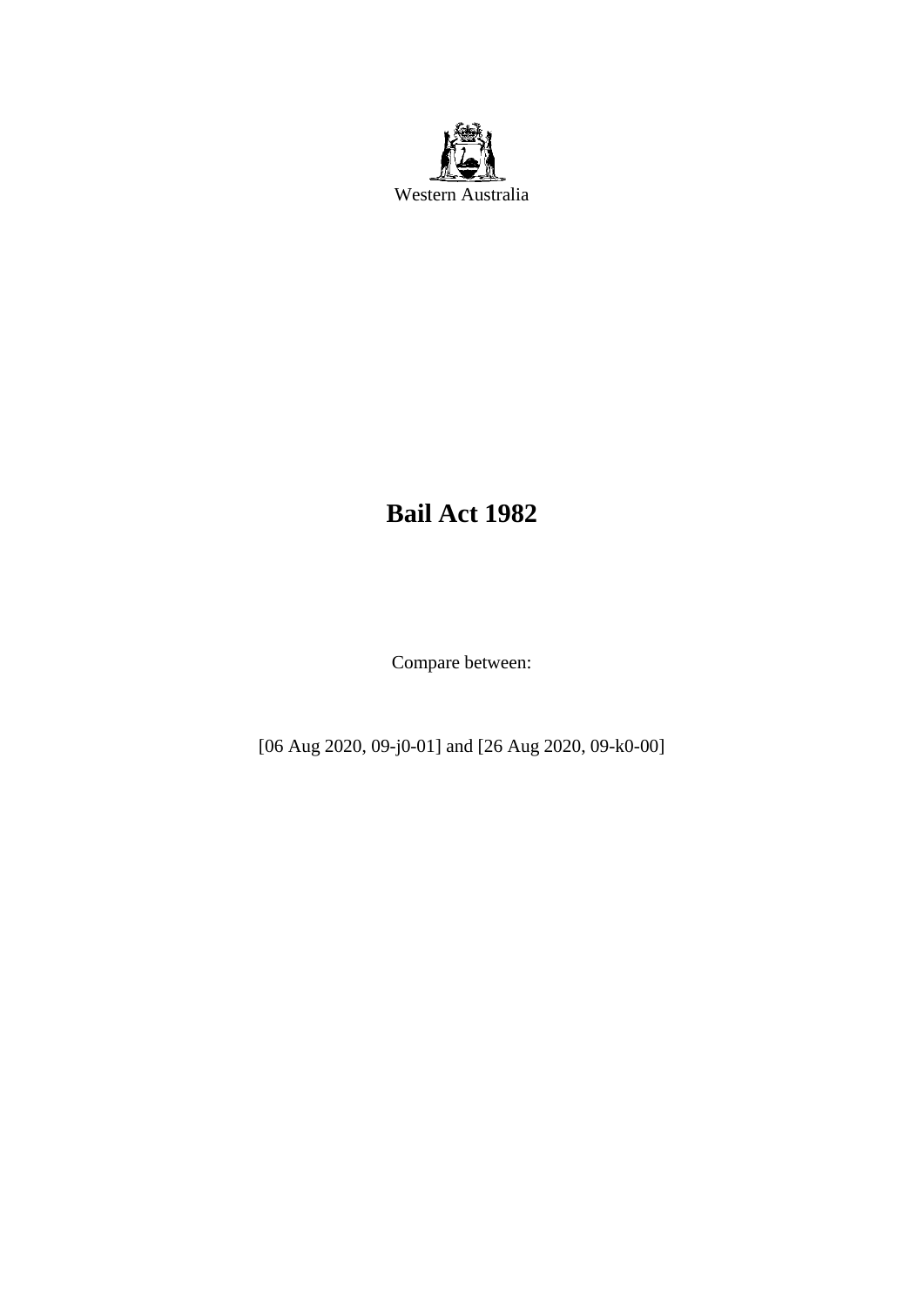Western Australia

# Bail Act 1982

Compare between:

[06 Aug 2020, 09-j0-01] and [26 Aug 2020, 09-k0-00]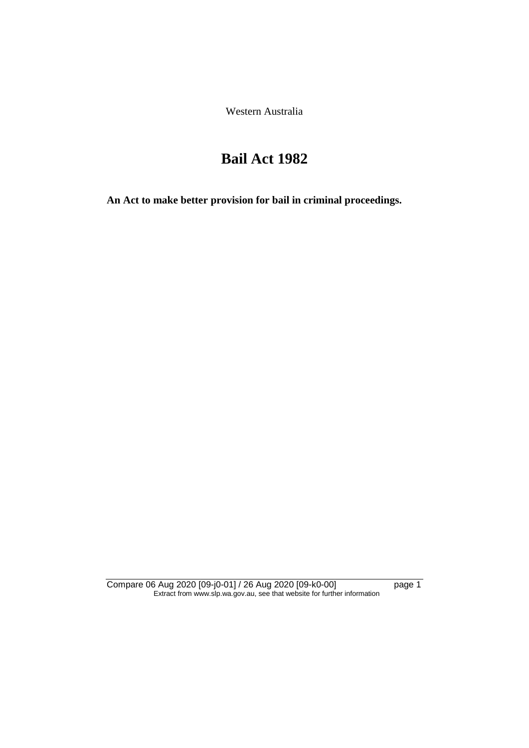Western Australia

# Bail Act 1982

**An Act to make better provision for bail in criminal proceedings.**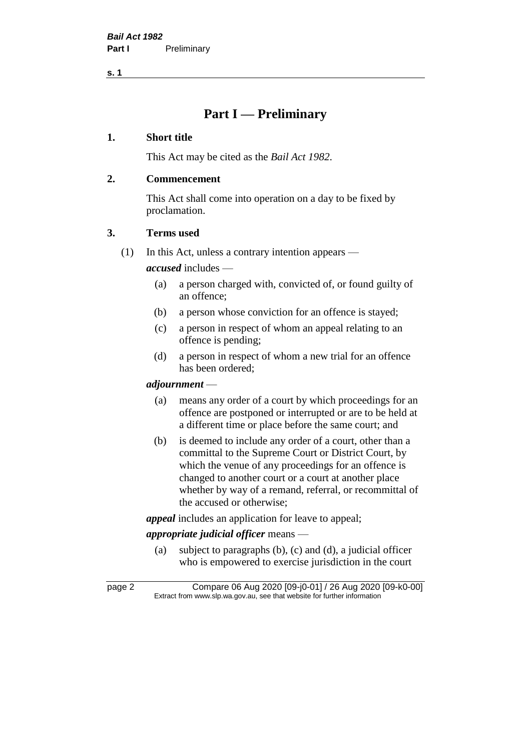# Part I — Preliminary

## 1. Short title

This Act may be cited as the *Bail Act 1982*.

## 2. Commencement

This Act shall come into operation on a day to be fixed by proclamation.

## 3. Terms used

(1) In this Act, unless a contrary intention appears —

***accused*** includes —

- (a) a person charged with, convicted of, or found guilty of an offence;
- (b) a person whose conviction for an offence is stayed;
- (c) a person in respect of whom an appeal relating to an offence is pending;
- (d) a person in respect of whom a new trial for an offence has been ordered;

***adjournment*** —

- (a) means any order of a court by which proceedings for an offence are postponed or interrupted or are to be held at a different time or place before the same court; and
- (b) is deemed to include any order of a court, other than a committal to the Supreme Court or District Court, by which the venue of any proceedings for an offence is changed to another court or a court at another place whether by way of a remand, referral, or recommittal of the accused or otherwise;

***appeal*** includes an application for leave to appeal;

***appropriate judicial officer*** means —

- (a) subject to paragraphs (b), (c) and (d), a judicial officer who is empowered to exercise jurisdiction in the court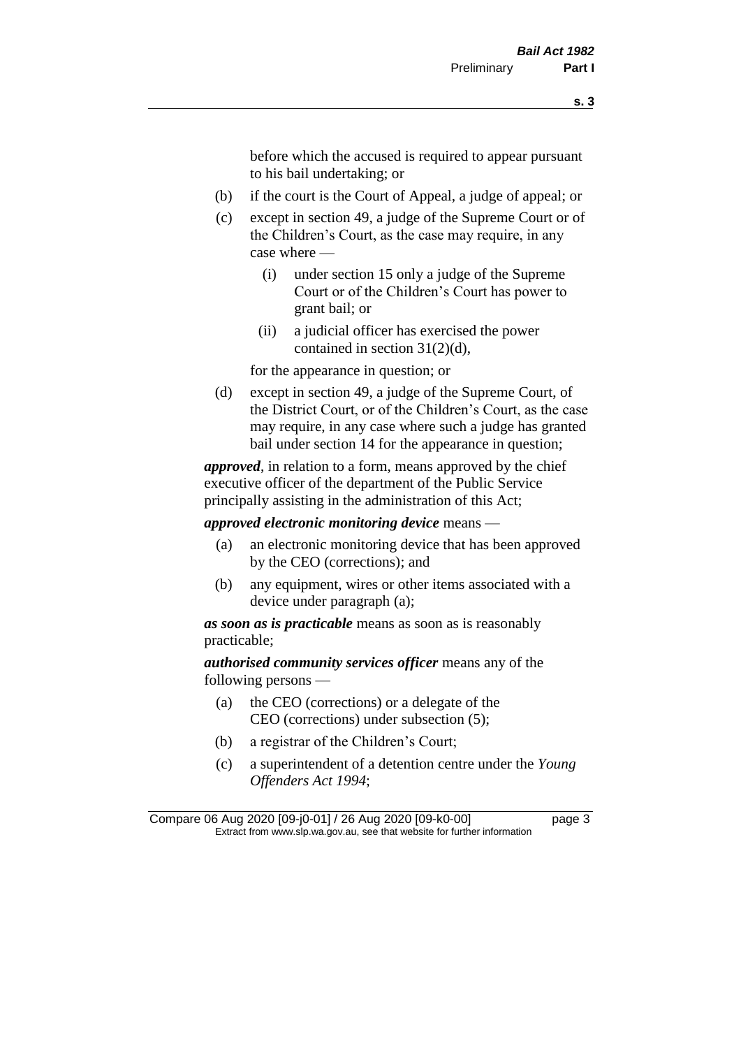before which the accused is required to appear pursuant to his bail undertaking; or

(b) if the court is the Court of Appeal, a judge of appeal; or

(c) except in section 49, a judge of the Supreme Court or of the Children's Court, as the case may require, in any case where —

  (i) under section 15 only a judge of the Supreme Court or of the Children's Court has power to grant bail; or

  (ii) a judicial officer has exercised the power contained in section 31(2)(d),

for the appearance in question; or

(d) except in section 49, a judge of the Supreme Court, of the District Court, or of the Children's Court, as the case may require, in any case where such a judge has granted bail under section 14 for the appearance in question;

***approved***, in relation to a form, means approved by the chief executive officer of the department of the Public Service principally assisting in the administration of this Act;

***approved electronic monitoring device*** means —

(a) an electronic monitoring device that has been approved by the CEO (corrections); and

(b) any equipment, wires or other items associated with a device under paragraph (a);

***as soon as is practicable*** means as soon as is reasonably practicable;

***authorised community services officer*** means any of the following persons —

(a) the CEO (corrections) or a delegate of the CEO (corrections) under subsection (5);

(b) a registrar of the Children's Court;

(c) a superintendent of a detention centre under the *Young Offenders Act 1994*;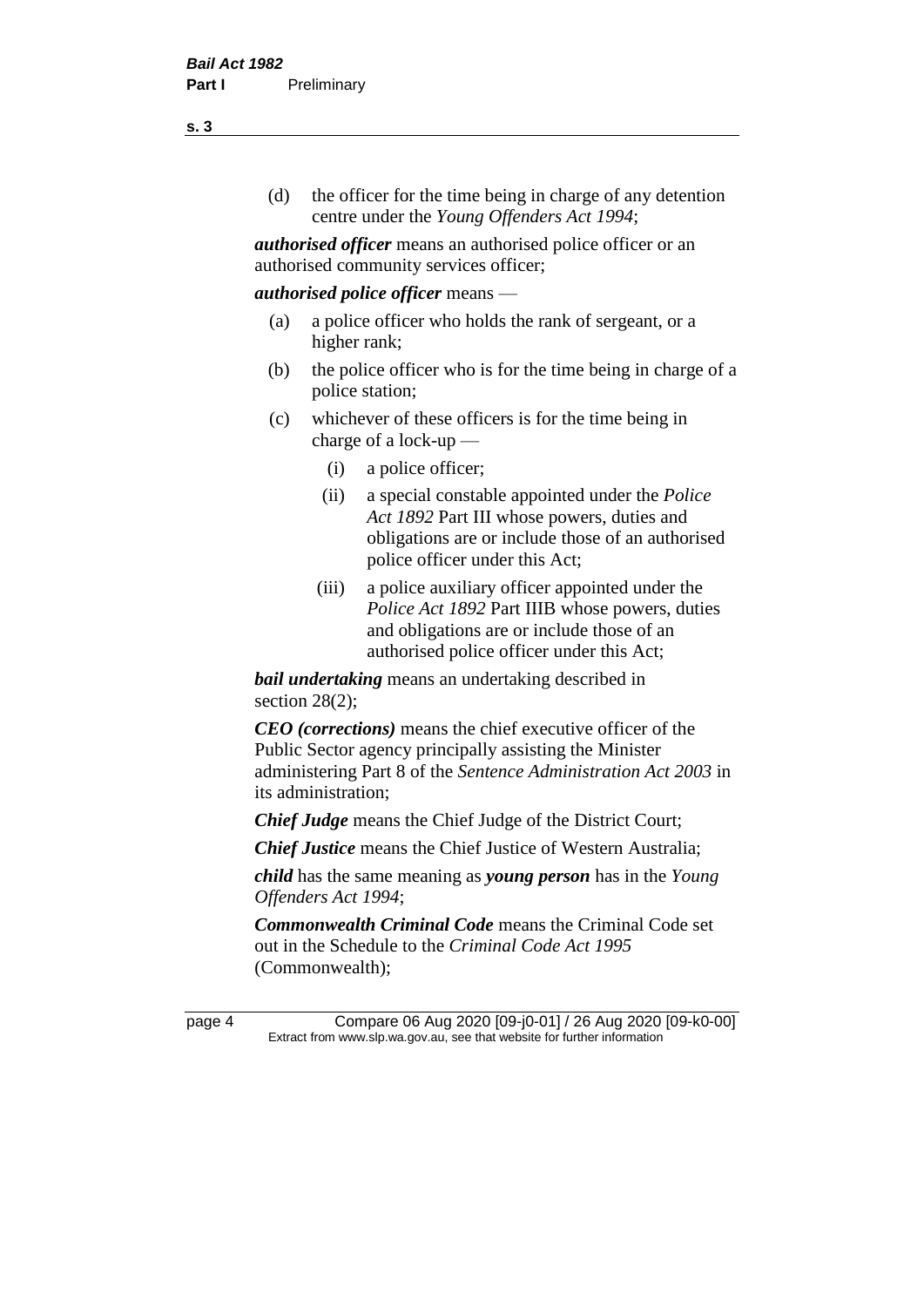(d) the officer for the time being in charge of any detention centre under the *Young Offenders Act 1994*;

***authorised officer*** means an authorised police officer or an authorised community services officer;

***authorised police officer*** means —

(a) a police officer who holds the rank of sergeant, or a higher rank;

(b) the police officer who is for the time being in charge of a police station;

(c) whichever of these officers is for the time being in charge of a lock-up —

(i) a police officer;

(ii) a special constable appointed under the *Police Act 1892* Part III whose powers, duties and obligations are or include those of an authorised police officer under this Act;

(iii) a police auxiliary officer appointed under the *Police Act 1892* Part IIIB whose powers, duties and obligations are or include those of an authorised police officer under this Act;

***bail undertaking*** means an undertaking described in section 28(2);

***CEO (corrections)*** means the chief executive officer of the Public Sector agency principally assisting the Minister administering Part 8 of the *Sentence Administration Act 2003* in its administration;

***Chief Judge*** means the Chief Judge of the District Court;

***Chief Justice*** means the Chief Justice of Western Australia;

***child*** has the same meaning as ***young person*** has in the *Young Offenders Act 1994*;

***Commonwealth Criminal Code*** means the Criminal Code set out in the Schedule to the *Criminal Code Act 1995* (Commonwealth);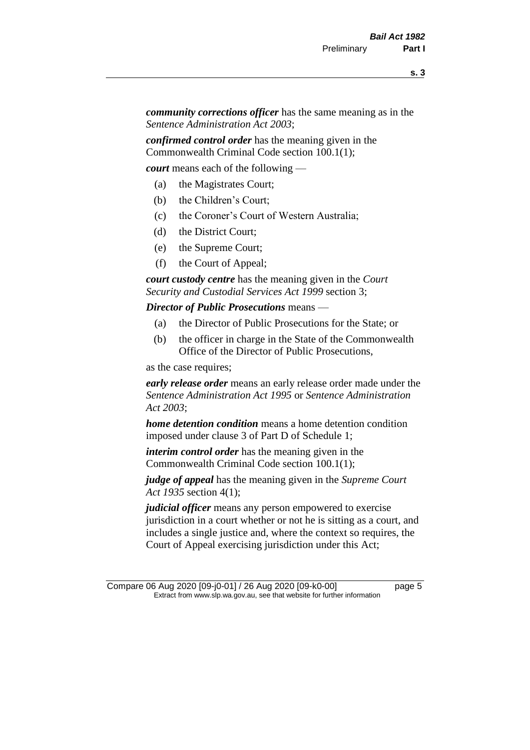***community corrections officer*** has the same meaning as in the *Sentence Administration Act 2003*;

***confirmed control order*** has the meaning given in the Commonwealth Criminal Code section 100.1(1);

***court*** means each of the following —

(a) the Magistrates Court;

(b) the Children's Court;

(c) the Coroner's Court of Western Australia;

(d) the District Court;

(e) the Supreme Court;

(f) the Court of Appeal;

***court custody centre*** has the meaning given in the *Court Security and Custodial Services Act 1999* section 3;

***Director of Public Prosecutions*** means —

(a) the Director of Public Prosecutions for the State; or

(b) the officer in charge in the State of the Commonwealth Office of the Director of Public Prosecutions,

as the case requires;

***early release order*** means an early release order made under the *Sentence Administration Act 1995* or *Sentence Administration Act 2003*;

***home detention condition*** means a home detention condition imposed under clause 3 of Part D of Schedule 1;

***interim control order*** has the meaning given in the Commonwealth Criminal Code section 100.1(1);

***judge of appeal*** has the meaning given in the *Supreme Court Act 1935* section 4(1);

***judicial officer*** means any person empowered to exercise jurisdiction in a court whether or not he is sitting as a court, and includes a single justice and, where the context so requires, the Court of Appeal exercising jurisdiction under this Act;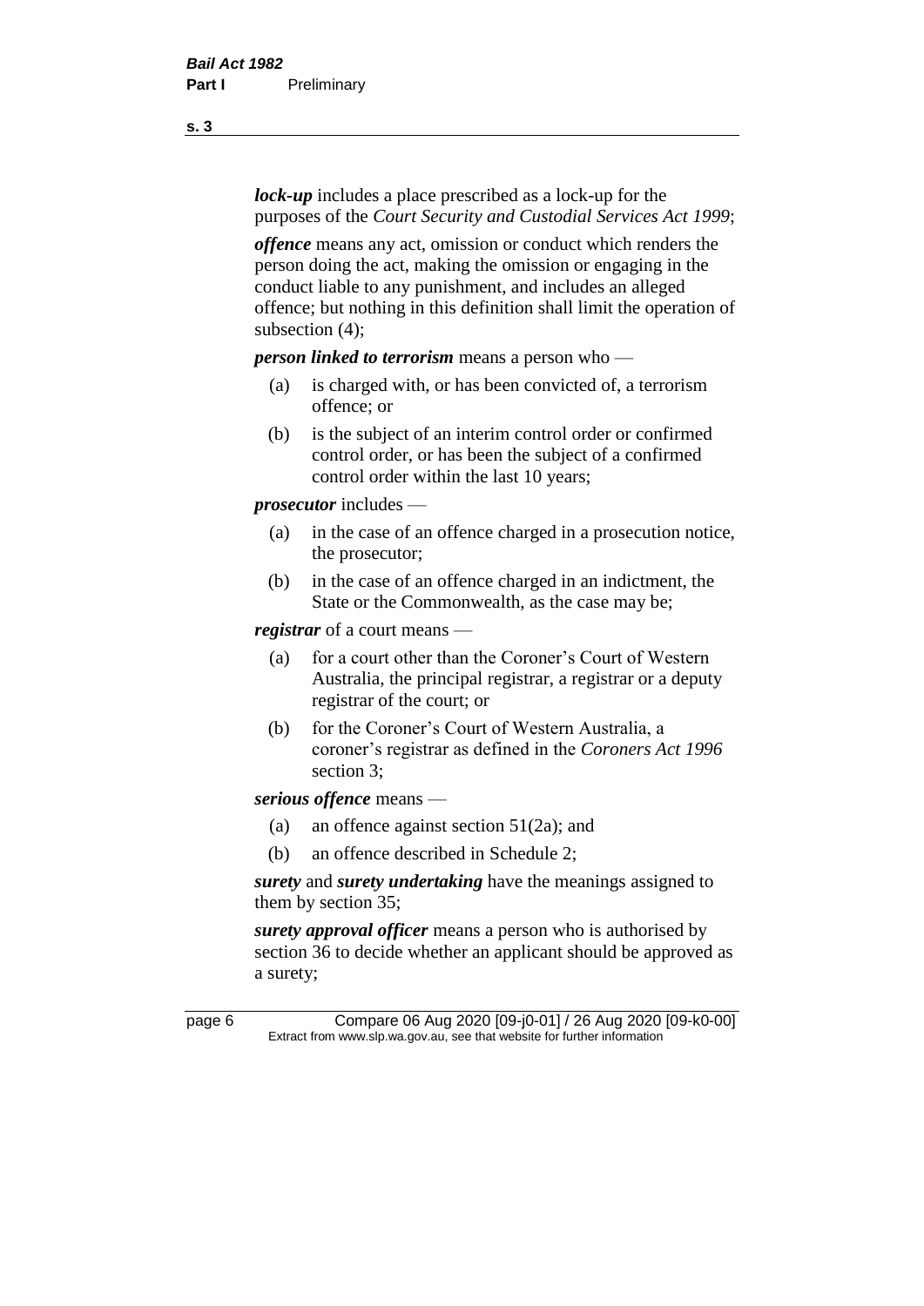***lock-up*** includes a place prescribed as a lock-up for the purposes of the *Court Security and Custodial Services Act 1999*;

***offence*** means any act, omission or conduct which renders the person doing the act, making the omission or engaging in the conduct liable to any punishment, and includes an alleged offence; but nothing in this definition shall limit the operation of subsection (4);

***person linked to terrorism*** means a person who —

- (a) is charged with, or has been convicted of, a terrorism offence; or
- (b) is the subject of an interim control order or confirmed control order, or has been the subject of a confirmed control order within the last 10 years;

***prosecutor*** includes —

- (a) in the case of an offence charged in a prosecution notice, the prosecutor;
- (b) in the case of an offence charged in an indictment, the State or the Commonwealth, as the case may be;

***registrar*** of a court means —

- (a) for a court other than the Coroner's Court of Western Australia, the principal registrar, a registrar or a deputy registrar of the court; or
- (b) for the Coroner's Court of Western Australia, a coroner's registrar as defined in the *Coroners Act 1996* section 3;

***serious offence*** means —

- (a) an offence against section 51(2a); and
- (b) an offence described in Schedule 2;

***surety*** and ***surety undertaking*** have the meanings assigned to them by section 35;

***surety approval officer*** means a person who is authorised by section 36 to decide whether an applicant should be approved as a surety;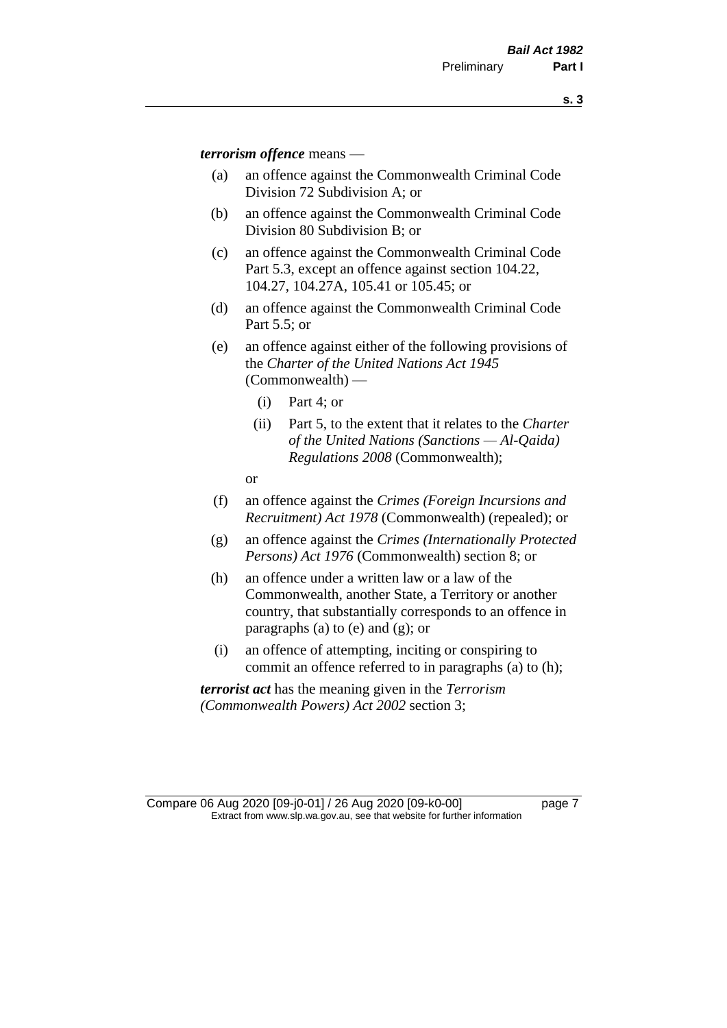***terrorism offence*** means —

- (a) an offence against the Commonwealth Criminal Code Division 72 Subdivision A; or
- (b) an offence against the Commonwealth Criminal Code Division 80 Subdivision B; or
- (c) an offence against the Commonwealth Criminal Code Part 5.3, except an offence against section 104.22, 104.27, 104.27A, 105.41 or 105.45; or
- (d) an offence against the Commonwealth Criminal Code Part 5.5; or
- (e) an offence against either of the following provisions of the *Charter of the United Nations Act 1945* (Commonwealth) —
  - (i) Part 4; or
  - (ii) Part 5, to the extent that it relates to the *Charter of the United Nations (Sanctions — Al-Qaida) Regulations 2008* (Commonwealth);

  or
- (f) an offence against the *Crimes (Foreign Incursions and Recruitment) Act 1978* (Commonwealth) (repealed); or
- (g) an offence against the *Crimes (Internationally Protected Persons) Act 1976* (Commonwealth) section 8; or
- (h) an offence under a written law or a law of the Commonwealth, another State, a Territory or another country, that substantially corresponds to an offence in paragraphs (a) to (e) and (g); or
- (i) an offence of attempting, inciting or conspiring to commit an offence referred to in paragraphs (a) to (h);

***terrorist act*** has the meaning given in the *Terrorism (Commonwealth Powers) Act 2002* section 3;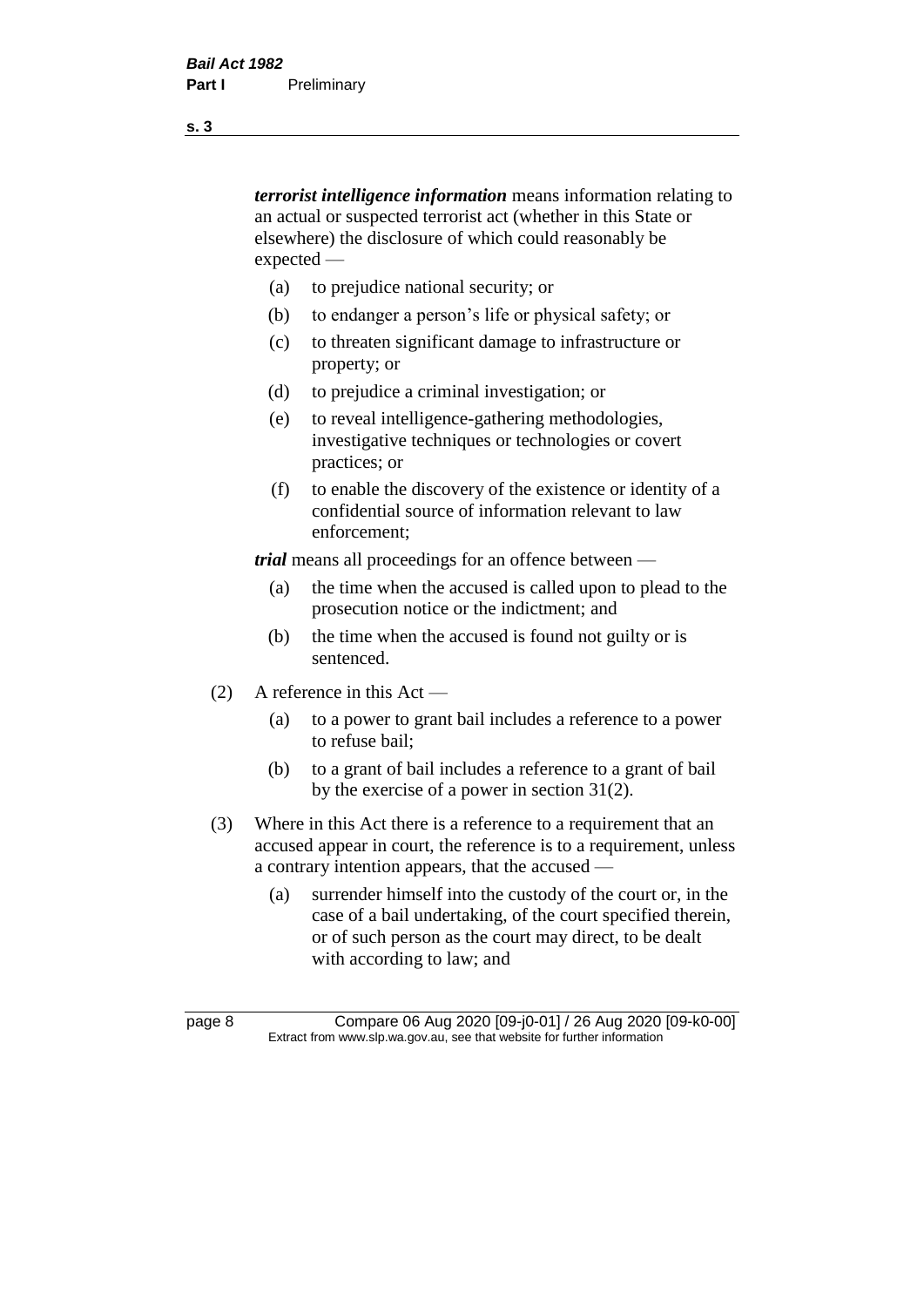***terrorist intelligence information*** means information relating to an actual or suspected terrorist act (whether in this State or elsewhere) the disclosure of which could reasonably be expected —

- (a) to prejudice national security; or
- (b) to endanger a person's life or physical safety; or
- (c) to threaten significant damage to infrastructure or property; or
- (d) to prejudice a criminal investigation; or
- (e) to reveal intelligence-gathering methodologies, investigative techniques or technologies or covert practices; or
- (f) to enable the discovery of the existence or identity of a confidential source of information relevant to law enforcement;

***trial*** means all proceedings for an offence between —

- (a) the time when the accused is called upon to plead to the prosecution notice or the indictment; and
- (b) the time when the accused is found not guilty or is sentenced.

(2) A reference in this Act —

- (a) to a power to grant bail includes a reference to a power to refuse bail;
- (b) to a grant of bail includes a reference to a grant of bail by the exercise of a power in section 31(2).

(3) Where in this Act there is a reference to a requirement that an accused appear in court, the reference is to a requirement, unless a contrary intention appears, that the accused —

- (a) surrender himself into the custody of the court or, in the case of a bail undertaking, of the court specified therein, or of such person as the court may direct, to be dealt with according to law; and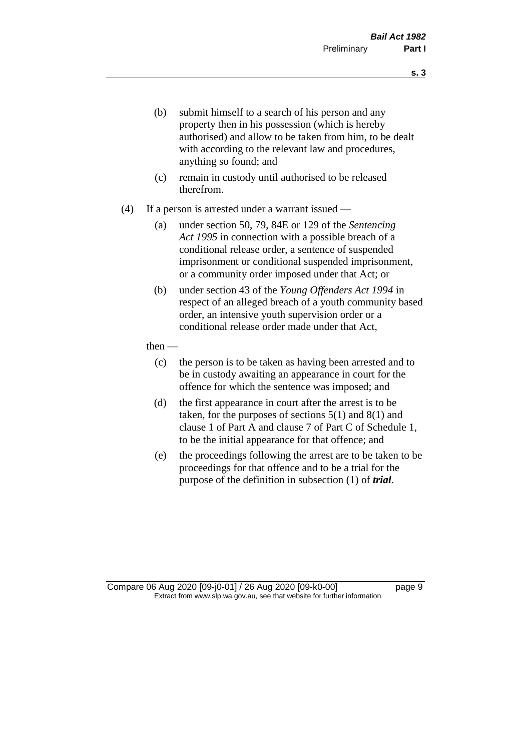(b) submit himself to a search of his person and any property then in his possession (which is hereby authorised) and allow to be taken from him, to be dealt with according to the relevant law and procedures, anything so found; and

(c) remain in custody until authorised to be released therefrom.

(4) If a person is arrested under a warrant issued —

(a) under section 50, 79, 84E or 129 of the *Sentencing Act 1995* in connection with a possible breach of a conditional release order, a sentence of suspended imprisonment or conditional suspended imprisonment, or a community order imposed under that Act; or

(b) under section 43 of the *Young Offenders Act 1994* in respect of an alleged breach of a youth community based order, an intensive youth supervision order or a conditional release order made under that Act,

then —

(c) the person is to be taken as having been arrested and to be in custody awaiting an appearance in court for the offence for which the sentence was imposed; and

(d) the first appearance in court after the arrest is to be taken, for the purposes of sections 5(1) and 8(1) and clause 1 of Part A and clause 7 of Part C of Schedule 1, to be the initial appearance for that offence; and

(e) the proceedings following the arrest are to be taken to be proceedings for that offence and to be a trial for the purpose of the definition in subsection (1) of ***trial***.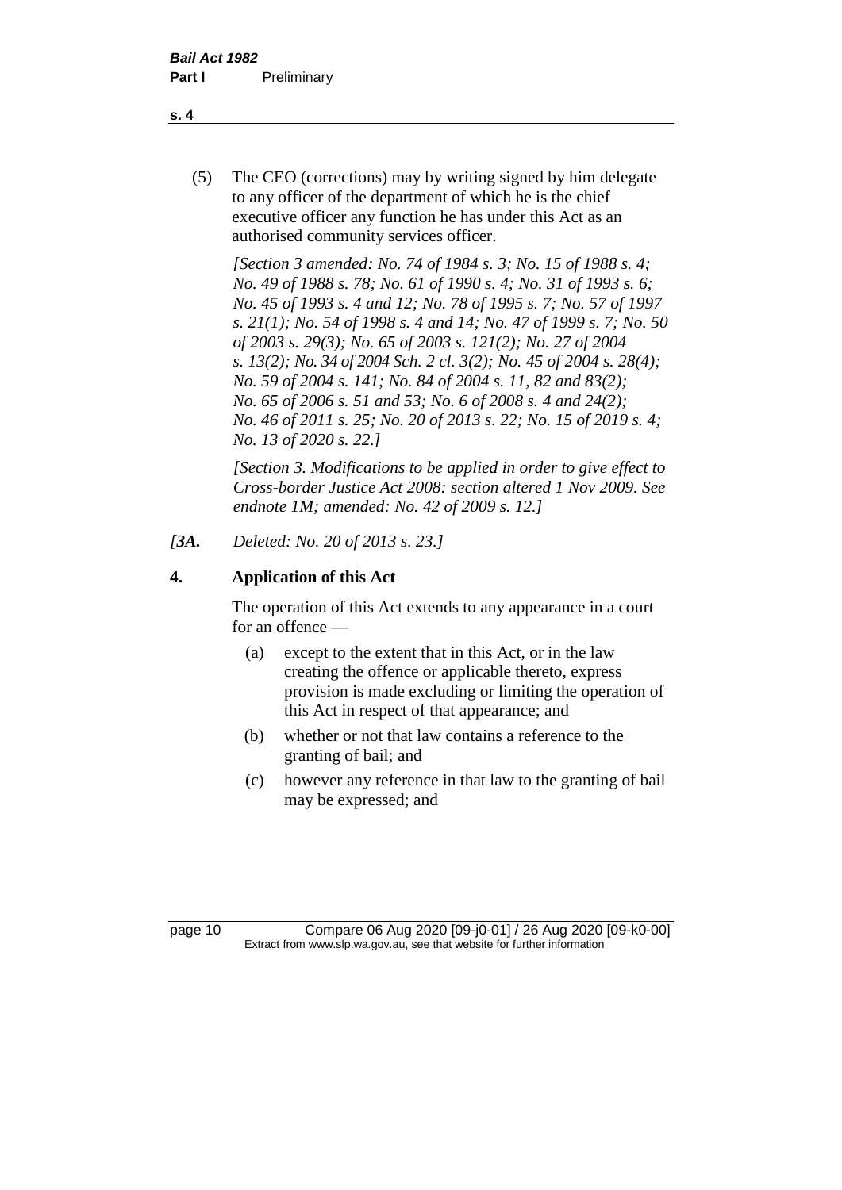(5) The CEO (corrections) may by writing signed by him delegate to any officer of the department of which he is the chief executive officer any function he has under this Act as an authorised community services officer.

*[Section 3 amended: No. 74 of 1984 s. 3; No. 15 of 1988 s. 4; No. 49 of 1988 s. 78; No. 61 of 1990 s. 4; No. 31 of 1993 s. 6; No. 45 of 1993 s. 4 and 12; No. 78 of 1995 s. 7; No. 57 of 1997 s. 21(1); No. 54 of 1998 s. 4 and 14; No. 47 of 1999 s. 7; No. 50 of 2003 s. 29(3); No. 65 of 2003 s. 121(2); No. 27 of 2004 s. 13(2); No. 34 of 2004 Sch. 2 cl. 3(2); No. 45 of 2004 s. 28(4); No. 59 of 2004 s. 141; No. 84 of 2004 s. 11, 82 and 83(2); No. 65 of 2006 s. 51 and 53; No. 6 of 2008 s. 4 and 24(2); No. 46 of 2011 s. 25; No. 20 of 2013 s. 22; No. 15 of 2019 s. 4; No. 13 of 2020 s. 22.]*

*[Section 3. Modifications to be applied in order to give effect to Cross-border Justice Act 2008: section altered 1 Nov 2009. See endnote 1M; amended: No. 42 of 2009 s. 12.]*

*[**3A.** Deleted: No. 20 of 2013 s. 23.]*

**4. Application of this Act**

The operation of this Act extends to any appearance in a court for an offence —

(a) except to the extent that in this Act, or in the law creating the offence or applicable thereto, express provision is made excluding or limiting the operation of this Act in respect of that appearance; and

(b) whether or not that law contains a reference to the granting of bail; and

(c) however any reference in that law to the granting of bail may be expressed; and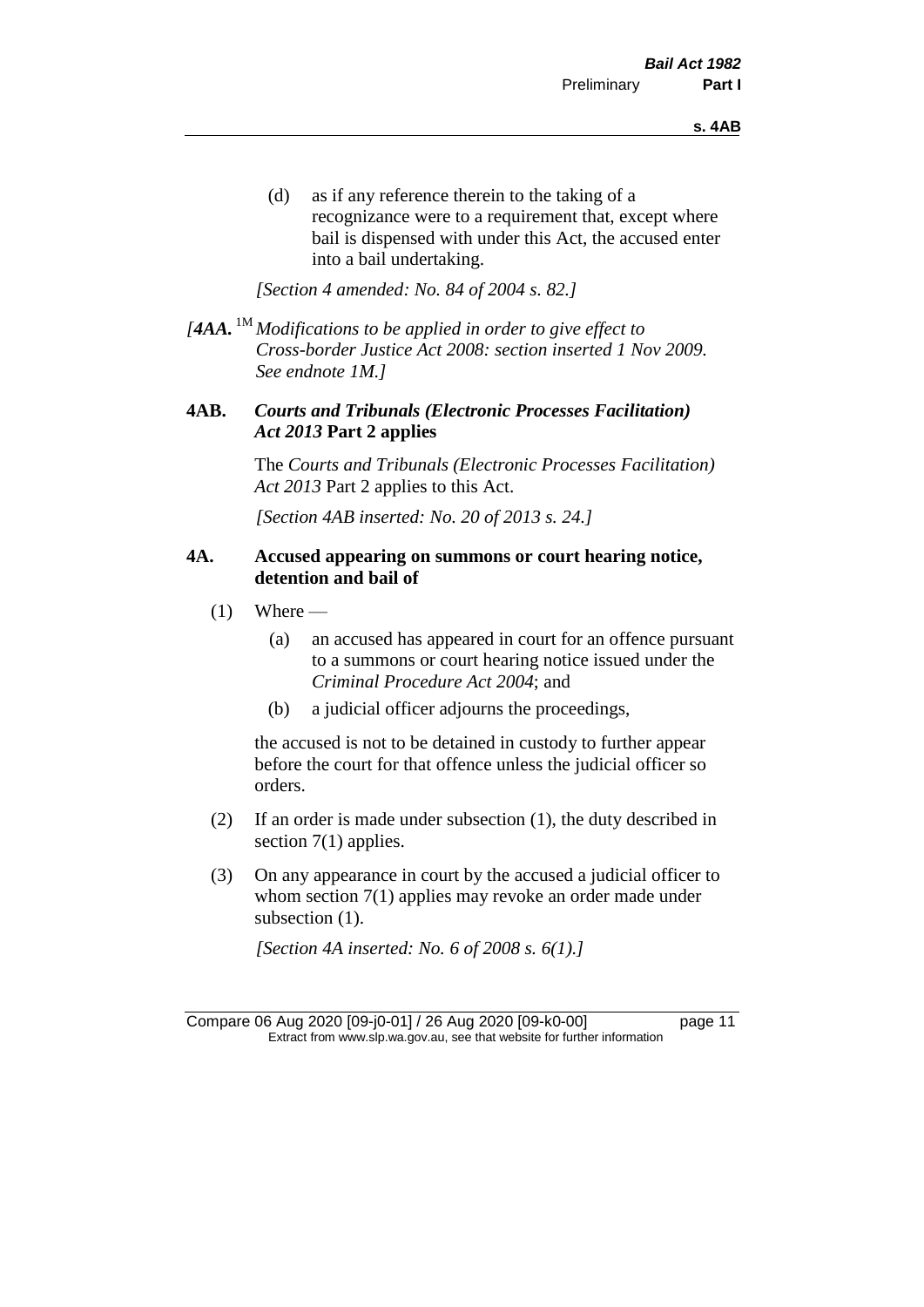(d) as if any reference therein to the taking of a recognizance were to a requirement that, except where bail is dispensed with under this Act, the accused enter into a bail undertaking.

*[Section 4 amended: No. 84 of 2004 s. 82.]*

*[**4AA.** 1M Modifications to be applied in order to give effect to Cross-border Justice Act 2008: section inserted 1 Nov 2009. See endnote 1M.]*

### 4AB. *Courts and Tribunals (Electronic Processes Facilitation) Act 2013* Part 2 applies

The *Courts and Tribunals (Electronic Processes Facilitation) Act 2013* Part 2 applies to this Act.

*[Section 4AB inserted: No. 20 of 2013 s. 24.]*

### 4A. Accused appearing on summons or court hearing notice, detention and bail of

(1) Where —

(a) an accused has appeared in court for an offence pursuant to a summons or court hearing notice issued under the *Criminal Procedure Act 2004*; and

(b) a judicial officer adjourns the proceedings,

the accused is not to be detained in custody to further appear before the court for that offence unless the judicial officer so orders.

(2) If an order is made under subsection (1), the duty described in section 7(1) applies.

(3) On any appearance in court by the accused a judicial officer to whom section 7(1) applies may revoke an order made under subsection (1).

*[Section 4A inserted: No. 6 of 2008 s. 6(1).]*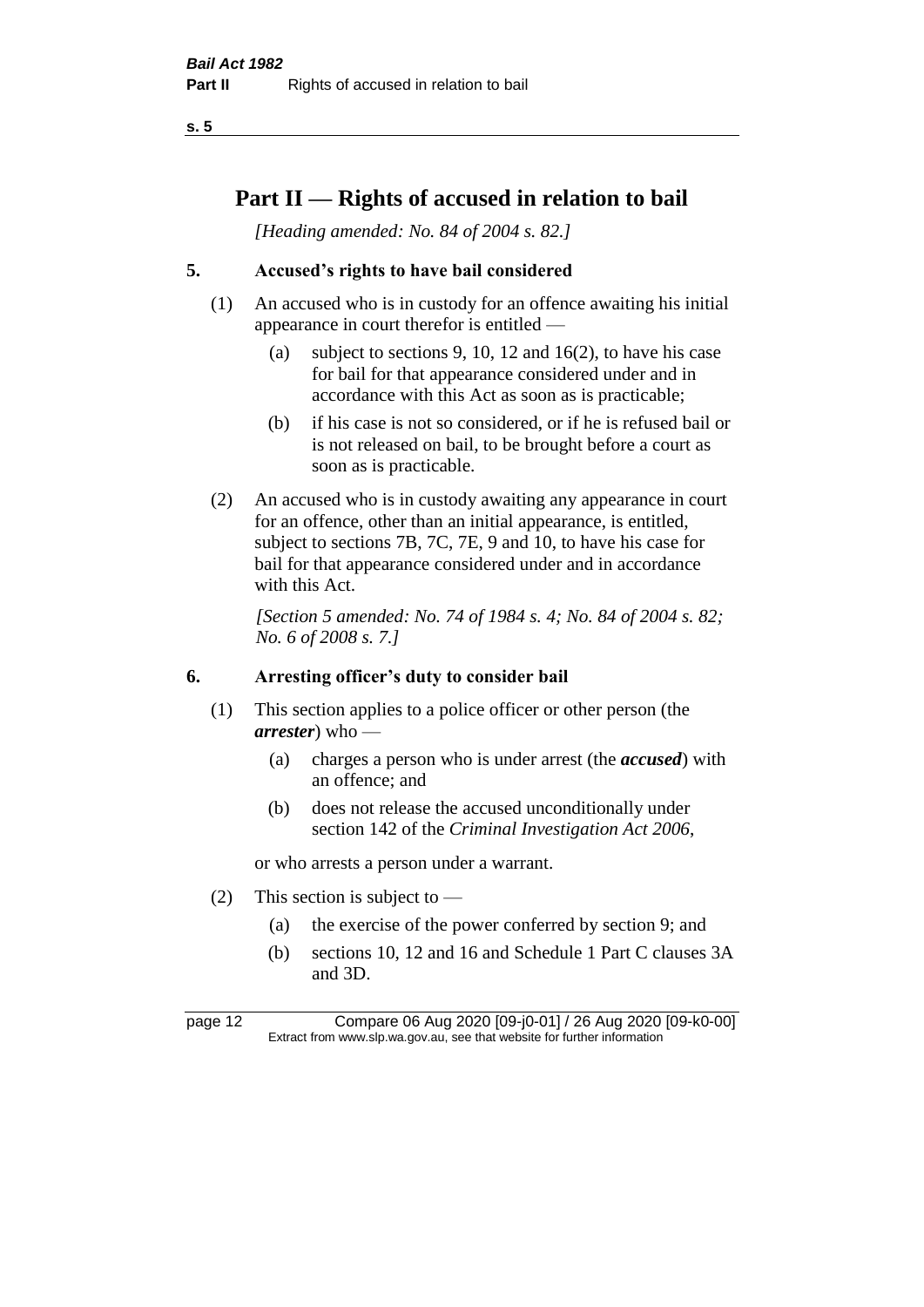# Part II — Rights of accused in relation to bail

*[Heading amended: No. 84 of 2004 s. 82.]*

## 5. Accused's rights to have bail considered

(1) An accused who is in custody for an offence awaiting his initial appearance in court therefor is entitled —

(a) subject to sections 9, 10, 12 and 16(2), to have his case for bail for that appearance considered under and in accordance with this Act as soon as is practicable;

(b) if his case is not so considered, or if he is refused bail or is not released on bail, to be brought before a court as soon as is practicable.

(2) An accused who is in custody awaiting any appearance in court for an offence, other than an initial appearance, is entitled, subject to sections 7B, 7C, 7E, 9 and 10, to have his case for bail for that appearance considered under and in accordance with this Act.

*[Section 5 amended: No. 74 of 1984 s. 4; No. 84 of 2004 s. 82; No. 6 of 2008 s. 7.]*

## 6. Arresting officer's duty to consider bail

(1) This section applies to a police officer or other person (the ***arrester***) who —

(a) charges a person who is under arrest (the ***accused***) with an offence; and

(b) does not release the accused unconditionally under section 142 of the *Criminal Investigation Act 2006*,

or who arrests a person under a warrant.

(2) This section is subject to —

(a) the exercise of the power conferred by section 9; and

(b) sections 10, 12 and 16 and Schedule 1 Part C clauses 3A and 3D.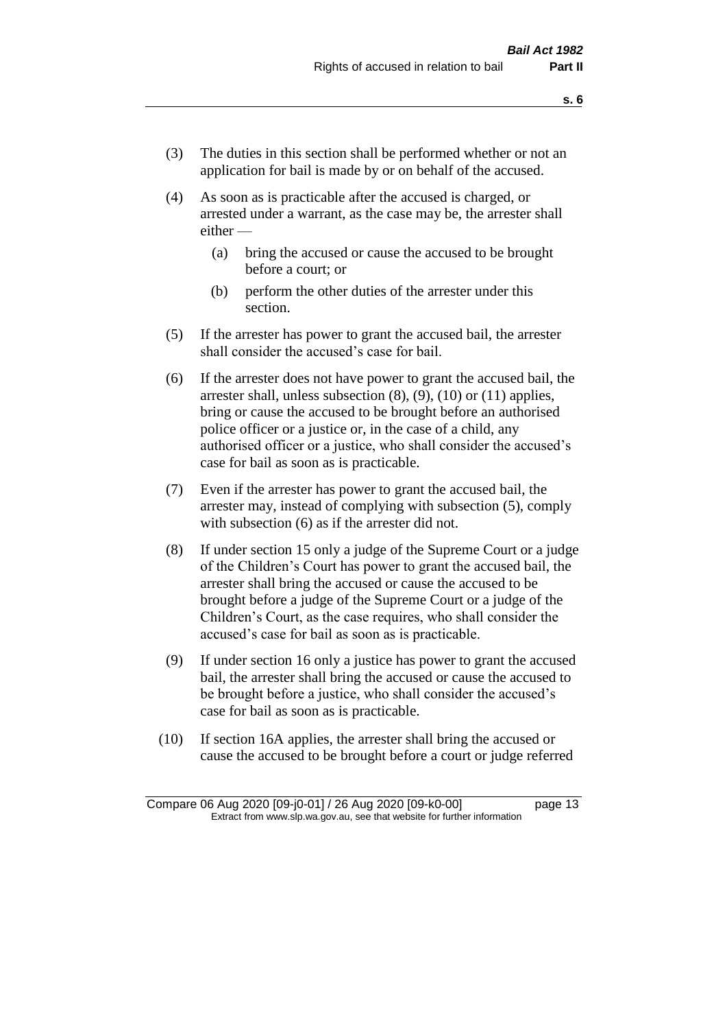(3) The duties in this section shall be performed whether or not an application for bail is made by or on behalf of the accused.

(4) As soon as is practicable after the accused is charged, or arrested under a warrant, as the case may be, the arrester shall either —

(a) bring the accused or cause the accused to be brought before a court; or

(b) perform the other duties of the arrester under this section.

(5) If the arrester has power to grant the accused bail, the arrester shall consider the accused's case for bail.

(6) If the arrester does not have power to grant the accused bail, the arrester shall, unless subsection (8), (9), (10) or (11) applies, bring or cause the accused to be brought before an authorised police officer or a justice or, in the case of a child, any authorised officer or a justice, who shall consider the accused's case for bail as soon as is practicable.

(7) Even if the arrester has power to grant the accused bail, the arrester may, instead of complying with subsection (5), comply with subsection (6) as if the arrester did not.

(8) If under section 15 only a judge of the Supreme Court or a judge of the Children's Court has power to grant the accused bail, the arrester shall bring the accused or cause the accused to be brought before a judge of the Supreme Court or a judge of the Children's Court, as the case requires, who shall consider the accused's case for bail as soon as is practicable.

(9) If under section 16 only a justice has power to grant the accused bail, the arrester shall bring the accused or cause the accused to be brought before a justice, who shall consider the accused's case for bail as soon as is practicable.

(10) If section 16A applies, the arrester shall bring the accused or cause the accused to be brought before a court or judge referred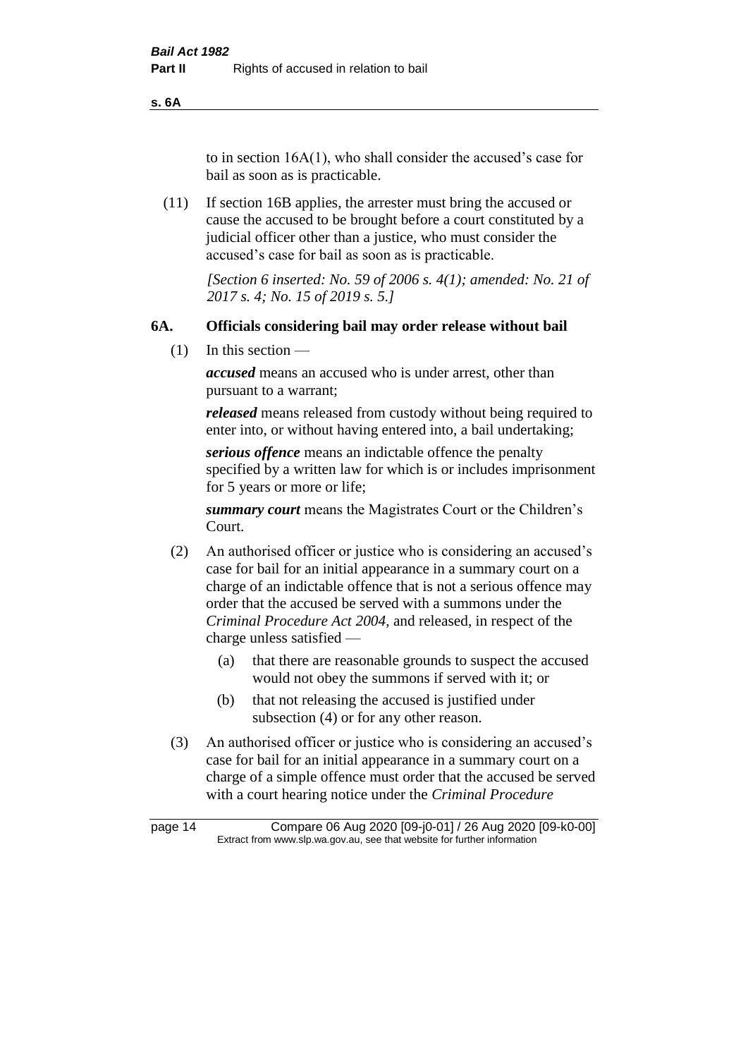to in section 16A(1), who shall consider the accused's case for bail as soon as is practicable.

(11) If section 16B applies, the arrester must bring the accused or cause the accused to be brought before a court constituted by a judicial officer other than a justice, who must consider the accused's case for bail as soon as is practicable.

*[Section 6 inserted: No. 59 of 2006 s. 4(1); amended: No. 21 of 2017 s. 4; No. 15 of 2019 s. 5.]*

### 6A. Officials considering bail may order release without bail

(1) In this section —

***accused*** means an accused who is under arrest, other than pursuant to a warrant;

***released*** means released from custody without being required to enter into, or without having entered into, a bail undertaking;

***serious offence*** means an indictable offence the penalty specified by a written law for which is or includes imprisonment for 5 years or more or life;

***summary court*** means the Magistrates Court or the Children's Court.

(2) An authorised officer or justice who is considering an accused's case for bail for an initial appearance in a summary court on a charge of an indictable offence that is not a serious offence may order that the accused be served with a summons under the *Criminal Procedure Act 2004*, and released, in respect of the charge unless satisfied —

- (a) that there are reasonable grounds to suspect the accused would not obey the summons if served with it; or
- (b) that not releasing the accused is justified under subsection (4) or for any other reason.

(3) An authorised officer or justice who is considering an accused's case for bail for an initial appearance in a summary court on a charge of a simple offence must order that the accused be served with a court hearing notice under the *Criminal Procedure*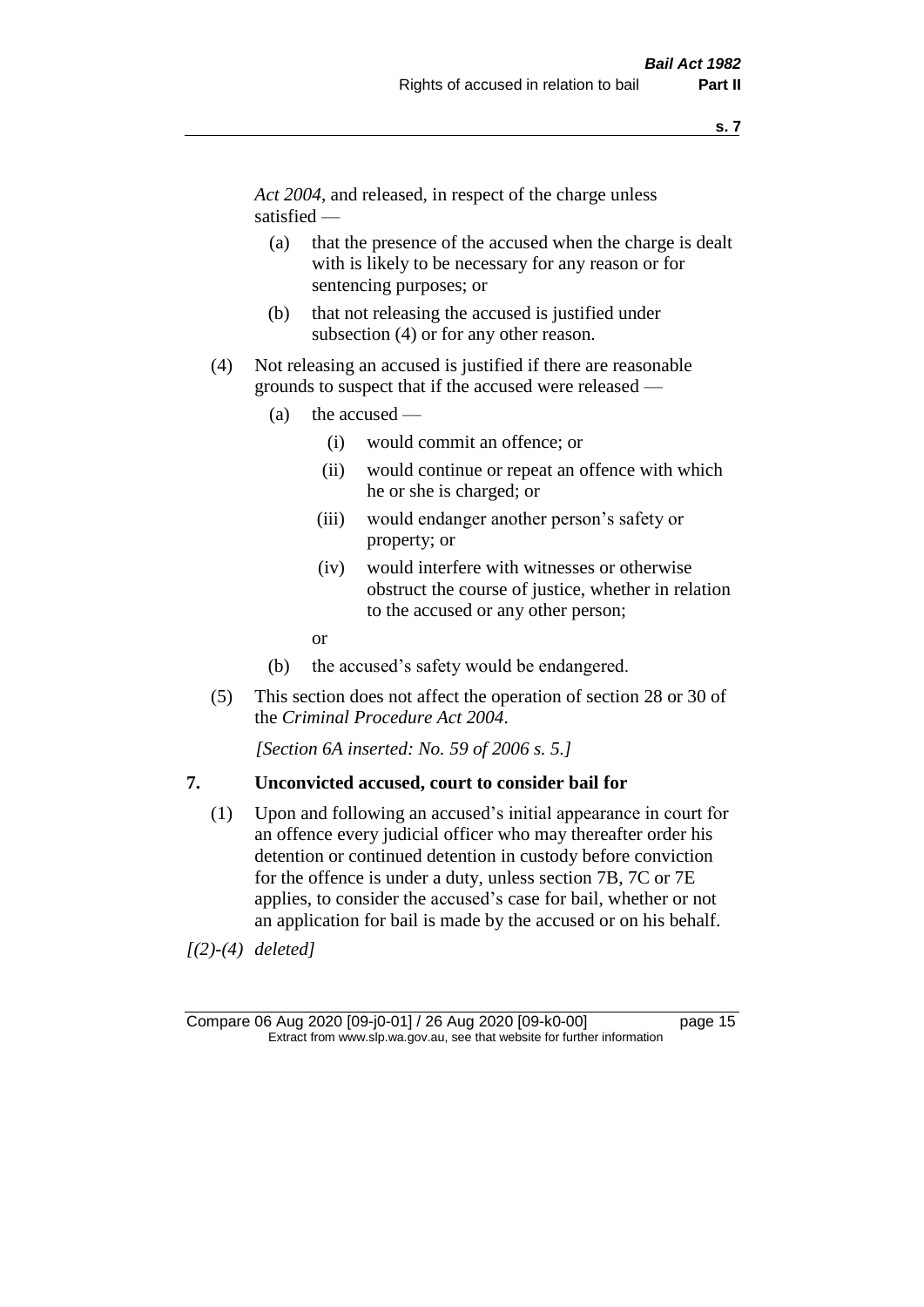*Act 2004*, and released, in respect of the charge unless satisfied —

(a) that the presence of the accused when the charge is dealt with is likely to be necessary for any reason or for sentencing purposes; or

(b) that not releasing the accused is justified under subsection (4) or for any other reason.

(4) Not releasing an accused is justified if there are reasonable grounds to suspect that if the accused were released —

(a) the accused —

(i) would commit an offence; or

(ii) would continue or repeat an offence with which he or she is charged; or

(iii) would endanger another person's safety or property; or

(iv) would interfere with witnesses or otherwise obstruct the course of justice, whether in relation to the accused or any other person;

or

(b) the accused's safety would be endangered.

(5) This section does not affect the operation of section 28 or 30 of the *Criminal Procedure Act 2004*.

*[Section 6A inserted: No. 59 of 2006 s. 5.]*

**7. Unconvicted accused, court to consider bail for**

(1) Upon and following an accused's initial appearance in court for an offence every judicial officer who may thereafter order his detention or continued detention in custody before conviction for the offence is under a duty, unless section 7B, 7C or 7E applies, to consider the accused's case for bail, whether or not an application for bail is made by the accused or on his behalf.

*[(2)-(4) deleted]*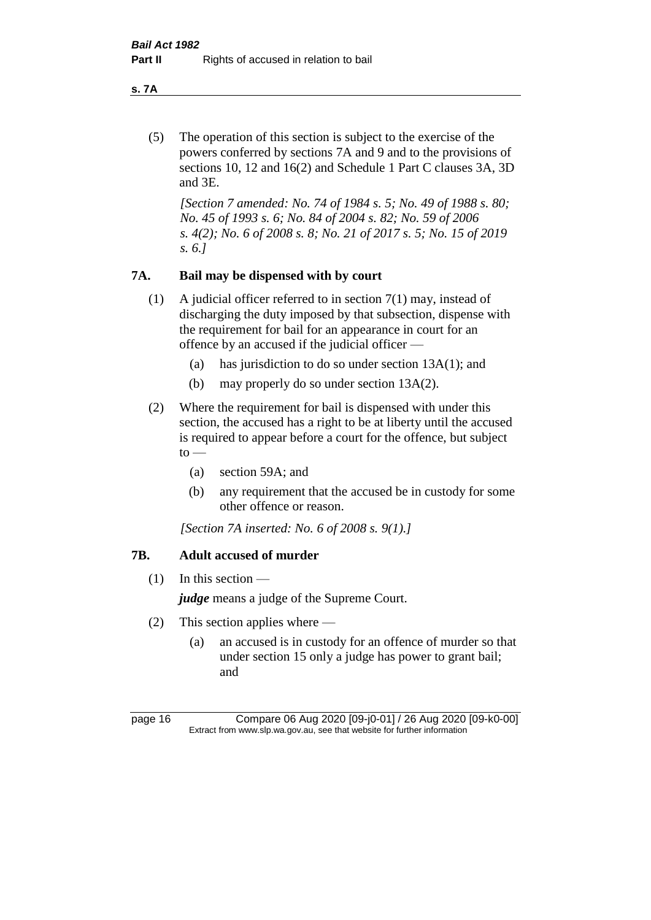(5) The operation of this section is subject to the exercise of the powers conferred by sections 7A and 9 and to the provisions of sections 10, 12 and 16(2) and Schedule 1 Part C clauses 3A, 3D and 3E.

*[Section 7 amended: No. 74 of 1984 s. 5; No. 49 of 1988 s. 80; No. 45 of 1993 s. 6; No. 84 of 2004 s. 82; No. 59 of 2006 s. 4(2); No. 6 of 2008 s. 8; No. 21 of 2017 s. 5; No. 15 of 2019 s. 6.]*

## 7A. Bail may be dispensed with by court

(1) A judicial officer referred to in section 7(1) may, instead of discharging the duty imposed by that subsection, dispense with the requirement for bail for an appearance in court for an offence by an accused if the judicial officer —

- (a) has jurisdiction to do so under section 13A(1); and
- (b) may properly do so under section 13A(2).

(2) Where the requirement for bail is dispensed with under this section, the accused has a right to be at liberty until the accused is required to appear before a court for the offence, but subject to —

- (a) section 59A; and
- (b) any requirement that the accused be in custody for some other offence or reason.

*[Section 7A inserted: No. 6 of 2008 s. 9(1).]*

## 7B. Adult accused of murder

(1) In this section —

***judge*** means a judge of the Supreme Court.

(2) This section applies where —

- (a) an accused is in custody for an offence of murder so that under section 15 only a judge has power to grant bail; and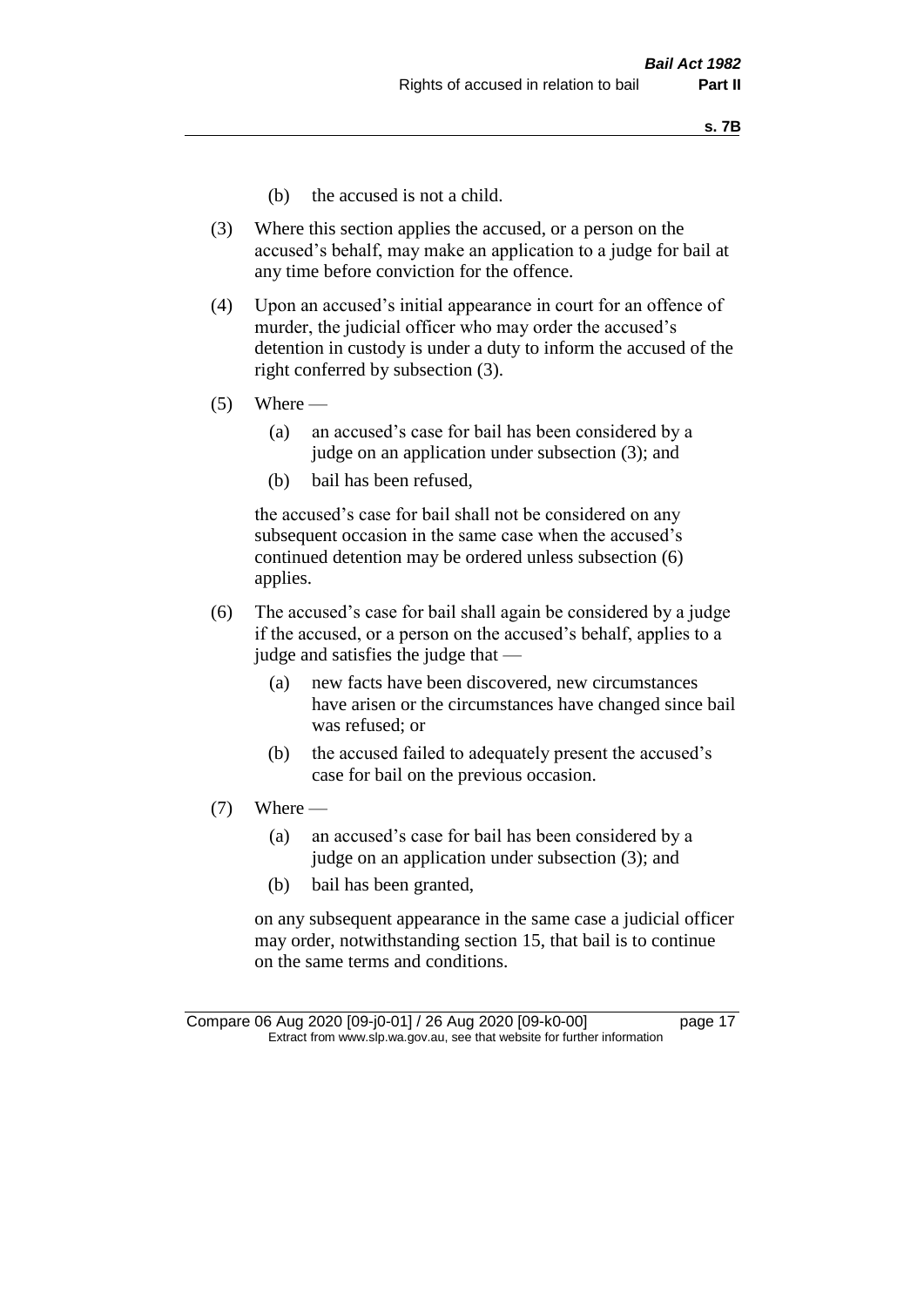(b) the accused is not a child.

(3) Where this section applies the accused, or a person on the accused's behalf, may make an application to a judge for bail at any time before conviction for the offence.

(4) Upon an accused's initial appearance in court for an offence of murder, the judicial officer who may order the accused's detention in custody is under a duty to inform the accused of the right conferred by subsection (3).

(5) Where —

  (a) an accused's case for bail has been considered by a judge on an application under subsection (3); and

  (b) bail has been refused,

  the accused's case for bail shall not be considered on any subsequent occasion in the same case when the accused's continued detention may be ordered unless subsection (6) applies.

(6) The accused's case for bail shall again be considered by a judge if the accused, or a person on the accused's behalf, applies to a judge and satisfies the judge that —

  (a) new facts have been discovered, new circumstances have arisen or the circumstances have changed since bail was refused; or

  (b) the accused failed to adequately present the accused's case for bail on the previous occasion.

(7) Where —

  (a) an accused's case for bail has been considered by a judge on an application under subsection (3); and

  (b) bail has been granted,

  on any subsequent appearance in the same case a judicial officer may order, notwithstanding section 15, that bail is to continue on the same terms and conditions.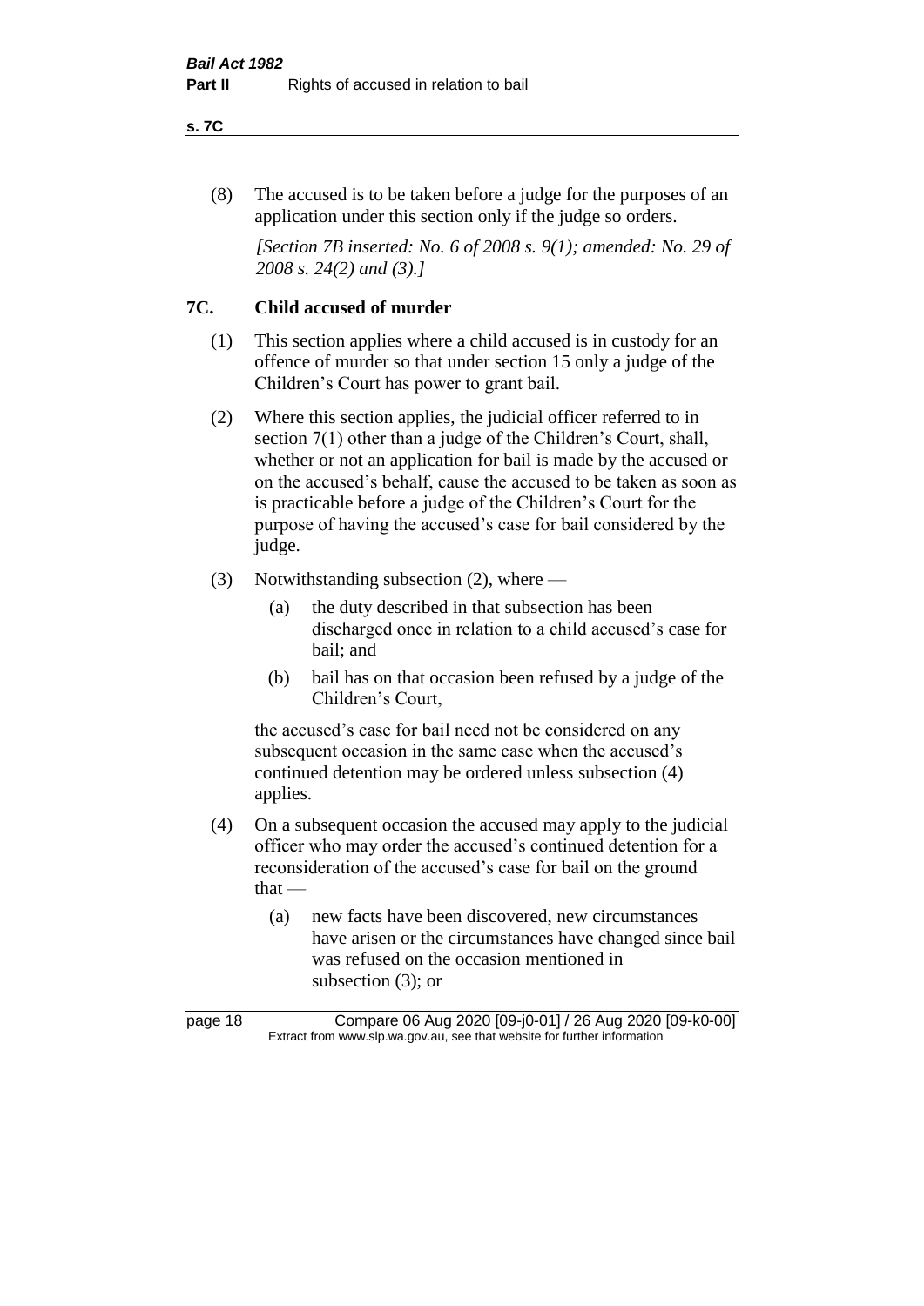(8) The accused is to be taken before a judge for the purposes of an application under this section only if the judge so orders.

*[Section 7B inserted: No. 6 of 2008 s. 9(1); amended: No. 29 of 2008 s. 24(2) and (3).]*

## 7C. Child accused of murder

(1) This section applies where a child accused is in custody for an offence of murder so that under section 15 only a judge of the Children's Court has power to grant bail.

(2) Where this section applies, the judicial officer referred to in section 7(1) other than a judge of the Children's Court, shall, whether or not an application for bail is made by the accused or on the accused's behalf, cause the accused to be taken as soon as is practicable before a judge of the Children's Court for the purpose of having the accused's case for bail considered by the judge.

(3) Notwithstanding subsection (2), where —

- (a) the duty described in that subsection has been discharged once in relation to a child accused's case for bail; and
- (b) bail has on that occasion been refused by a judge of the Children's Court,

the accused's case for bail need not be considered on any subsequent occasion in the same case when the accused's continued detention may be ordered unless subsection (4) applies.

(4) On a subsequent occasion the accused may apply to the judicial officer who may order the accused's continued detention for a reconsideration of the accused's case for bail on the ground that —

- (a) new facts have been discovered, new circumstances have arisen or the circumstances have changed since bail was refused on the occasion mentioned in subsection (3); or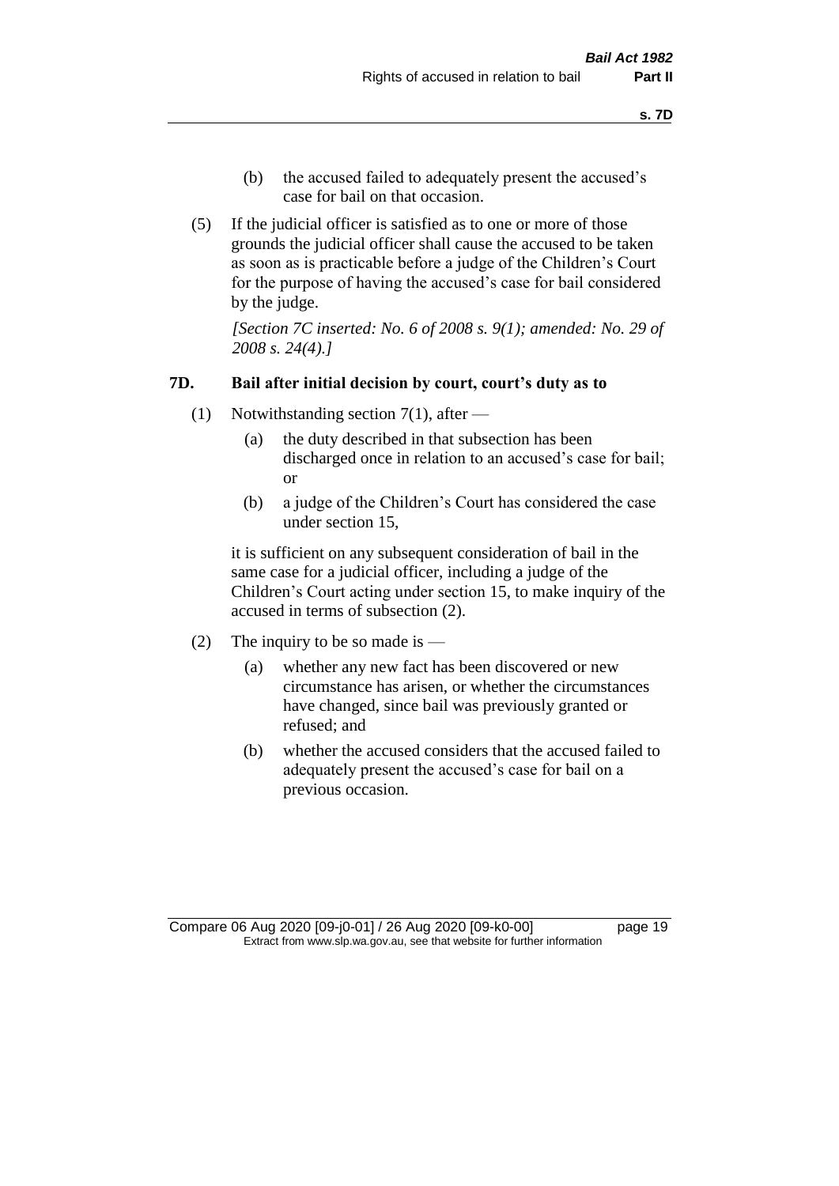(b) the accused failed to adequately present the accused's case for bail on that occasion.

(5) If the judicial officer is satisfied as to one or more of those grounds the judicial officer shall cause the accused to be taken as soon as is practicable before a judge of the Children's Court for the purpose of having the accused's case for bail considered by the judge.

*[Section 7C inserted: No. 6 of 2008 s. 9(1); amended: No. 29 of 2008 s. 24(4).]*

### 7D. Bail after initial decision by court, court's duty as to

(1) Notwithstanding section 7(1), after —

(a) the duty described in that subsection has been discharged once in relation to an accused's case for bail; or

(b) a judge of the Children's Court has considered the case under section 15,

it is sufficient on any subsequent consideration of bail in the same case for a judicial officer, including a judge of the Children's Court acting under section 15, to make inquiry of the accused in terms of subsection (2).

(2) The inquiry to be so made is —

(a) whether any new fact has been discovered or new circumstance has arisen, or whether the circumstances have changed, since bail was previously granted or refused; and

(b) whether the accused considers that the accused failed to adequately present the accused's case for bail on a previous occasion.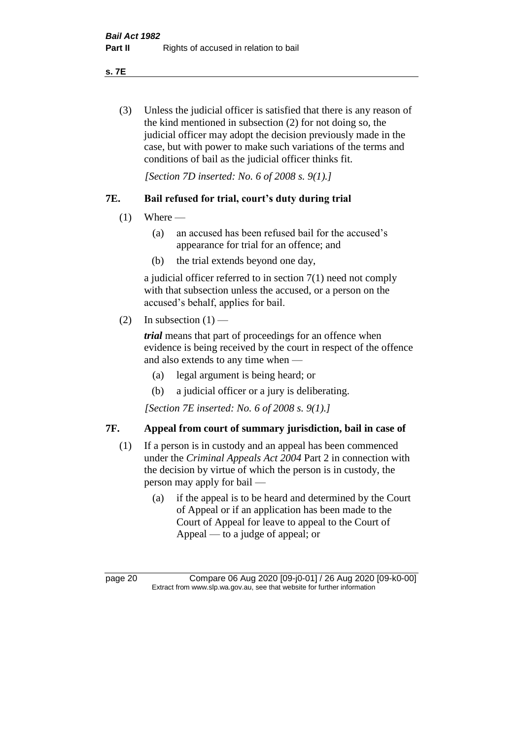(3) Unless the judicial officer is satisfied that there is any reason of the kind mentioned in subsection (2) for not doing so, the judicial officer may adopt the decision previously made in the case, but with power to make such variations of the terms and conditions of bail as the judicial officer thinks fit.

*[Section 7D inserted: No. 6 of 2008 s. 9(1).]*

## 7E. Bail refused for trial, court's duty during trial

(1) Where —

  (a) an accused has been refused bail for the accused's appearance for trial for an offence; and

  (b) the trial extends beyond one day,

a judicial officer referred to in section 7(1) need not comply with that subsection unless the accused, or a person on the accused's behalf, applies for bail.

(2) In subsection (1) —

***trial*** means that part of proceedings for an offence when evidence is being received by the court in respect of the offence and also extends to any time when —

  (a) legal argument is being heard; or

  (b) a judicial officer or a jury is deliberating.

*[Section 7E inserted: No. 6 of 2008 s. 9(1).]*

## 7F. Appeal from court of summary jurisdiction, bail in case of

(1) If a person is in custody and an appeal has been commenced under the *Criminal Appeals Act 2004* Part 2 in connection with the decision by virtue of which the person is in custody, the person may apply for bail —

  (a) if the appeal is to be heard and determined by the Court of Appeal or if an application has been made to the Court of Appeal for leave to appeal to the Court of Appeal — to a judge of appeal; or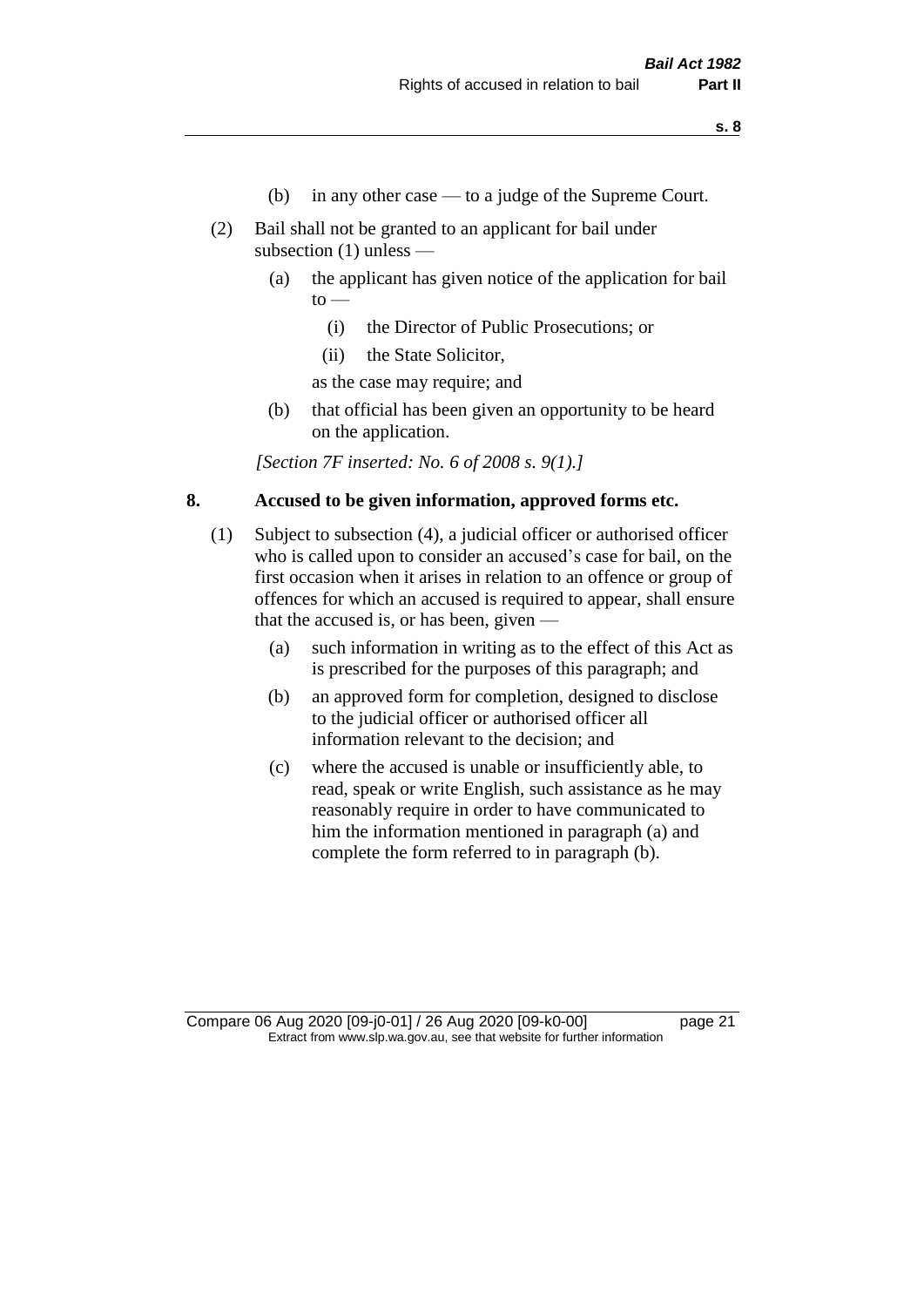(b) in any other case — to a judge of the Supreme Court.

(2) Bail shall not be granted to an applicant for bail under subsection (1) unless —

(a) the applicant has given notice of the application for bail to —

(i) the Director of Public Prosecutions; or

(ii) the State Solicitor,

as the case may require; and

(b) that official has been given an opportunity to be heard on the application.

*[Section 7F inserted: No. 6 of 2008 s. 9(1).]*

## 8. Accused to be given information, approved forms etc.

(1) Subject to subsection (4), a judicial officer or authorised officer who is called upon to consider an accused's case for bail, on the first occasion when it arises in relation to an offence or group of offences for which an accused is required to appear, shall ensure that the accused is, or has been, given —

(a) such information in writing as to the effect of this Act as is prescribed for the purposes of this paragraph; and

(b) an approved form for completion, designed to disclose to the judicial officer or authorised officer all information relevant to the decision; and

(c) where the accused is unable or insufficiently able, to read, speak or write English, such assistance as he may reasonably require in order to have communicated to him the information mentioned in paragraph (a) and complete the form referred to in paragraph (b).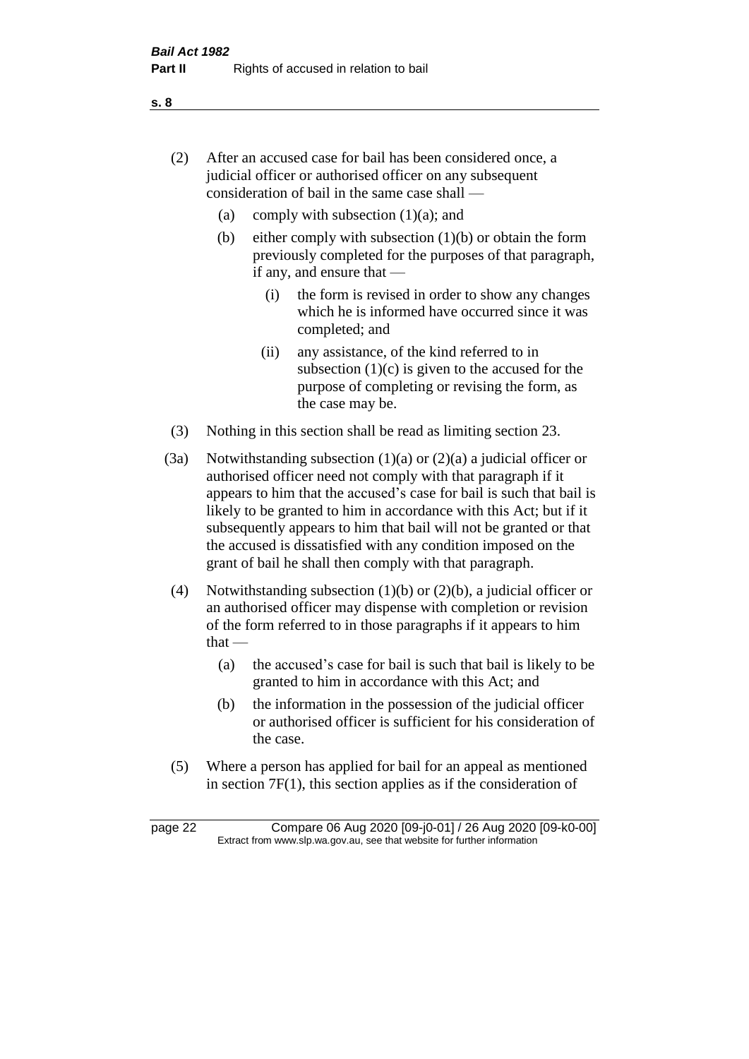(2) After an accused case for bail has been considered once, a judicial officer or authorised officer on any subsequent consideration of bail in the same case shall —

  (a) comply with subsection (1)(a); and

  (b) either comply with subsection (1)(b) or obtain the form previously completed for the purposes of that paragraph, if any, and ensure that —

    (i) the form is revised in order to show any changes which he is informed have occurred since it was completed; and

    (ii) any assistance, of the kind referred to in subsection (1)(c) is given to the accused for the purpose of completing or revising the form, as the case may be.

(3) Nothing in this section shall be read as limiting section 23.

(3a) Notwithstanding subsection (1)(a) or (2)(a) a judicial officer or authorised officer need not comply with that paragraph if it appears to him that the accused's case for bail is such that bail is likely to be granted to him in accordance with this Act; but if it subsequently appears to him that bail will not be granted or that the accused is dissatisfied with any condition imposed on the grant of bail he shall then comply with that paragraph.

(4) Notwithstanding subsection (1)(b) or (2)(b), a judicial officer or an authorised officer may dispense with completion or revision of the form referred to in those paragraphs if it appears to him that —

  (a) the accused's case for bail is such that bail is likely to be granted to him in accordance with this Act; and

  (b) the information in the possession of the judicial officer or authorised officer is sufficient for his consideration of the case.

(5) Where a person has applied for bail for an appeal as mentioned in section 7F(1), this section applies as if the consideration of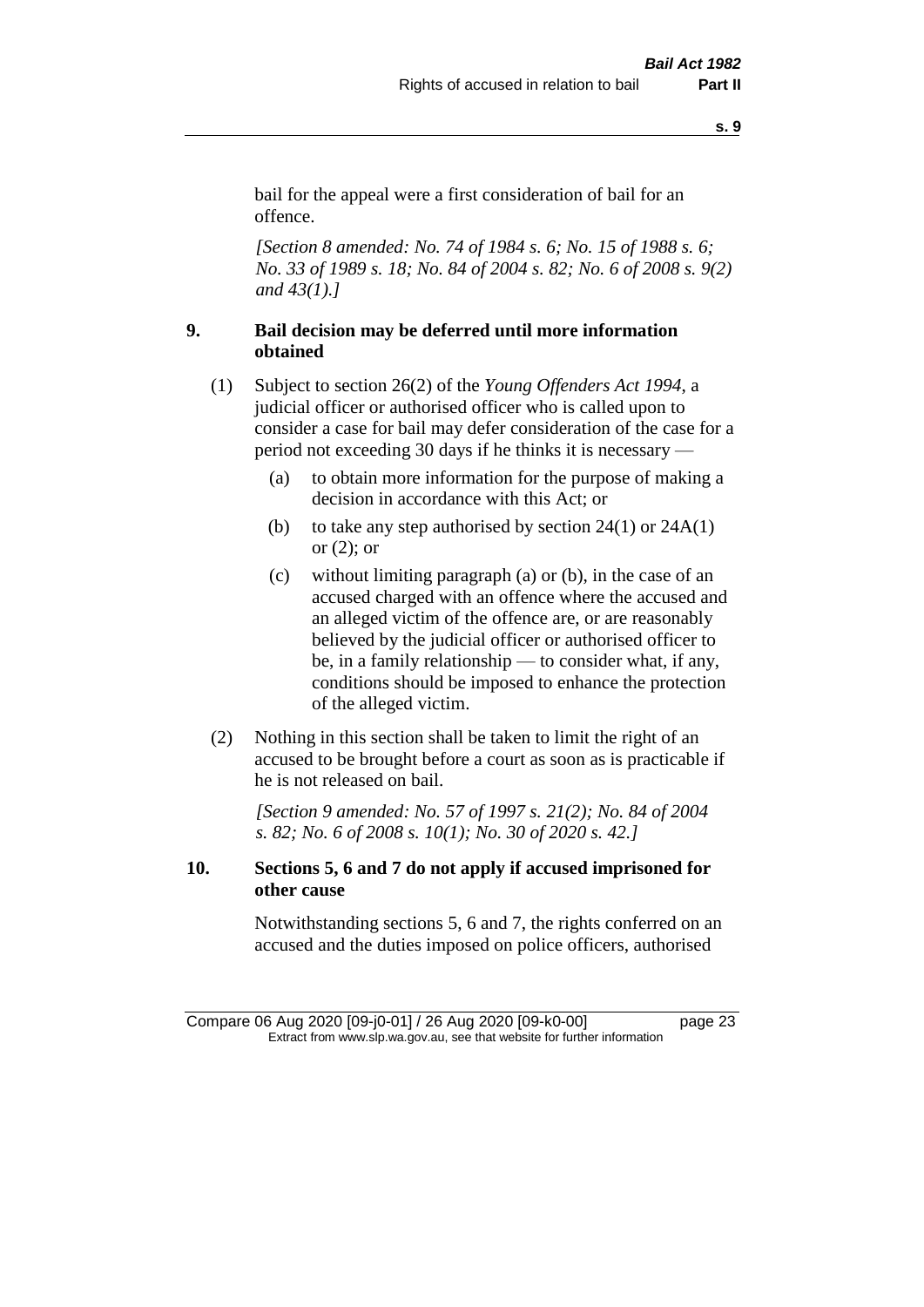bail for the appeal were a first consideration of bail for an offence.

*[Section 8 amended: No. 74 of 1984 s. 6; No. 15 of 1988 s. 6; No. 33 of 1989 s. 18; No. 84 of 2004 s. 82; No. 6 of 2008 s. 9(2) and 43(1).]*

## 9. Bail decision may be deferred until more information obtained

(1) Subject to section 26(2) of the *Young Offenders Act 1994*, a judicial officer or authorised officer who is called upon to consider a case for bail may defer consideration of the case for a period not exceeding 30 days if he thinks it is necessary —

- (a) to obtain more information for the purpose of making a decision in accordance with this Act; or
- (b) to take any step authorised by section 24(1) or 24A(1) or (2); or
- (c) without limiting paragraph (a) or (b), in the case of an accused charged with an offence where the accused and an alleged victim of the offence are, or are reasonably believed by the judicial officer or authorised officer to be, in a family relationship — to consider what, if any, conditions should be imposed to enhance the protection of the alleged victim.

(2) Nothing in this section shall be taken to limit the right of an accused to be brought before a court as soon as is practicable if he is not released on bail.

*[Section 9 amended: No. 57 of 1997 s. 21(2); No. 84 of 2004 s. 82; No. 6 of 2008 s. 10(1); No. 30 of 2020 s. 42.]*

## 10. Sections 5, 6 and 7 do not apply if accused imprisoned for other cause

Notwithstanding sections 5, 6 and 7, the rights conferred on an accused and the duties imposed on police officers, authorised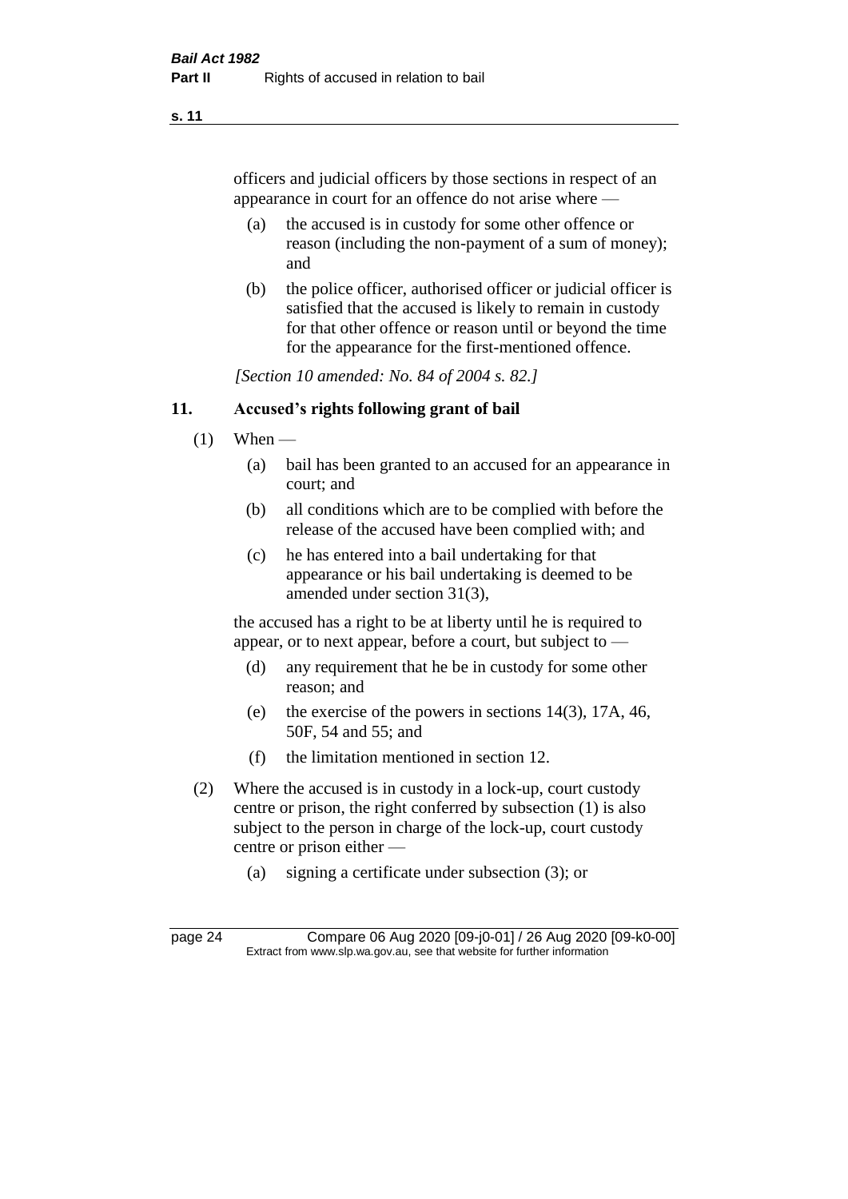officers and judicial officers by those sections in respect of an appearance in court for an offence do not arise where —

(a) the accused is in custody for some other offence or reason (including the non-payment of a sum of money); and

(b) the police officer, authorised officer or judicial officer is satisfied that the accused is likely to remain in custody for that other offence or reason until or beyond the time for the appearance for the first-mentioned offence.

*[Section 10 amended: No. 84 of 2004 s. 82.]*

## 11. Accused's rights following grant of bail

(1) When —

(a) bail has been granted to an accused for an appearance in court; and

(b) all conditions which are to be complied with before the release of the accused have been complied with; and

(c) he has entered into a bail undertaking for that appearance or his bail undertaking is deemed to be amended under section 31(3),

the accused has a right to be at liberty until he is required to appear, or to next appear, before a court, but subject to —

(d) any requirement that he be in custody for some other reason; and

(e) the exercise of the powers in sections 14(3), 17A, 46, 50F, 54 and 55; and

(f) the limitation mentioned in section 12.

(2) Where the accused is in custody in a lock-up, court custody centre or prison, the right conferred by subsection (1) is also subject to the person in charge of the lock-up, court custody centre or prison either —

(a) signing a certificate under subsection (3); or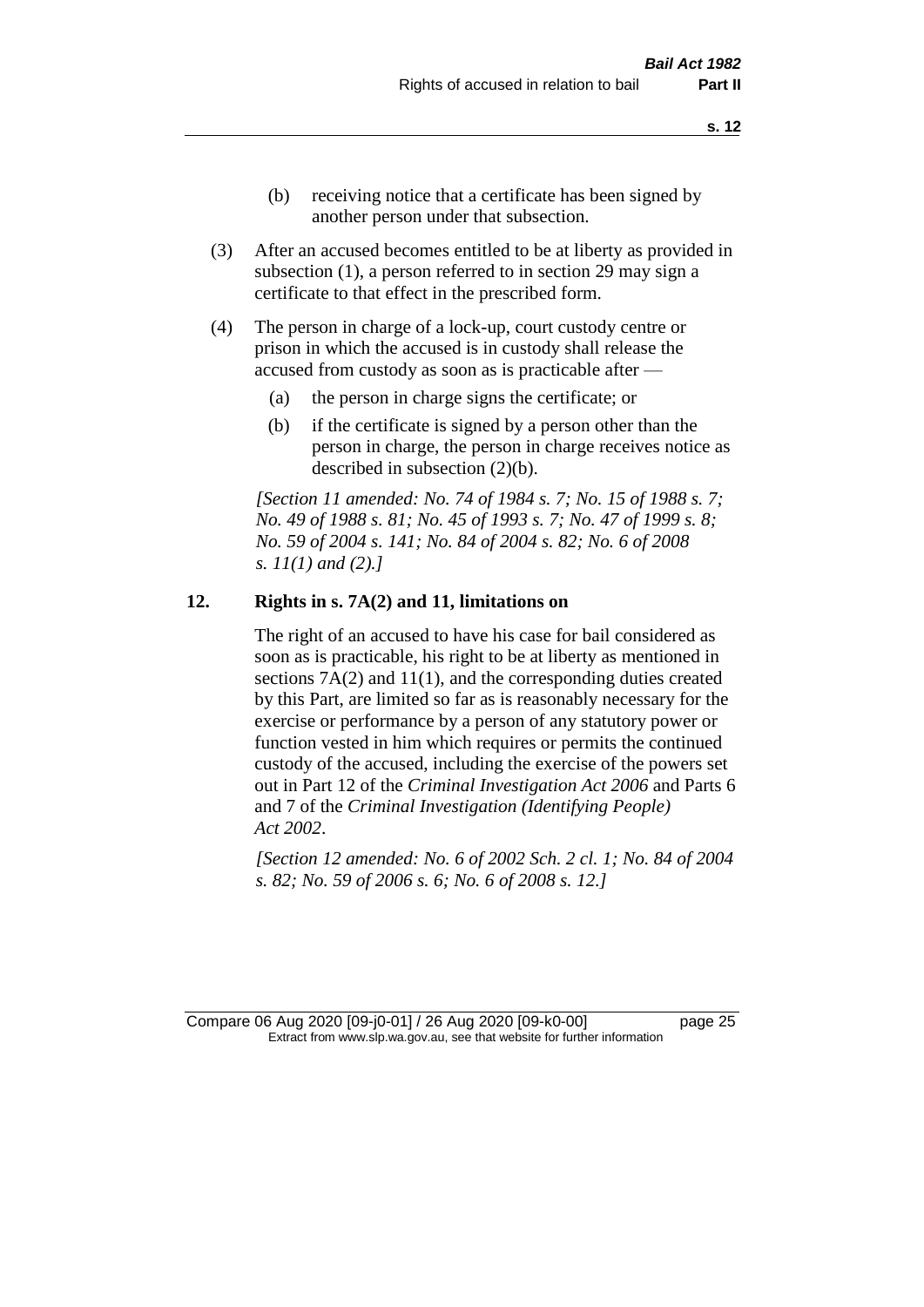(b) receiving notice that a certificate has been signed by another person under that subsection.

(3) After an accused becomes entitled to be at liberty as provided in subsection (1), a person referred to in section 29 may sign a certificate to that effect in the prescribed form.

(4) The person in charge of a lock-up, court custody centre or prison in which the accused is in custody shall release the accused from custody as soon as is practicable after —

(a) the person in charge signs the certificate; or

(b) if the certificate is signed by a person other than the person in charge, the person in charge receives notice as described in subsection (2)(b).

*[Section 11 amended: No. 74 of 1984 s. 7; No. 15 of 1988 s. 7; No. 49 of 1988 s. 81; No. 45 of 1993 s. 7; No. 47 of 1999 s. 8; No. 59 of 2004 s. 141; No. 84 of 2004 s. 82; No. 6 of 2008 s. 11(1) and (2).]*

**12. Rights in s. 7A(2) and 11, limitations on**

The right of an accused to have his case for bail considered as soon as is practicable, his right to be at liberty as mentioned in sections 7A(2) and 11(1), and the corresponding duties created by this Part, are limited so far as is reasonably necessary for the exercise or performance by a person of any statutory power or function vested in him which requires or permits the continued custody of the accused, including the exercise of the powers set out in Part 12 of the *Criminal Investigation Act 2006* and Parts 6 and 7 of the *Criminal Investigation (Identifying People) Act 2002*.

*[Section 12 amended: No. 6 of 2002 Sch. 2 cl. 1; No. 84 of 2004 s. 82; No. 59 of 2006 s. 6; No. 6 of 2008 s. 12.]*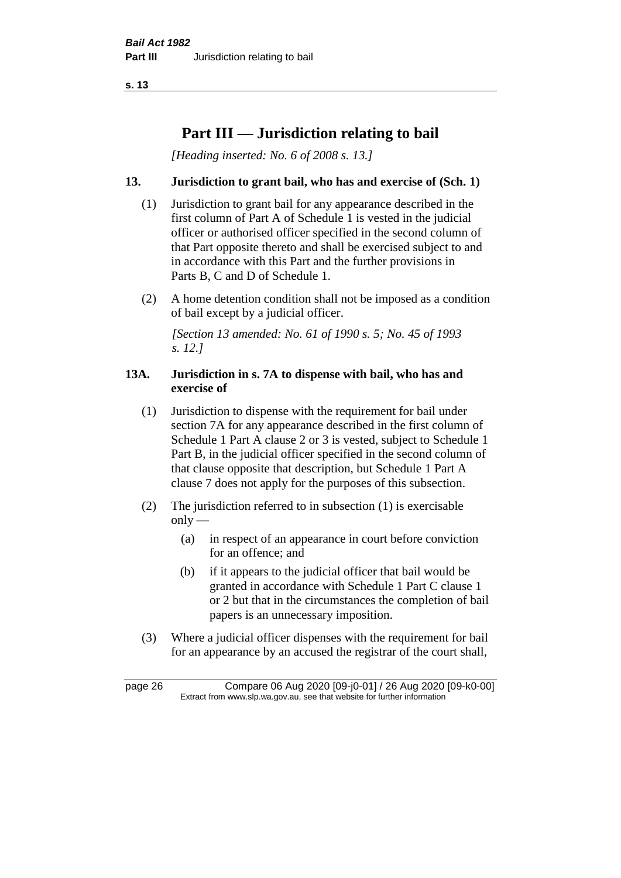# Part III — Jurisdiction relating to bail

*[Heading inserted: No. 6 of 2008 s. 13.]*

## 13. Jurisdiction to grant bail, who has and exercise of (Sch. 1)

(1) Jurisdiction to grant bail for any appearance described in the first column of Part A of Schedule 1 is vested in the judicial officer or authorised officer specified in the second column of that Part opposite thereto and shall be exercised subject to and in accordance with this Part and the further provisions in Parts B, C and D of Schedule 1.

(2) A home detention condition shall not be imposed as a condition of bail except by a judicial officer.

*[Section 13 amended: No. 61 of 1990 s. 5; No. 45 of 1993 s. 12.]*

## 13A. Jurisdiction in s. 7A to dispense with bail, who has and exercise of

(1) Jurisdiction to dispense with the requirement for bail under section 7A for any appearance described in the first column of Schedule 1 Part A clause 2 or 3 is vested, subject to Schedule 1 Part B, in the judicial officer specified in the second column of that clause opposite that description, but Schedule 1 Part A clause 7 does not apply for the purposes of this subsection.

(2) The jurisdiction referred to in subsection (1) is exercisable only —

- (a) in respect of an appearance in court before conviction for an offence; and
- (b) if it appears to the judicial officer that bail would be granted in accordance with Schedule 1 Part C clause 1 or 2 but that in the circumstances the completion of bail papers is an unnecessary imposition.

(3) Where a judicial officer dispenses with the requirement for bail for an appearance by an accused the registrar of the court shall,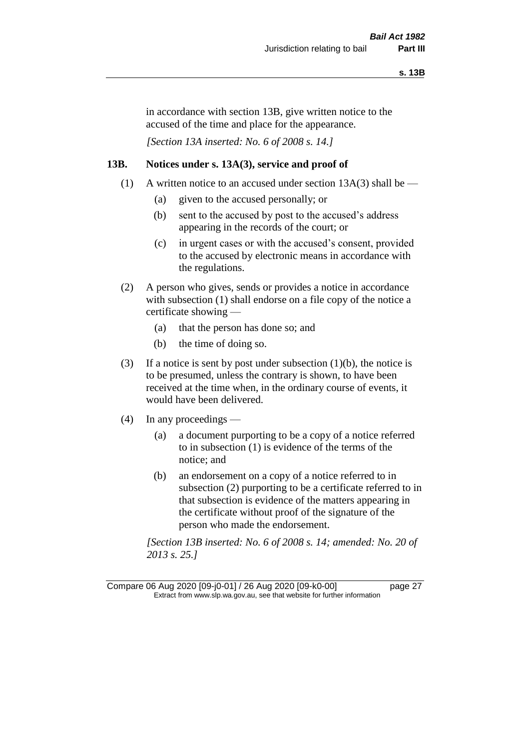in accordance with section 13B, give written notice to the accused of the time and place for the appearance.

*[Section 13A inserted: No. 6 of 2008 s. 14.]*

### 13B. Notices under s. 13A(3), service and proof of

(1) A written notice to an accused under section 13A(3) shall be —

(a) given to the accused personally; or

(b) sent to the accused by post to the accused's address appearing in the records of the court; or

(c) in urgent cases or with the accused's consent, provided to the accused by electronic means in accordance with the regulations.

(2) A person who gives, sends or provides a notice in accordance with subsection (1) shall endorse on a file copy of the notice a certificate showing —

(a) that the person has done so; and

(b) the time of doing so.

(3) If a notice is sent by post under subsection (1)(b), the notice is to be presumed, unless the contrary is shown, to have been received at the time when, in the ordinary course of events, it would have been delivered.

(4) In any proceedings —

(a) a document purporting to be a copy of a notice referred to in subsection (1) is evidence of the terms of the notice; and

(b) an endorsement on a copy of a notice referred to in subsection (2) purporting to be a certificate referred to in that subsection is evidence of the matters appearing in the certificate without proof of the signature of the person who made the endorsement.

*[Section 13B inserted: No. 6 of 2008 s. 14; amended: No. 20 of 2013 s. 25.]*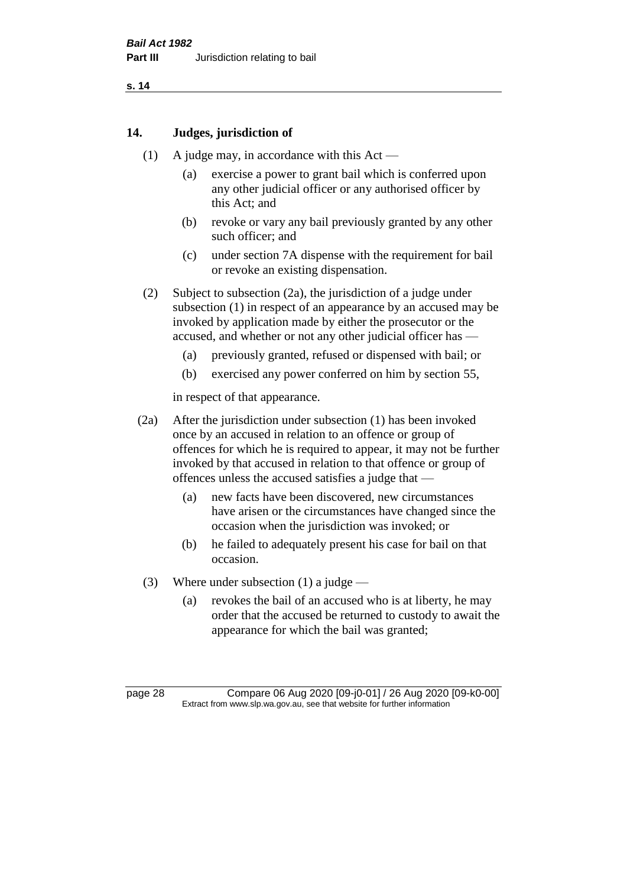## 14. Judges, jurisdiction of

(1) A judge may, in accordance with this Act —

  (a) exercise a power to grant bail which is conferred upon any other judicial officer or any authorised officer by this Act; and

  (b) revoke or vary any bail previously granted by any other such officer; and

  (c) under section 7A dispense with the requirement for bail or revoke an existing dispensation.

(2) Subject to subsection (2a), the jurisdiction of a judge under subsection (1) in respect of an appearance by an accused may be invoked by application made by either the prosecutor or the accused, and whether or not any other judicial officer has —

  (a) previously granted, refused or dispensed with bail; or

  (b) exercised any power conferred on him by section 55,

in respect of that appearance.

(2a) After the jurisdiction under subsection (1) has been invoked once by an accused in relation to an offence or group of offences for which he is required to appear, it may not be further invoked by that accused in relation to that offence or group of offences unless the accused satisfies a judge that —

  (a) new facts have been discovered, new circumstances have arisen or the circumstances have changed since the occasion when the jurisdiction was invoked; or

  (b) he failed to adequately present his case for bail on that occasion.

(3) Where under subsection (1) a judge —

  (a) revokes the bail of an accused who is at liberty, he may order that the accused be returned to custody to await the appearance for which the bail was granted;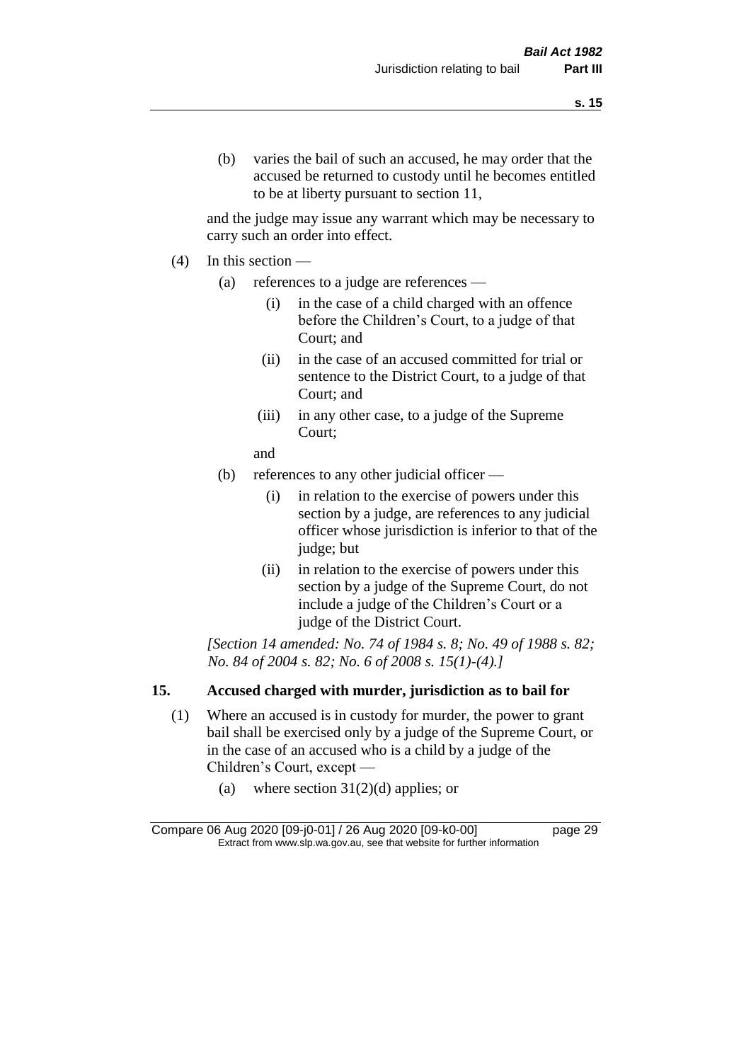(b) varies the bail of such an accused, he may order that the accused be returned to custody until he becomes entitled to be at liberty pursuant to section 11,

and the judge may issue any warrant which may be necessary to carry such an order into effect.

(4) In this section —

(a) references to a judge are references —

(i) in the case of a child charged with an offence before the Children's Court, to a judge of that Court; and

(ii) in the case of an accused committed for trial or sentence to the District Court, to a judge of that Court; and

(iii) in any other case, to a judge of the Supreme Court;

and

(b) references to any other judicial officer —

(i) in relation to the exercise of powers under this section by a judge, are references to any judicial officer whose jurisdiction is inferior to that of the judge; but

(ii) in relation to the exercise of powers under this section by a judge of the Supreme Court, do not include a judge of the Children's Court or a judge of the District Court.

*[Section 14 amended: No. 74 of 1984 s. 8; No. 49 of 1988 s. 82; No. 84 of 2004 s. 82; No. 6 of 2008 s. 15(1)-(4).]*

## 15. Accused charged with murder, jurisdiction as to bail for

(1) Where an accused is in custody for murder, the power to grant bail shall be exercised only by a judge of the Supreme Court, or in the case of an accused who is a child by a judge of the Children's Court, except —

(a) where section 31(2)(d) applies; or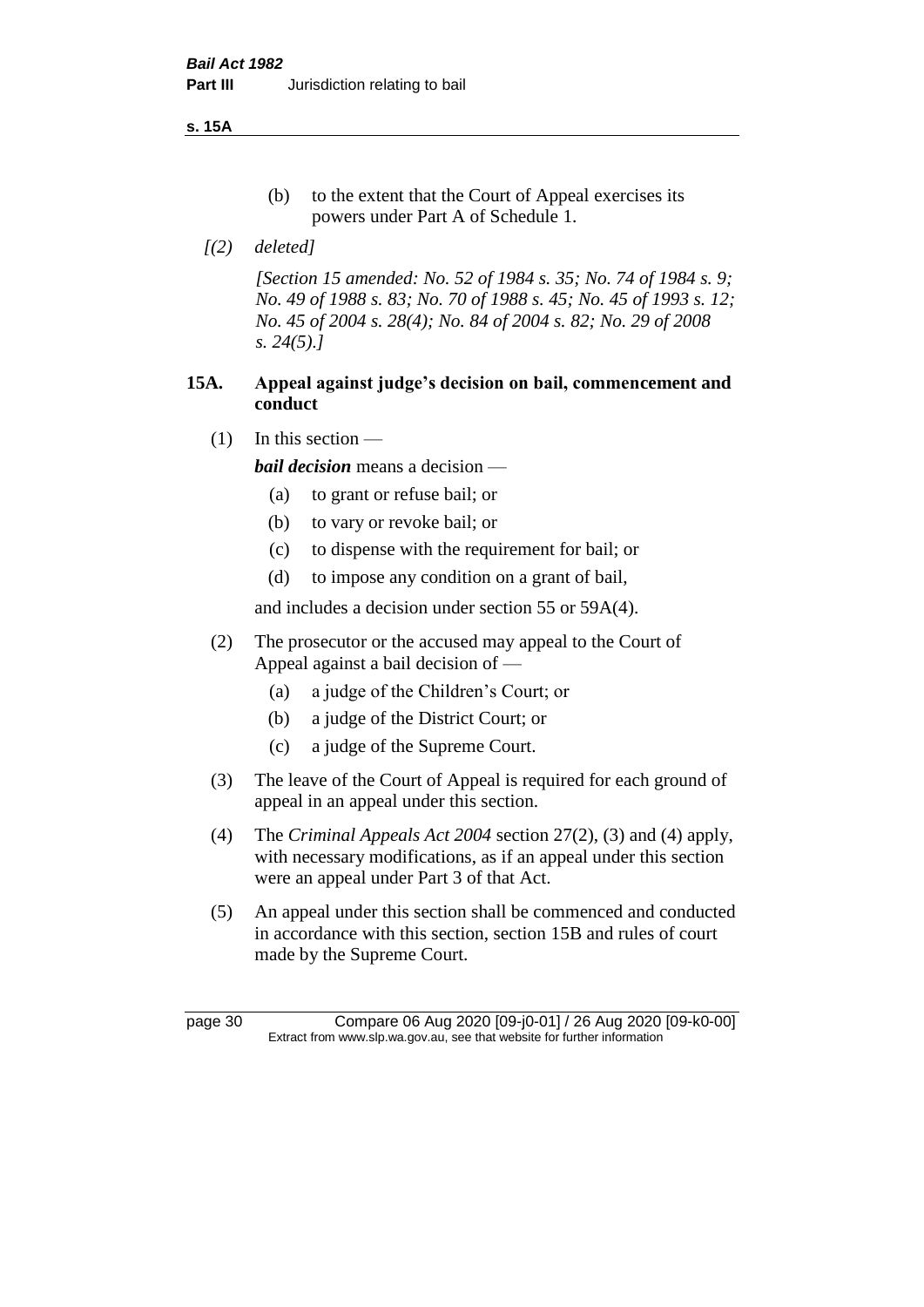(b) to the extent that the Court of Appeal exercises its powers under Part A of Schedule 1.

*[(2) deleted]*

*[Section 15 amended: No. 52 of 1984 s. 35; No. 74 of 1984 s. 9; No. 49 of 1988 s. 83; No. 70 of 1988 s. 45; No. 45 of 1993 s. 12; No. 45 of 2004 s. 28(4); No. 84 of 2004 s. 82; No. 29 of 2008 s. 24(5).]*

## 15A. Appeal against judge's decision on bail, commencement and conduct

(1) In this section —

***bail decision*** means a decision —

- (a) to grant or refuse bail; or
- (b) to vary or revoke bail; or
- (c) to dispense with the requirement for bail; or
- (d) to impose any condition on a grant of bail,

and includes a decision under section 55 or 59A(4).

(2) The prosecutor or the accused may appeal to the Court of Appeal against a bail decision of —

- (a) a judge of the Children's Court; or
- (b) a judge of the District Court; or
- (c) a judge of the Supreme Court.

(3) The leave of the Court of Appeal is required for each ground of appeal in an appeal under this section.

(4) The *Criminal Appeals Act 2004* section 27(2), (3) and (4) apply, with necessary modifications, as if an appeal under this section were an appeal under Part 3 of that Act.

(5) An appeal under this section shall be commenced and conducted in accordance with this section, section 15B and rules of court made by the Supreme Court.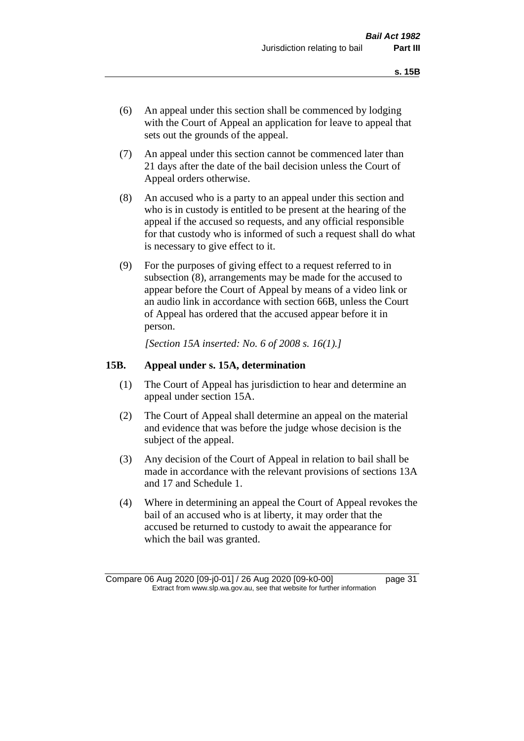(6) An appeal under this section shall be commenced by lodging with the Court of Appeal an application for leave to appeal that sets out the grounds of the appeal.

(7) An appeal under this section cannot be commenced later than 21 days after the date of the bail decision unless the Court of Appeal orders otherwise.

(8) An accused who is a party to an appeal under this section and who is in custody is entitled to be present at the hearing of the appeal if the accused so requests, and any official responsible for that custody who is informed of such a request shall do what is necessary to give effect to it.

(9) For the purposes of giving effect to a request referred to in subsection (8), arrangements may be made for the accused to appear before the Court of Appeal by means of a video link or an audio link in accordance with section 66B, unless the Court of Appeal has ordered that the accused appear before it in person.

*[Section 15A inserted: No. 6 of 2008 s. 16(1).]*

### 15B. Appeal under s. 15A, determination

(1) The Court of Appeal has jurisdiction to hear and determine an appeal under section 15A.

(2) The Court of Appeal shall determine an appeal on the material and evidence that was before the judge whose decision is the subject of the appeal.

(3) Any decision of the Court of Appeal in relation to bail shall be made in accordance with the relevant provisions of sections 13A and 17 and Schedule 1.

(4) Where in determining an appeal the Court of Appeal revokes the bail of an accused who is at liberty, it may order that the accused be returned to custody to await the appearance for which the bail was granted.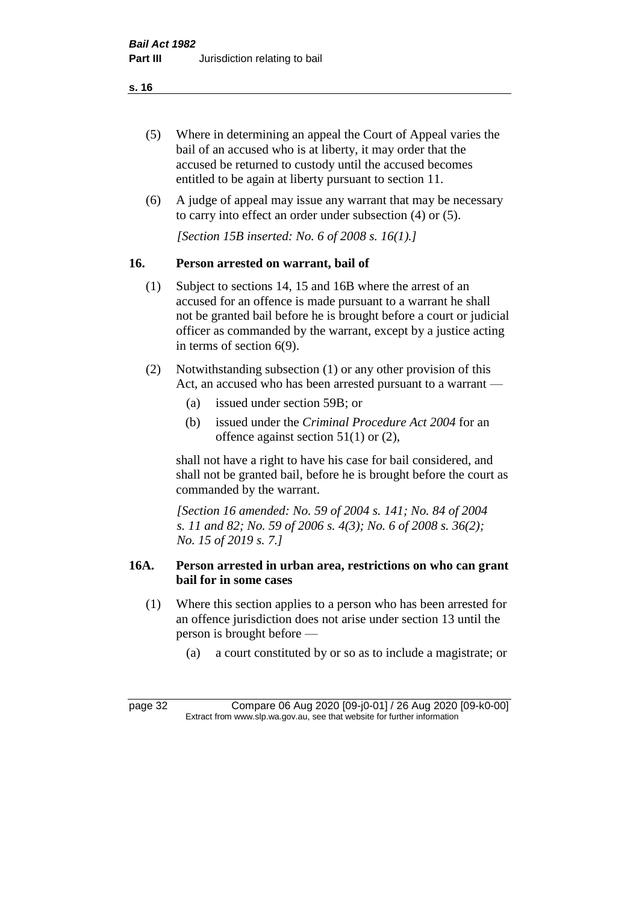(5) Where in determining an appeal the Court of Appeal varies the bail of an accused who is at liberty, it may order that the accused be returned to custody until the accused becomes entitled to be again at liberty pursuant to section 11.

(6) A judge of appeal may issue any warrant that may be necessary to carry into effect an order under subsection (4) or (5).

*[Section 15B inserted: No. 6 of 2008 s. 16(1).]*

## 16. Person arrested on warrant, bail of

(1) Subject to sections 14, 15 and 16B where the arrest of an accused for an offence is made pursuant to a warrant he shall not be granted bail before he is brought before a court or judicial officer as commanded by the warrant, except by a justice acting in terms of section 6(9).

(2) Notwithstanding subsection (1) or any other provision of this Act, an accused who has been arrested pursuant to a warrant —

- (a) issued under section 59B; or
- (b) issued under the *Criminal Procedure Act 2004* for an offence against section 51(1) or (2),

shall not have a right to have his case for bail considered, and shall not be granted bail, before he is brought before the court as commanded by the warrant.

*[Section 16 amended: No. 59 of 2004 s. 141; No. 84 of 2004 s. 11 and 82; No. 59 of 2006 s. 4(3); No. 6 of 2008 s. 36(2); No. 15 of 2019 s. 7.]*

## 16A. Person arrested in urban area, restrictions on who can grant bail for in some cases

(1) Where this section applies to a person who has been arrested for an offence jurisdiction does not arise under section 13 until the person is brought before —

- (a) a court constituted by or so as to include a magistrate; or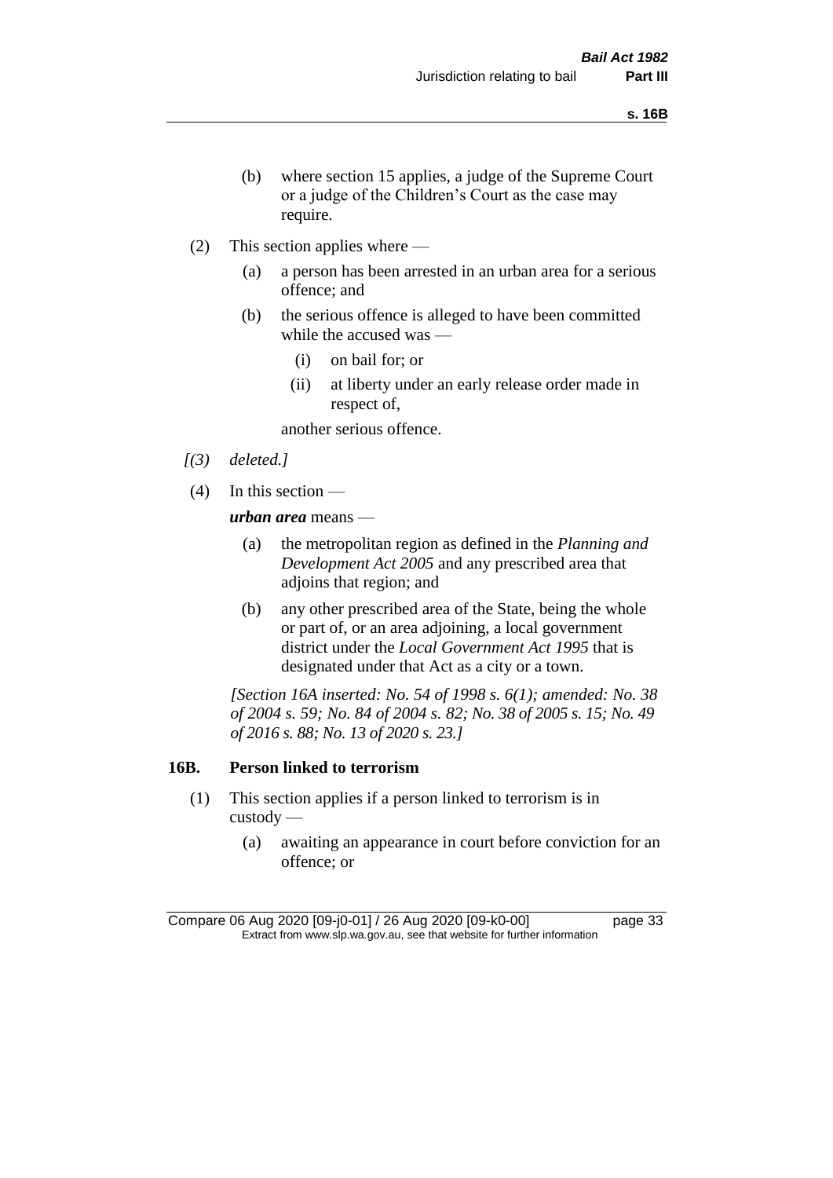(b) where section 15 applies, a judge of the Supreme Court or a judge of the Children's Court as the case may require.

(2) This section applies where —

(a) a person has been arrested in an urban area for a serious offence; and

(b) the serious offence is alleged to have been committed while the accused was —

(i) on bail for; or

(ii) at liberty under an early release order made in respect of,

another serious offence.

*[(3) deleted.]*

(4) In this section —

***urban area*** means —

(a) the metropolitan region as defined in the *Planning and Development Act 2005* and any prescribed area that adjoins that region; and

(b) any other prescribed area of the State, being the whole or part of, or an area adjoining, a local government district under the *Local Government Act 1995* that is designated under that Act as a city or a town.

*[Section 16A inserted: No. 54 of 1998 s. 6(1); amended: No. 38 of 2004 s. 59; No. 84 of 2004 s. 82; No. 38 of 2005 s. 15; No. 49 of 2016 s. 88; No. 13 of 2020 s. 23.]*

## 16B. Person linked to terrorism

(1) This section applies if a person linked to terrorism is in custody —

(a) awaiting an appearance in court before conviction for an offence; or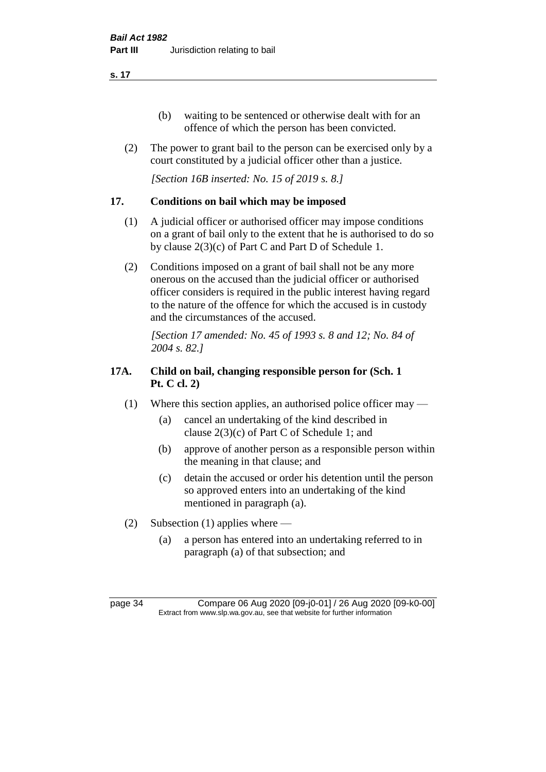(b) waiting to be sentenced or otherwise dealt with for an offence of which the person has been convicted.

(2) The power to grant bail to the person can be exercised only by a court constituted by a judicial officer other than a justice.

*[Section 16B inserted: No. 15 of 2019 s. 8.]*

## 17. Conditions on bail which may be imposed

(1) A judicial officer or authorised officer may impose conditions on a grant of bail only to the extent that he is authorised to do so by clause 2(3)(c) of Part C and Part D of Schedule 1.

(2) Conditions imposed on a grant of bail shall not be any more onerous on the accused than the judicial officer or authorised officer considers is required in the public interest having regard to the nature of the offence for which the accused is in custody and the circumstances of the accused.

*[Section 17 amended: No. 45 of 1993 s. 8 and 12; No. 84 of 2004 s. 82.]*

## 17A. Child on bail, changing responsible person for (Sch. 1 Pt. C cl. 2)

(1) Where this section applies, an authorised police officer may —

(a) cancel an undertaking of the kind described in clause 2(3)(c) of Part C of Schedule 1; and

(b) approve of another person as a responsible person within the meaning in that clause; and

(c) detain the accused or order his detention until the person so approved enters into an undertaking of the kind mentioned in paragraph (a).

(2) Subsection (1) applies where —

(a) a person has entered into an undertaking referred to in paragraph (a) of that subsection; and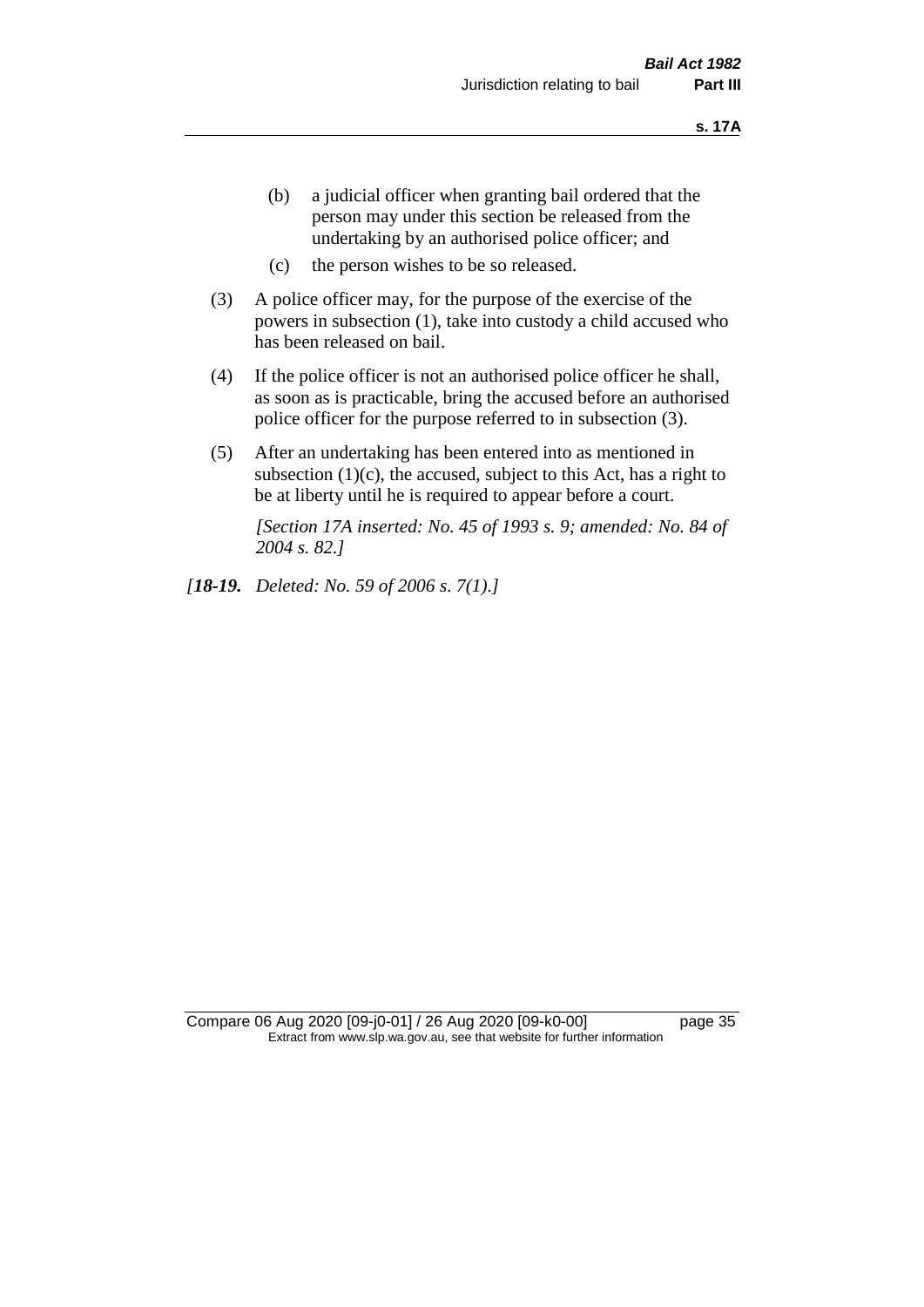(b) a judicial officer when granting bail ordered that the person may under this section be released from the undertaking by an authorised police officer; and

(c) the person wishes to be so released.

(3) A police officer may, for the purpose of the exercise of the powers in subsection (1), take into custody a child accused who has been released on bail.

(4) If the police officer is not an authorised police officer he shall, as soon as is practicable, bring the accused before an authorised police officer for the purpose referred to in subsection (3).

(5) After an undertaking has been entered into as mentioned in subsection (1)(c), the accused, subject to this Act, has a right to be at liberty until he is required to appear before a court.

*[Section 17A inserted: No. 45 of 1993 s. 9; amended: No. 84 of 2004 s. 82.]*

*[**18-19.** Deleted: No. 59 of 2006 s. 7(1).]*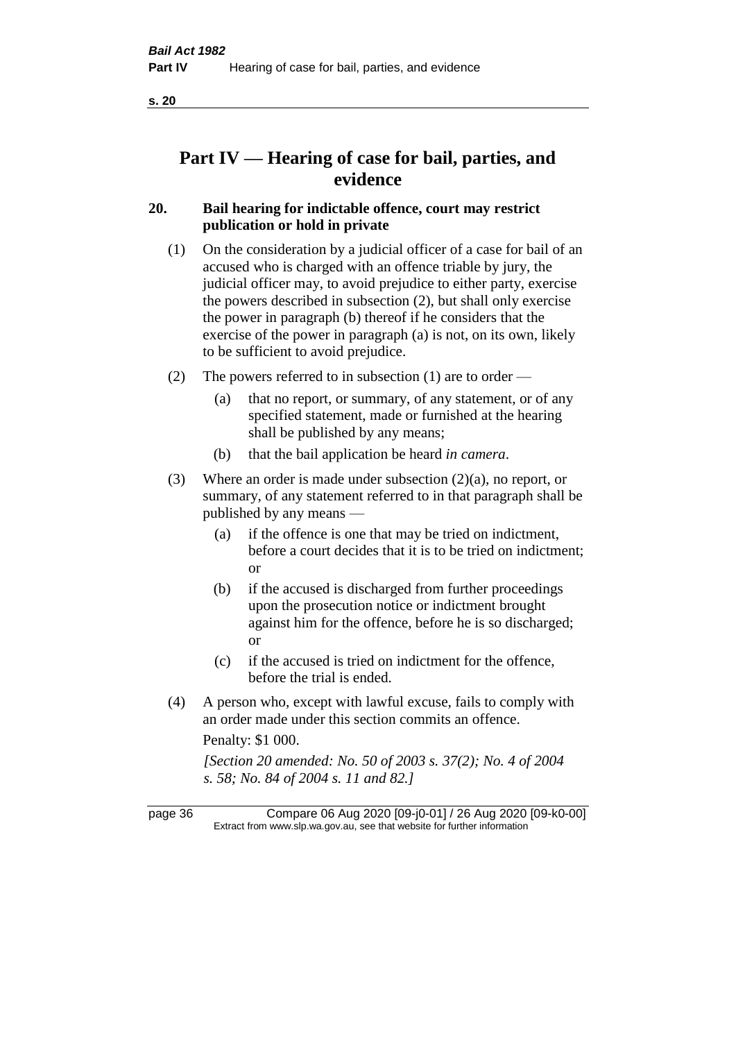# Part IV — Hearing of case for bail, parties, and evidence

## 20. Bail hearing for indictable offence, court may restrict publication or hold in private

(1) On the consideration by a judicial officer of a case for bail of an accused who is charged with an offence triable by jury, the judicial officer may, to avoid prejudice to either party, exercise the powers described in subsection (2), but shall only exercise the power in paragraph (b) thereof if he considers that the exercise of the power in paragraph (a) is not, on its own, likely to be sufficient to avoid prejudice.

(2) The powers referred to in subsection (1) are to order —

- (a) that no report, or summary, of any statement, or of any specified statement, made or furnished at the hearing shall be published by any means;
- (b) that the bail application be heard *in camera*.

(3) Where an order is made under subsection (2)(a), no report, or summary, of any statement referred to in that paragraph shall be published by any means —

- (a) if the offence is one that may be tried on indictment, before a court decides that it is to be tried on indictment; or
- (b) if the accused is discharged from further proceedings upon the prosecution notice or indictment brought against him for the offence, before he is so discharged; or
- (c) if the accused is tried on indictment for the offence, before the trial is ended.

(4) A person who, except with lawful excuse, fails to comply with an order made under this section commits an offence.

Penalty: $1 000.

*[Section 20 amended: No. 50 of 2003 s. 37(2); No. 4 of 2004 s. 58; No. 84 of 2004 s. 11 and 82.]*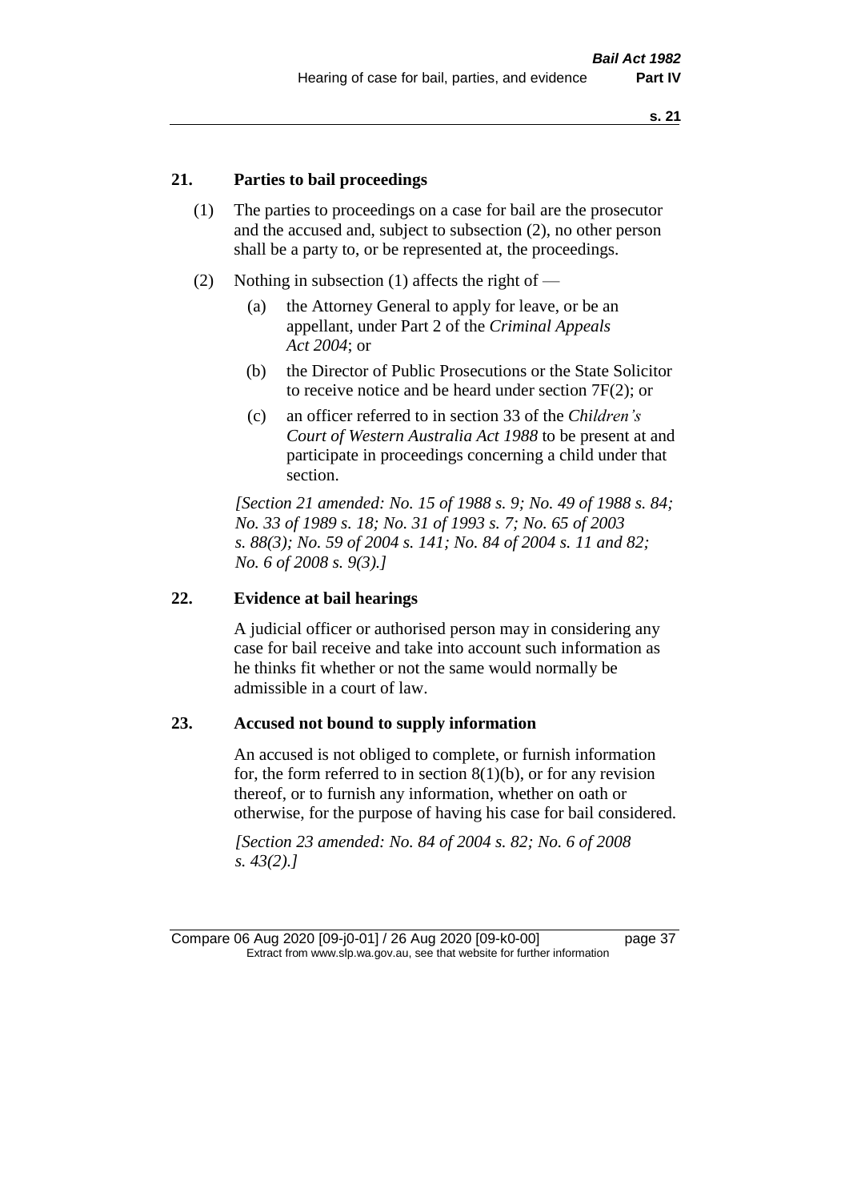## 21. Parties to bail proceedings

(1) The parties to proceedings on a case for bail are the prosecutor and the accused and, subject to subsection (2), no other person shall be a party to, or be represented at, the proceedings.

(2) Nothing in subsection (1) affects the right of —

(a) the Attorney General to apply for leave, or be an appellant, under Part 2 of the *Criminal Appeals Act 2004*; or

(b) the Director of Public Prosecutions or the State Solicitor to receive notice and be heard under section 7F(2); or

(c) an officer referred to in section 33 of the *Children's Court of Western Australia Act 1988* to be present at and participate in proceedings concerning a child under that section.

*[Section 21 amended: No. 15 of 1988 s. 9; No. 49 of 1988 s. 84; No. 33 of 1989 s. 18; No. 31 of 1993 s. 7; No. 65 of 2003 s. 88(3); No. 59 of 2004 s. 141; No. 84 of 2004 s. 11 and 82; No. 6 of 2008 s. 9(3).]*

## 22. Evidence at bail hearings

A judicial officer or authorised person may in considering any case for bail receive and take into account such information as he thinks fit whether or not the same would normally be admissible in a court of law.

## 23. Accused not bound to supply information

An accused is not obliged to complete, or furnish information for, the form referred to in section 8(1)(b), or for any revision thereof, or to furnish any information, whether on oath or otherwise, for the purpose of having his case for bail considered.

*[Section 23 amended: No. 84 of 2004 s. 82; No. 6 of 2008 s. 43(2).]*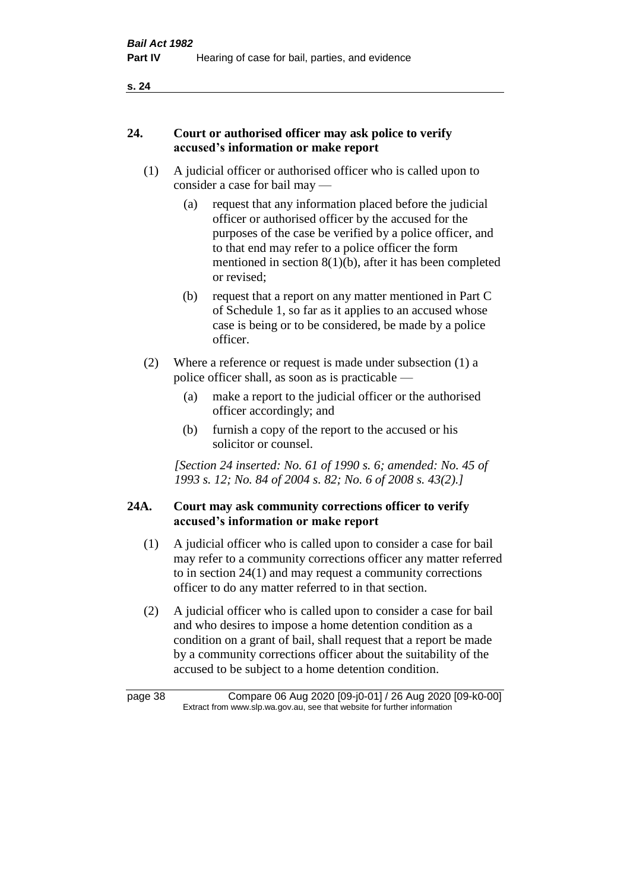## 24. Court or authorised officer may ask police to verify accused's information or make report

(1) A judicial officer or authorised officer who is called upon to consider a case for bail may —

(a) request that any information placed before the judicial officer or authorised officer by the accused for the purposes of the case be verified by a police officer, and to that end may refer to a police officer the form mentioned in section 8(1)(b), after it has been completed or revised;

(b) request that a report on any matter mentioned in Part C of Schedule 1, so far as it applies to an accused whose case is being or to be considered, be made by a police officer.

(2) Where a reference or request is made under subsection (1) a police officer shall, as soon as is practicable —

(a) make a report to the judicial officer or the authorised officer accordingly; and

(b) furnish a copy of the report to the accused or his solicitor or counsel.

*[Section 24 inserted: No. 61 of 1990 s. 6; amended: No. 45 of 1993 s. 12; No. 84 of 2004 s. 82; No. 6 of 2008 s. 43(2).]*

## 24A. Court may ask community corrections officer to verify accused's information or make report

(1) A judicial officer who is called upon to consider a case for bail may refer to a community corrections officer any matter referred to in section 24(1) and may request a community corrections officer to do any matter referred to in that section.

(2) A judicial officer who is called upon to consider a case for bail and who desires to impose a home detention condition as a condition on a grant of bail, shall request that a report be made by a community corrections officer about the suitability of the accused to be subject to a home detention condition.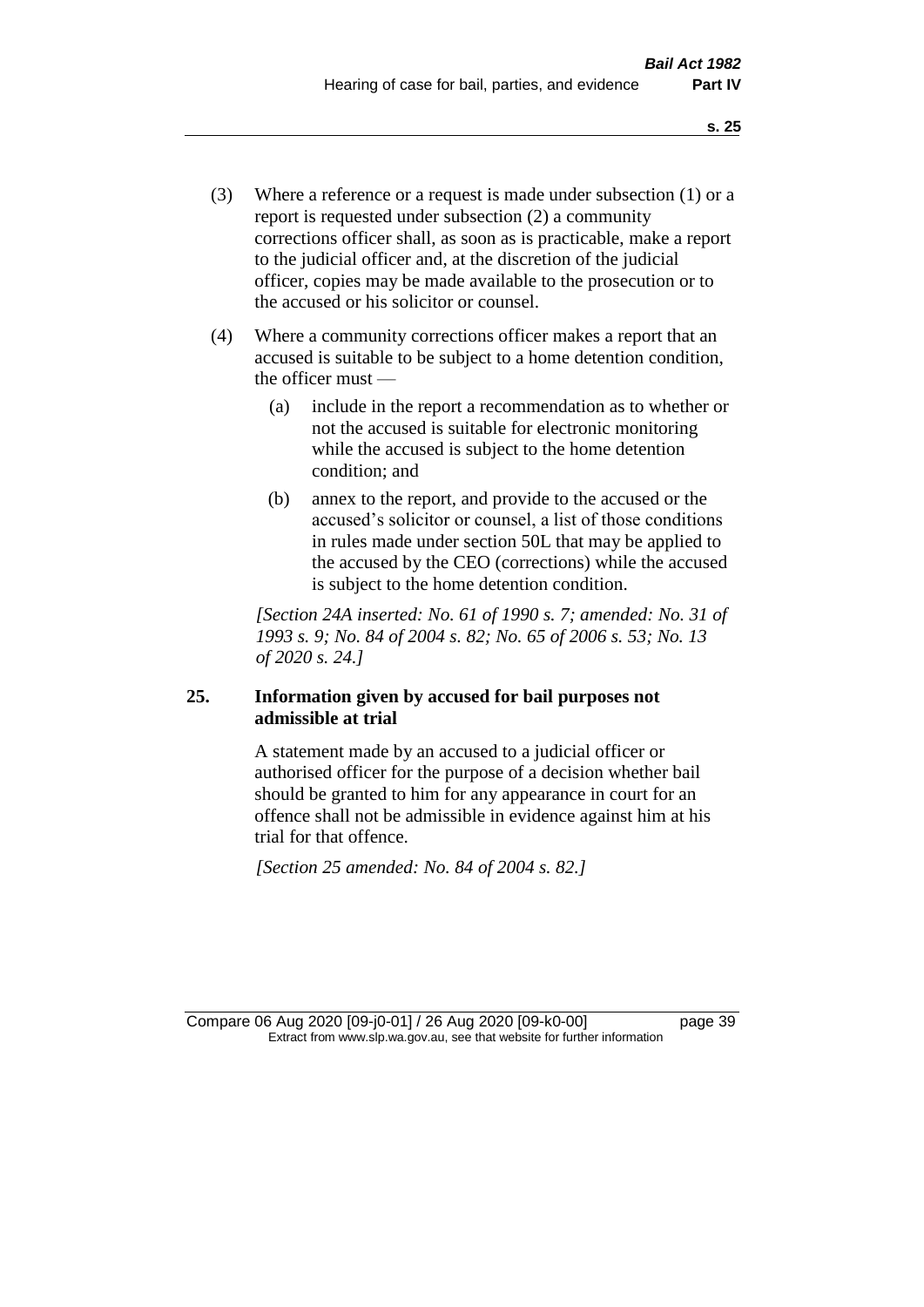(3) Where a reference or a request is made under subsection (1) or a report is requested under subsection (2) a community corrections officer shall, as soon as is practicable, make a report to the judicial officer and, at the discretion of the judicial officer, copies may be made available to the prosecution or to the accused or his solicitor or counsel.

(4) Where a community corrections officer makes a report that an accused is suitable to be subject to a home detention condition, the officer must —

  (a) include in the report a recommendation as to whether or not the accused is suitable for electronic monitoring while the accused is subject to the home detention condition; and

  (b) annex to the report, and provide to the accused or the accused's solicitor or counsel, a list of those conditions in rules made under section 50L that may be applied to the accused by the CEO (corrections) while the accused is subject to the home detention condition.

*[Section 24A inserted: No. 61 of 1990 s. 7; amended: No. 31 of 1993 s. 9; No. 84 of 2004 s. 82; No. 65 of 2006 s. 53; No. 13 of 2020 s. 24.]*

**25. Information given by accused for bail purposes not admissible at trial**

A statement made by an accused to a judicial officer or authorised officer for the purpose of a decision whether bail should be granted to him for any appearance in court for an offence shall not be admissible in evidence against him at his trial for that offence.

*[Section 25 amended: No. 84 of 2004 s. 82.]*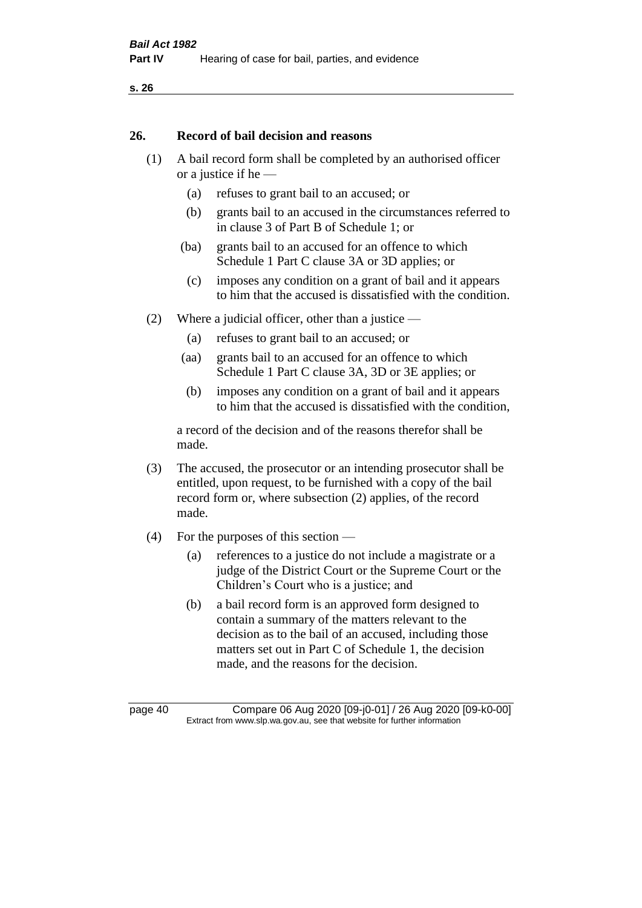## 26. Record of bail decision and reasons

(1) A bail record form shall be completed by an authorised officer or a justice if he —

- (a) refuses to grant bail to an accused; or
- (b) grants bail to an accused in the circumstances referred to in clause 3 of Part B of Schedule 1; or
- (ba) grants bail to an accused for an offence to which Schedule 1 Part C clause 3A or 3D applies; or
- (c) imposes any condition on a grant of bail and it appears to him that the accused is dissatisfied with the condition.

(2) Where a judicial officer, other than a justice —

- (a) refuses to grant bail to an accused; or
- (aa) grants bail to an accused for an offence to which Schedule 1 Part C clause 3A, 3D or 3E applies; or
- (b) imposes any condition on a grant of bail and it appears to him that the accused is dissatisfied with the condition,

a record of the decision and of the reasons therefor shall be made.

(3) The accused, the prosecutor or an intending prosecutor shall be entitled, upon request, to be furnished with a copy of the bail record form or, where subsection (2) applies, of the record made.

(4) For the purposes of this section —

- (a) references to a justice do not include a magistrate or a judge of the District Court or the Supreme Court or the Children's Court who is a justice; and
- (b) a bail record form is an approved form designed to contain a summary of the matters relevant to the decision as to the bail of an accused, including those matters set out in Part C of Schedule 1, the decision made, and the reasons for the decision.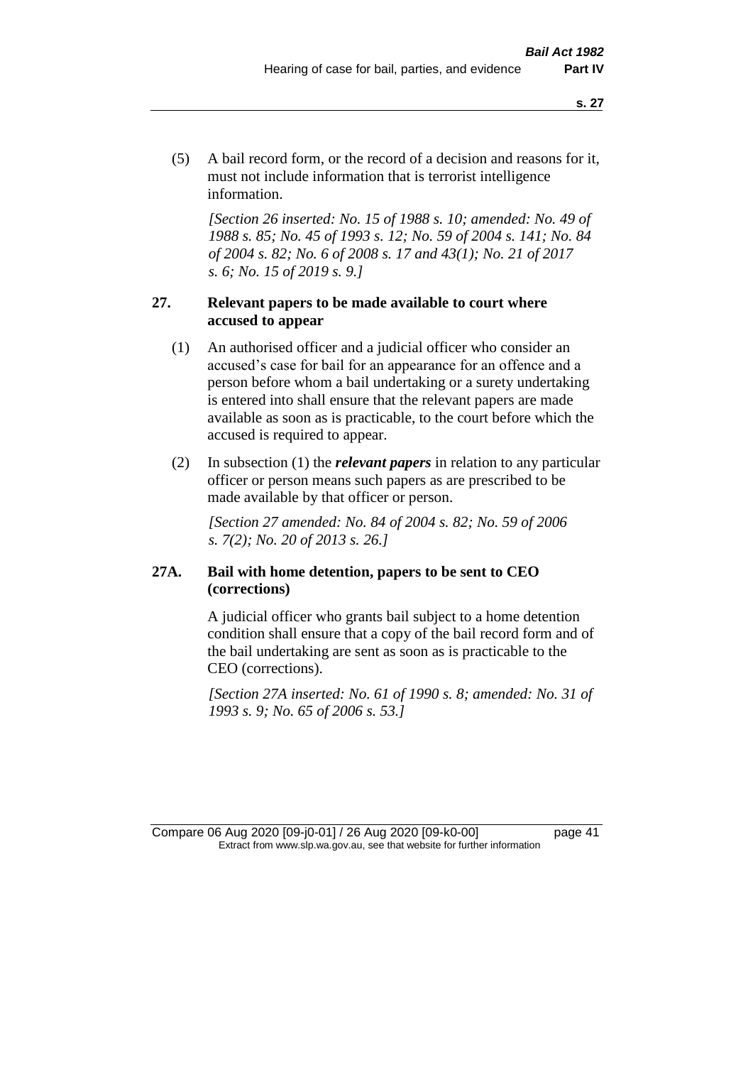(5) A bail record form, or the record of a decision and reasons for it, must not include information that is terrorist intelligence information.

*[Section 26 inserted: No. 15 of 1988 s. 10; amended: No. 49 of 1988 s. 85; No. 45 of 1993 s. 12; No. 59 of 2004 s. 141; No. 84 of 2004 s. 82; No. 6 of 2008 s. 17 and 43(1); No. 21 of 2017 s. 6; No. 15 of 2019 s. 9.]*

### 27. Relevant papers to be made available to court where accused to appear

(1) An authorised officer and a judicial officer who consider an accused's case for bail for an appearance for an offence and a person before whom a bail undertaking or a surety undertaking is entered into shall ensure that the relevant papers are made available as soon as is practicable, to the court before which the accused is required to appear.

(2) In subsection (1) the ***relevant papers*** in relation to any particular officer or person means such papers as are prescribed to be made available by that officer or person.

*[Section 27 amended: No. 84 of 2004 s. 82; No. 59 of 2006 s. 7(2); No. 20 of 2013 s. 26.]*

### 27A. Bail with home detention, papers to be sent to CEO (corrections)

A judicial officer who grants bail subject to a home detention condition shall ensure that a copy of the bail record form and of the bail undertaking are sent as soon as is practicable to the CEO (corrections).

*[Section 27A inserted: No. 61 of 1990 s. 8; amended: No. 31 of 1993 s. 9; No. 65 of 2006 s. 53.]*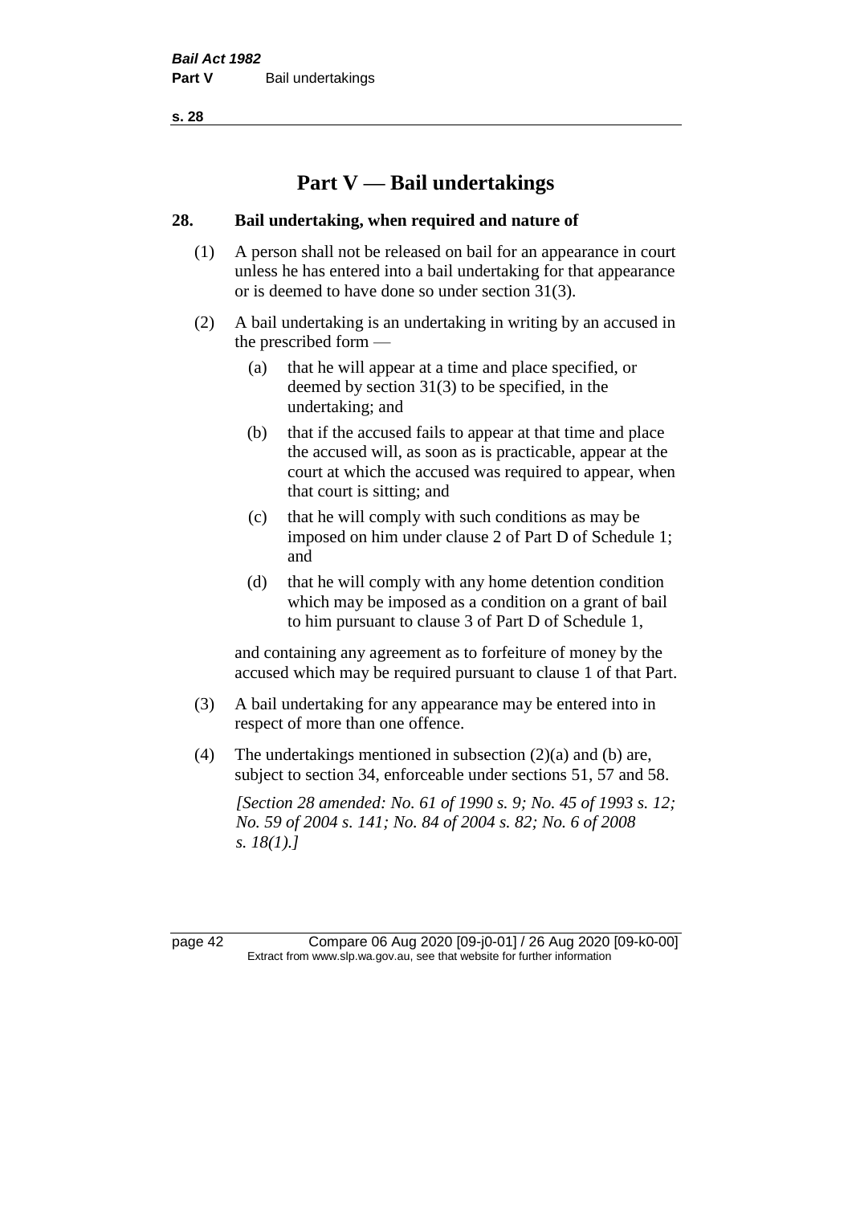# Part V — Bail undertakings

## 28. Bail undertaking, when required and nature of

(1) A person shall not be released on bail for an appearance in court unless he has entered into a bail undertaking for that appearance or is deemed to have done so under section 31(3).

(2) A bail undertaking is an undertaking in writing by an accused in the prescribed form —

- (a) that he will appear at a time and place specified, or deemed by section 31(3) to be specified, in the undertaking; and
- (b) that if the accused fails to appear at that time and place the accused will, as soon as is practicable, appear at the court at which the accused was required to appear, when that court is sitting; and
- (c) that he will comply with such conditions as may be imposed on him under clause 2 of Part D of Schedule 1; and
- (d) that he will comply with any home detention condition which may be imposed as a condition on a grant of bail to him pursuant to clause 3 of Part D of Schedule 1,

and containing any agreement as to forfeiture of money by the accused which may be required pursuant to clause 1 of that Part.

(3) A bail undertaking for any appearance may be entered into in respect of more than one offence.

(4) The undertakings mentioned in subsection (2)(a) and (b) are, subject to section 34, enforceable under sections 51, 57 and 58.

*[Section 28 amended: No. 61 of 1990 s. 9; No. 45 of 1993 s. 12; No. 59 of 2004 s. 141; No. 84 of 2004 s. 82; No. 6 of 2008 s. 18(1).]*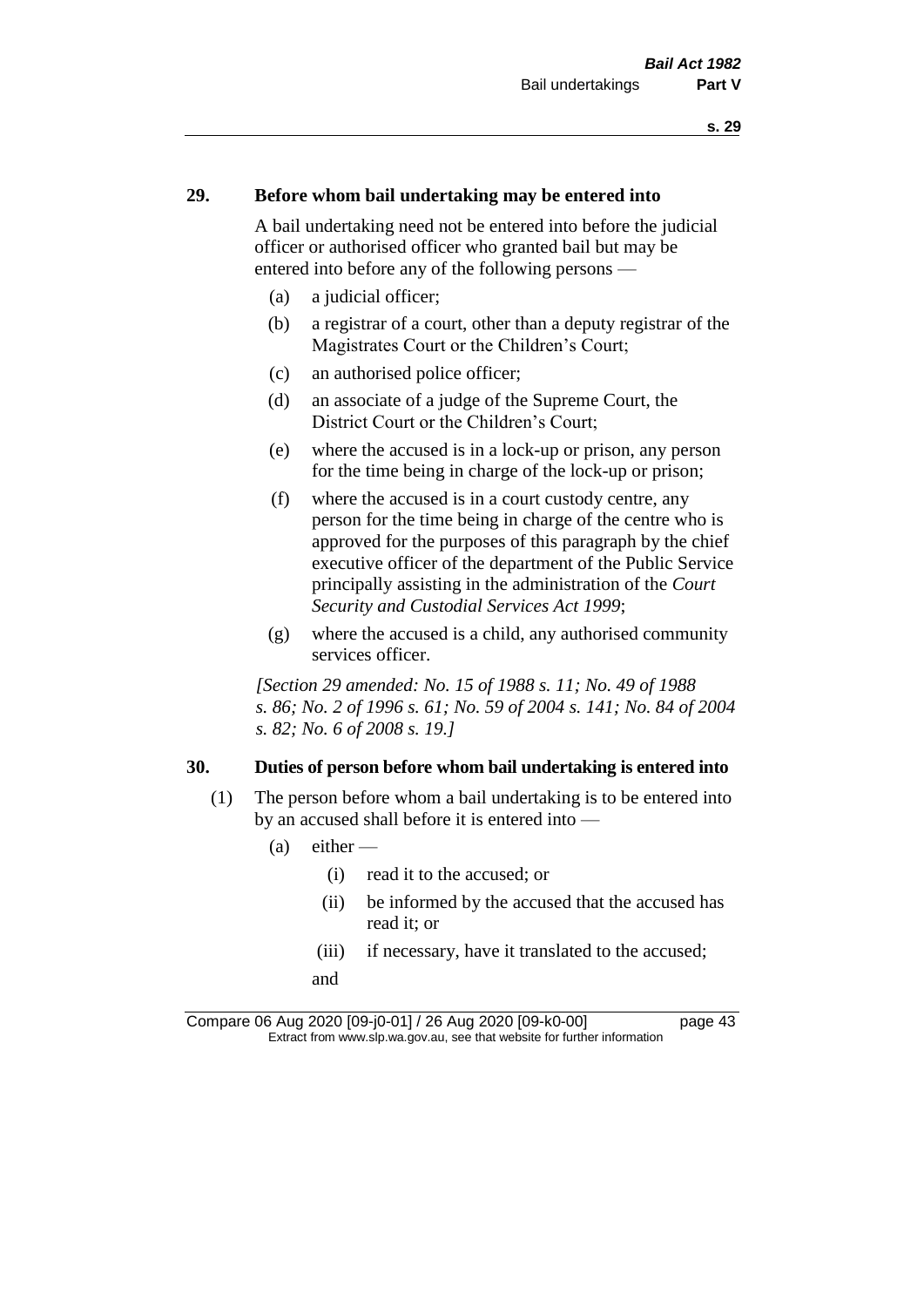## 29. Before whom bail undertaking may be entered into

A bail undertaking need not be entered into before the judicial officer or authorised officer who granted bail but may be entered into before any of the following persons —

(a) a judicial officer;

(b) a registrar of a court, other than a deputy registrar of the Magistrates Court or the Children's Court;

(c) an authorised police officer;

(d) an associate of a judge of the Supreme Court, the District Court or the Children's Court;

(e) where the accused is in a lock-up or prison, any person for the time being in charge of the lock-up or prison;

(f) where the accused is in a court custody centre, any person for the time being in charge of the centre who is approved for the purposes of this paragraph by the chief executive officer of the department of the Public Service principally assisting in the administration of the *Court Security and Custodial Services Act 1999*;

(g) where the accused is a child, any authorised community services officer.

*[Section 29 amended: No. 15 of 1988 s. 11; No. 49 of 1988 s. 86; No. 2 of 1996 s. 61; No. 59 of 2004 s. 141; No. 84 of 2004 s. 82; No. 6 of 2008 s. 19.]*

## 30. Duties of person before whom bail undertaking is entered into

(1) The person before whom a bail undertaking is to be entered into by an accused shall before it is entered into —

(a) either —

(i) read it to the accused; or

(ii) be informed by the accused that the accused has read it; or

(iii) if necessary, have it translated to the accused;

and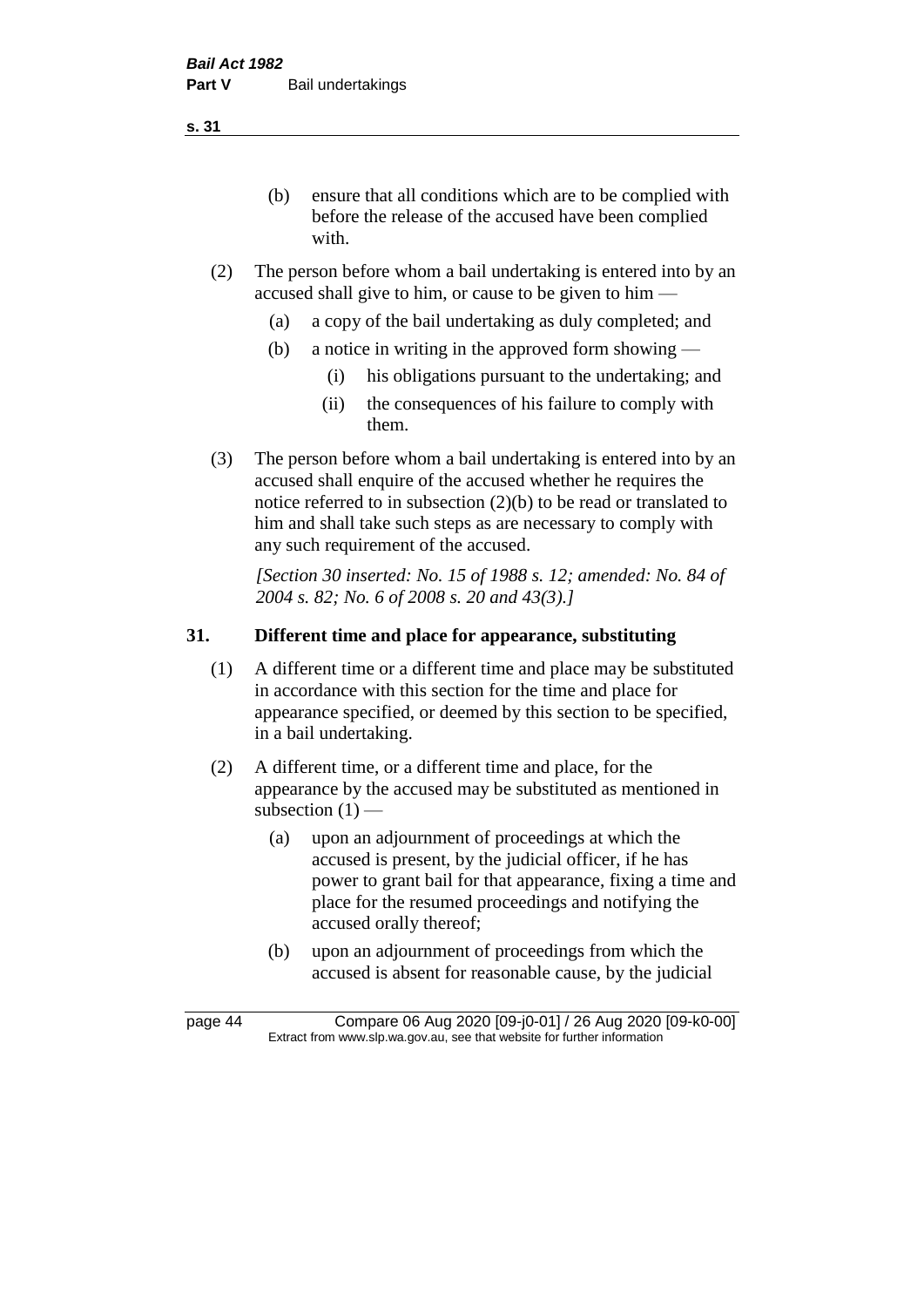(b) ensure that all conditions which are to be complied with before the release of the accused have been complied with.

(2) The person before whom a bail undertaking is entered into by an accused shall give to him, or cause to be given to him —

(a) a copy of the bail undertaking as duly completed; and

(b) a notice in writing in the approved form showing —

(i) his obligations pursuant to the undertaking; and

(ii) the consequences of his failure to comply with them.

(3) The person before whom a bail undertaking is entered into by an accused shall enquire of the accused whether he requires the notice referred to in subsection (2)(b) to be read or translated to him and shall take such steps as are necessary to comply with any such requirement of the accused.

*[Section 30 inserted: No. 15 of 1988 s. 12; amended: No. 84 of 2004 s. 82; No. 6 of 2008 s. 20 and 43(3).]*

### 31. Different time and place for appearance, substituting

(1) A different time or a different time and place may be substituted in accordance with this section for the time and place for appearance specified, or deemed by this section to be specified, in a bail undertaking.

(2) A different time, or a different time and place, for the appearance by the accused may be substituted as mentioned in subsection (1) —

(a) upon an adjournment of proceedings at which the accused is present, by the judicial officer, if he has power to grant bail for that appearance, fixing a time and place for the resumed proceedings and notifying the accused orally thereof;

(b) upon an adjournment of proceedings from which the accused is absent for reasonable cause, by the judicial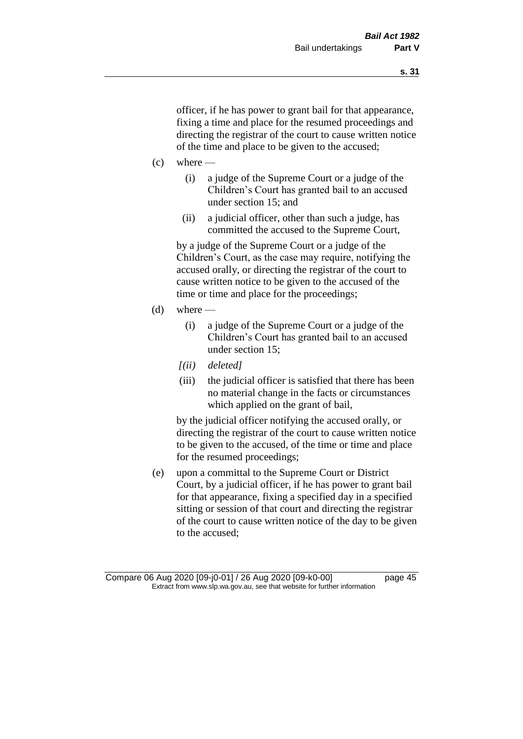officer, if he has power to grant bail for that appearance, fixing a time and place for the resumed proceedings and directing the registrar of the court to cause written notice of the time and place to be given to the accused;

(c) where —

  (i) a judge of the Supreme Court or a judge of the Children's Court has granted bail to an accused under section 15; and

  (ii) a judicial officer, other than such a judge, has committed the accused to the Supreme Court,

  by a judge of the Supreme Court or a judge of the Children's Court, as the case may require, notifying the accused orally, or directing the registrar of the court to cause written notice to be given to the accused of the time or time and place for the proceedings;

(d) where —

  (i) a judge of the Supreme Court or a judge of the Children's Court has granted bail to an accused under section 15;

  *[(ii) deleted]*

  (iii) the judicial officer is satisfied that there has been no material change in the facts or circumstances which applied on the grant of bail,

  by the judicial officer notifying the accused orally, or directing the registrar of the court to cause written notice to be given to the accused, of the time or time and place for the resumed proceedings;

(e) upon a committal to the Supreme Court or District Court, by a judicial officer, if he has power to grant bail for that appearance, fixing a specified day in a specified sitting or session of that court and directing the registrar of the court to cause written notice of the day to be given to the accused;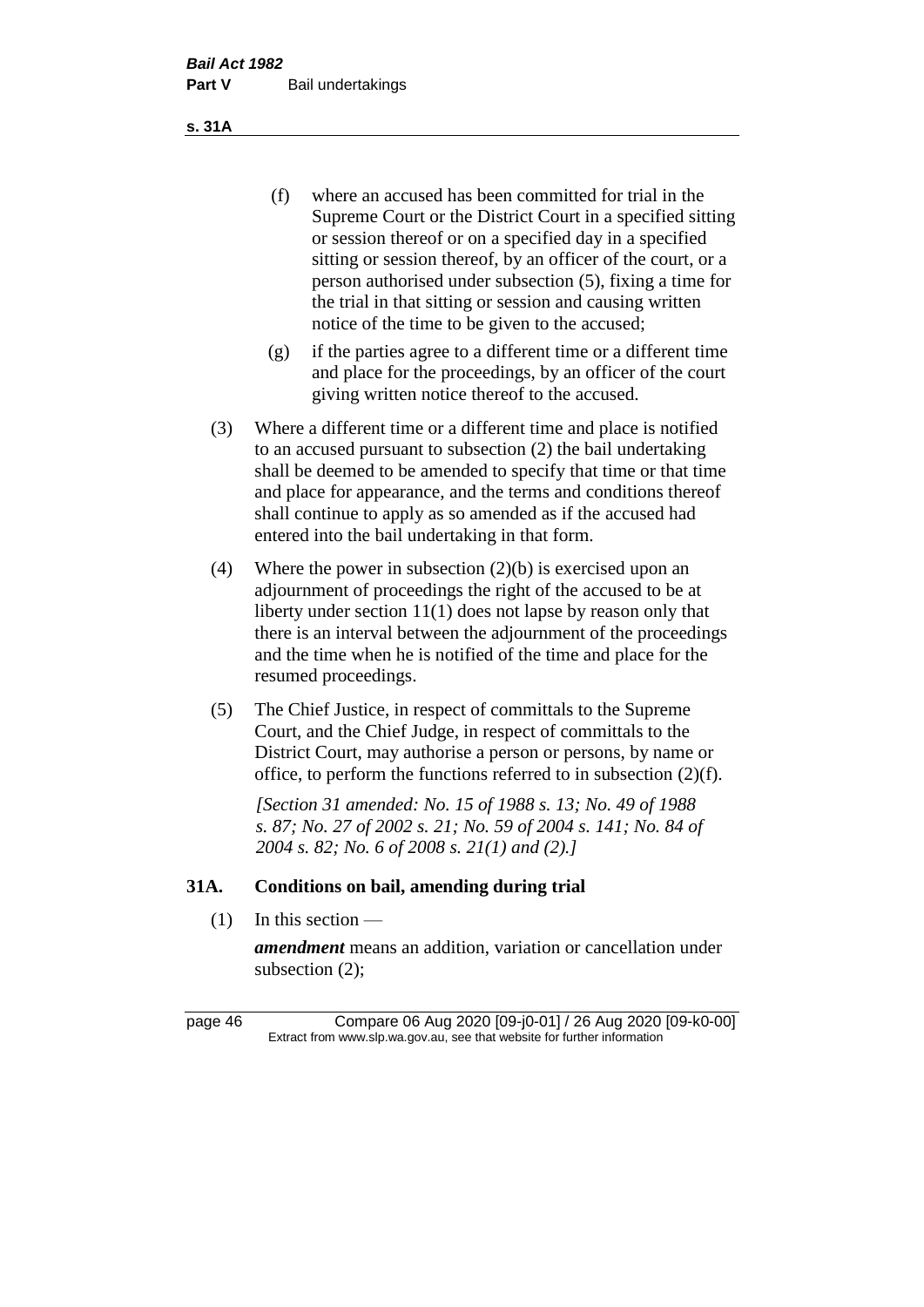(f) where an accused has been committed for trial in the Supreme Court or the District Court in a specified sitting or session thereof or on a specified day in a specified sitting or session thereof, by an officer of the court, or a person authorised under subsection (5), fixing a time for the trial in that sitting or session and causing written notice of the time to be given to the accused;

(g) if the parties agree to a different time or a different time and place for the proceedings, by an officer of the court giving written notice thereof to the accused.

(3) Where a different time or a different time and place is notified to an accused pursuant to subsection (2) the bail undertaking shall be deemed to be amended to specify that time or that time and place for appearance, and the terms and conditions thereof shall continue to apply as so amended as if the accused had entered into the bail undertaking in that form.

(4) Where the power in subsection (2)(b) is exercised upon an adjournment of proceedings the right of the accused to be at liberty under section 11(1) does not lapse by reason only that there is an interval between the adjournment of the proceedings and the time when he is notified of the time and place for the resumed proceedings.

(5) The Chief Justice, in respect of committals to the Supreme Court, and the Chief Judge, in respect of committals to the District Court, may authorise a person or persons, by name or office, to perform the functions referred to in subsection (2)(f).

*[Section 31 amended: No. 15 of 1988 s. 13; No. 49 of 1988 s. 87; No. 27 of 2002 s. 21; No. 59 of 2004 s. 141; No. 84 of 2004 s. 82; No. 6 of 2008 s. 21(1) and (2).]*

## 31A. Conditions on bail, amending during trial

(1) In this section —

***amendment*** means an addition, variation or cancellation under subsection (2);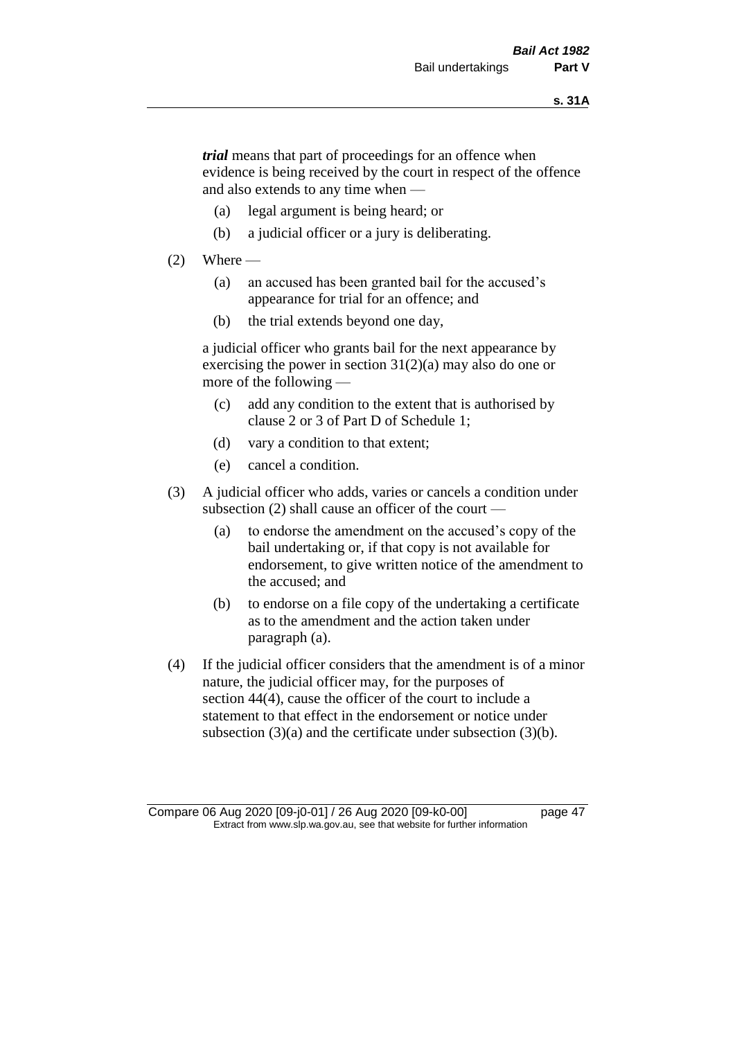***trial*** means that part of proceedings for an offence when evidence is being received by the court in respect of the offence and also extends to any time when —

(a) legal argument is being heard; or

(b) a judicial officer or a jury is deliberating.

(2) Where —

(a) an accused has been granted bail for the accused's appearance for trial for an offence; and

(b) the trial extends beyond one day,

a judicial officer who grants bail for the next appearance by exercising the power in section 31(2)(a) may also do one or more of the following —

(c) add any condition to the extent that is authorised by clause 2 or 3 of Part D of Schedule 1;

(d) vary a condition to that extent;

(e) cancel a condition.

(3) A judicial officer who adds, varies or cancels a condition under subsection (2) shall cause an officer of the court —

(a) to endorse the amendment on the accused's copy of the bail undertaking or, if that copy is not available for endorsement, to give written notice of the amendment to the accused; and

(b) to endorse on a file copy of the undertaking a certificate as to the amendment and the action taken under paragraph (a).

(4) If the judicial officer considers that the amendment is of a minor nature, the judicial officer may, for the purposes of section 44(4), cause the officer of the court to include a statement to that effect in the endorsement or notice under subsection (3)(a) and the certificate under subsection (3)(b).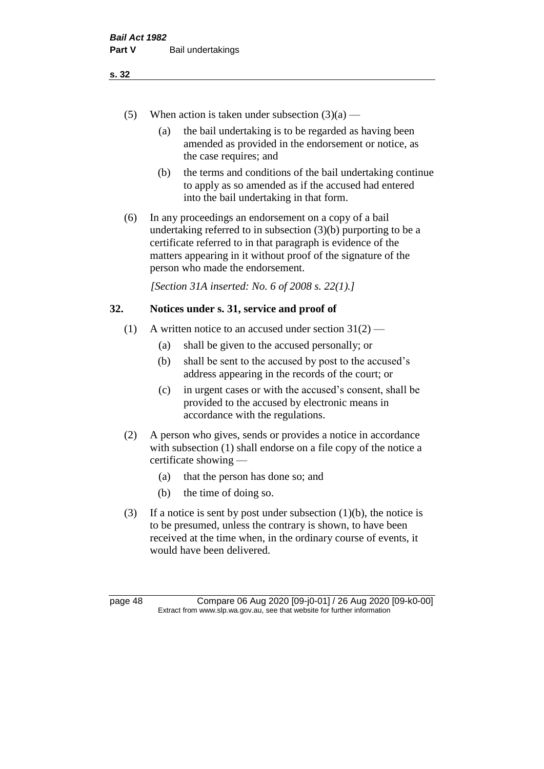(5) When action is taken under subsection (3)(a) —

(a) the bail undertaking is to be regarded as having been amended as provided in the endorsement or notice, as the case requires; and

(b) the terms and conditions of the bail undertaking continue to apply as so amended as if the accused had entered into the bail undertaking in that form.

(6) In any proceedings an endorsement on a copy of a bail undertaking referred to in subsection (3)(b) purporting to be a certificate referred to in that paragraph is evidence of the matters appearing in it without proof of the signature of the person who made the endorsement.

*[Section 31A inserted: No. 6 of 2008 s. 22(1).]*

## 32. Notices under s. 31, service and proof of

(1) A written notice to an accused under section 31(2) —

(a) shall be given to the accused personally; or

(b) shall be sent to the accused by post to the accused's address appearing in the records of the court; or

(c) in urgent cases or with the accused's consent, shall be provided to the accused by electronic means in accordance with the regulations.

(2) A person who gives, sends or provides a notice in accordance with subsection (1) shall endorse on a file copy of the notice a certificate showing —

(a) that the person has done so; and

(b) the time of doing so.

(3) If a notice is sent by post under subsection (1)(b), the notice is to be presumed, unless the contrary is shown, to have been received at the time when, in the ordinary course of events, it would have been delivered.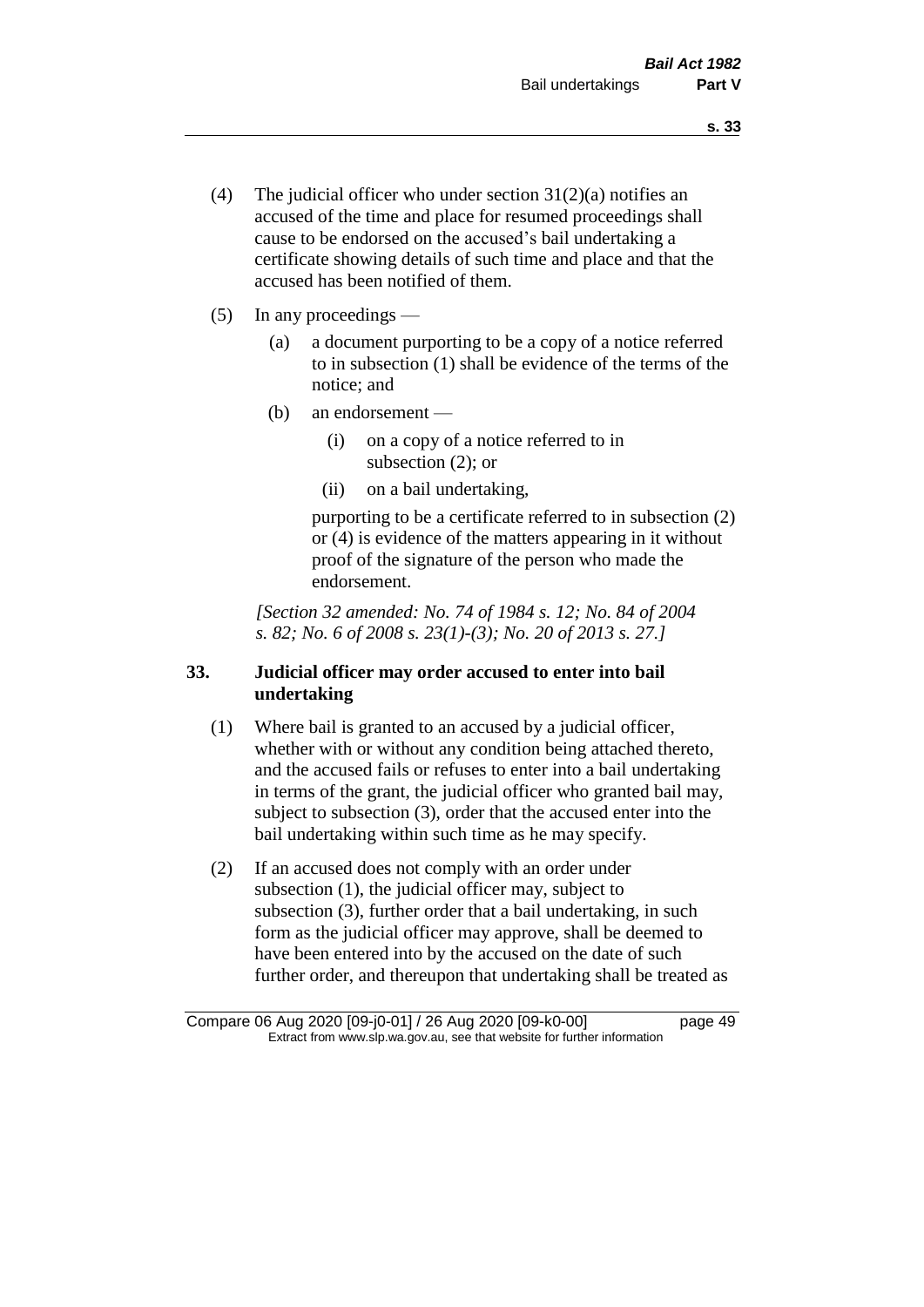(4) The judicial officer who under section 31(2)(a) notifies an accused of the time and place for resumed proceedings shall cause to be endorsed on the accused's bail undertaking a certificate showing details of such time and place and that the accused has been notified of them.

(5) In any proceedings —

(a) a document purporting to be a copy of a notice referred to in subsection (1) shall be evidence of the terms of the notice; and

(b) an endorsement —

(i) on a copy of a notice referred to in subsection (2); or

(ii) on a bail undertaking,

purporting to be a certificate referred to in subsection (2) or (4) is evidence of the matters appearing in it without proof of the signature of the person who made the endorsement.

*[Section 32 amended: No. 74 of 1984 s. 12; No. 84 of 2004 s. 82; No. 6 of 2008 s. 23(1)-(3); No. 20 of 2013 s. 27.]*

### 33. Judicial officer may order accused to enter into bail undertaking

(1) Where bail is granted to an accused by a judicial officer, whether with or without any condition being attached thereto, and the accused fails or refuses to enter into a bail undertaking in terms of the grant, the judicial officer who granted bail may, subject to subsection (3), order that the accused enter into the bail undertaking within such time as he may specify.

(2) If an accused does not comply with an order under subsection (1), the judicial officer may, subject to subsection (3), further order that a bail undertaking, in such form as the judicial officer may approve, shall be deemed to have been entered into by the accused on the date of such further order, and thereupon that undertaking shall be treated as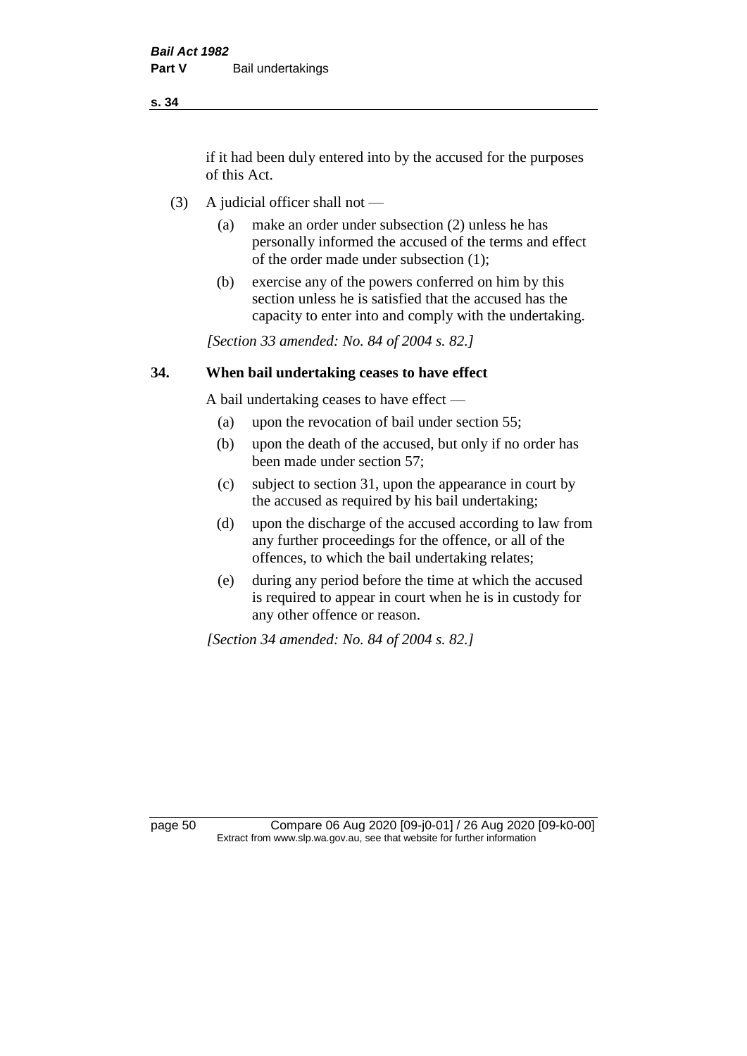if it had been duly entered into by the accused for the purposes of this Act.

(3) A judicial officer shall not —

(a) make an order under subsection (2) unless he has personally informed the accused of the terms and effect of the order made under subsection (1);

(b) exercise any of the powers conferred on him by this section unless he is satisfied that the accused has the capacity to enter into and comply with the undertaking.

*[Section 33 amended: No. 84 of 2004 s. 82.]*

## 34. When bail undertaking ceases to have effect

A bail undertaking ceases to have effect —

(a) upon the revocation of bail under section 55;

(b) upon the death of the accused, but only if no order has been made under section 57;

(c) subject to section 31, upon the appearance in court by the accused as required by his bail undertaking;

(d) upon the discharge of the accused according to law from any further proceedings for the offence, or all of the offences, to which the bail undertaking relates;

(e) during any period before the time at which the accused is required to appear in court when he is in custody for any other offence or reason.

*[Section 34 amended: No. 84 of 2004 s. 82.]*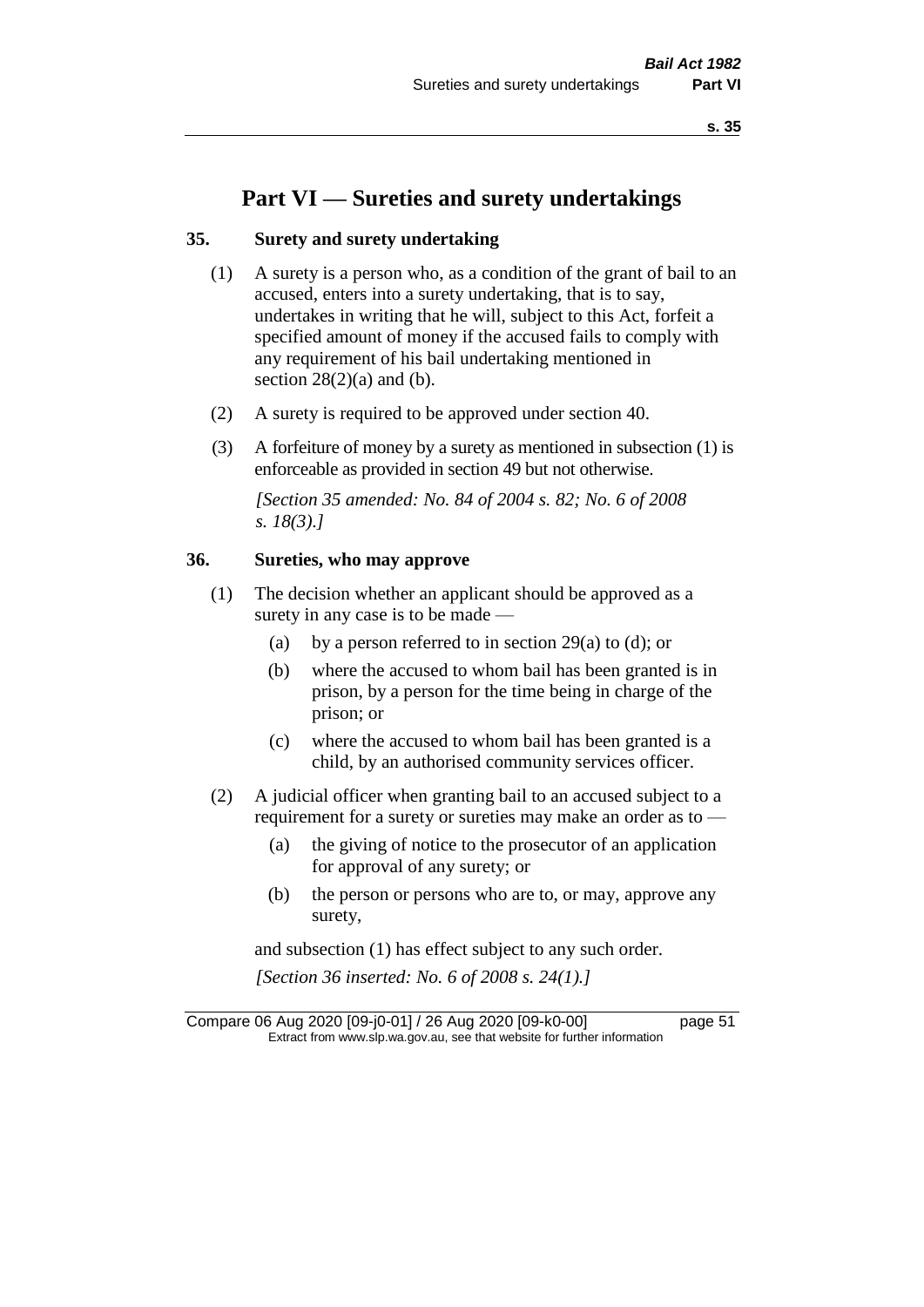# Part VI — Sureties and surety undertakings

## 35. Surety and surety undertaking

(1) A surety is a person who, as a condition of the grant of bail to an accused, enters into a surety undertaking, that is to say, undertakes in writing that he will, subject to this Act, forfeit a specified amount of money if the accused fails to comply with any requirement of his bail undertaking mentioned in section 28(2)(a) and (b).

(2) A surety is required to be approved under section 40.

(3) A forfeiture of money by a surety as mentioned in subsection (1) is enforceable as provided in section 49 but not otherwise.

*[Section 35 amended: No. 84 of 2004 s. 82; No. 6 of 2008 s. 18(3).]*

## 36. Sureties, who may approve

(1) The decision whether an applicant should be approved as a surety in any case is to be made —

- (a) by a person referred to in section 29(a) to (d); or
- (b) where the accused to whom bail has been granted is in prison, by a person for the time being in charge of the prison; or
- (c) where the accused to whom bail has been granted is a child, by an authorised community services officer.

(2) A judicial officer when granting bail to an accused subject to a requirement for a surety or sureties may make an order as to —

- (a) the giving of notice to the prosecutor of an application for approval of any surety; or
- (b) the person or persons who are to, or may, approve any surety,

and subsection (1) has effect subject to any such order.

*[Section 36 inserted: No. 6 of 2008 s. 24(1).]*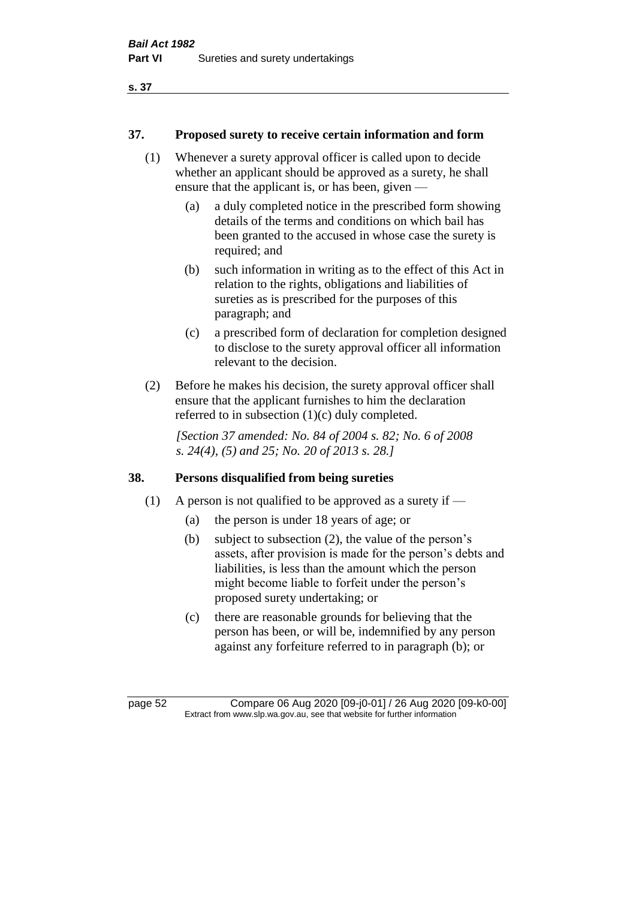## 37. Proposed surety to receive certain information and form

(1) Whenever a surety approval officer is called upon to decide whether an applicant should be approved as a surety, he shall ensure that the applicant is, or has been, given —

- (a) a duly completed notice in the prescribed form showing details of the terms and conditions on which bail has been granted to the accused in whose case the surety is required; and
- (b) such information in writing as to the effect of this Act in relation to the rights, obligations and liabilities of sureties as is prescribed for the purposes of this paragraph; and
- (c) a prescribed form of declaration for completion designed to disclose to the surety approval officer all information relevant to the decision.

(2) Before he makes his decision, the surety approval officer shall ensure that the applicant furnishes to him the declaration referred to in subsection (1)(c) duly completed.

*[Section 37 amended: No. 84 of 2004 s. 82; No. 6 of 2008 s. 24(4), (5) and 25; No. 20 of 2013 s. 28.]*

## 38. Persons disqualified from being sureties

(1) A person is not qualified to be approved as a surety if —

- (a) the person is under 18 years of age; or
- (b) subject to subsection (2), the value of the person's assets, after provision is made for the person's debts and liabilities, is less than the amount which the person might become liable to forfeit under the person's proposed surety undertaking; or
- (c) there are reasonable grounds for believing that the person has been, or will be, indemnified by any person against any forfeiture referred to in paragraph (b); or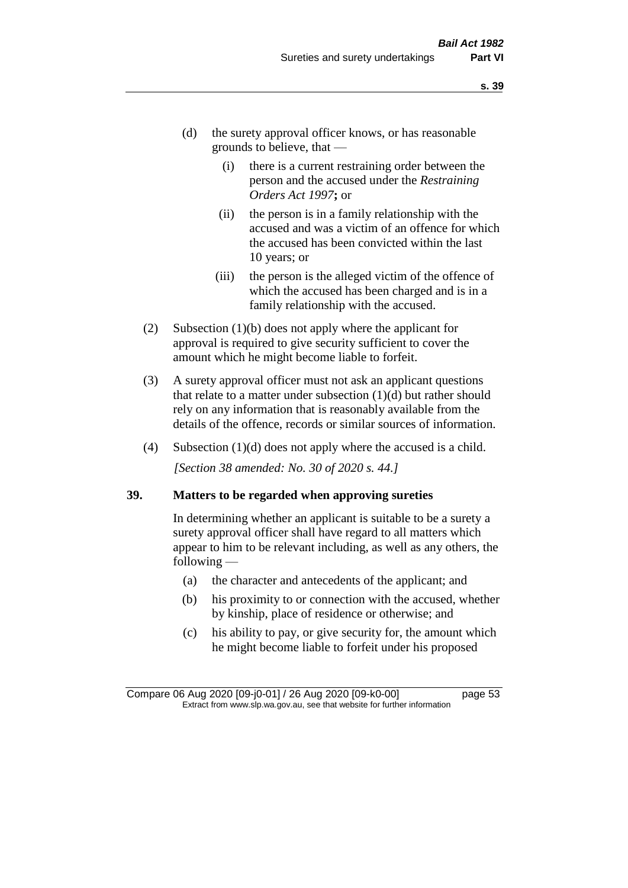(d) the surety approval officer knows, or has reasonable grounds to believe, that —

  (i) there is a current restraining order between the person and the accused under the *Restraining Orders Act 1997***;** or

  (ii) the person is in a family relationship with the accused and was a victim of an offence for which the accused has been convicted within the last 10 years; or

  (iii) the person is the alleged victim of the offence of which the accused has been charged and is in a family relationship with the accused.

(2) Subsection (1)(b) does not apply where the applicant for approval is required to give security sufficient to cover the amount which he might become liable to forfeit.

(3) A surety approval officer must not ask an applicant questions that relate to a matter under subsection (1)(d) but rather should rely on any information that is reasonably available from the details of the offence, records or similar sources of information.

(4) Subsection (1)(d) does not apply where the accused is a child.

*[Section 38 amended: No. 30 of 2020 s. 44.]*

**39. Matters to be regarded when approving sureties**

In determining whether an applicant is suitable to be a surety a surety approval officer shall have regard to all matters which appear to him to be relevant including, as well as any others, the following —

(a) the character and antecedents of the applicant; and

(b) his proximity to or connection with the accused, whether by kinship, place of residence or otherwise; and

(c) his ability to pay, or give security for, the amount which he might become liable to forfeit under his proposed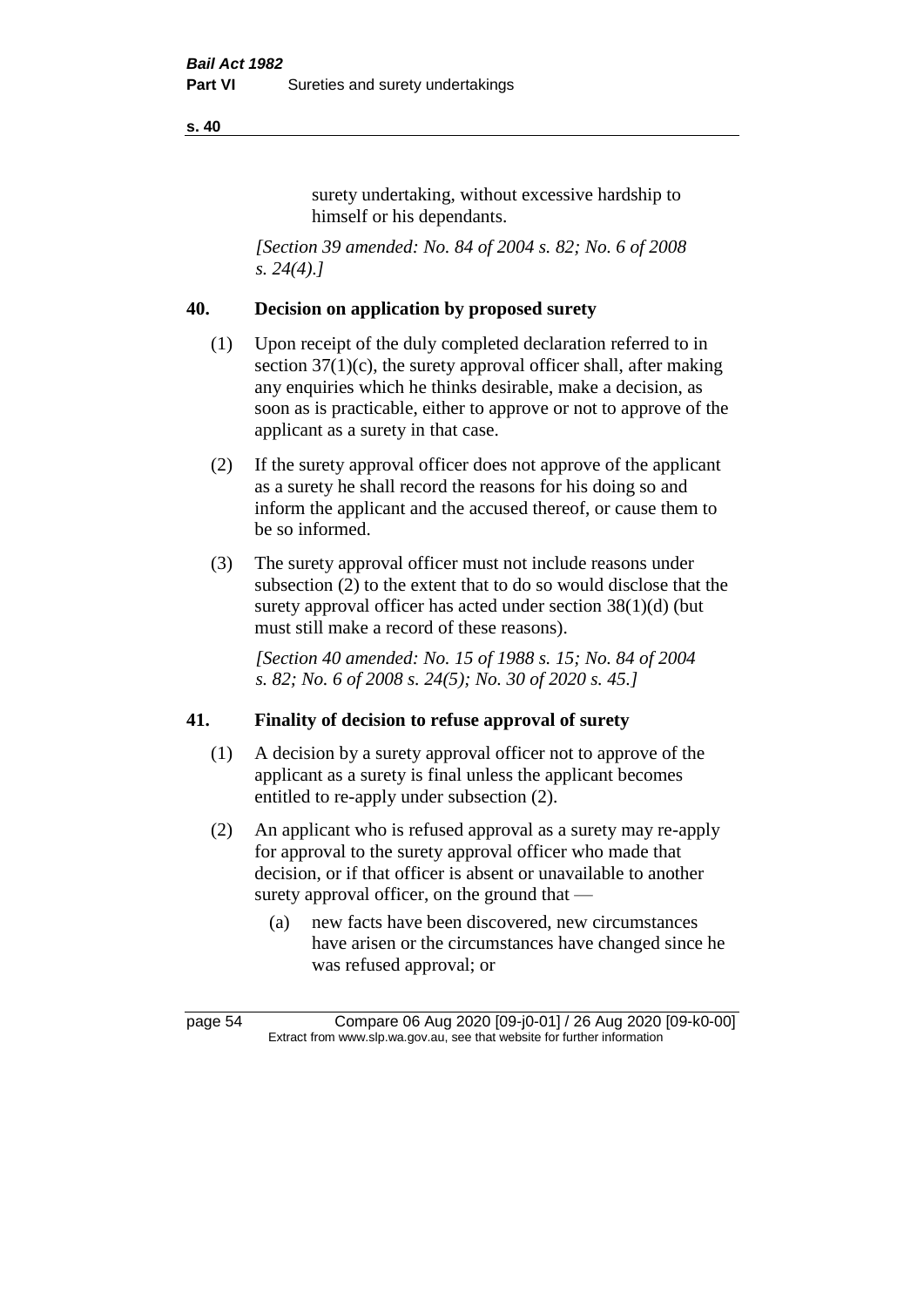surety undertaking, without excessive hardship to himself or his dependants.

*[Section 39 amended: No. 84 of 2004 s. 82; No. 6 of 2008 s. 24(4).]*

## 40. Decision on application by proposed surety

(1) Upon receipt of the duly completed declaration referred to in section 37(1)(c), the surety approval officer shall, after making any enquiries which he thinks desirable, make a decision, as soon as is practicable, either to approve or not to approve of the applicant as a surety in that case.

(2) If the surety approval officer does not approve of the applicant as a surety he shall record the reasons for his doing so and inform the applicant and the accused thereof, or cause them to be so informed.

(3) The surety approval officer must not include reasons under subsection (2) to the extent that to do so would disclose that the surety approval officer has acted under section 38(1)(d) (but must still make a record of these reasons).

*[Section 40 amended: No. 15 of 1988 s. 15; No. 84 of 2004 s. 82; No. 6 of 2008 s. 24(5); No. 30 of 2020 s. 45.]*

## 41. Finality of decision to refuse approval of surety

(1) A decision by a surety approval officer not to approve of the applicant as a surety is final unless the applicant becomes entitled to re-apply under subsection (2).

(2) An applicant who is refused approval as a surety may re-apply for approval to the surety approval officer who made that decision, or if that officer is absent or unavailable to another surety approval officer, on the ground that —

(a) new facts have been discovered, new circumstances have arisen or the circumstances have changed since he was refused approval; or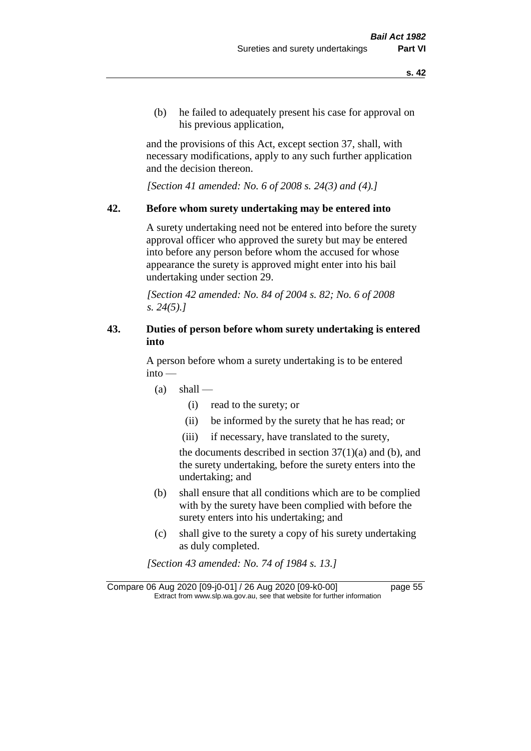(b) he failed to adequately present his case for approval on his previous application,

and the provisions of this Act, except section 37, shall, with necessary modifications, apply to any such further application and the decision thereon.

*[Section 41 amended: No. 6 of 2008 s. 24(3) and (4).]*

## 42. Before whom surety undertaking may be entered into

A surety undertaking need not be entered into before the surety approval officer who approved the surety but may be entered into before any person before whom the accused for whose appearance the surety is approved might enter into his bail undertaking under section 29.

*[Section 42 amended: No. 84 of 2004 s. 82; No. 6 of 2008 s. 24(5).]*

## 43. Duties of person before whom surety undertaking is entered into

A person before whom a surety undertaking is to be entered into —

- (a) shall —
  - (i) read to the surety; or
  - (ii) be informed by the surety that he has read; or
  - (iii) if necessary, have translated to the surety,

  the documents described in section 37(1)(a) and (b), and the surety undertaking, before the surety enters into the undertaking; and

- (b) shall ensure that all conditions which are to be complied with by the surety have been complied with before the surety enters into his undertaking; and

- (c) shall give to the surety a copy of his surety undertaking as duly completed.

*[Section 43 amended: No. 74 of 1984 s. 13.]*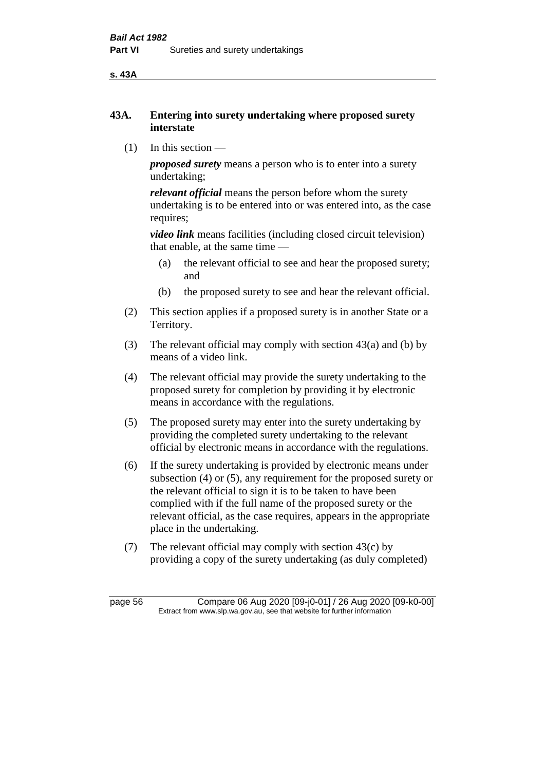## 43A. Entering into surety undertaking where proposed surety interstate

(1) In this section —

***proposed surety*** means a person who is to enter into a surety undertaking;

***relevant official*** means the person before whom the surety undertaking is to be entered into or was entered into, as the case requires;

***video link*** means facilities (including closed circuit television) that enable, at the same time —

- (a) the relevant official to see and hear the proposed surety; and
- (b) the proposed surety to see and hear the relevant official.

(2) This section applies if a proposed surety is in another State or a Territory.

(3) The relevant official may comply with section 43(a) and (b) by means of a video link.

(4) The relevant official may provide the surety undertaking to the proposed surety for completion by providing it by electronic means in accordance with the regulations.

(5) The proposed surety may enter into the surety undertaking by providing the completed surety undertaking to the relevant official by electronic means in accordance with the regulations.

(6) If the surety undertaking is provided by electronic means under subsection (4) or (5), any requirement for the proposed surety or the relevant official to sign it is to be taken to have been complied with if the full name of the proposed surety or the relevant official, as the case requires, appears in the appropriate place in the undertaking.

(7) The relevant official may comply with section 43(c) by providing a copy of the surety undertaking (as duly completed)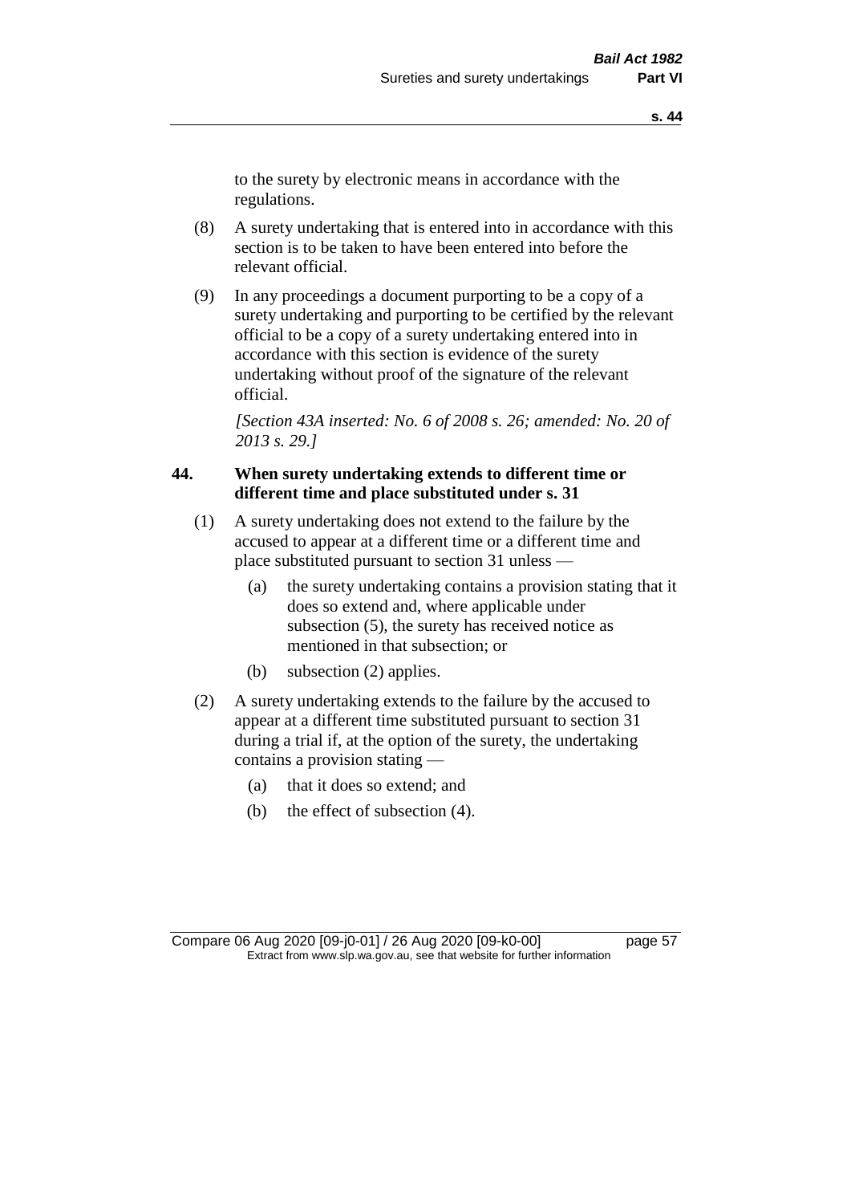to the surety by electronic means in accordance with the regulations.

(8) A surety undertaking that is entered into in accordance with this section is to be taken to have been entered into before the relevant official.

(9) In any proceedings a document purporting to be a copy of a surety undertaking and purporting to be certified by the relevant official to be a copy of a surety undertaking entered into in accordance with this section is evidence of the surety undertaking without proof of the signature of the relevant official.

*[Section 43A inserted: No. 6 of 2008 s. 26; amended: No. 20 of 2013 s. 29.]*

### 44. When surety undertaking extends to different time or different time and place substituted under s. 31

(1) A surety undertaking does not extend to the failure by the accused to appear at a different time or a different time and place substituted pursuant to section 31 unless —

- (a) the surety undertaking contains a provision stating that it does so extend and, where applicable under subsection (5), the surety has received notice as mentioned in that subsection; or
- (b) subsection (2) applies.

(2) A surety undertaking extends to the failure by the accused to appear at a different time substituted pursuant to section 31 during a trial if, at the option of the surety, the undertaking contains a provision stating —

- (a) that it does so extend; and
- (b) the effect of subsection (4).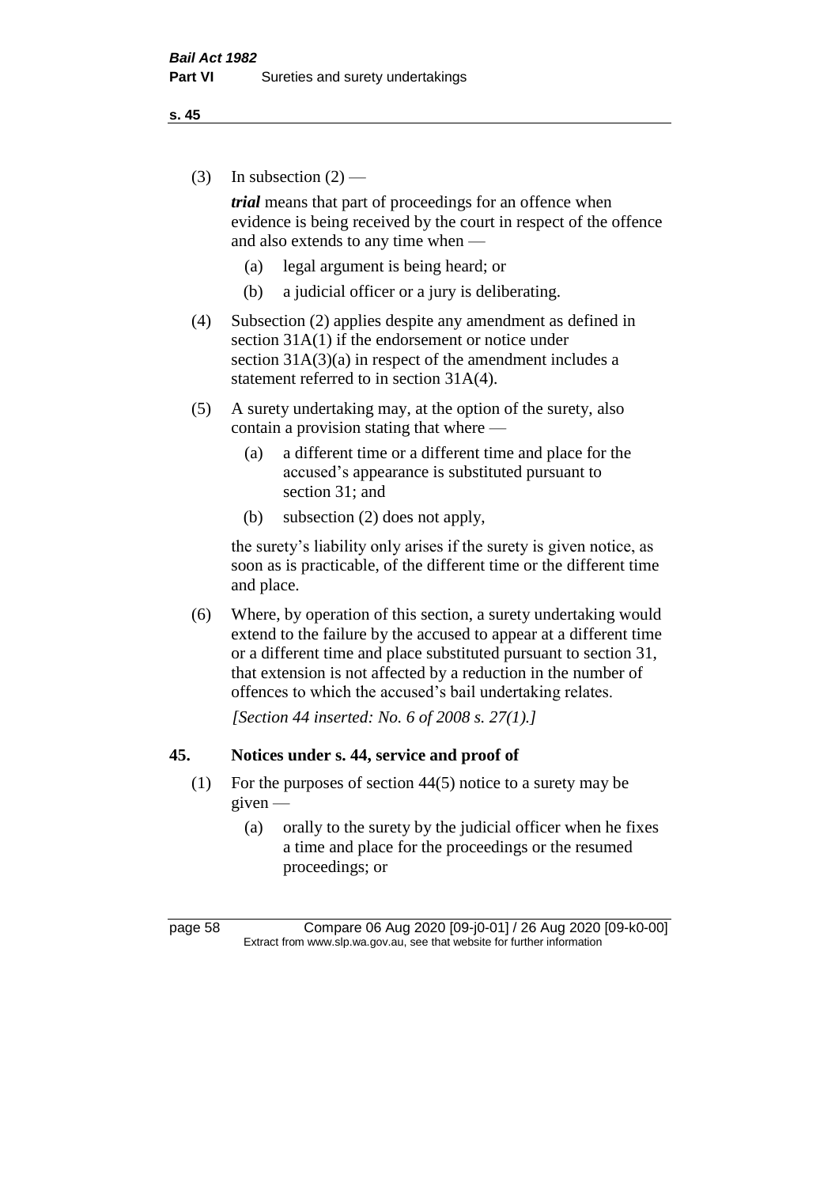(3) In subsection (2) —

***trial*** means that part of proceedings for an offence when evidence is being received by the court in respect of the offence and also extends to any time when —

  (a) legal argument is being heard; or

  (b) a judicial officer or a jury is deliberating.

(4) Subsection (2) applies despite any amendment as defined in section 31A(1) if the endorsement or notice under section 31A(3)(a) in respect of the amendment includes a statement referred to in section 31A(4).

(5) A surety undertaking may, at the option of the surety, also contain a provision stating that where —

  (a) a different time or a different time and place for the accused's appearance is substituted pursuant to section 31; and

  (b) subsection (2) does not apply,

the surety's liability only arises if the surety is given notice, as soon as is practicable, of the different time or the different time and place.

(6) Where, by operation of this section, a surety undertaking would extend to the failure by the accused to appear at a different time or a different time and place substituted pursuant to section 31, that extension is not affected by a reduction in the number of offences to which the accused's bail undertaking relates.

*[Section 44 inserted: No. 6 of 2008 s. 27(1).]*

## 45. Notices under s. 44, service and proof of

(1) For the purposes of section 44(5) notice to a surety may be given —

  (a) orally to the surety by the judicial officer when he fixes a time and place for the proceedings or the resumed proceedings; or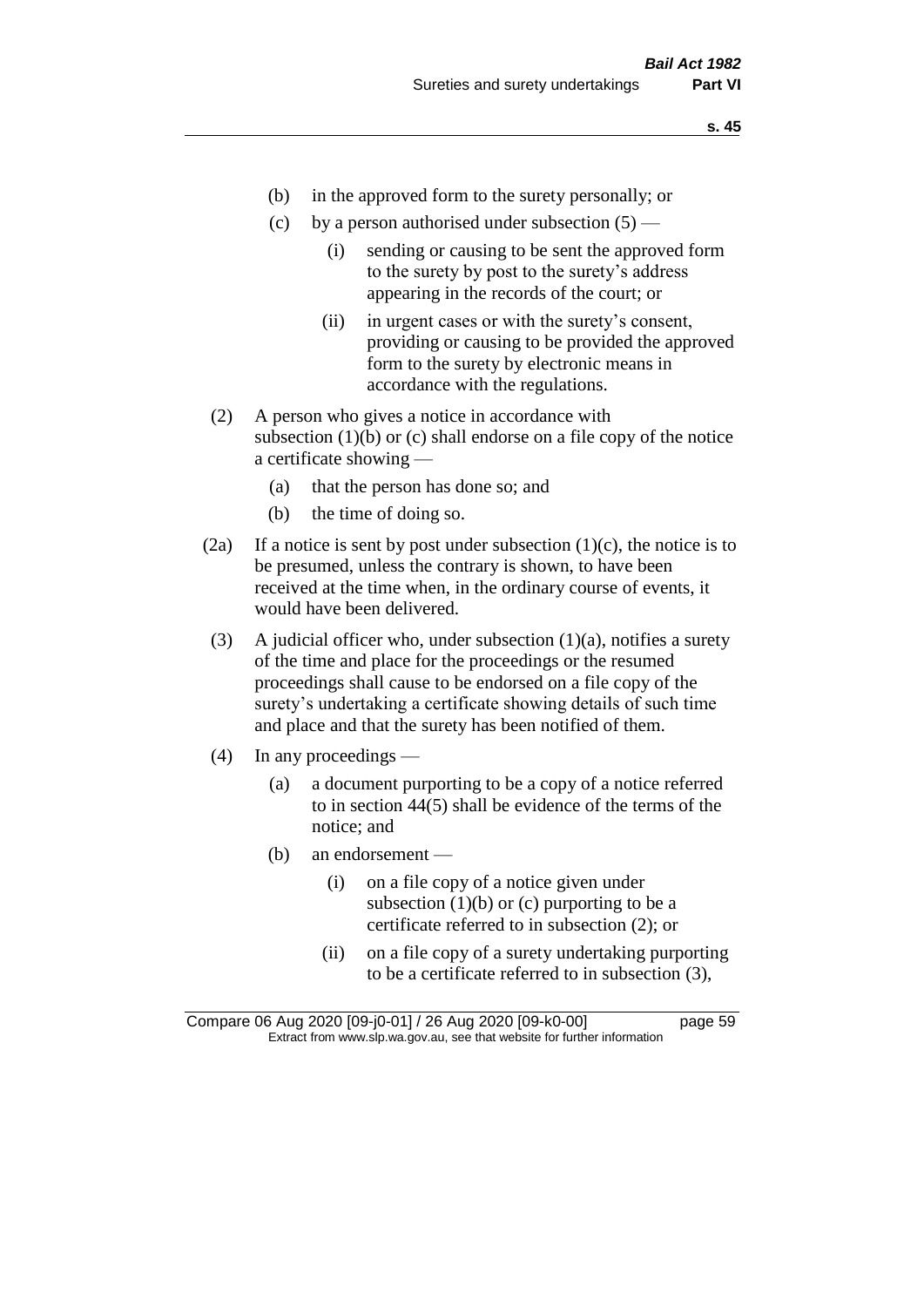(b) in the approved form to the surety personally; or

(c) by a person authorised under subsection (5) —

(i) sending or causing to be sent the approved form to the surety by post to the surety's address appearing in the records of the court; or

(ii) in urgent cases or with the surety's consent, providing or causing to be provided the approved form to the surety by electronic means in accordance with the regulations.

(2) A person who gives a notice in accordance with subsection (1)(b) or (c) shall endorse on a file copy of the notice a certificate showing —

(a) that the person has done so; and

(b) the time of doing so.

(2a) If a notice is sent by post under subsection (1)(c), the notice is to be presumed, unless the contrary is shown, to have been received at the time when, in the ordinary course of events, it would have been delivered.

(3) A judicial officer who, under subsection (1)(a), notifies a surety of the time and place for the proceedings or the resumed proceedings shall cause to be endorsed on a file copy of the surety's undertaking a certificate showing details of such time and place and that the surety has been notified of them.

(4) In any proceedings —

(a) a document purporting to be a copy of a notice referred to in section 44(5) shall be evidence of the terms of the notice; and

(b) an endorsement —

(i) on a file copy of a notice given under subsection (1)(b) or (c) purporting to be a certificate referred to in subsection (2); or

(ii) on a file copy of a surety undertaking purporting to be a certificate referred to in subsection (3),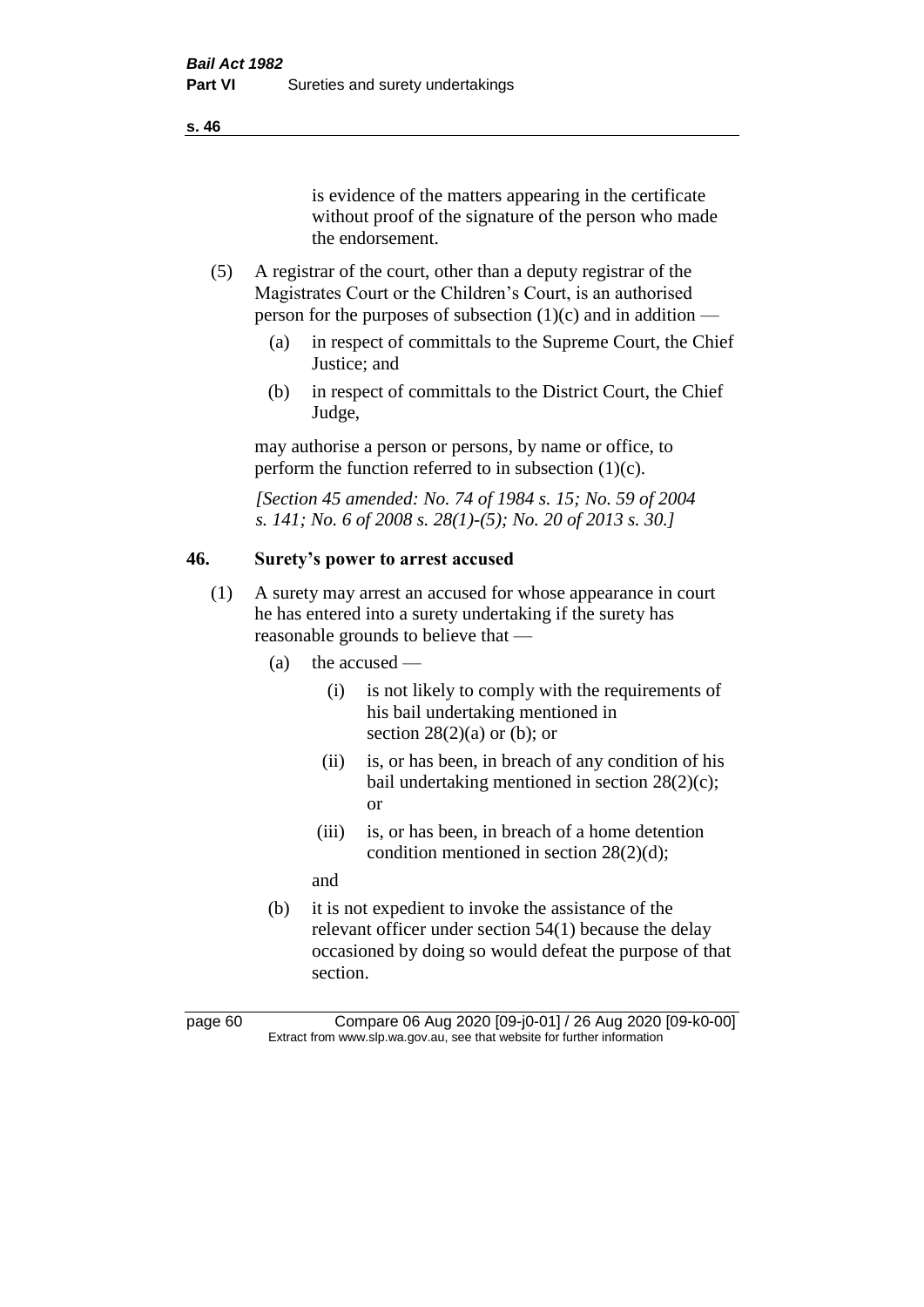is evidence of the matters appearing in the certificate without proof of the signature of the person who made the endorsement.

(5) A registrar of the court, other than a deputy registrar of the Magistrates Court or the Children's Court, is an authorised person for the purposes of subsection (1)(c) and in addition —

(a) in respect of committals to the Supreme Court, the Chief Justice; and

(b) in respect of committals to the District Court, the Chief Judge,

may authorise a person or persons, by name or office, to perform the function referred to in subsection (1)(c).

*[Section 45 amended: No. 74 of 1984 s. 15; No. 59 of 2004 s. 141; No. 6 of 2008 s. 28(1)-(5); No. 20 of 2013 s. 30.]*

## 46. Surety's power to arrest accused

(1) A surety may arrest an accused for whose appearance in court he has entered into a surety undertaking if the surety has reasonable grounds to believe that —

(a) the accused —

(i) is not likely to comply with the requirements of his bail undertaking mentioned in section 28(2)(a) or (b); or

(ii) is, or has been, in breach of any condition of his bail undertaking mentioned in section 28(2)(c); or

(iii) is, or has been, in breach of a home detention condition mentioned in section 28(2)(d);

and

(b) it is not expedient to invoke the assistance of the relevant officer under section 54(1) because the delay occasioned by doing so would defeat the purpose of that section.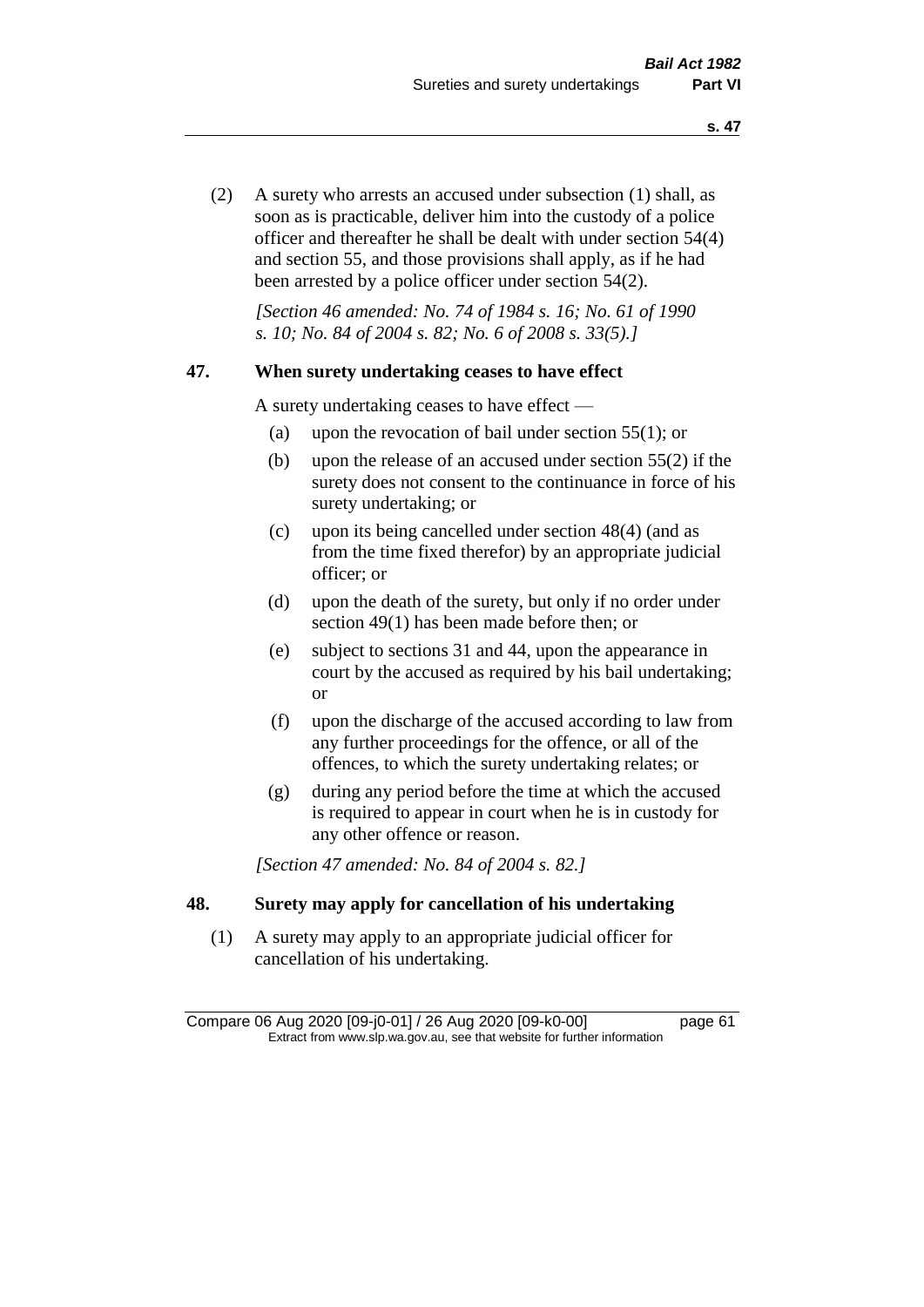(2) A surety who arrests an accused under subsection (1) shall, as soon as is practicable, deliver him into the custody of a police officer and thereafter he shall be dealt with under section 54(4) and section 55, and those provisions shall apply, as if he had been arrested by a police officer under section 54(2).

*[Section 46 amended: No. 74 of 1984 s. 16; No. 61 of 1990 s. 10; No. 84 of 2004 s. 82; No. 6 of 2008 s. 33(5).]*

## 47. When surety undertaking ceases to have effect

A surety undertaking ceases to have effect —

(a) upon the revocation of bail under section 55(1); or

(b) upon the release of an accused under section 55(2) if the surety does not consent to the continuance in force of his surety undertaking; or

(c) upon its being cancelled under section 48(4) (and as from the time fixed therefor) by an appropriate judicial officer; or

(d) upon the death of the surety, but only if no order under section 49(1) has been made before then; or

(e) subject to sections 31 and 44, upon the appearance in court by the accused as required by his bail undertaking; or

(f) upon the discharge of the accused according to law from any further proceedings for the offence, or all of the offences, to which the surety undertaking relates; or

(g) during any period before the time at which the accused is required to appear in court when he is in custody for any other offence or reason.

*[Section 47 amended: No. 84 of 2004 s. 82.]*

## 48. Surety may apply for cancellation of his undertaking

(1) A surety may apply to an appropriate judicial officer for cancellation of his undertaking.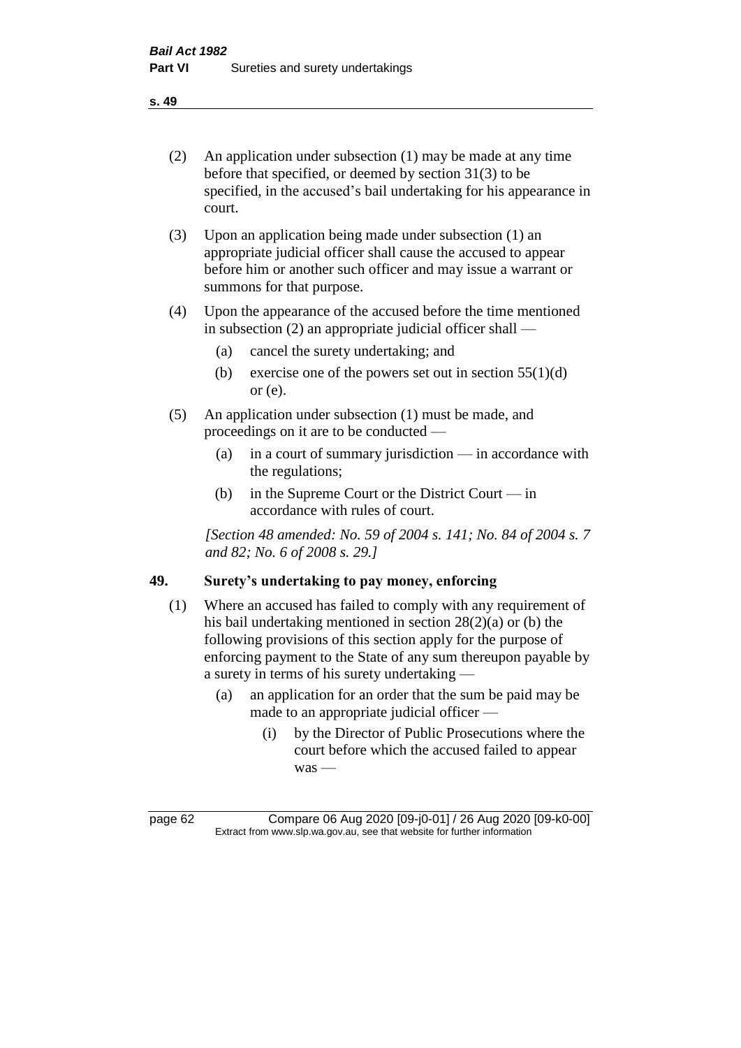(2) An application under subsection (1) may be made at any time before that specified, or deemed by section 31(3) to be specified, in the accused's bail undertaking for his appearance in court.

(3) Upon an application being made under subsection (1) an appropriate judicial officer shall cause the accused to appear before him or another such officer and may issue a warrant or summons for that purpose.

(4) Upon the appearance of the accused before the time mentioned in subsection (2) an appropriate judicial officer shall —

(a) cancel the surety undertaking; and

(b) exercise one of the powers set out in section 55(1)(d) or (e).

(5) An application under subsection (1) must be made, and proceedings on it are to be conducted —

(a) in a court of summary jurisdiction — in accordance with the regulations;

(b) in the Supreme Court or the District Court — in accordance with rules of court.

*[Section 48 amended: No. 59 of 2004 s. 141; No. 84 of 2004 s. 7 and 82; No. 6 of 2008 s. 29.]*

### 49. Surety's undertaking to pay money, enforcing

(1) Where an accused has failed to comply with any requirement of his bail undertaking mentioned in section 28(2)(a) or (b) the following provisions of this section apply for the purpose of enforcing payment to the State of any sum thereupon payable by a surety in terms of his surety undertaking —

(a) an application for an order that the sum be paid may be made to an appropriate judicial officer —

(i) by the Director of Public Prosecutions where the court before which the accused failed to appear was —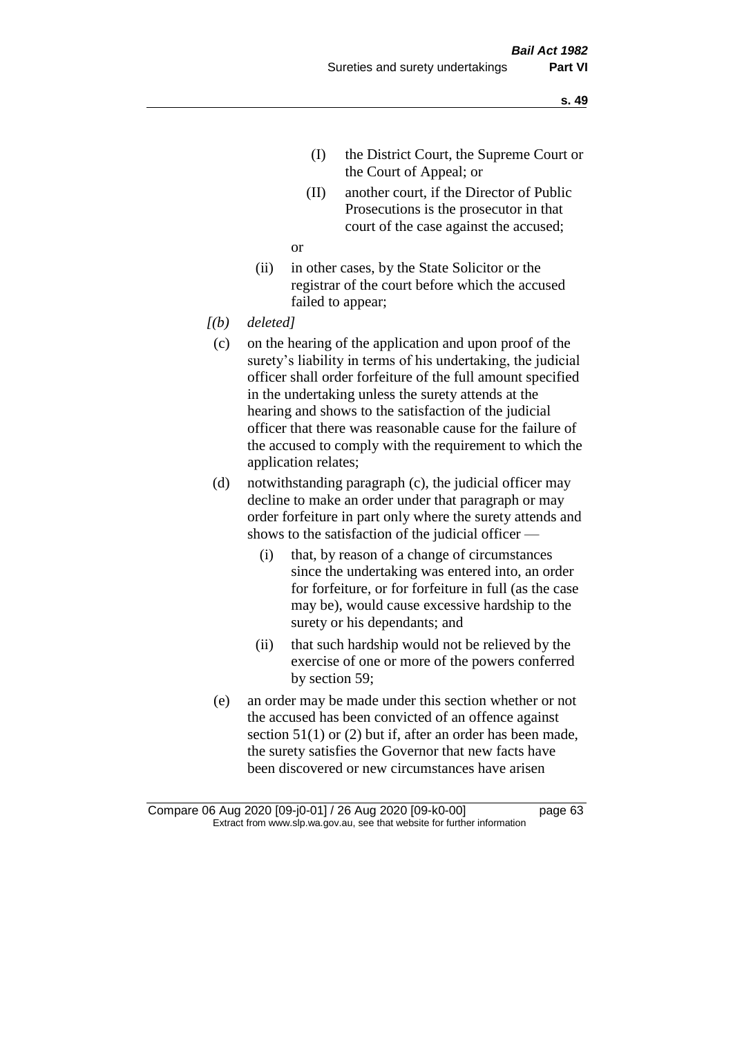(I) the District Court, the Supreme Court or the Court of Appeal; or

(II) another court, if the Director of Public Prosecutions is the prosecutor in that court of the case against the accused;

or

(ii) in other cases, by the State Solicitor or the registrar of the court before which the accused failed to appear;

*[(b) deleted]*

(c) on the hearing of the application and upon proof of the surety's liability in terms of his undertaking, the judicial officer shall order forfeiture of the full amount specified in the undertaking unless the surety attends at the hearing and shows to the satisfaction of the judicial officer that there was reasonable cause for the failure of the accused to comply with the requirement to which the application relates;

(d) notwithstanding paragraph (c), the judicial officer may decline to make an order under that paragraph or may order forfeiture in part only where the surety attends and shows to the satisfaction of the judicial officer —

(i) that, by reason of a change of circumstances since the undertaking was entered into, an order for forfeiture, or for forfeiture in full (as the case may be), would cause excessive hardship to the surety or his dependants; and

(ii) that such hardship would not be relieved by the exercise of one or more of the powers conferred by section 59;

(e) an order may be made under this section whether or not the accused has been convicted of an offence against section 51(1) or (2) but if, after an order has been made, the surety satisfies the Governor that new facts have been discovered or new circumstances have arisen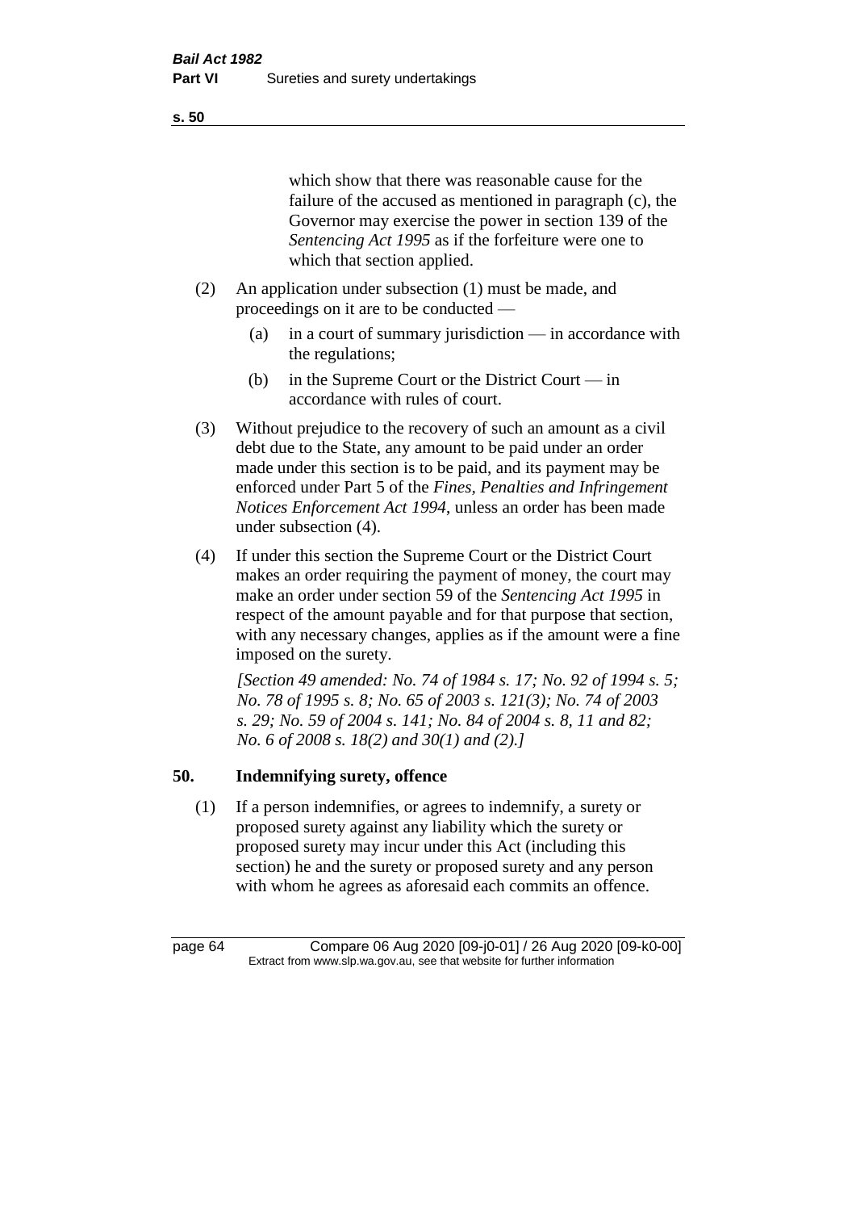which show that there was reasonable cause for the failure of the accused as mentioned in paragraph (c), the Governor may exercise the power in section 139 of the *Sentencing Act 1995* as if the forfeiture were one to which that section applied.

(2) An application under subsection (1) must be made, and proceedings on it are to be conducted —

(a) in a court of summary jurisdiction — in accordance with the regulations;

(b) in the Supreme Court or the District Court — in accordance with rules of court.

(3) Without prejudice to the recovery of such an amount as a civil debt due to the State, any amount to be paid under an order made under this section is to be paid, and its payment may be enforced under Part 5 of the *Fines, Penalties and Infringement Notices Enforcement Act 1994*, unless an order has been made under subsection (4).

(4) If under this section the Supreme Court or the District Court makes an order requiring the payment of money, the court may make an order under section 59 of the *Sentencing Act 1995* in respect of the amount payable and for that purpose that section, with any necessary changes, applies as if the amount were a fine imposed on the surety.

*[Section 49 amended: No. 74 of 1984 s. 17; No. 92 of 1994 s. 5; No. 78 of 1995 s. 8; No. 65 of 2003 s. 121(3); No. 74 of 2003 s. 29; No. 59 of 2004 s. 141; No. 84 of 2004 s. 8, 11 and 82; No. 6 of 2008 s. 18(2) and 30(1) and (2).]*

## 50. Indemnifying surety, offence

(1) If a person indemnifies, or agrees to indemnify, a surety or proposed surety against any liability which the surety or proposed surety may incur under this Act (including this section) he and the surety or proposed surety and any person with whom he agrees as aforesaid each commits an offence.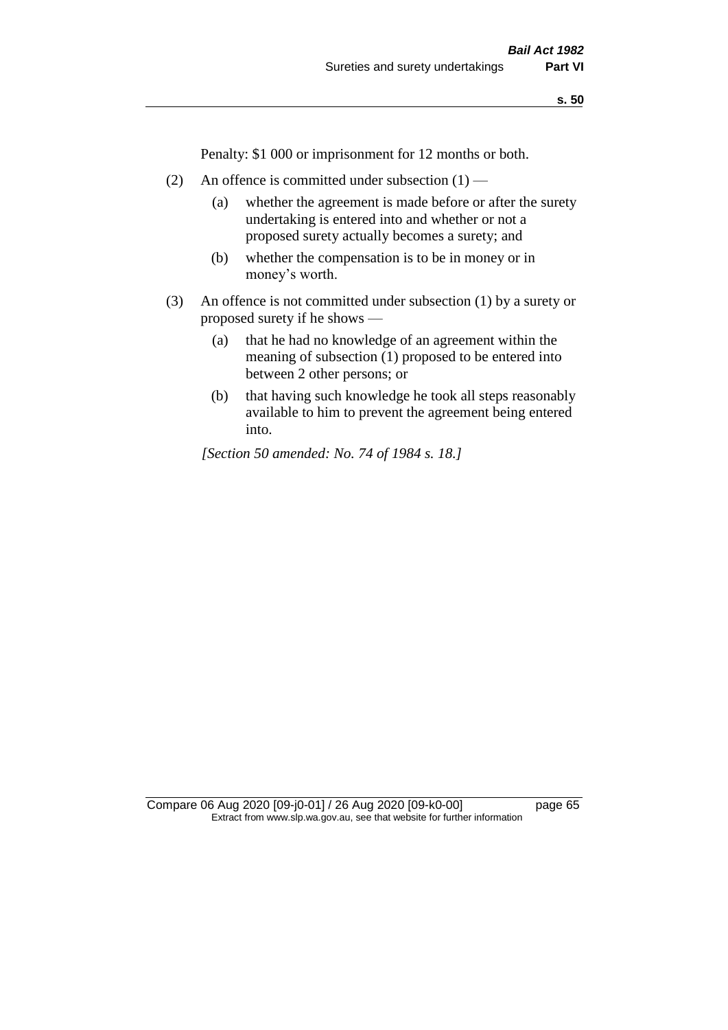Penalty: $1 000 or imprisonment for 12 months or both.

(2) An offence is committed under subsection (1) —

(a) whether the agreement is made before or after the surety undertaking is entered into and whether or not a proposed surety actually becomes a surety; and

(b) whether the compensation is to be in money or in money's worth.

(3) An offence is not committed under subsection (1) by a surety or proposed surety if he shows —

(a) that he had no knowledge of an agreement within the meaning of subsection (1) proposed to be entered into between 2 other persons; or

(b) that having such knowledge he took all steps reasonably available to him to prevent the agreement being entered into.

*[Section 50 amended: No. 74 of 1984 s. 18.]*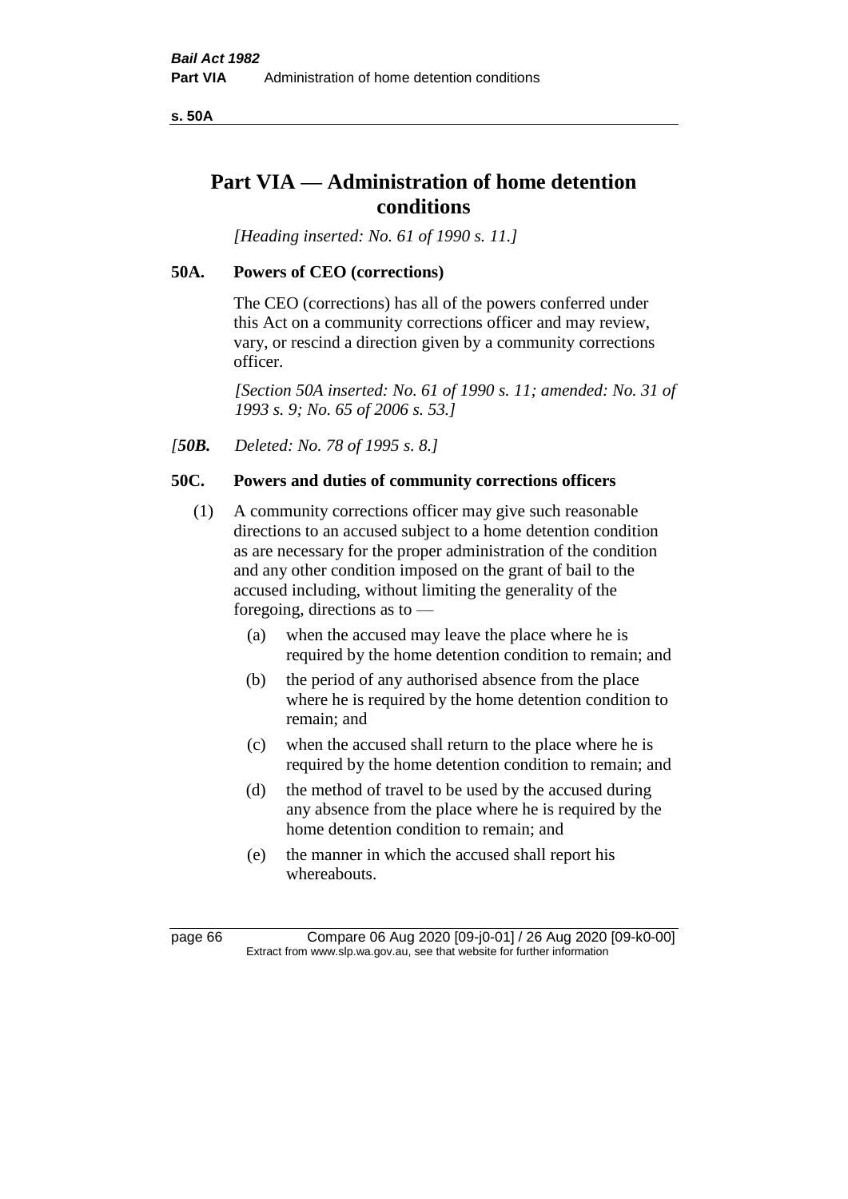# Part VIA — Administration of home detention conditions

*[Heading inserted: No. 61 of 1990 s. 11.]*

## 50A. Powers of CEO (corrections)

The CEO (corrections) has all of the powers conferred under this Act on a community corrections officer and may review, vary, or rescind a direction given by a community corrections officer.

*[Section 50A inserted: No. 61 of 1990 s. 11; amended: No. 31 of 1993 s. 9; No. 65 of 2006 s. 53.]*

*[**50B.** Deleted: No. 78 of 1995 s. 8.]*

## 50C. Powers and duties of community corrections officers

(1) A community corrections officer may give such reasonable directions to an accused subject to a home detention condition as are necessary for the proper administration of the condition and any other condition imposed on the grant of bail to the accused including, without limiting the generality of the foregoing, directions as to —

- (a) when the accused may leave the place where he is required by the home detention condition to remain; and
- (b) the period of any authorised absence from the place where he is required by the home detention condition to remain; and
- (c) when the accused shall return to the place where he is required by the home detention condition to remain; and
- (d) the method of travel to be used by the accused during any absence from the place where he is required by the home detention condition to remain; and
- (e) the manner in which the accused shall report his whereabouts.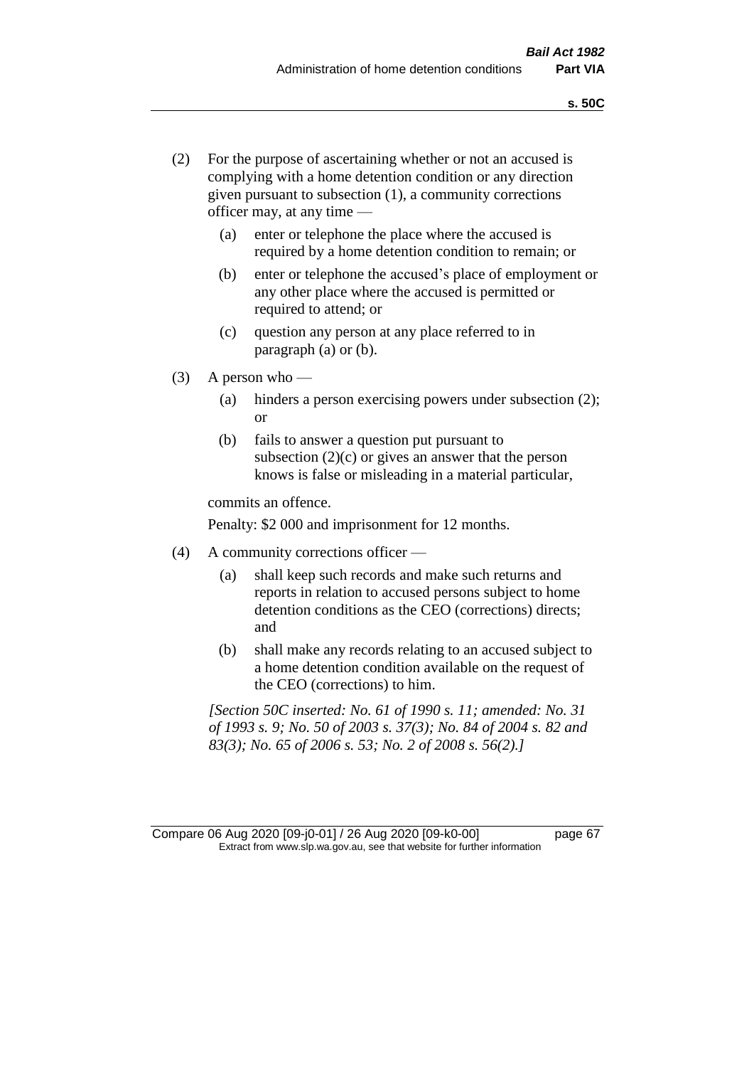(2) For the purpose of ascertaining whether or not an accused is complying with a home detention condition or any direction given pursuant to subsection (1), a community corrections officer may, at any time —

  (a) enter or telephone the place where the accused is required by a home detention condition to remain; or

  (b) enter or telephone the accused's place of employment or any other place where the accused is permitted or required to attend; or

  (c) question any person at any place referred to in paragraph (a) or (b).

(3) A person who —

  (a) hinders a person exercising powers under subsection (2); or

  (b) fails to answer a question put pursuant to subsection (2)(c) or gives an answer that the person knows is false or misleading in a material particular,

commits an offence.

Penalty: $2 000 and imprisonment for 12 months.

(4) A community corrections officer —

  (a) shall keep such records and make such returns and reports in relation to accused persons subject to home detention conditions as the CEO (corrections) directs; and

  (b) shall make any records relating to an accused subject to a home detention condition available on the request of the CEO (corrections) to him.

*[Section 50C inserted: No. 61 of 1990 s. 11; amended: No. 31 of 1993 s. 9; No. 50 of 2003 s. 37(3); No. 84 of 2004 s. 82 and 83(3); No. 65 of 2006 s. 53; No. 2 of 2008 s. 56(2).]*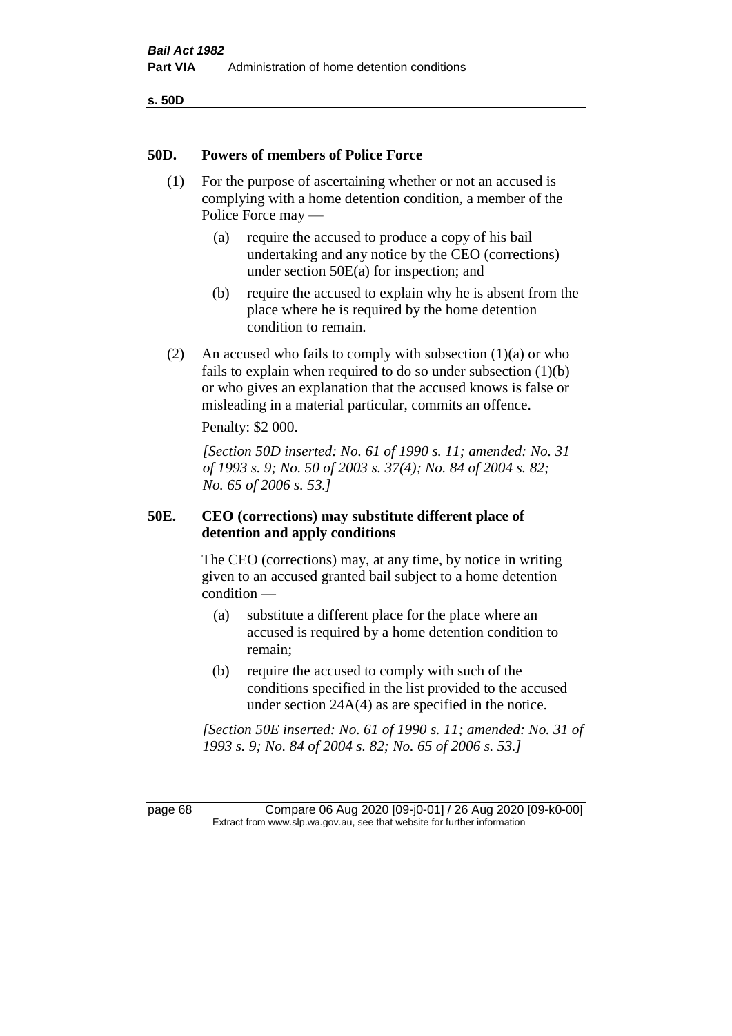## 50D. Powers of members of Police Force

(1) For the purpose of ascertaining whether or not an accused is complying with a home detention condition, a member of the Police Force may —

(a) require the accused to produce a copy of his bail undertaking and any notice by the CEO (corrections) under section 50E(a) for inspection; and

(b) require the accused to explain why he is absent from the place where he is required by the home detention condition to remain.

(2) An accused who fails to comply with subsection (1)(a) or who fails to explain when required to do so under subsection (1)(b) or who gives an explanation that the accused knows is false or misleading in a material particular, commits an offence.

Penalty: $2 000.

*[Section 50D inserted: No. 61 of 1990 s. 11; amended: No. 31 of 1993 s. 9; No. 50 of 2003 s. 37(4); No. 84 of 2004 s. 82; No. 65 of 2006 s. 53.]*

## 50E. CEO (corrections) may substitute different place of detention and apply conditions

The CEO (corrections) may, at any time, by notice in writing given to an accused granted bail subject to a home detention condition —

(a) substitute a different place for the place where an accused is required by a home detention condition to remain;

(b) require the accused to comply with such of the conditions specified in the list provided to the accused under section 24A(4) as are specified in the notice.

*[Section 50E inserted: No. 61 of 1990 s. 11; amended: No. 31 of 1993 s. 9; No. 84 of 2004 s. 82; No. 65 of 2006 s. 53.]*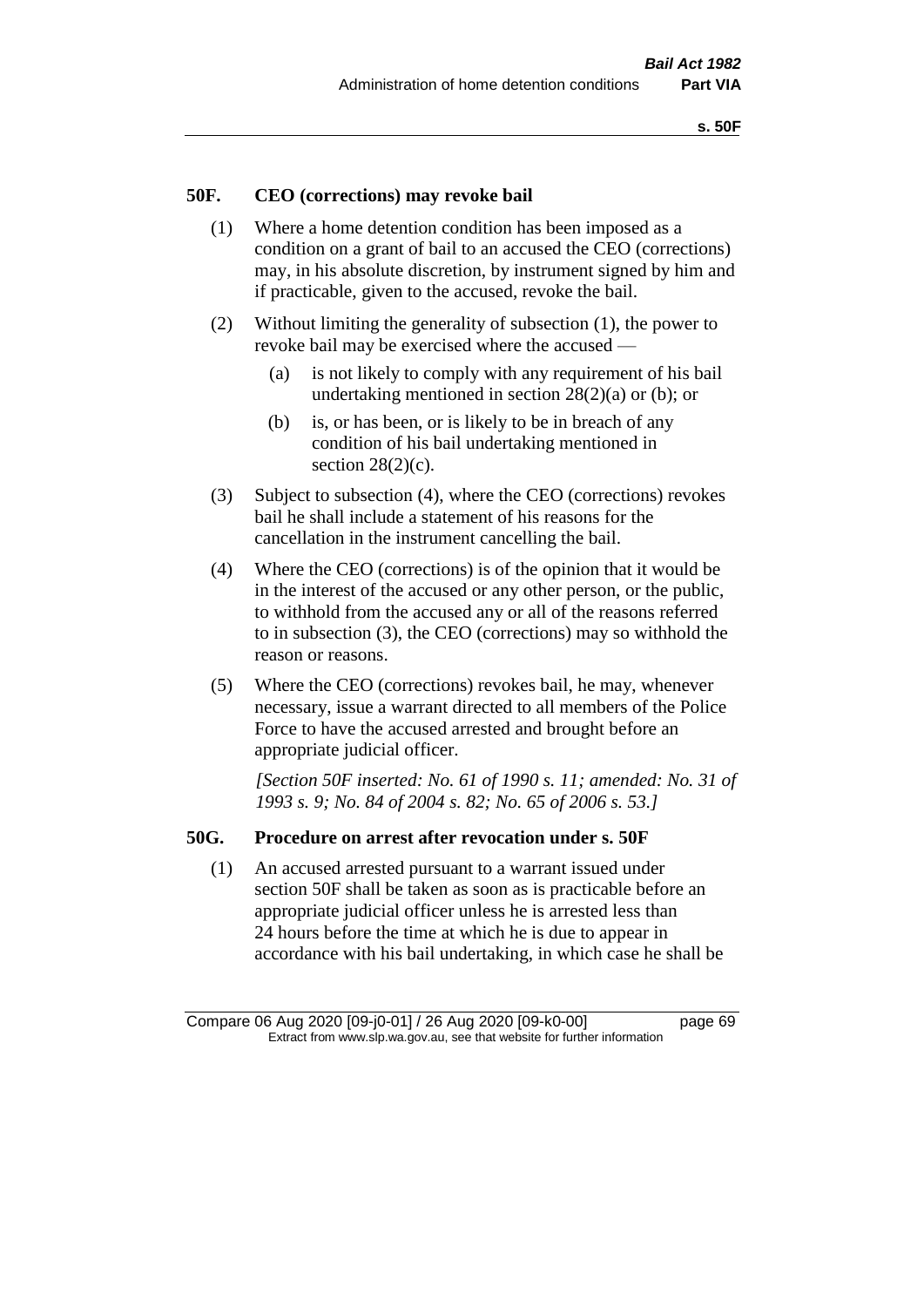## 50F. CEO (corrections) may revoke bail

(1) Where a home detention condition has been imposed as a condition on a grant of bail to an accused the CEO (corrections) may, in his absolute discretion, by instrument signed by him and if practicable, given to the accused, revoke the bail.

(2) Without limiting the generality of subsection (1), the power to revoke bail may be exercised where the accused —

(a) is not likely to comply with any requirement of his bail undertaking mentioned in section 28(2)(a) or (b); or

(b) is, or has been, or is likely to be in breach of any condition of his bail undertaking mentioned in section 28(2)(c).

(3) Subject to subsection (4), where the CEO (corrections) revokes bail he shall include a statement of his reasons for the cancellation in the instrument cancelling the bail.

(4) Where the CEO (corrections) is of the opinion that it would be in the interest of the accused or any other person, or the public, to withhold from the accused any or all of the reasons referred to in subsection (3), the CEO (corrections) may so withhold the reason or reasons.

(5) Where the CEO (corrections) revokes bail, he may, whenever necessary, issue a warrant directed to all members of the Police Force to have the accused arrested and brought before an appropriate judicial officer.

*[Section 50F inserted: No. 61 of 1990 s. 11; amended: No. 31 of 1993 s. 9; No. 84 of 2004 s. 82; No. 65 of 2006 s. 53.]*

## 50G. Procedure on arrest after revocation under s. 50F

(1) An accused arrested pursuant to a warrant issued under section 50F shall be taken as soon as is practicable before an appropriate judicial officer unless he is arrested less than 24 hours before the time at which he is due to appear in accordance with his bail undertaking, in which case he shall be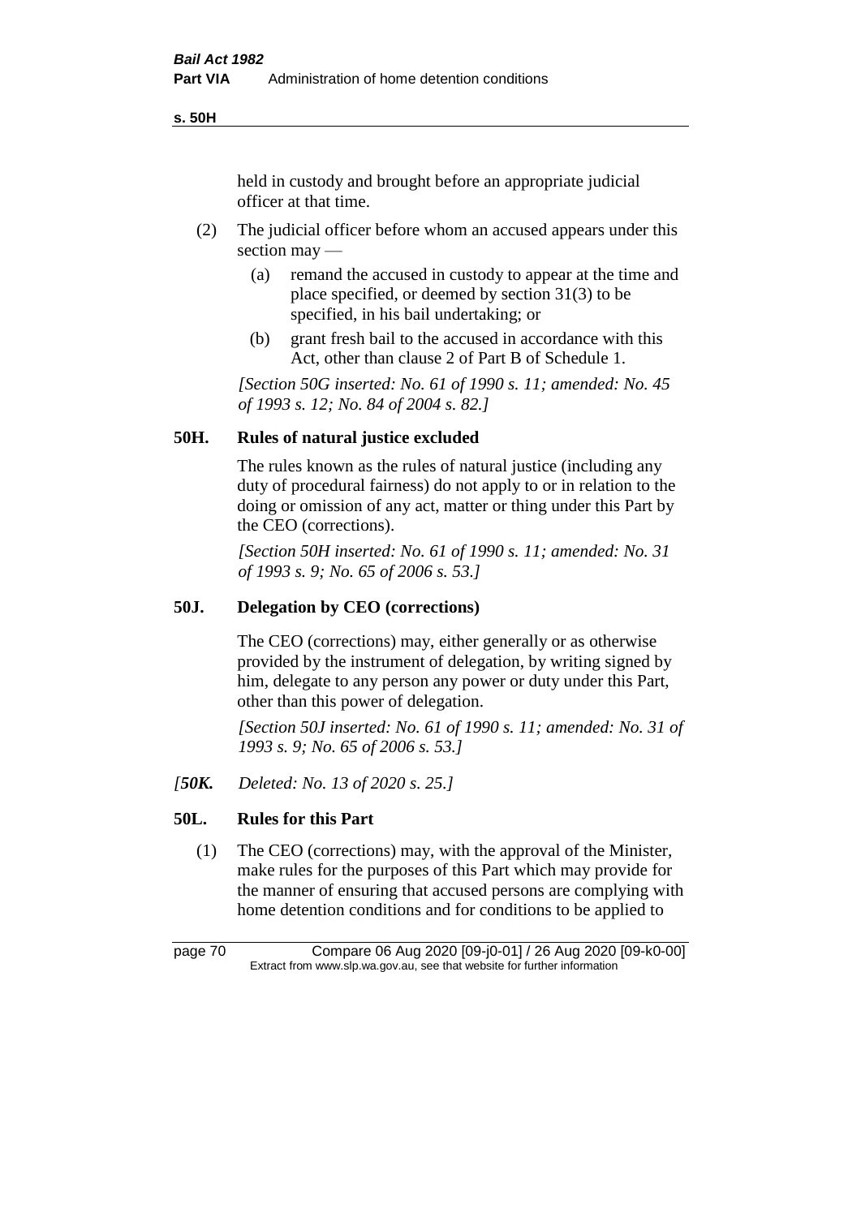held in custody and brought before an appropriate judicial officer at that time.

(2) The judicial officer before whom an accused appears under this section may —

(a) remand the accused in custody to appear at the time and place specified, or deemed by section 31(3) to be specified, in his bail undertaking; or

(b) grant fresh bail to the accused in accordance with this Act, other than clause 2 of Part B of Schedule 1.

*[Section 50G inserted: No. 61 of 1990 s. 11; amended: No. 45 of 1993 s. 12; No. 84 of 2004 s. 82.]*

## 50H. Rules of natural justice excluded

The rules known as the rules of natural justice (including any duty of procedural fairness) do not apply to or in relation to the doing or omission of any act, matter or thing under this Part by the CEO (corrections).

*[Section 50H inserted: No. 61 of 1990 s. 11; amended: No. 31 of 1993 s. 9; No. 65 of 2006 s. 53.]*

## 50J. Delegation by CEO (corrections)

The CEO (corrections) may, either generally or as otherwise provided by the instrument of delegation, by writing signed by him, delegate to any person any power or duty under this Part, other than this power of delegation.

*[Section 50J inserted: No. 61 of 1990 s. 11; amended: No. 31 of 1993 s. 9; No. 65 of 2006 s. 53.]*

*[**50K.** Deleted: No. 13 of 2020 s. 25.]*

## 50L. Rules for this Part

(1) The CEO (corrections) may, with the approval of the Minister, make rules for the purposes of this Part which may provide for the manner of ensuring that accused persons are complying with home detention conditions and for conditions to be applied to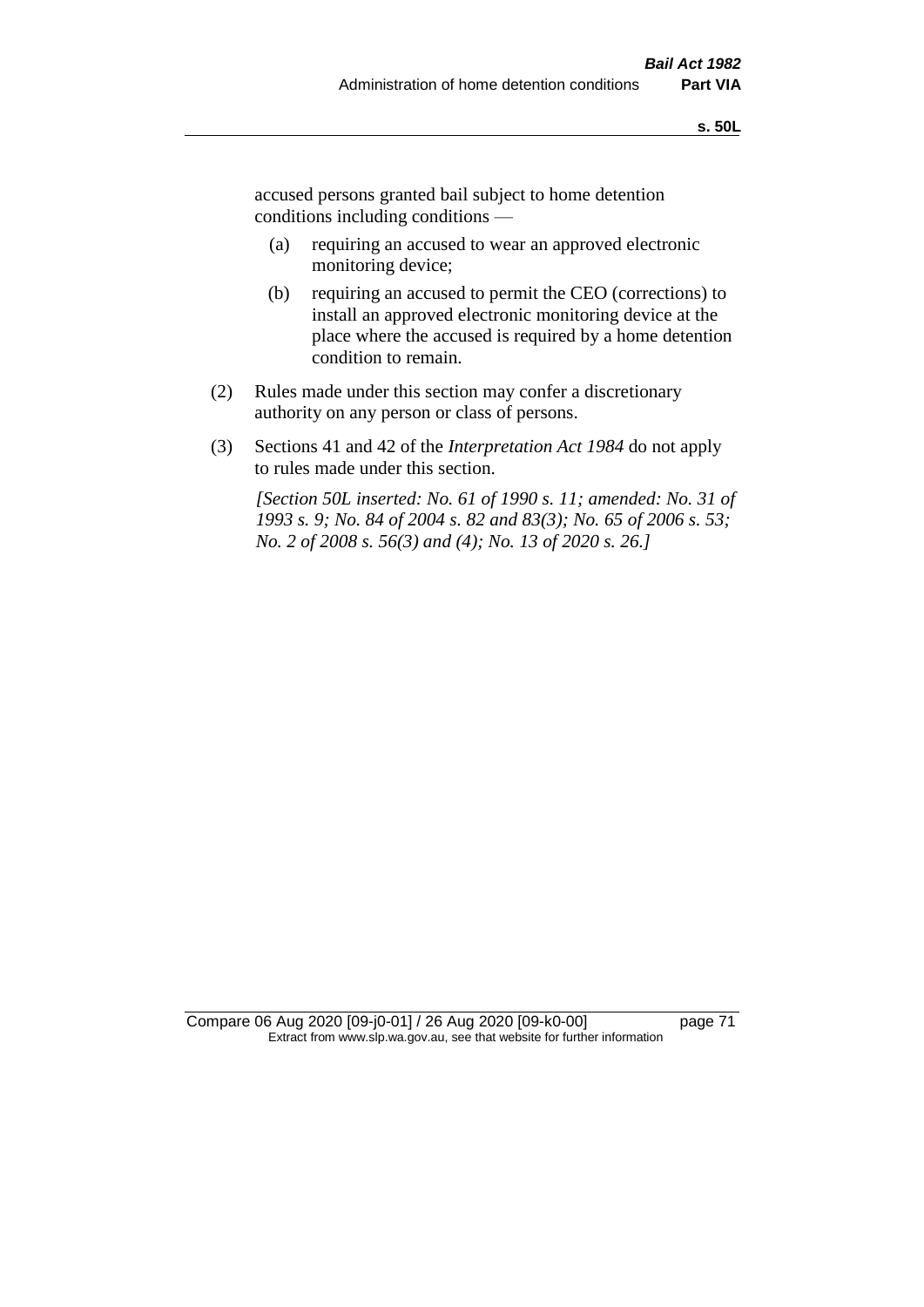accused persons granted bail subject to home detention conditions including conditions —

(a) requiring an accused to wear an approved electronic monitoring device;

(b) requiring an accused to permit the CEO (corrections) to install an approved electronic monitoring device at the place where the accused is required by a home detention condition to remain.

(2) Rules made under this section may confer a discretionary authority on any person or class of persons.

(3) Sections 41 and 42 of the *Interpretation Act 1984* do not apply to rules made under this section.

*[Section 50L inserted: No. 61 of 1990 s. 11; amended: No. 31 of 1993 s. 9; No. 84 of 2004 s. 82 and 83(3); No. 65 of 2006 s. 53; No. 2 of 2008 s. 56(3) and (4); No. 13 of 2020 s. 26.]*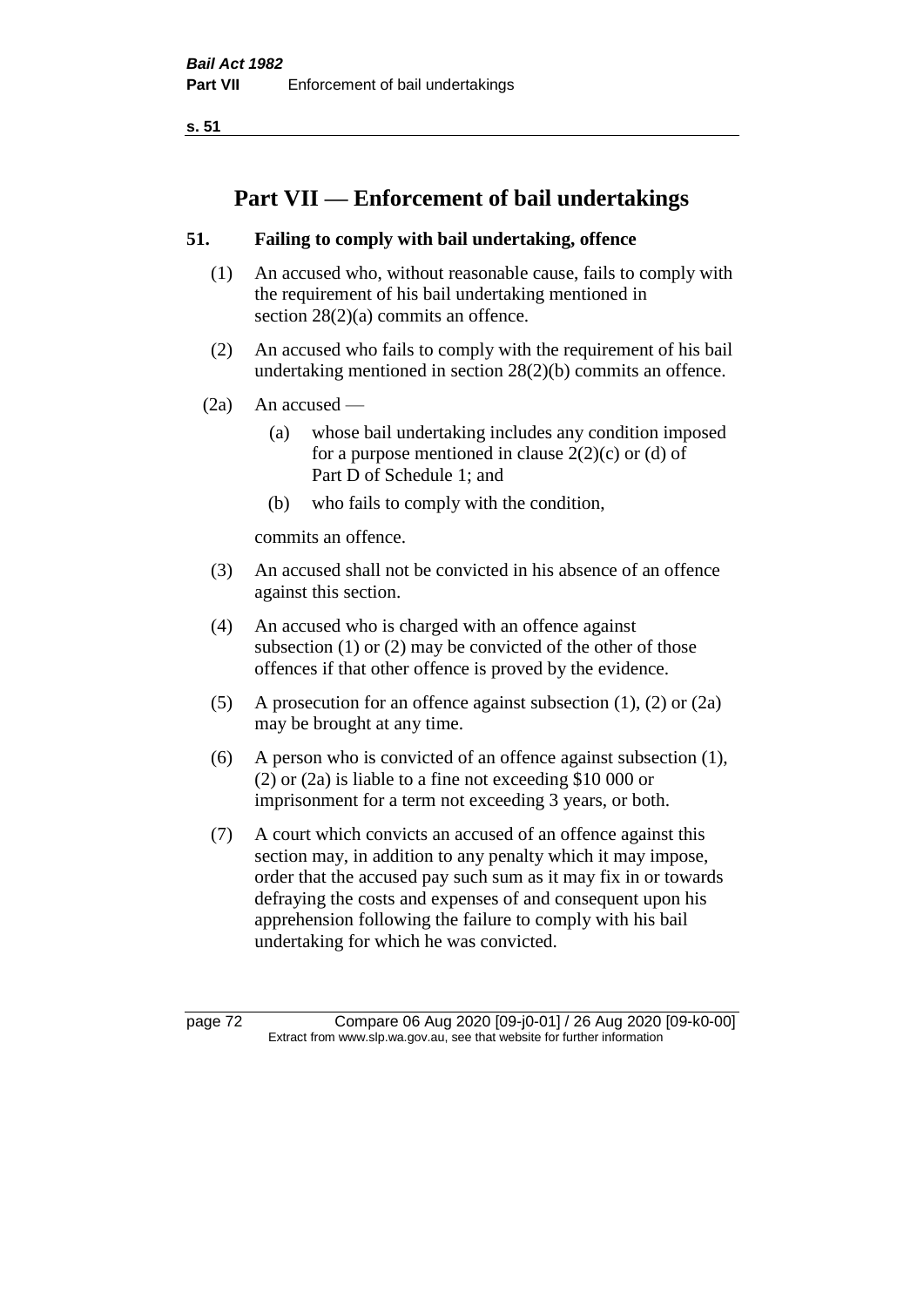# Part VII — Enforcement of bail undertakings

## 51. Failing to comply with bail undertaking, offence

(1) An accused who, without reasonable cause, fails to comply with the requirement of his bail undertaking mentioned in section 28(2)(a) commits an offence.

(2) An accused who fails to comply with the requirement of his bail undertaking mentioned in section 28(2)(b) commits an offence.

(2a) An accused —

(a) whose bail undertaking includes any condition imposed for a purpose mentioned in clause 2(2)(c) or (d) of Part D of Schedule 1; and

(b) who fails to comply with the condition,

commits an offence.

(3) An accused shall not be convicted in his absence of an offence against this section.

(4) An accused who is charged with an offence against subsection (1) or (2) may be convicted of the other of those offences if that other offence is proved by the evidence.

(5) A prosecution for an offence against subsection (1), (2) or (2a) may be brought at any time.

(6) A person who is convicted of an offence against subsection (1), (2) or (2a) is liable to a fine not exceeding $10 000 or imprisonment for a term not exceeding 3 years, or both.

(7) A court which convicts an accused of an offence against this section may, in addition to any penalty which it may impose, order that the accused pay such sum as it may fix in or towards defraying the costs and expenses of and consequent upon his apprehension following the failure to comply with his bail undertaking for which he was convicted.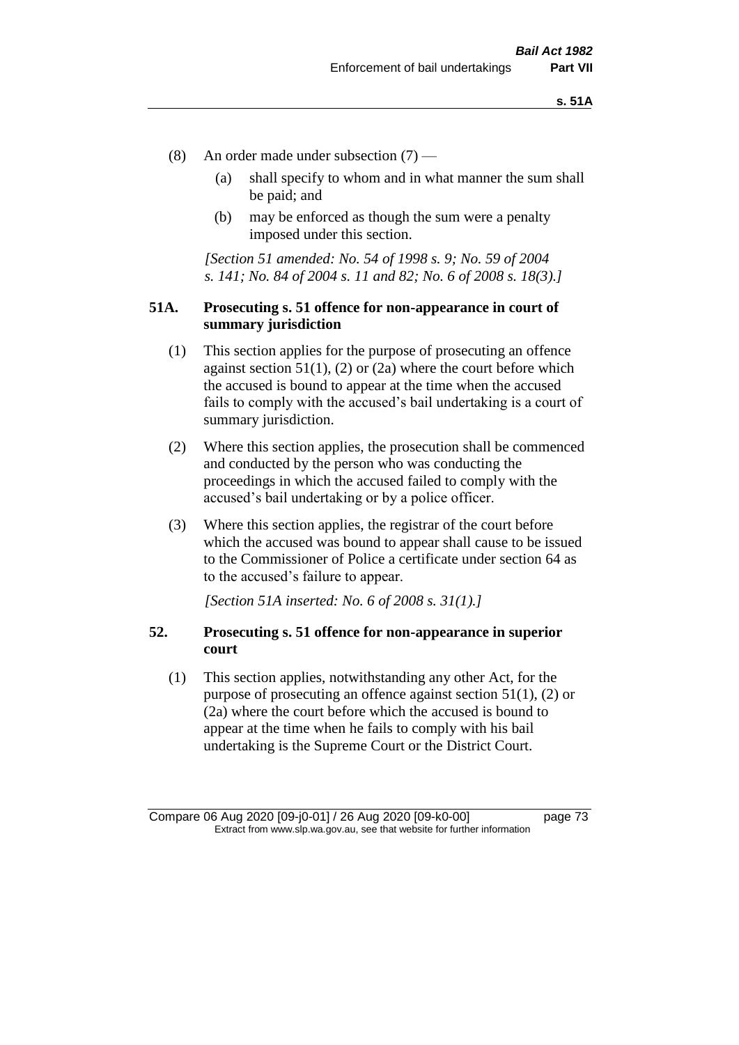(8) An order made under subsection (7) —

(a) shall specify to whom and in what manner the sum shall be paid; and

(b) may be enforced as though the sum were a penalty imposed under this section.

*[Section 51 amended: No. 54 of 1998 s. 9; No. 59 of 2004 s. 141; No. 84 of 2004 s. 11 and 82; No. 6 of 2008 s. 18(3).]*

### 51A. Prosecuting s. 51 offence for non-appearance in court of summary jurisdiction

(1) This section applies for the purpose of prosecuting an offence against section 51(1), (2) or (2a) where the court before which the accused is bound to appear at the time when the accused fails to comply with the accused's bail undertaking is a court of summary jurisdiction.

(2) Where this section applies, the prosecution shall be commenced and conducted by the person who was conducting the proceedings in which the accused failed to comply with the accused's bail undertaking or by a police officer.

(3) Where this section applies, the registrar of the court before which the accused was bound to appear shall cause to be issued to the Commissioner of Police a certificate under section 64 as to the accused's failure to appear.

*[Section 51A inserted: No. 6 of 2008 s. 31(1).]*

### 52. Prosecuting s. 51 offence for non-appearance in superior court

(1) This section applies, notwithstanding any other Act, for the purpose of prosecuting an offence against section 51(1), (2) or (2a) where the court before which the accused is bound to appear at the time when he fails to comply with his bail undertaking is the Supreme Court or the District Court.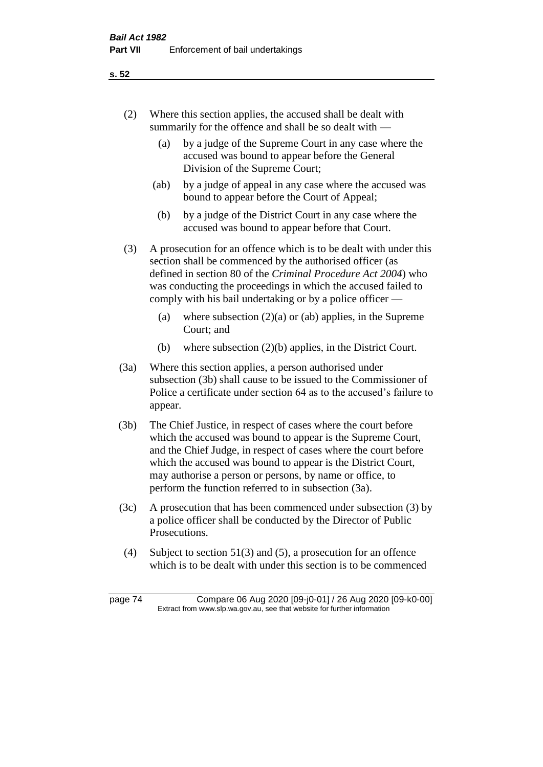(2) Where this section applies, the accused shall be dealt with summarily for the offence and shall be so dealt with —

(a) by a judge of the Supreme Court in any case where the accused was bound to appear before the General Division of the Supreme Court;

(ab) by a judge of appeal in any case where the accused was bound to appear before the Court of Appeal;

(b) by a judge of the District Court in any case where the accused was bound to appear before that Court.

(3) A prosecution for an offence which is to be dealt with under this section shall be commenced by the authorised officer (as defined in section 80 of the *Criminal Procedure Act 2004*) who was conducting the proceedings in which the accused failed to comply with his bail undertaking or by a police officer —

(a) where subsection (2)(a) or (ab) applies, in the Supreme Court; and

(b) where subsection (2)(b) applies, in the District Court.

(3a) Where this section applies, a person authorised under subsection (3b) shall cause to be issued to the Commissioner of Police a certificate under section 64 as to the accused's failure to appear.

(3b) The Chief Justice, in respect of cases where the court before which the accused was bound to appear is the Supreme Court, and the Chief Judge, in respect of cases where the court before which the accused was bound to appear is the District Court, may authorise a person or persons, by name or office, to perform the function referred to in subsection (3a).

(3c) A prosecution that has been commenced under subsection (3) by a police officer shall be conducted by the Director of Public Prosecutions.

(4) Subject to section 51(3) and (5), a prosecution for an offence which is to be dealt with under this section is to be commenced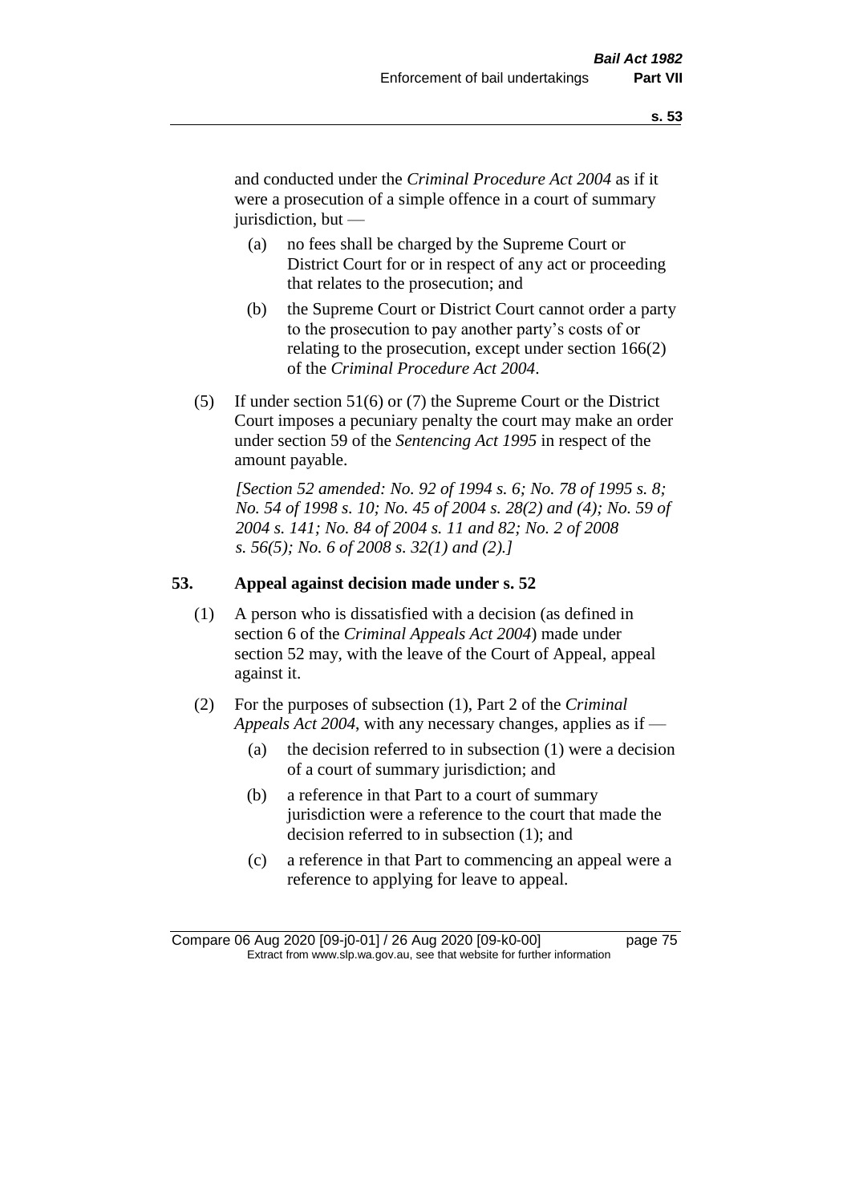and conducted under the *Criminal Procedure Act 2004* as if it were a prosecution of a simple offence in a court of summary jurisdiction, but —

(a) no fees shall be charged by the Supreme Court or District Court for or in respect of any act or proceeding that relates to the prosecution; and

(b) the Supreme Court or District Court cannot order a party to the prosecution to pay another party's costs of or relating to the prosecution, except under section 166(2) of the *Criminal Procedure Act 2004*.

(5) If under section 51(6) or (7) the Supreme Court or the District Court imposes a pecuniary penalty the court may make an order under section 59 of the *Sentencing Act 1995* in respect of the amount payable.

*[Section 52 amended: No. 92 of 1994 s. 6; No. 78 of 1995 s. 8; No. 54 of 1998 s. 10; No. 45 of 2004 s. 28(2) and (4); No. 59 of 2004 s. 141; No. 84 of 2004 s. 11 and 82; No. 2 of 2008 s. 56(5); No. 6 of 2008 s. 32(1) and (2).]*

## 53. Appeal against decision made under s. 52

(1) A person who is dissatisfied with a decision (as defined in section 6 of the *Criminal Appeals Act 2004*) made under section 52 may, with the leave of the Court of Appeal, appeal against it.

(2) For the purposes of subsection (1), Part 2 of the *Criminal Appeals Act 2004*, with any necessary changes, applies as if —

(a) the decision referred to in subsection (1) were a decision of a court of summary jurisdiction; and

(b) a reference in that Part to a court of summary jurisdiction were a reference to the court that made the decision referred to in subsection (1); and

(c) a reference in that Part to commencing an appeal were a reference to applying for leave to appeal.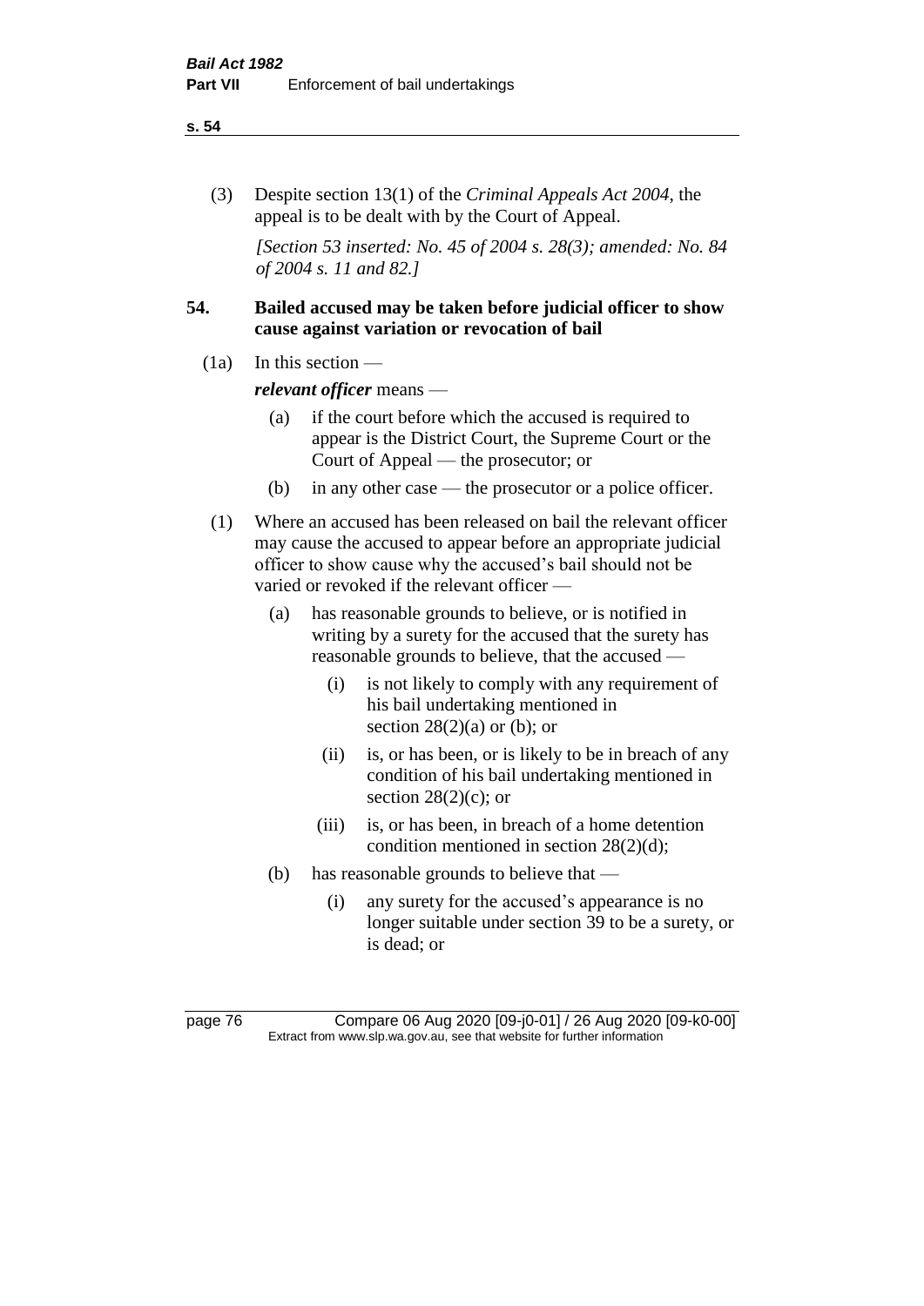(3) Despite section 13(1) of the *Criminal Appeals Act 2004*, the appeal is to be dealt with by the Court of Appeal.

*[Section 53 inserted: No. 45 of 2004 s. 28(3); amended: No. 84 of 2004 s. 11 and 82.]*

**54. Bailed accused may be taken before judicial officer to show cause against variation or revocation of bail**

(1a) In this section —

***relevant officer*** means —

(a) if the court before which the accused is required to appear is the District Court, the Supreme Court or the Court of Appeal — the prosecutor; or

(b) in any other case — the prosecutor or a police officer.

(1) Where an accused has been released on bail the relevant officer may cause the accused to appear before an appropriate judicial officer to show cause why the accused's bail should not be varied or revoked if the relevant officer —

(a) has reasonable grounds to believe, or is notified in writing by a surety for the accused that the surety has reasonable grounds to believe, that the accused —

(i) is not likely to comply with any requirement of his bail undertaking mentioned in section 28(2)(a) or (b); or

(ii) is, or has been, or is likely to be in breach of any condition of his bail undertaking mentioned in section 28(2)(c); or

(iii) is, or has been, in breach of a home detention condition mentioned in section 28(2)(d);

(b) has reasonable grounds to believe that —

(i) any surety for the accused's appearance is no longer suitable under section 39 to be a surety, or is dead; or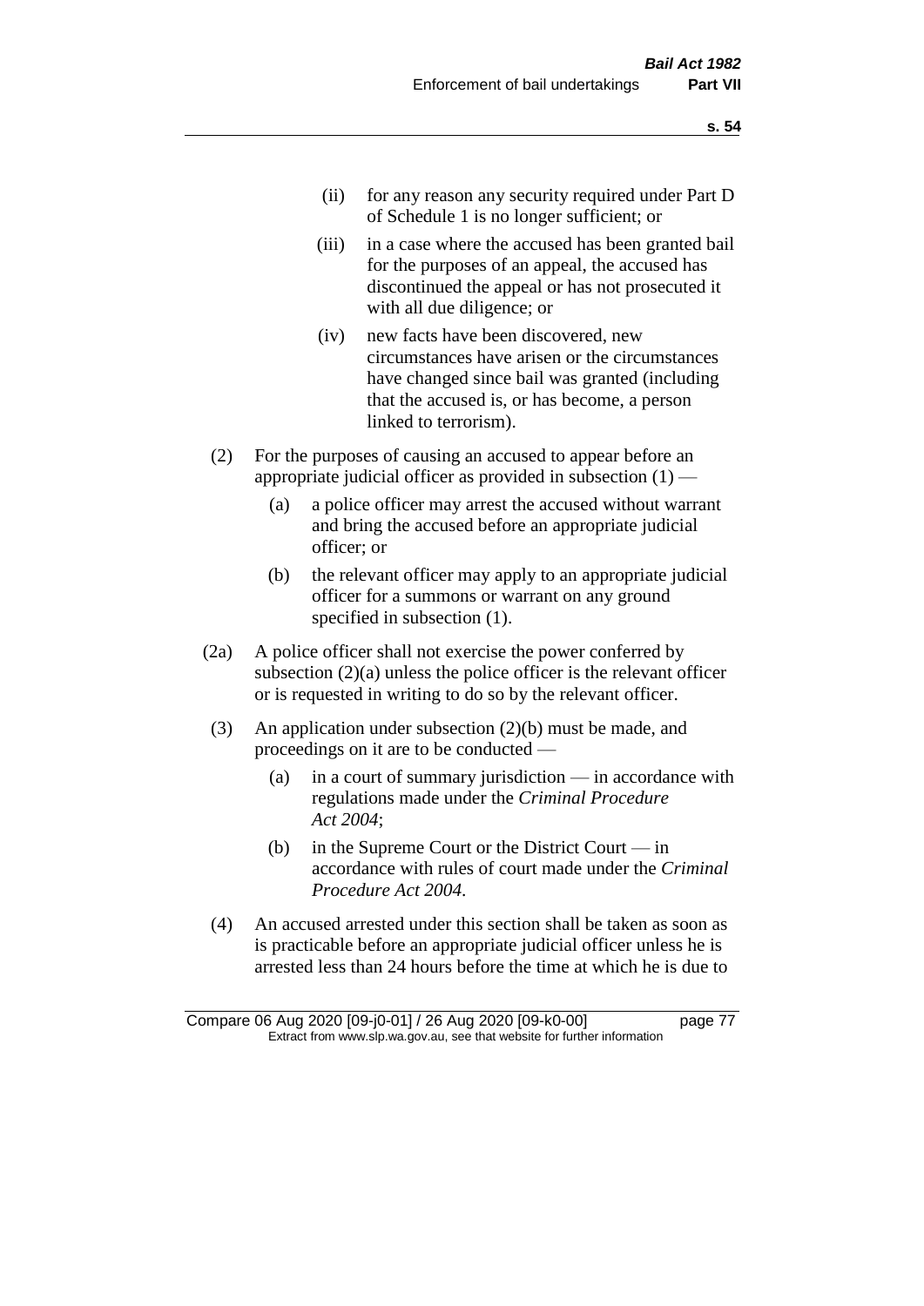(ii) for any reason any security required under Part D of Schedule 1 is no longer sufficient; or

(iii) in a case where the accused has been granted bail for the purposes of an appeal, the accused has discontinued the appeal or has not prosecuted it with all due diligence; or

(iv) new facts have been discovered, new circumstances have arisen or the circumstances have changed since bail was granted (including that the accused is, or has become, a person linked to terrorism).

(2) For the purposes of causing an accused to appear before an appropriate judicial officer as provided in subsection (1) —

(a) a police officer may arrest the accused without warrant and bring the accused before an appropriate judicial officer; or

(b) the relevant officer may apply to an appropriate judicial officer for a summons or warrant on any ground specified in subsection (1).

(2a) A police officer shall not exercise the power conferred by subsection (2)(a) unless the police officer is the relevant officer or is requested in writing to do so by the relevant officer.

(3) An application under subsection (2)(b) must be made, and proceedings on it are to be conducted —

(a) in a court of summary jurisdiction — in accordance with regulations made under the *Criminal Procedure Act 2004*;

(b) in the Supreme Court or the District Court — in accordance with rules of court made under the *Criminal Procedure Act 2004*.

(4) An accused arrested under this section shall be taken as soon as is practicable before an appropriate judicial officer unless he is arrested less than 24 hours before the time at which he is due to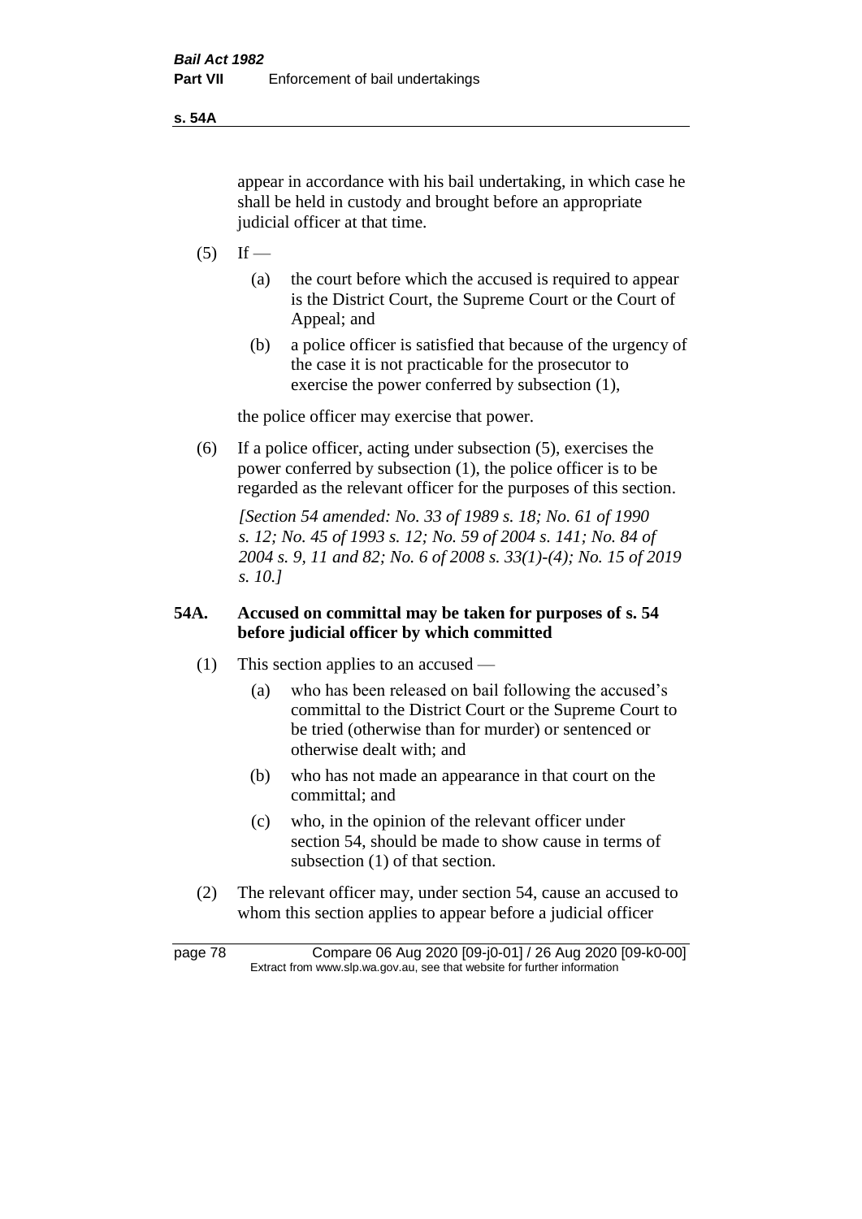appear in accordance with his bail undertaking, in which case he shall be held in custody and brought before an appropriate judicial officer at that time.

(5) If —

(a) the court before which the accused is required to appear is the District Court, the Supreme Court or the Court of Appeal; and

(b) a police officer is satisfied that because of the urgency of the case it is not practicable for the prosecutor to exercise the power conferred by subsection (1),

the police officer may exercise that power.

(6) If a police officer, acting under subsection (5), exercises the power conferred by subsection (1), the police officer is to be regarded as the relevant officer for the purposes of this section.

*[Section 54 amended: No. 33 of 1989 s. 18; No. 61 of 1990 s. 12; No. 45 of 1993 s. 12; No. 59 of 2004 s. 141; No. 84 of 2004 s. 9, 11 and 82; No. 6 of 2008 s. 33(1)-(4); No. 15 of 2019 s. 10.]*

**54A. Accused on committal may be taken for purposes of s. 54 before judicial officer by which committed**

(1) This section applies to an accused —

(a) who has been released on bail following the accused's committal to the District Court or the Supreme Court to be tried (otherwise than for murder) or sentenced or otherwise dealt with; and

(b) who has not made an appearance in that court on the committal; and

(c) who, in the opinion of the relevant officer under section 54, should be made to show cause in terms of subsection (1) of that section.

(2) The relevant officer may, under section 54, cause an accused to whom this section applies to appear before a judicial officer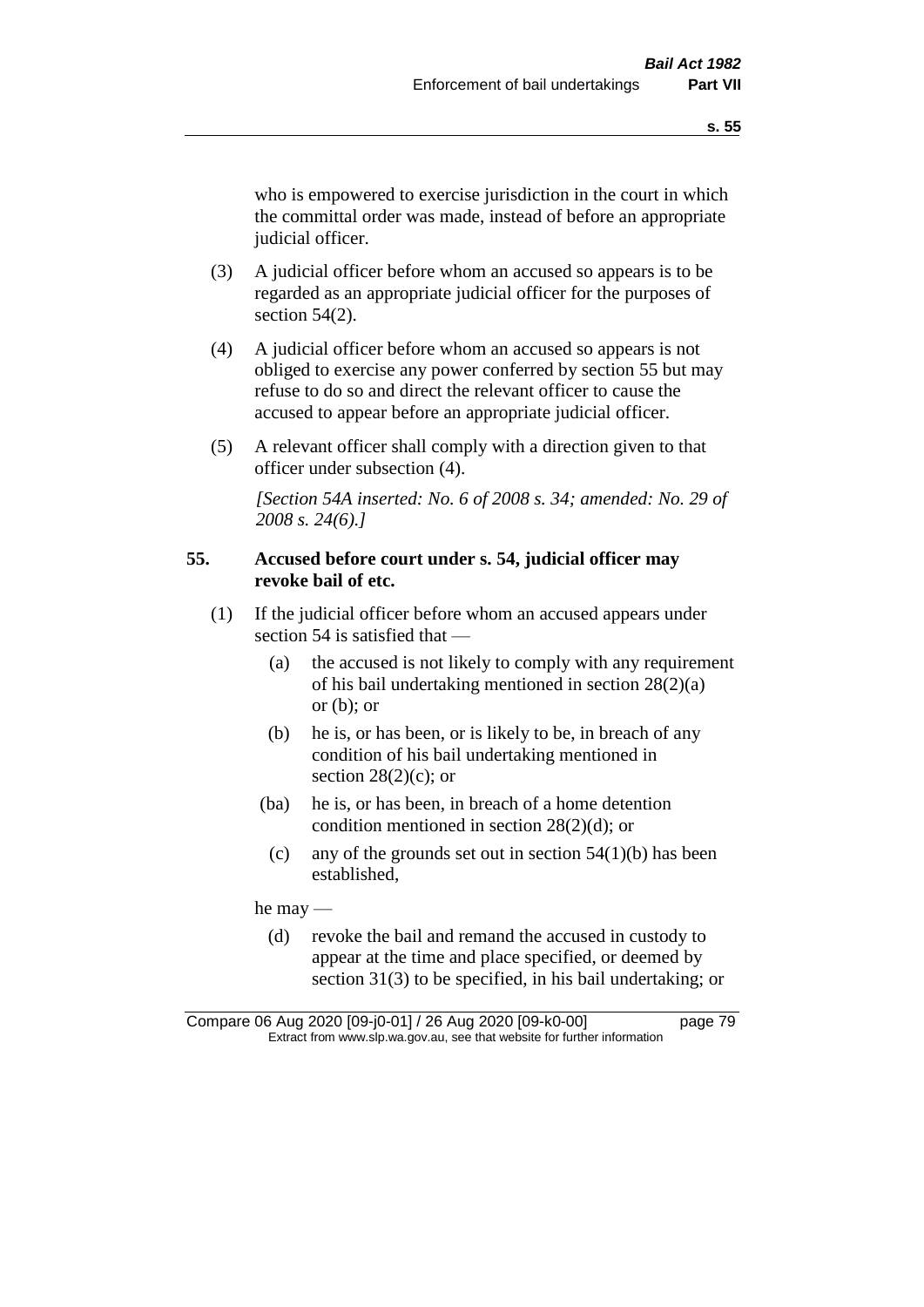who is empowered to exercise jurisdiction in the court in which the committal order was made, instead of before an appropriate judicial officer.

(3) A judicial officer before whom an accused so appears is to be regarded as an appropriate judicial officer for the purposes of section 54(2).

(4) A judicial officer before whom an accused so appears is not obliged to exercise any power conferred by section 55 but may refuse to do so and direct the relevant officer to cause the accused to appear before an appropriate judicial officer.

(5) A relevant officer shall comply with a direction given to that officer under subsection (4).

*[Section 54A inserted: No. 6 of 2008 s. 34; amended: No. 29 of 2008 s. 24(6).]*

**55. Accused before court under s. 54, judicial officer may revoke bail of etc.**

(1) If the judicial officer before whom an accused appears under section 54 is satisfied that —

(a) the accused is not likely to comply with any requirement of his bail undertaking mentioned in section 28(2)(a) or (b); or

(b) he is, or has been, or is likely to be, in breach of any condition of his bail undertaking mentioned in section 28(2)(c); or

(ba) he is, or has been, in breach of a home detention condition mentioned in section 28(2)(d); or

(c) any of the grounds set out in section 54(1)(b) has been established,

he may —

(d) revoke the bail and remand the accused in custody to appear at the time and place specified, or deemed by section 31(3) to be specified, in his bail undertaking; or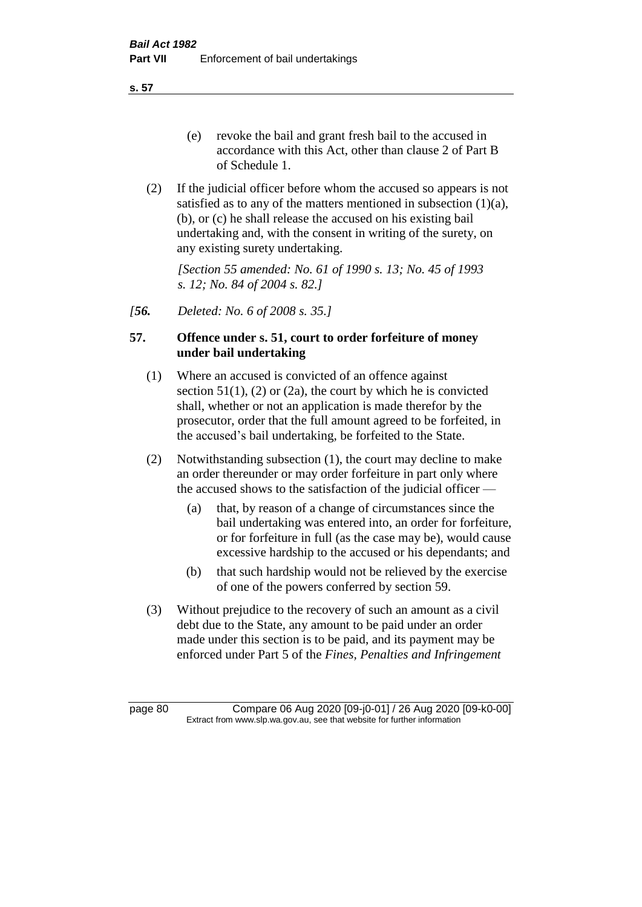(e) revoke the bail and grant fresh bail to the accused in accordance with this Act, other than clause 2 of Part B of Schedule 1.

(2) If the judicial officer before whom the accused so appears is not satisfied as to any of the matters mentioned in subsection (1)(a), (b), or (c) he shall release the accused on his existing bail undertaking and, with the consent in writing of the surety, on any existing surety undertaking.

*[Section 55 amended: No. 61 of 1990 s. 13; No. 45 of 1993 s. 12; No. 84 of 2004 s. 82.]*

*[**56.** Deleted: No. 6 of 2008 s. 35.]*

**57. Offence under s. 51, court to order forfeiture of money under bail undertaking**

(1) Where an accused is convicted of an offence against section 51(1), (2) or (2a), the court by which he is convicted shall, whether or not an application is made therefor by the prosecutor, order that the full amount agreed to be forfeited, in the accused's bail undertaking, be forfeited to the State.

(2) Notwithstanding subsection (1), the court may decline to make an order thereunder or may order forfeiture in part only where the accused shows to the satisfaction of the judicial officer —

(a) that, by reason of a change of circumstances since the bail undertaking was entered into, an order for forfeiture, or for forfeiture in full (as the case may be), would cause excessive hardship to the accused or his dependants; and

(b) that such hardship would not be relieved by the exercise of one of the powers conferred by section 59.

(3) Without prejudice to the recovery of such an amount as a civil debt due to the State, any amount to be paid under an order made under this section is to be paid, and its payment may be enforced under Part 5 of the *Fines, Penalties and Infringement*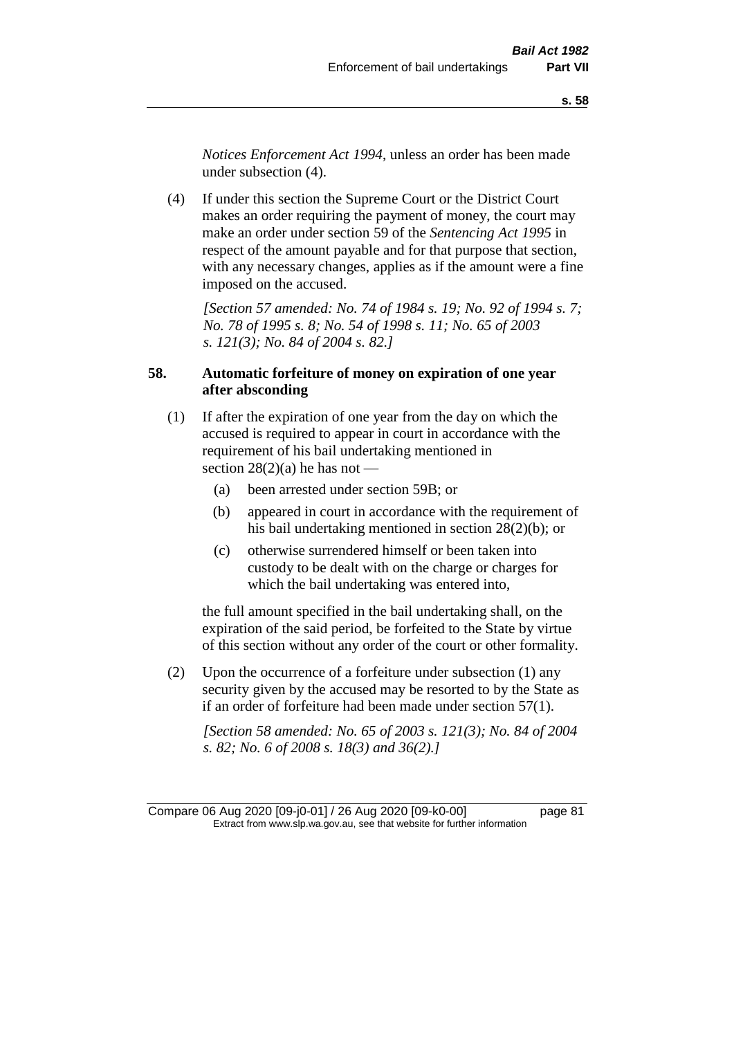*Notices Enforcement Act 1994*, unless an order has been made under subsection (4).

(4) If under this section the Supreme Court or the District Court makes an order requiring the payment of money, the court may make an order under section 59 of the *Sentencing Act 1995* in respect of the amount payable and for that purpose that section, with any necessary changes, applies as if the amount were a fine imposed on the accused.

*[Section 57 amended: No. 74 of 1984 s. 19; No. 92 of 1994 s. 7; No. 78 of 1995 s. 8; No. 54 of 1998 s. 11; No. 65 of 2003 s. 121(3); No. 84 of 2004 s. 82.]*

### 58. Automatic forfeiture of money on expiration of one year after absconding

(1) If after the expiration of one year from the day on which the accused is required to appear in court in accordance with the requirement of his bail undertaking mentioned in section 28(2)(a) he has not —

   (a) been arrested under section 59B; or

   (b) appeared in court in accordance with the requirement of his bail undertaking mentioned in section 28(2)(b); or

   (c) otherwise surrendered himself or been taken into custody to be dealt with on the charge or charges for which the bail undertaking was entered into,

the full amount specified in the bail undertaking shall, on the expiration of the said period, be forfeited to the State by virtue of this section without any order of the court or other formality.

(2) Upon the occurrence of a forfeiture under subsection (1) any security given by the accused may be resorted to by the State as if an order of forfeiture had been made under section 57(1).

*[Section 58 amended: No. 65 of 2003 s. 121(3); No. 84 of 2004 s. 82; No. 6 of 2008 s. 18(3) and 36(2).]*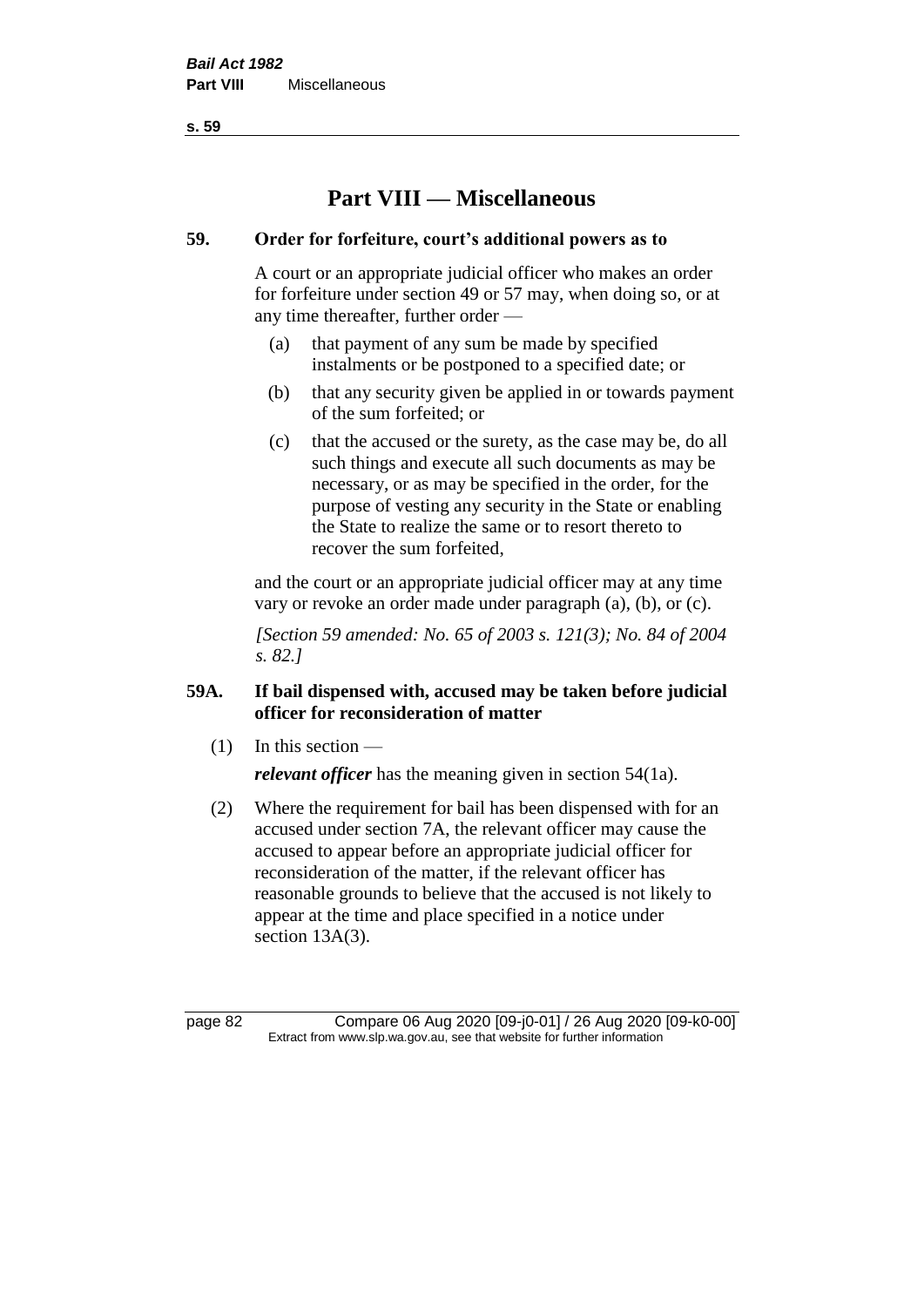# Part VIII — Miscellaneous

## 59. Order for forfeiture, court's additional powers as to

A court or an appropriate judicial officer who makes an order for forfeiture under section 49 or 57 may, when doing so, or at any time thereafter, further order —

- (a) that payment of any sum be made by specified instalments or be postponed to a specified date; or
- (b) that any security given be applied in or towards payment of the sum forfeited; or
- (c) that the accused or the surety, as the case may be, do all such things and execute all such documents as may be necessary, or as may be specified in the order, for the purpose of vesting any security in the State or enabling the State to realize the same or to resort thereto to recover the sum forfeited,

and the court or an appropriate judicial officer may at any time vary or revoke an order made under paragraph (a), (b), or (c).

*[Section 59 amended: No. 65 of 2003 s. 121(3); No. 84 of 2004 s. 82.]*

## 59A. If bail dispensed with, accused may be taken before judicial officer for reconsideration of matter

(1) In this section —

***relevant officer*** has the meaning given in section 54(1a).

(2) Where the requirement for bail has been dispensed with for an accused under section 7A, the relevant officer may cause the accused to appear before an appropriate judicial officer for reconsideration of the matter, if the relevant officer has reasonable grounds to believe that the accused is not likely to appear at the time and place specified in a notice under section 13A(3).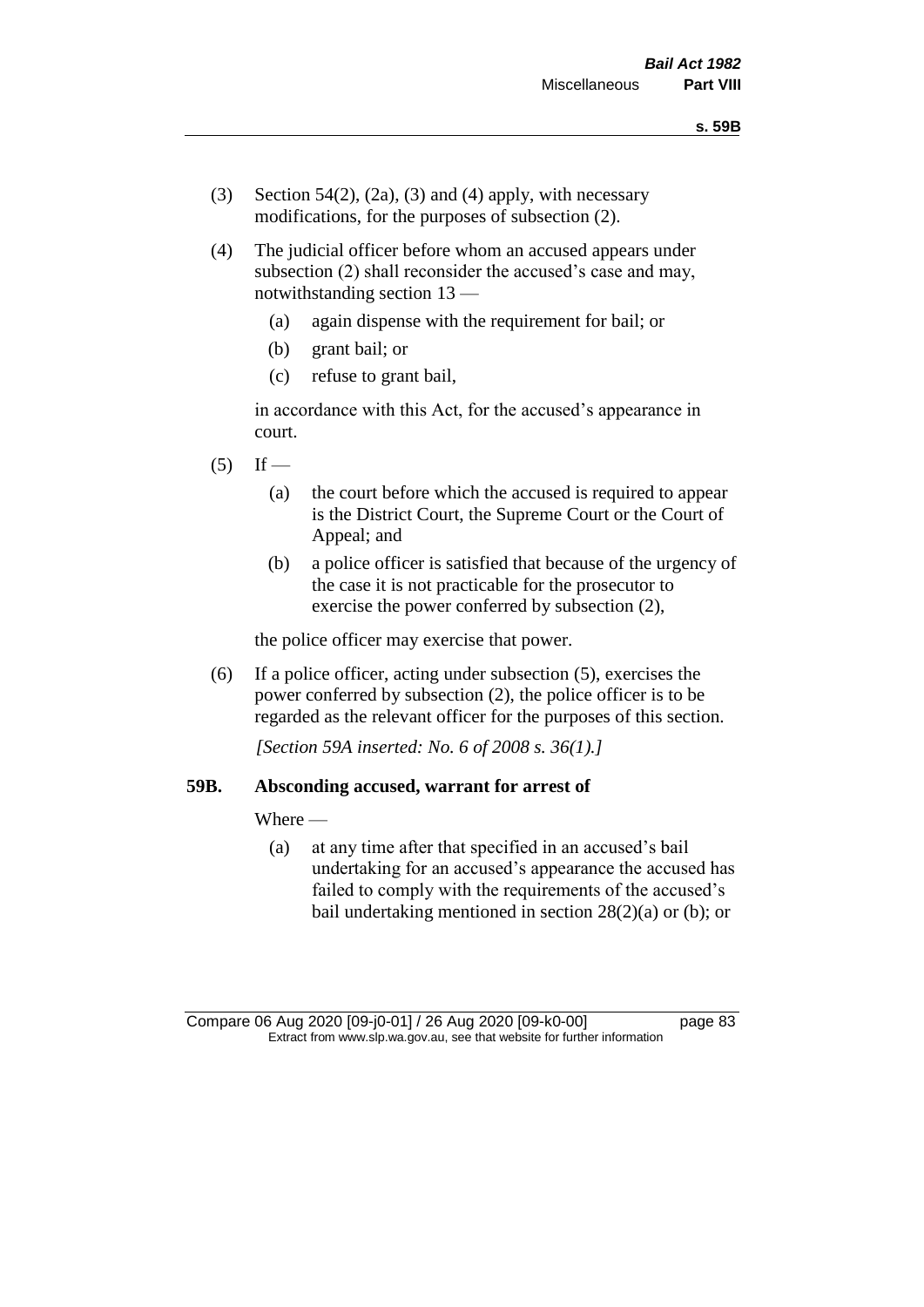(3) Section 54(2), (2a), (3) and (4) apply, with necessary modifications, for the purposes of subsection (2).

(4) The judicial officer before whom an accused appears under subsection (2) shall reconsider the accused's case and may, notwithstanding section 13 —

(a) again dispense with the requirement for bail; or

(b) grant bail; or

(c) refuse to grant bail,

in accordance with this Act, for the accused's appearance in court.

(5) If —

(a) the court before which the accused is required to appear is the District Court, the Supreme Court or the Court of Appeal; and

(b) a police officer is satisfied that because of the urgency of the case it is not practicable for the prosecutor to exercise the power conferred by subsection (2),

the police officer may exercise that power.

(6) If a police officer, acting under subsection (5), exercises the power conferred by subsection (2), the police officer is to be regarded as the relevant officer for the purposes of this section.

*[Section 59A inserted: No. 6 of 2008 s. 36(1).]*

### 59B. Absconding accused, warrant for arrest of

Where —

(a) at any time after that specified in an accused's bail undertaking for an accused's appearance the accused has failed to comply with the requirements of the accused's bail undertaking mentioned in section 28(2)(a) or (b); or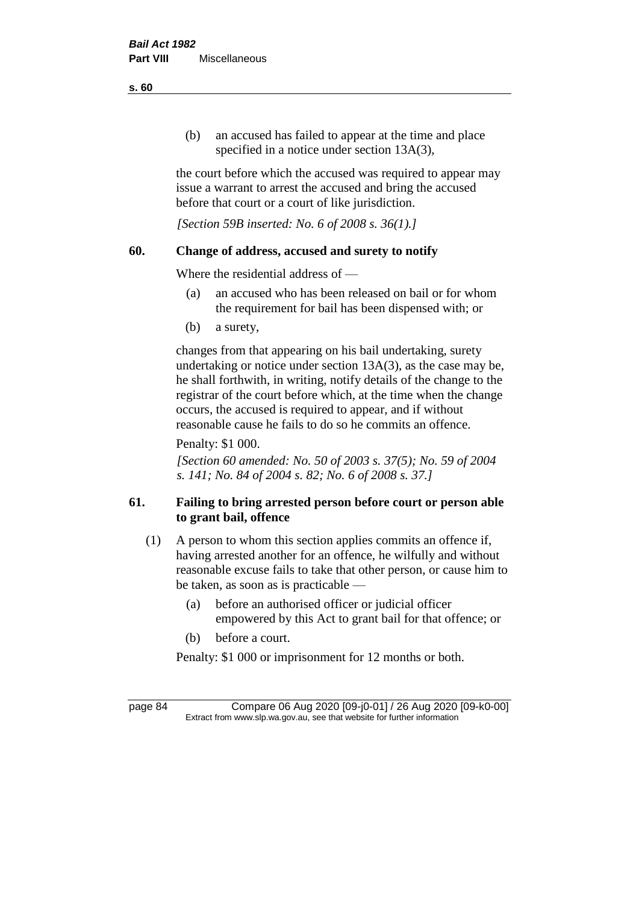(b) an accused has failed to appear at the time and place specified in a notice under section 13A(3),

the court before which the accused was required to appear may issue a warrant to arrest the accused and bring the accused before that court or a court of like jurisdiction.

*[Section 59B inserted: No. 6 of 2008 s. 36(1).]*

## 60. Change of address, accused and surety to notify

Where the residential address of —

(a) an accused who has been released on bail or for whom the requirement for bail has been dispensed with; or

(b) a surety,

changes from that appearing on his bail undertaking, surety undertaking or notice under section 13A(3), as the case may be, he shall forthwith, in writing, notify details of the change to the registrar of the court before which, at the time when the change occurs, the accused is required to appear, and if without reasonable cause he fails to do so he commits an offence.

Penalty: $1 000.

*[Section 60 amended: No. 50 of 2003 s. 37(5); No. 59 of 2004 s. 141; No. 84 of 2004 s. 82; No. 6 of 2008 s. 37.]*

## 61. Failing to bring arrested person before court or person able to grant bail, offence

(1) A person to whom this section applies commits an offence if, having arrested another for an offence, he wilfully and without reasonable excuse fails to take that other person, or cause him to be taken, as soon as is practicable —

(a) before an authorised officer or judicial officer empowered by this Act to grant bail for that offence; or

(b) before a court.

Penalty: $1 000 or imprisonment for 12 months or both.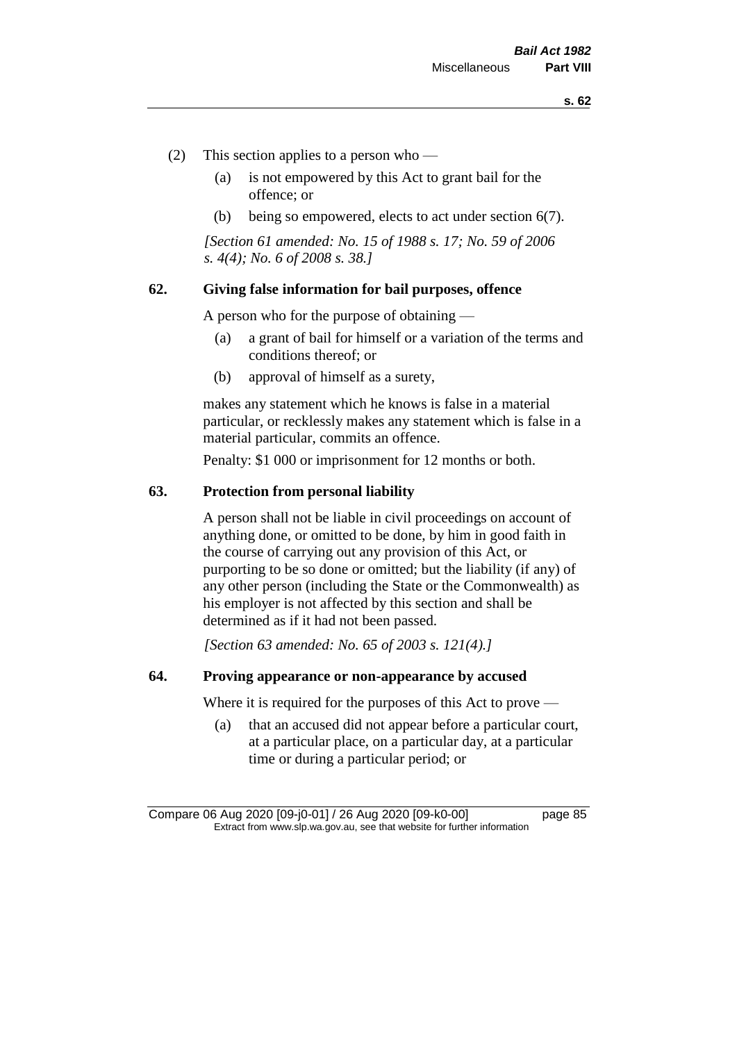(2) This section applies to a person who —

(a) is not empowered by this Act to grant bail for the offence; or

(b) being so empowered, elects to act under section 6(7).

*[Section 61 amended: No. 15 of 1988 s. 17; No. 59 of 2006 s. 4(4); No. 6 of 2008 s. 38.]*

## 62. Giving false information for bail purposes, offence

A person who for the purpose of obtaining —

(a) a grant of bail for himself or a variation of the terms and conditions thereof; or

(b) approval of himself as a surety,

makes any statement which he knows is false in a material particular, or recklessly makes any statement which is false in a material particular, commits an offence.

Penalty: $1 000 or imprisonment for 12 months or both.

## 63. Protection from personal liability

A person shall not be liable in civil proceedings on account of anything done, or omitted to be done, by him in good faith in the course of carrying out any provision of this Act, or purporting to be so done or omitted; but the liability (if any) of any other person (including the State or the Commonwealth) as his employer is not affected by this section and shall be determined as if it had not been passed.

*[Section 63 amended: No. 65 of 2003 s. 121(4).]*

## 64. Proving appearance or non-appearance by accused

Where it is required for the purposes of this Act to prove —

(a) that an accused did not appear before a particular court, at a particular place, on a particular day, at a particular time or during a particular period; or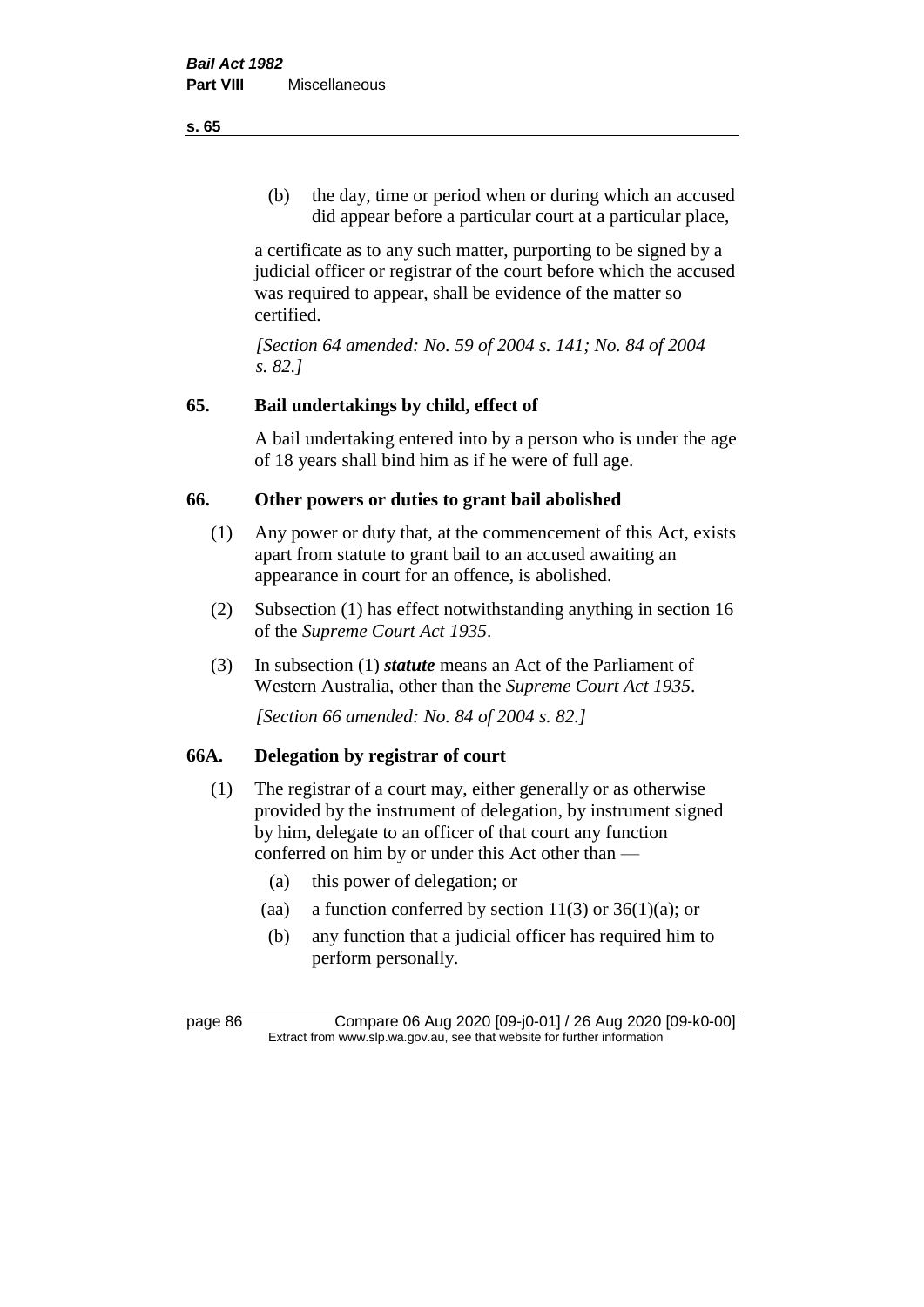(b) the day, time or period when or during which an accused did appear before a particular court at a particular place,

a certificate as to any such matter, purporting to be signed by a judicial officer or registrar of the court before which the accused was required to appear, shall be evidence of the matter so certified.

*[Section 64 amended: No. 59 of 2004 s. 141; No. 84 of 2004 s. 82.]*

## 65. Bail undertakings by child, effect of

A bail undertaking entered into by a person who is under the age of 18 years shall bind him as if he were of full age.

## 66. Other powers or duties to grant bail abolished

(1) Any power or duty that, at the commencement of this Act, exists apart from statute to grant bail to an accused awaiting an appearance in court for an offence, is abolished.

(2) Subsection (1) has effect notwithstanding anything in section 16 of the *Supreme Court Act 1935*.

(3) In subsection (1) ***statute*** means an Act of the Parliament of Western Australia, other than the *Supreme Court Act 1935*.

*[Section 66 amended: No. 84 of 2004 s. 82.]*

## 66A. Delegation by registrar of court

(1) The registrar of a court may, either generally or as otherwise provided by the instrument of delegation, by instrument signed by him, delegate to an officer of that court any function conferred on him by or under this Act other than —

(a) this power of delegation; or

(aa) a function conferred by section 11(3) or 36(1)(a); or

(b) any function that a judicial officer has required him to perform personally.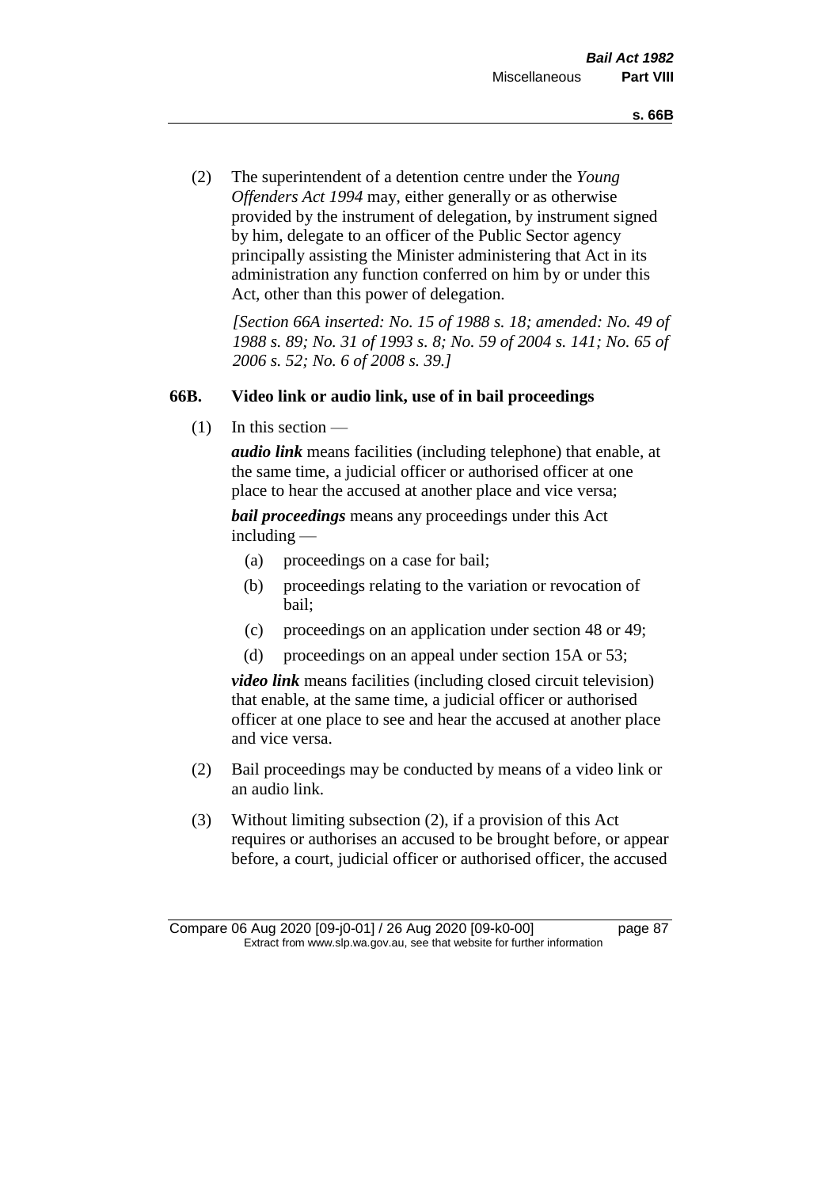(2) The superintendent of a detention centre under the *Young Offenders Act 1994* may, either generally or as otherwise provided by the instrument of delegation, by instrument signed by him, delegate to an officer of the Public Sector agency principally assisting the Minister administering that Act in its administration any function conferred on him by or under this Act, other than this power of delegation.

*[Section 66A inserted: No. 15 of 1988 s. 18; amended: No. 49 of 1988 s. 89; No. 31 of 1993 s. 8; No. 59 of 2004 s. 141; No. 65 of 2006 s. 52; No. 6 of 2008 s. 39.]*

### 66B. Video link or audio link, use of in bail proceedings

(1) In this section —

***audio link*** means facilities (including telephone) that enable, at the same time, a judicial officer or authorised officer at one place to hear the accused at another place and vice versa;

***bail proceedings*** means any proceedings under this Act including —

- (a) proceedings on a case for bail;
- (b) proceedings relating to the variation or revocation of bail;
- (c) proceedings on an application under section 48 or 49;
- (d) proceedings on an appeal under section 15A or 53;

***video link*** means facilities (including closed circuit television) that enable, at the same time, a judicial officer or authorised officer at one place to see and hear the accused at another place and vice versa.

(2) Bail proceedings may be conducted by means of a video link or an audio link.

(3) Without limiting subsection (2), if a provision of this Act requires or authorises an accused to be brought before, or appear before, a court, judicial officer or authorised officer, the accused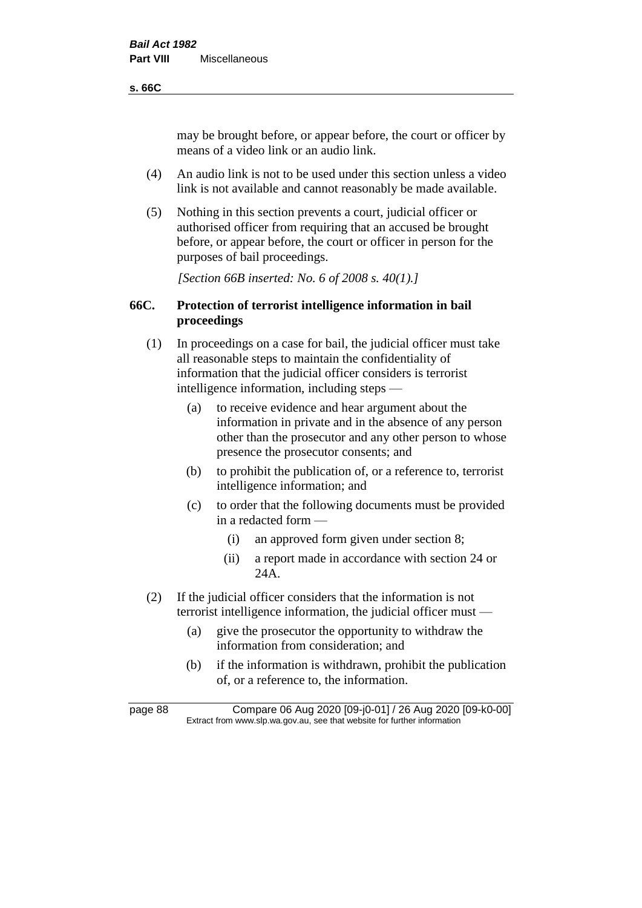may be brought before, or appear before, the court or officer by means of a video link or an audio link.

(4) An audio link is not to be used under this section unless a video link is not available and cannot reasonably be made available.

(5) Nothing in this section prevents a court, judicial officer or authorised officer from requiring that an accused be brought before, or appear before, the court or officer in person for the purposes of bail proceedings.

*[Section 66B inserted: No. 6 of 2008 s. 40(1).]*

### 66C. Protection of terrorist intelligence information in bail proceedings

(1) In proceedings on a case for bail, the judicial officer must take all reasonable steps to maintain the confidentiality of information that the judicial officer considers is terrorist intelligence information, including steps —

- (a) to receive evidence and hear argument about the information in private and in the absence of any person other than the prosecutor and any other person to whose presence the prosecutor consents; and
- (b) to prohibit the publication of, or a reference to, terrorist intelligence information; and
- (c) to order that the following documents must be provided in a redacted form —
  - (i) an approved form given under section 8;
  - (ii) a report made in accordance with section 24 or 24A.

(2) If the judicial officer considers that the information is not terrorist intelligence information, the judicial officer must —

- (a) give the prosecutor the opportunity to withdraw the information from consideration; and
- (b) if the information is withdrawn, prohibit the publication of, or a reference to, the information.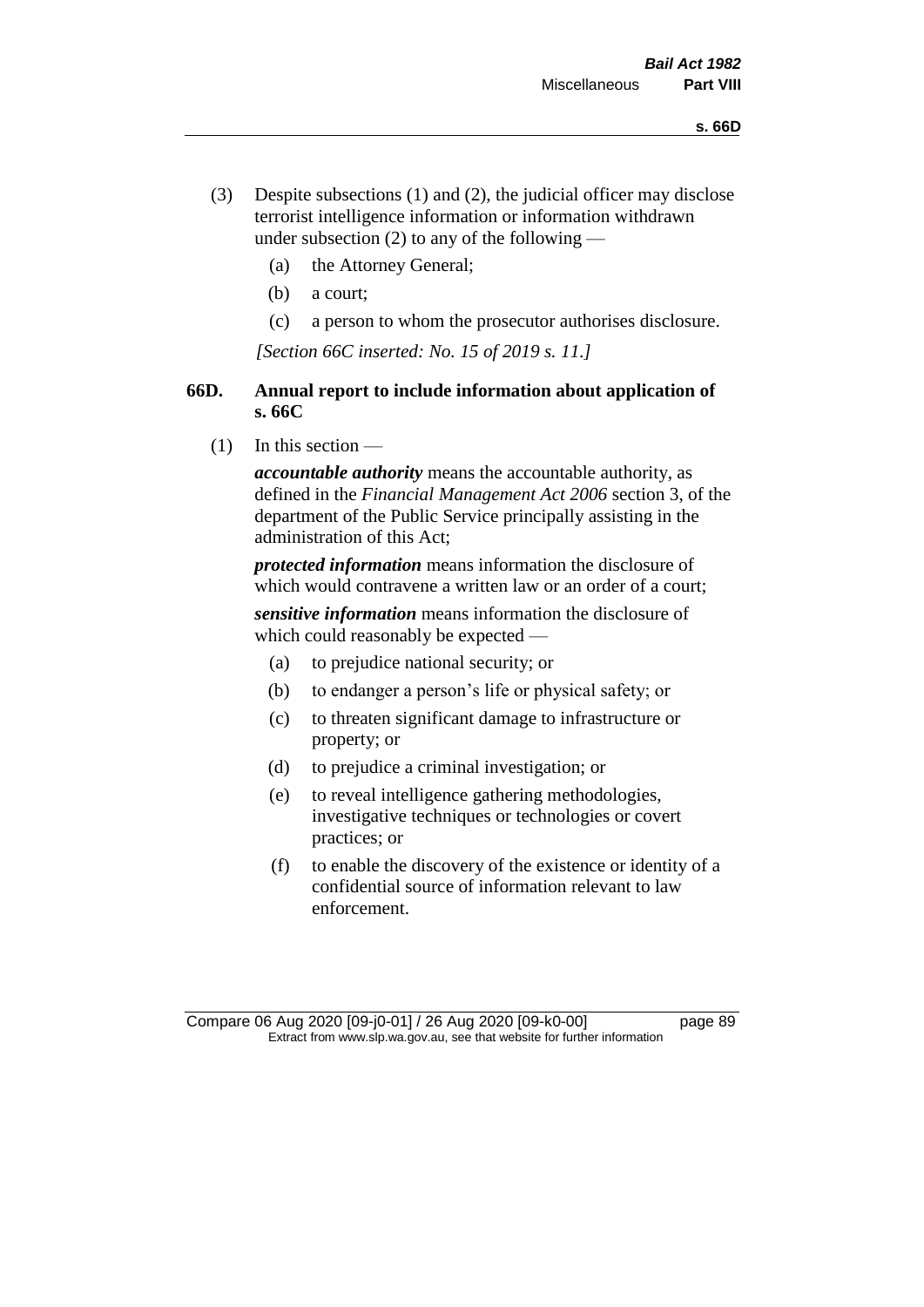(3) Despite subsections (1) and (2), the judicial officer may disclose terrorist intelligence information or information withdrawn under subsection (2) to any of the following —

(a) the Attorney General;

(b) a court;

(c) a person to whom the prosecutor authorises disclosure.

*[Section 66C inserted: No. 15 of 2019 s. 11.]*

## 66D. Annual report to include information about application of s. 66C

(1) In this section —

***accountable authority*** means the accountable authority, as defined in the *Financial Management Act 2006* section 3, of the department of the Public Service principally assisting in the administration of this Act;

***protected information*** means information the disclosure of which would contravene a written law or an order of a court;

***sensitive information*** means information the disclosure of which could reasonably be expected —

(a) to prejudice national security; or

(b) to endanger a person's life or physical safety; or

(c) to threaten significant damage to infrastructure or property; or

(d) to prejudice a criminal investigation; or

(e) to reveal intelligence gathering methodologies, investigative techniques or technologies or covert practices; or

(f) to enable the discovery of the existence or identity of a confidential source of information relevant to law enforcement.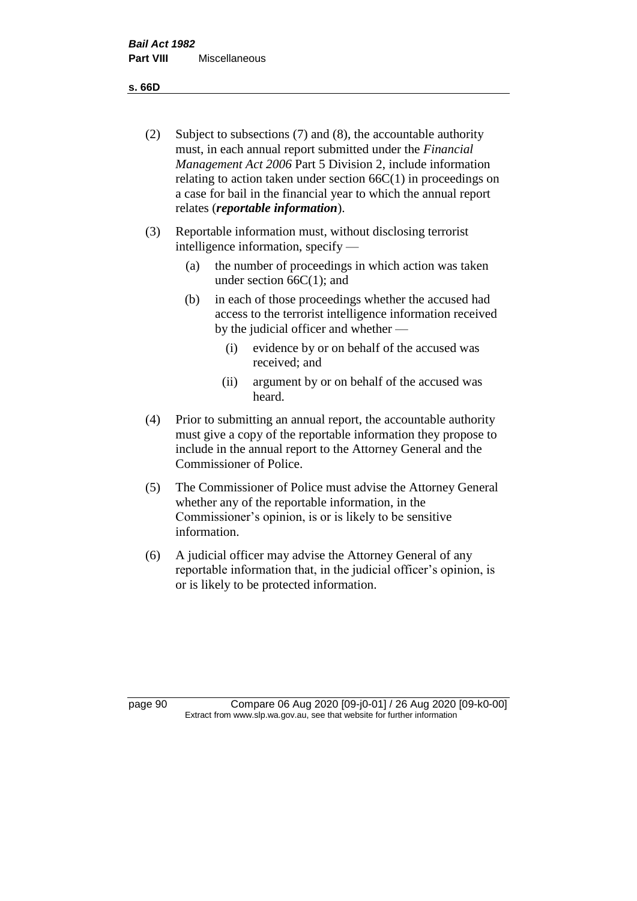(2) Subject to subsections (7) and (8), the accountable authority must, in each annual report submitted under the *Financial Management Act 2006* Part 5 Division 2, include information relating to action taken under section 66C(1) in proceedings on a case for bail in the financial year to which the annual report relates (***reportable information***).

(3) Reportable information must, without disclosing terrorist intelligence information, specify —

   (a) the number of proceedings in which action was taken under section 66C(1); and

   (b) in each of those proceedings whether the accused had access to the terrorist intelligence information received by the judicial officer and whether —

      (i) evidence by or on behalf of the accused was received; and

      (ii) argument by or on behalf of the accused was heard.

(4) Prior to submitting an annual report, the accountable authority must give a copy of the reportable information they propose to include in the annual report to the Attorney General and the Commissioner of Police.

(5) The Commissioner of Police must advise the Attorney General whether any of the reportable information, in the Commissioner's opinion, is or is likely to be sensitive information.

(6) A judicial officer may advise the Attorney General of any reportable information that, in the judicial officer's opinion, is or is likely to be protected information.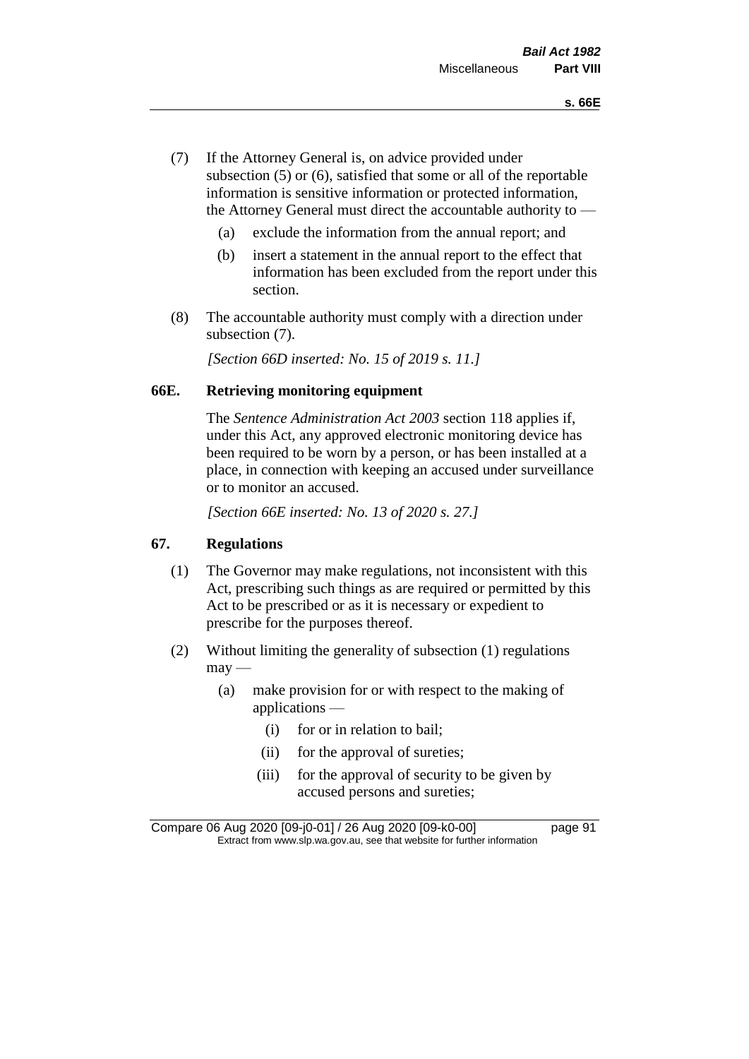(7) If the Attorney General is, on advice provided under subsection (5) or (6), satisfied that some or all of the reportable information is sensitive information or protected information, the Attorney General must direct the accountable authority to —

   (a) exclude the information from the annual report; and

   (b) insert a statement in the annual report to the effect that information has been excluded from the report under this section.

(8) The accountable authority must comply with a direction under subsection (7).

*[Section 66D inserted: No. 15 of 2019 s. 11.]*

### 66E. Retrieving monitoring equipment

The *Sentence Administration Act 2003* section 118 applies if, under this Act, any approved electronic monitoring device has been required to be worn by a person, or has been installed at a place, in connection with keeping an accused under surveillance or to monitor an accused.

*[Section 66E inserted: No. 13 of 2020 s. 27.]*

### 67. Regulations

(1) The Governor may make regulations, not inconsistent with this Act, prescribing such things as are required or permitted by this Act to be prescribed or as it is necessary or expedient to prescribe for the purposes thereof.

(2) Without limiting the generality of subsection (1) regulations may —

   (a) make provision for or with respect to the making of applications —

      (i) for or in relation to bail;

      (ii) for the approval of sureties;

      (iii) for the approval of security to be given by accused persons and sureties;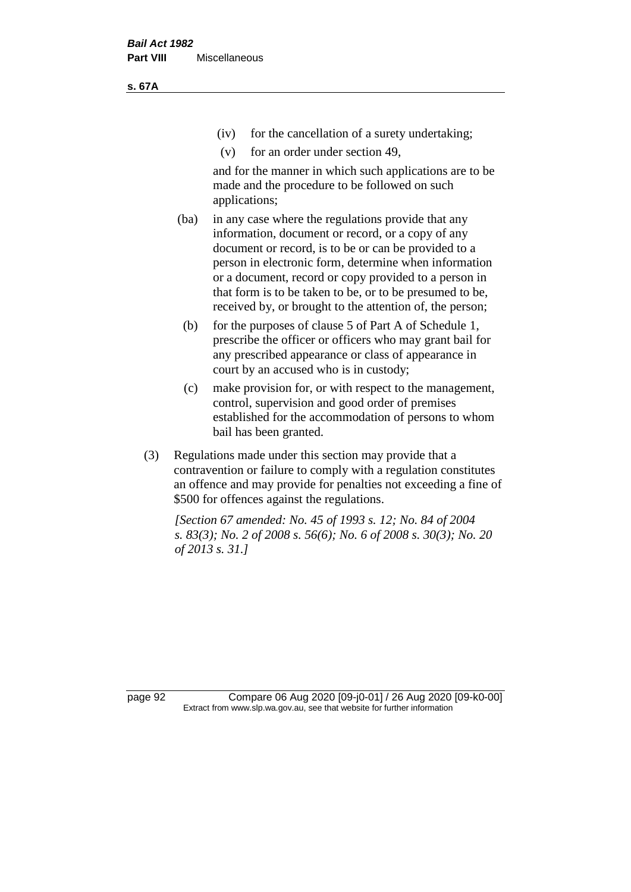(iv) for the cancellation of a surety undertaking;

(v) for an order under section 49,

and for the manner in which such applications are to be made and the procedure to be followed on such applications;

(ba) in any case where the regulations provide that any information, document or record, or a copy of any document or record, is to be or can be provided to a person in electronic form, determine when information or a document, record or copy provided to a person in that form is to be taken to be, or to be presumed to be, received by, or brought to the attention of, the person;

(b) for the purposes of clause 5 of Part A of Schedule 1, prescribe the officer or officers who may grant bail for any prescribed appearance or class of appearance in court by an accused who is in custody;

(c) make provision for, or with respect to the management, control, supervision and good order of premises established for the accommodation of persons to whom bail has been granted.

(3) Regulations made under this section may provide that a contravention or failure to comply with a regulation constitutes an offence and may provide for penalties not exceeding a fine of $500 for offences against the regulations.

*[Section 67 amended: No. 45 of 1993 s. 12; No. 84 of 2004 s. 83(3); No. 2 of 2008 s. 56(6); No. 6 of 2008 s. 30(3); No. 20 of 2013 s. 31.]*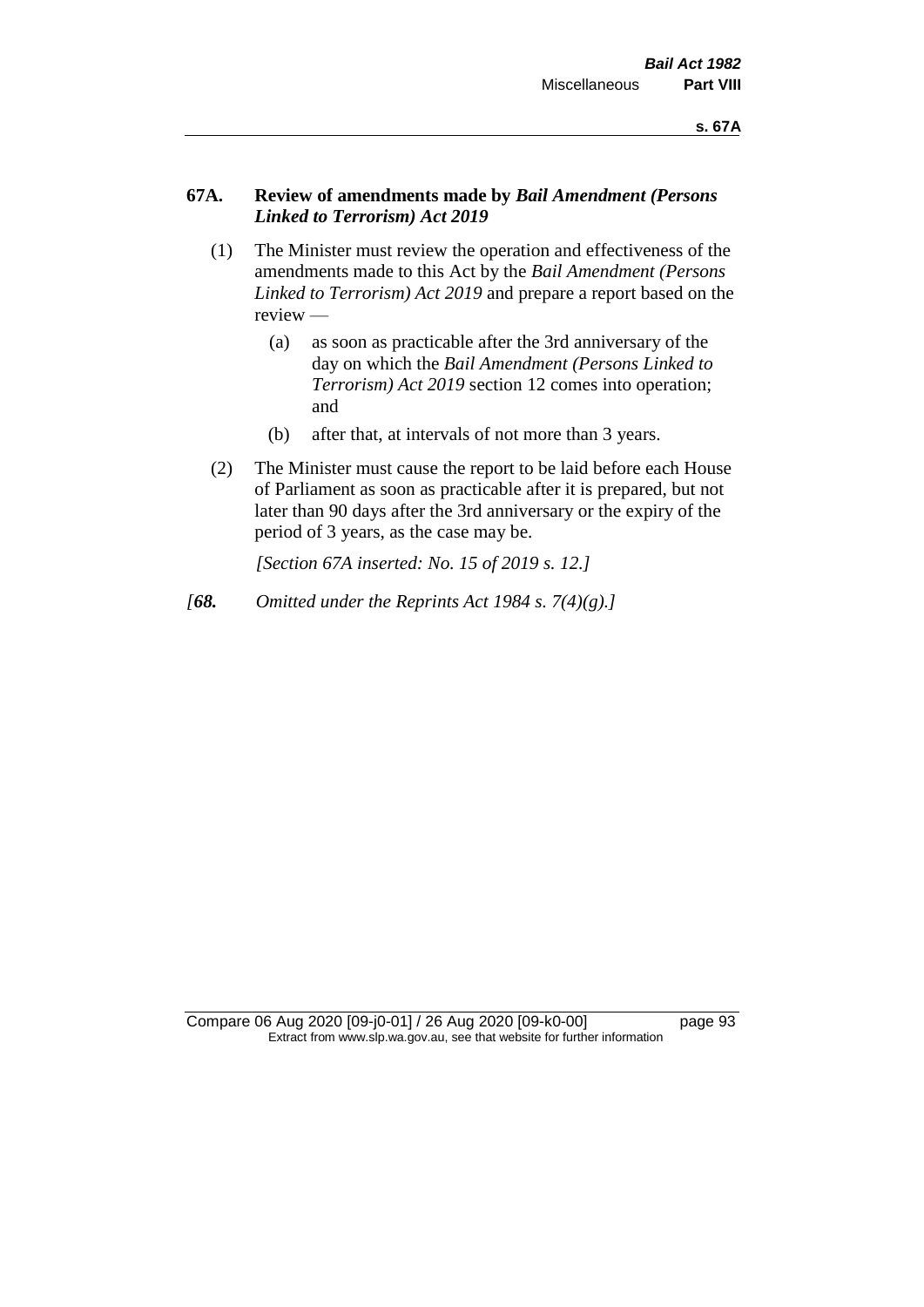## 67A. Review of amendments made by *Bail Amendment (Persons Linked to Terrorism) Act 2019*

(1) The Minister must review the operation and effectiveness of the amendments made to this Act by the *Bail Amendment (Persons Linked to Terrorism) Act 2019* and prepare a report based on the review —

(a) as soon as practicable after the 3rd anniversary of the day on which the *Bail Amendment (Persons Linked to Terrorism) Act 2019* section 12 comes into operation; and

(b) after that, at intervals of not more than 3 years.

(2) The Minister must cause the report to be laid before each House of Parliament as soon as practicable after it is prepared, but not later than 90 days after the 3rd anniversary or the expiry of the period of 3 years, as the case may be.

*[Section 67A inserted: No. 15 of 2019 s. 12.]*

*[**68.** Omitted under the Reprints Act 1984 s. 7(4)(g).]*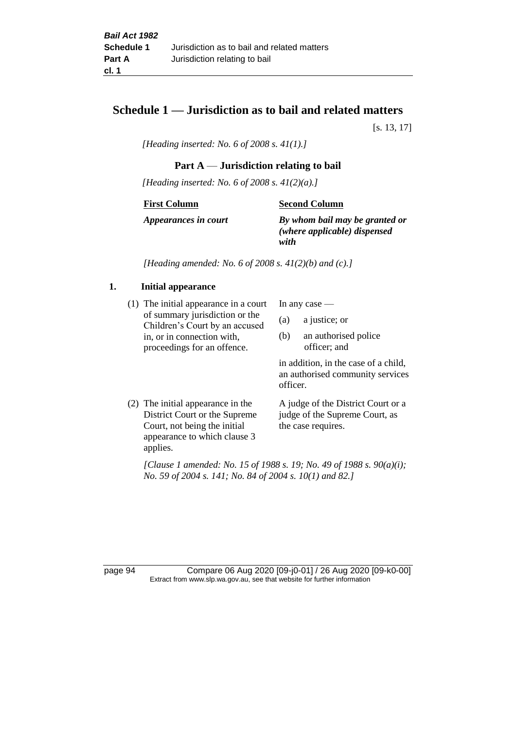# Schedule 1 — Jurisdiction as to bail and related matters

[s. 13, 17]

*[Heading inserted: No. 6 of 2008 s. 41(1).]*

## Part A — Jurisdiction relating to bail

*[Heading inserted: No. 6 of 2008 s. 41(2)(a).]*

| First Column | Second Column |
|---|---|
| ***Appearances in court*** | ***By whom bail may be granted or (where applicable) dispensed with*** |

*[Heading amended: No. 6 of 2008 s. 41(2)(b) and (c).]*

### 1. Initial appearance

| | |
|---|---|
| (1) The initial appearance in a court of summary jurisdiction or the Children's Court by an accused in, or in connection with, proceedings for an offence. | In any case —<br>(a) a justice; or<br>(b) an authorised police officer; and<br><br>in addition, in the case of a child, an authorised community services officer. |
| (2) The initial appearance in the District Court or the Supreme Court, not being the initial appearance to which clause 3 applies. | A judge of the District Court or a judge of the Supreme Court, as the case requires. |

*[Clause 1 amended: No. 15 of 1988 s. 19; No. 49 of 1988 s. 90(a)(i); No. 59 of 2004 s. 141; No. 84 of 2004 s. 10(1) and 82.]*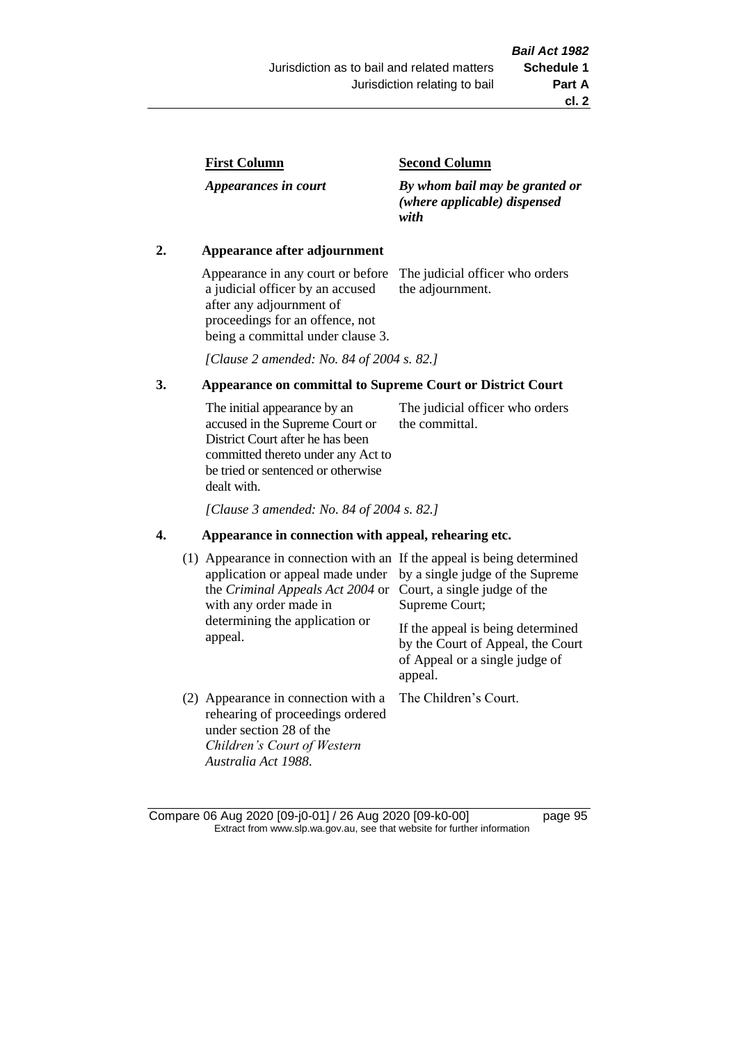| First Column | Second Column |
| --- | --- |
| *Appearances in court* | *By whom bail may be granted or (where applicable) dispensed with* |

**2. Appearance after adjournment**

| | |
| --- | --- |
| Appearance in any court or before a judicial officer by an accused after any adjournment of proceedings for an offence, not being a committal under clause 3. | The judicial officer who orders the adjournment. |

*[Clause 2 amended: No. 84 of 2004 s. 82.]*

**3. Appearance on committal to Supreme Court or District Court**

| | |
| --- | --- |
| The initial appearance by an accused in the Supreme Court or District Court after he has been committed thereto under any Act to be tried or sentenced or otherwise dealt with. | The judicial officer who orders the committal. |

*[Clause 3 amended: No. 84 of 2004 s. 82.]*

**4. Appearance in connection with appeal, rehearing etc.**

| | |
| --- | --- |
| (1) Appearance in connection with an application or appeal made under the *Criminal Appeals Act 2004* or with any order made in determining the application or appeal. | If the appeal is being determined by a single judge of the Supreme Court, a single judge of the Supreme Court; If the appeal is being determined by the Court of Appeal, the Court of Appeal or a single judge of appeal. |
| (2) Appearance in connection with a rehearing of proceedings ordered under section 28 of the *Children's Court of Western Australia Act 1988*. | The Children's Court. |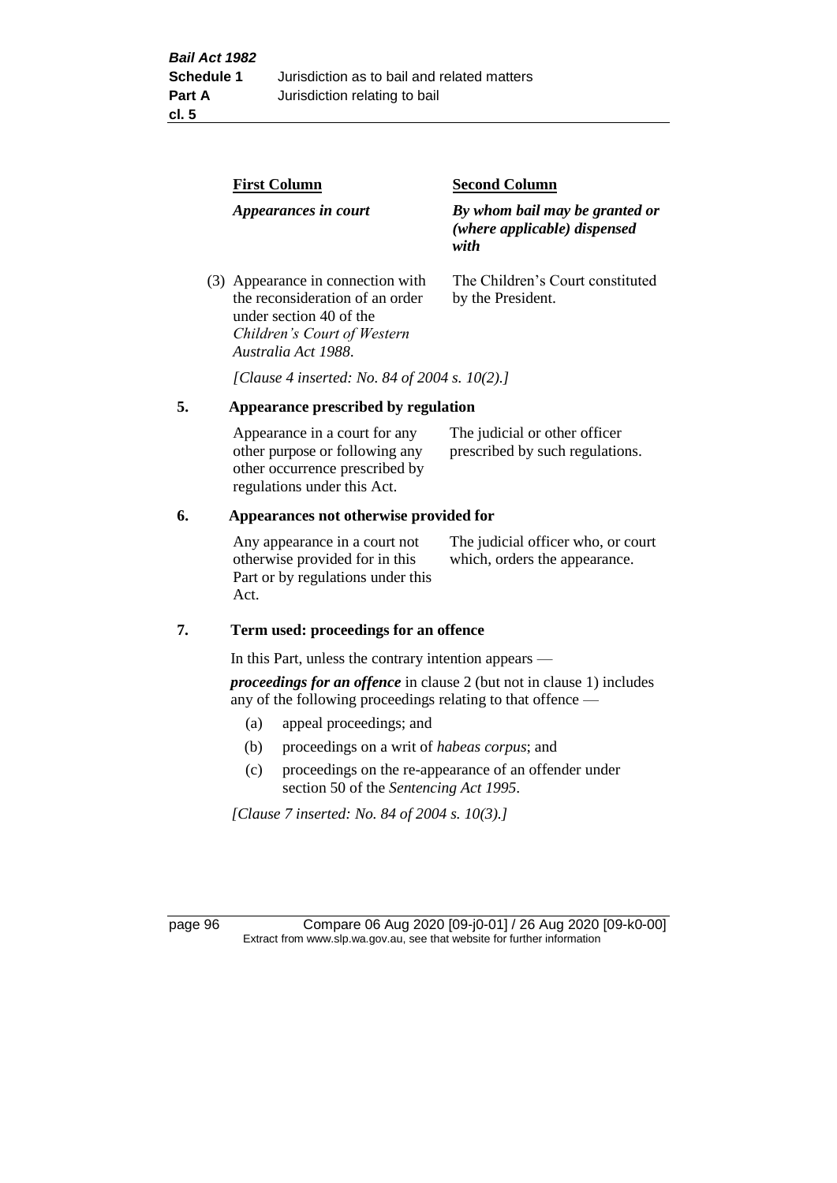| First Column | Second Column |
|---|---|
| *Appearances in court* | *By whom bail may be granted or (where applicable) dispensed with* |
| (3) Appearance in connection with the reconsideration of an order under section 40 of the *Children's Court of Western Australia Act 1988*. | The Children's Court constituted by the President. |

*[Clause 4 inserted: No. 84 of 2004 s. 10(2).]*

### 5. Appearance prescribed by regulation

| | |
|---|---|
| Appearance in a court for any other purpose or following any other occurrence prescribed by regulations under this Act. | The judicial or other officer prescribed by such regulations. |

### 6. Appearances not otherwise provided for

| | |
|---|---|
| Any appearance in a court not otherwise provided for in this Part or by regulations under this Act. | The judicial officer who, or court which, orders the appearance. |

### 7. Term used: proceedings for an offence

In this Part, unless the contrary intention appears —

***proceedings for an offence*** in clause 2 (but not in clause 1) includes any of the following proceedings relating to that offence —

(a) appeal proceedings; and

(b) proceedings on a writ of *habeas corpus*; and

(c) proceedings on the re-appearance of an offender under section 50 of the *Sentencing Act 1995*.

*[Clause 7 inserted: No. 84 of 2004 s. 10(3).]*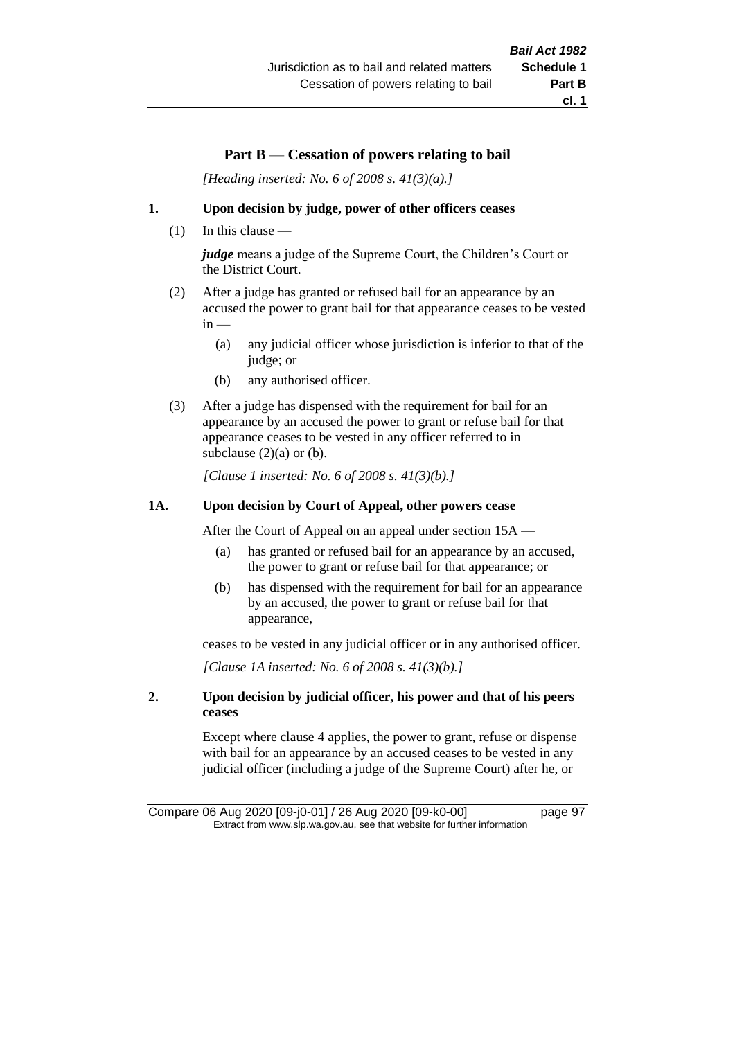## Part B — Cessation of powers relating to bail

*[Heading inserted: No. 6 of 2008 s. 41(3)(a).]*

### 1. Upon decision by judge, power of other officers ceases

(1) In this clause —

***judge*** means a judge of the Supreme Court, the Children's Court or the District Court.

(2) After a judge has granted or refused bail for an appearance by an accused the power to grant bail for that appearance ceases to be vested in —

- (a) any judicial officer whose jurisdiction is inferior to that of the judge; or
- (b) any authorised officer.

(3) After a judge has dispensed with the requirement for bail for an appearance by an accused the power to grant or refuse bail for that appearance ceases to be vested in any officer referred to in subclause (2)(a) or (b).

*[Clause 1 inserted: No. 6 of 2008 s. 41(3)(b).]*

### 1A. Upon decision by Court of Appeal, other powers cease

After the Court of Appeal on an appeal under section 15A —

- (a) has granted or refused bail for an appearance by an accused, the power to grant or refuse bail for that appearance; or
- (b) has dispensed with the requirement for bail for an appearance by an accused, the power to grant or refuse bail for that appearance,

ceases to be vested in any judicial officer or in any authorised officer.

*[Clause 1A inserted: No. 6 of 2008 s. 41(3)(b).]*

### 2. Upon decision by judicial officer, his power and that of his peers ceases

Except where clause 4 applies, the power to grant, refuse or dispense with bail for an appearance by an accused ceases to be vested in any judicial officer (including a judge of the Supreme Court) after he, or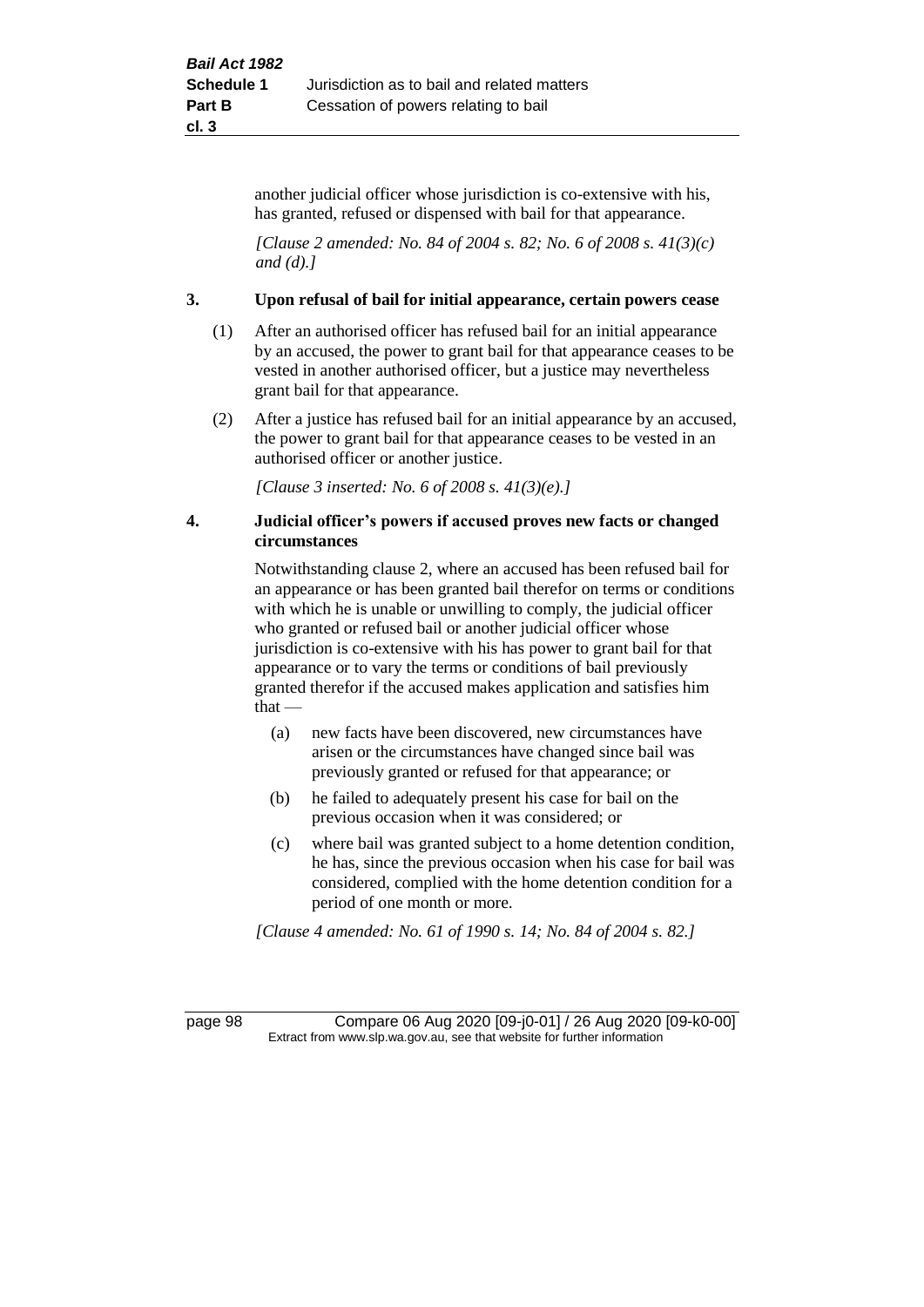another judicial officer whose jurisdiction is co-extensive with his, has granted, refused or dispensed with bail for that appearance.

*[Clause 2 amended: No. 84 of 2004 s. 82; No. 6 of 2008 s. 41(3)(c) and (d).]*

**3. Upon refusal of bail for initial appearance, certain powers cease**

(1) After an authorised officer has refused bail for an initial appearance by an accused, the power to grant bail for that appearance ceases to be vested in another authorised officer, but a justice may nevertheless grant bail for that appearance.

(2) After a justice has refused bail for an initial appearance by an accused, the power to grant bail for that appearance ceases to be vested in an authorised officer or another justice.

*[Clause 3 inserted: No. 6 of 2008 s. 41(3)(e).]*

**4. Judicial officer's powers if accused proves new facts or changed circumstances**

Notwithstanding clause 2, where an accused has been refused bail for an appearance or has been granted bail therefor on terms or conditions with which he is unable or unwilling to comply, the judicial officer who granted or refused bail or another judicial officer whose jurisdiction is co-extensive with his has power to grant bail for that appearance or to vary the terms or conditions of bail previously granted therefor if the accused makes application and satisfies him that —

(a) new facts have been discovered, new circumstances have arisen or the circumstances have changed since bail was previously granted or refused for that appearance; or

(b) he failed to adequately present his case for bail on the previous occasion when it was considered; or

(c) where bail was granted subject to a home detention condition, he has, since the previous occasion when his case for bail was considered, complied with the home detention condition for a period of one month or more.

*[Clause 4 amended: No. 61 of 1990 s. 14; No. 84 of 2004 s. 82.]*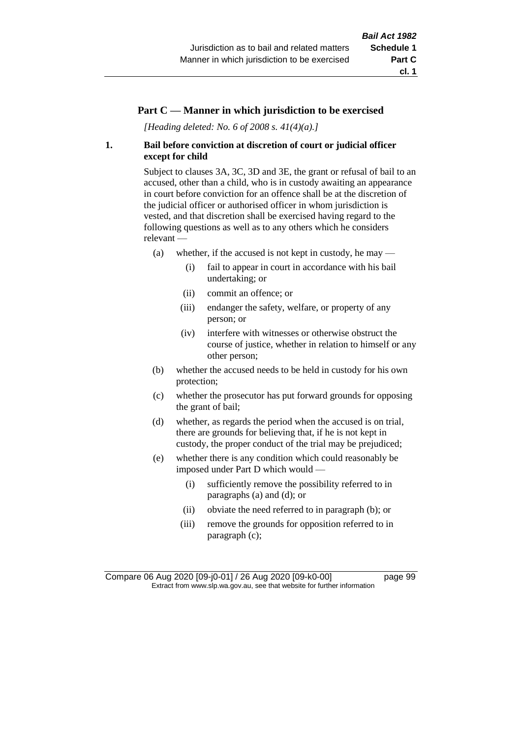## Part C — Manner in which jurisdiction to be exercised

*[Heading deleted: No. 6 of 2008 s. 41(4)(a).]*

### 1. Bail before conviction at discretion of court or judicial officer except for child

Subject to clauses 3A, 3C, 3D and 3E, the grant or refusal of bail to an accused, other than a child, who is in custody awaiting an appearance in court before conviction for an offence shall be at the discretion of the judicial officer or authorised officer in whom jurisdiction is vested, and that discretion shall be exercised having regard to the following questions as well as to any others which he considers relevant —

- (a) whether, if the accused is not kept in custody, he may —
  - (i) fail to appear in court in accordance with his bail undertaking; or
  - (ii) commit an offence; or
  - (iii) endanger the safety, welfare, or property of any person; or
  - (iv) interfere with witnesses or otherwise obstruct the course of justice, whether in relation to himself or any other person;
- (b) whether the accused needs to be held in custody for his own protection;
- (c) whether the prosecutor has put forward grounds for opposing the grant of bail;
- (d) whether, as regards the period when the accused is on trial, there are grounds for believing that, if he is not kept in custody, the proper conduct of the trial may be prejudiced;
- (e) whether there is any condition which could reasonably be imposed under Part D which would —
  - (i) sufficiently remove the possibility referred to in paragraphs (a) and (d); or
  - (ii) obviate the need referred to in paragraph (b); or
  - (iii) remove the grounds for opposition referred to in paragraph (c);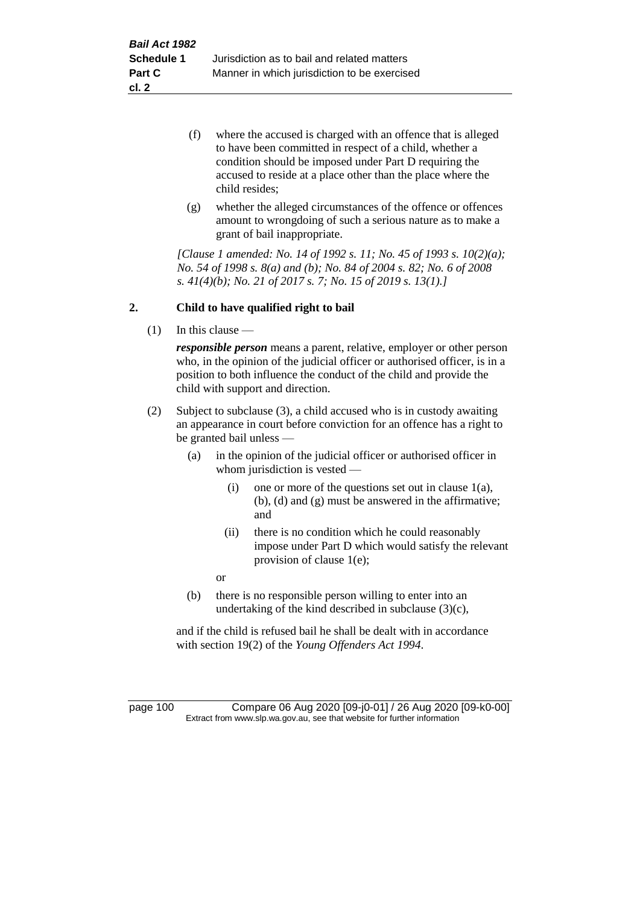(f) where the accused is charged with an offence that is alleged to have been committed in respect of a child, whether a condition should be imposed under Part D requiring the accused to reside at a place other than the place where the child resides;

(g) whether the alleged circumstances of the offence or offences amount to wrongdoing of such a serious nature as to make a grant of bail inappropriate.

*[Clause 1 amended: No. 14 of 1992 s. 11; No. 45 of 1993 s. 10(2)(a); No. 54 of 1998 s. 8(a) and (b); No. 84 of 2004 s. 82; No. 6 of 2008 s. 41(4)(b); No. 21 of 2017 s. 7; No. 15 of 2019 s. 13(1).]*

## 2. Child to have qualified right to bail

(1) In this clause —

***responsible person*** means a parent, relative, employer or other person who, in the opinion of the judicial officer or authorised officer, is in a position to both influence the conduct of the child and provide the child with support and direction.

(2) Subject to subclause (3), a child accused who is in custody awaiting an appearance in court before conviction for an offence has a right to be granted bail unless —

(a) in the opinion of the judicial officer or authorised officer in whom jurisdiction is vested —

(i) one or more of the questions set out in clause 1(a), (b), (d) and (g) must be answered in the affirmative; and

(ii) there is no condition which he could reasonably impose under Part D which would satisfy the relevant provision of clause 1(e);

or

(b) there is no responsible person willing to enter into an undertaking of the kind described in subclause (3)(c),

and if the child is refused bail he shall be dealt with in accordance with section 19(2) of the *Young Offenders Act 1994*.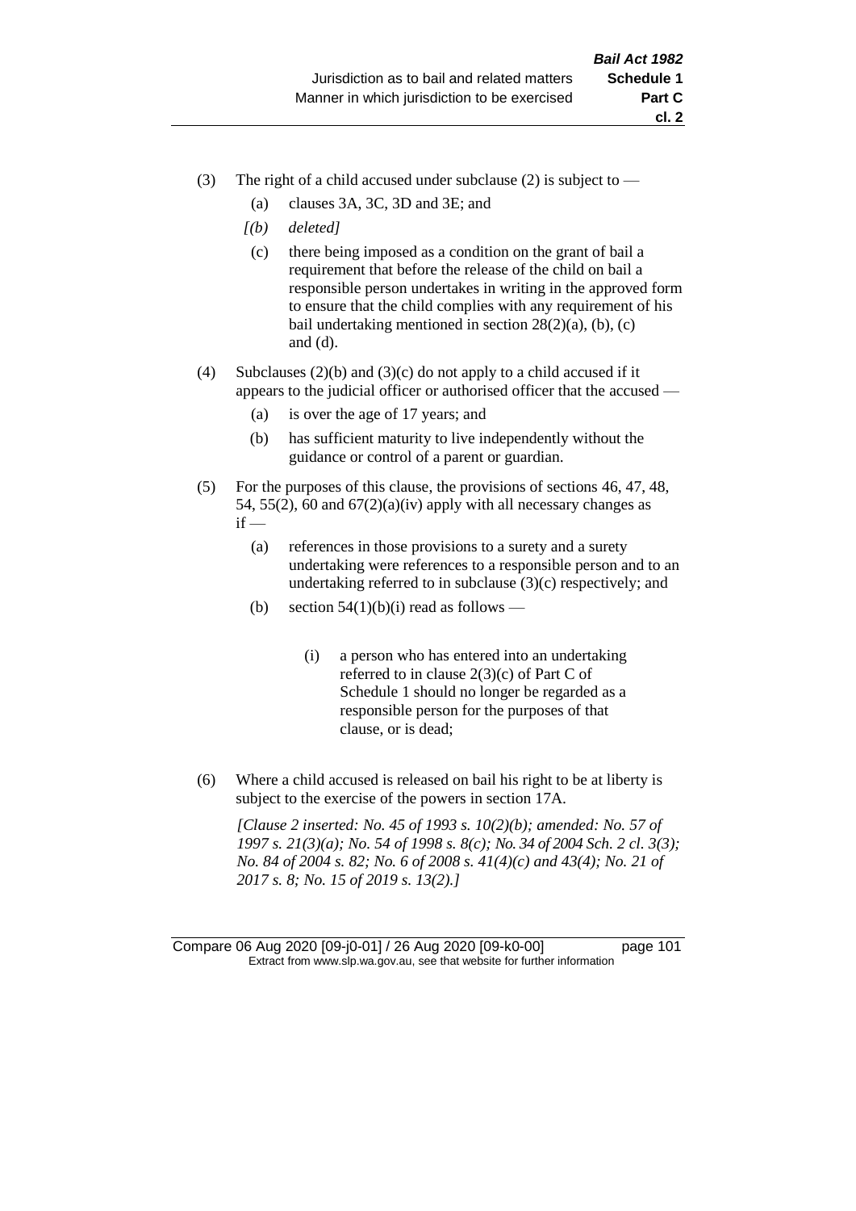(3) The right of a child accused under subclause (2) is subject to —

  (a) clauses 3A, 3C, 3D and 3E; and

  *[(b) deleted]*

  (c) there being imposed as a condition on the grant of bail a requirement that before the release of the child on bail a responsible person undertakes in writing in the approved form to ensure that the child complies with any requirement of his bail undertaking mentioned in section 28(2)(a), (b), (c) and (d).

(4) Subclauses (2)(b) and (3)(c) do not apply to a child accused if it appears to the judicial officer or authorised officer that the accused —

  (a) is over the age of 17 years; and

  (b) has sufficient maturity to live independently without the guidance or control of a parent or guardian.

(5) For the purposes of this clause, the provisions of sections 46, 47, 48, 54, 55(2), 60 and 67(2)(a)(iv) apply with all necessary changes as if —

  (a) references in those provisions to a surety and a surety undertaking were references to a responsible person and to an undertaking referred to in subclause (3)(c) respectively; and

  (b) section 54(1)(b)(i) read as follows —

    (i) a person who has entered into an undertaking referred to in clause 2(3)(c) of Part C of Schedule 1 should no longer be regarded as a responsible person for the purposes of that clause, or is dead;

(6) Where a child accused is released on bail his right to be at liberty is subject to the exercise of the powers in section 17A.

*[Clause 2 inserted: No. 45 of 1993 s. 10(2)(b); amended: No. 57 of 1997 s. 21(3)(a); No. 54 of 1998 s. 8(c); No. 34 of 2004 Sch. 2 cl. 3(3); No. 84 of 2004 s. 82; No. 6 of 2008 s. 41(4)(c) and 43(4); No. 21 of 2017 s. 8; No. 15 of 2019 s. 13(2).]*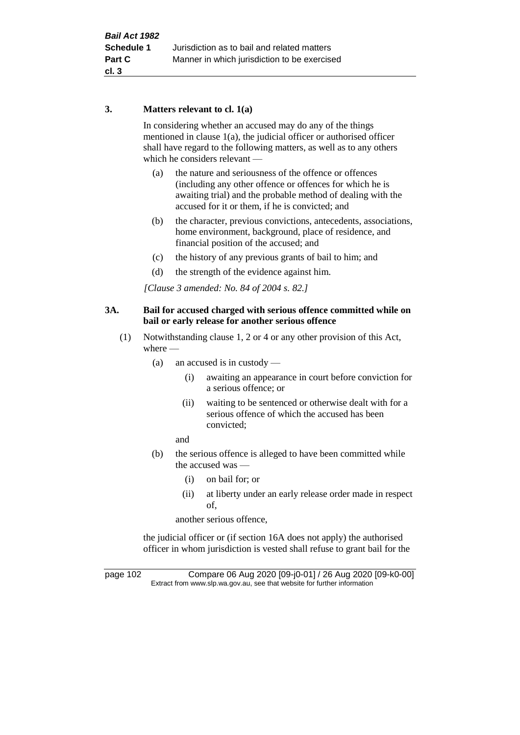### 3. Matters relevant to cl. 1(a)

In considering whether an accused may do any of the things mentioned in clause 1(a), the judicial officer or authorised officer shall have regard to the following matters, as well as to any others which he considers relevant —

- (a) the nature and seriousness of the offence or offences (including any other offence or offences for which he is awaiting trial) and the probable method of dealing with the accused for it or them, if he is convicted; and
- (b) the character, previous convictions, antecedents, associations, home environment, background, place of residence, and financial position of the accused; and
- (c) the history of any previous grants of bail to him; and
- (d) the strength of the evidence against him.

*[Clause 3 amended: No. 84 of 2004 s. 82.]*

### 3A. Bail for accused charged with serious offence committed while on bail or early release for another serious offence

(1) Notwithstanding clause 1, 2 or 4 or any other provision of this Act, where —

- (a) an accused is in custody —
  - (i) awaiting an appearance in court before conviction for a serious offence; or
  - (ii) waiting to be sentenced or otherwise dealt with for a serious offence of which the accused has been convicted;

  and
- (b) the serious offence is alleged to have been committed while the accused was —
  - (i) on bail for; or
  - (ii) at liberty under an early release order made in respect of,

  another serious offence,

the judicial officer or (if section 16A does not apply) the authorised officer in whom jurisdiction is vested shall refuse to grant bail for the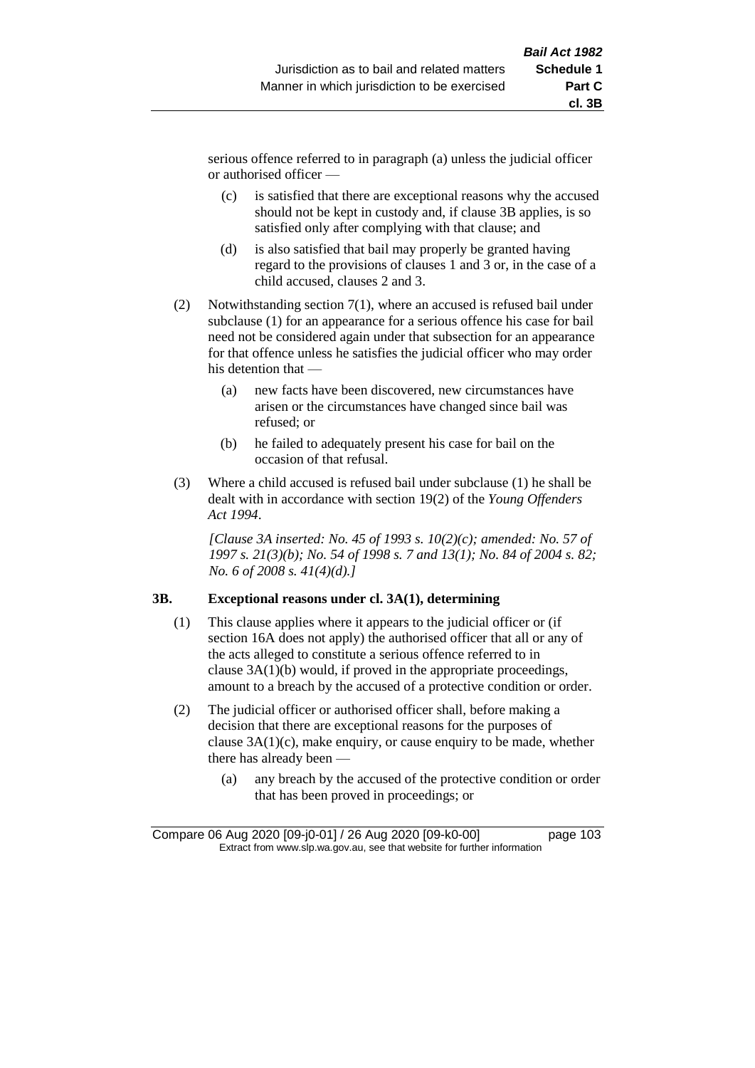serious offence referred to in paragraph (a) unless the judicial officer or authorised officer —

(c) is satisfied that there are exceptional reasons why the accused should not be kept in custody and, if clause 3B applies, is so satisfied only after complying with that clause; and

(d) is also satisfied that bail may properly be granted having regard to the provisions of clauses 1 and 3 or, in the case of a child accused, clauses 2 and 3.

(2) Notwithstanding section 7(1), where an accused is refused bail under subclause (1) for an appearance for a serious offence his case for bail need not be considered again under that subsection for an appearance for that offence unless he satisfies the judicial officer who may order his detention that —

(a) new facts have been discovered, new circumstances have arisen or the circumstances have changed since bail was refused; or

(b) he failed to adequately present his case for bail on the occasion of that refusal.

(3) Where a child accused is refused bail under subclause (1) he shall be dealt with in accordance with section 19(2) of the *Young Offenders Act 1994*.

*[Clause 3A inserted: No. 45 of 1993 s. 10(2)(c); amended: No. 57 of 1997 s. 21(3)(b); No. 54 of 1998 s. 7 and 13(1); No. 84 of 2004 s. 82; No. 6 of 2008 s. 41(4)(d).]*

### 3B. Exceptional reasons under cl. 3A(1), determining

(1) This clause applies where it appears to the judicial officer or (if section 16A does not apply) the authorised officer that all or any of the acts alleged to constitute a serious offence referred to in clause 3A(1)(b) would, if proved in the appropriate proceedings, amount to a breach by the accused of a protective condition or order.

(2) The judicial officer or authorised officer shall, before making a decision that there are exceptional reasons for the purposes of clause 3A(1)(c), make enquiry, or cause enquiry to be made, whether there has already been —

(a) any breach by the accused of the protective condition or order that has been proved in proceedings; or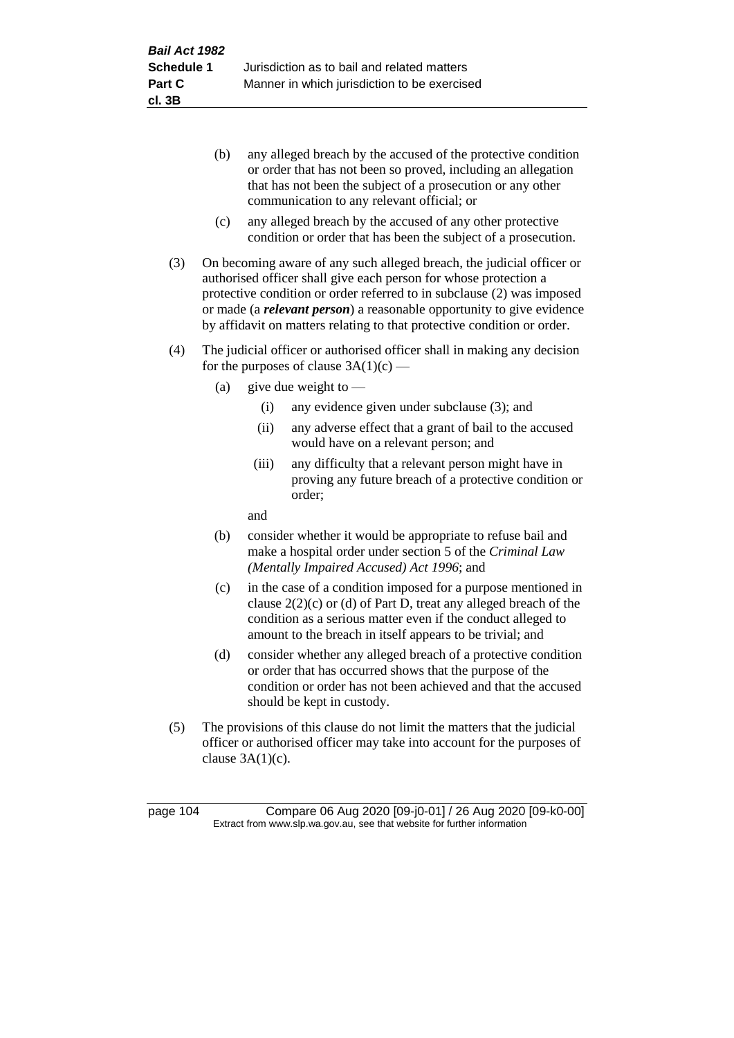(b) any alleged breach by the accused of the protective condition or order that has not been so proved, including an allegation that has not been the subject of a prosecution or any other communication to any relevant official; or

(c) any alleged breach by the accused of any other protective condition or order that has been the subject of a prosecution.

(3) On becoming aware of any such alleged breach, the judicial officer or authorised officer shall give each person for whose protection a protective condition or order referred to in subclause (2) was imposed or made (a ***relevant person***) a reasonable opportunity to give evidence by affidavit on matters relating to that protective condition or order.

(4) The judicial officer or authorised officer shall in making any decision for the purposes of clause 3A(1)(c) —

(a) give due weight to —

(i) any evidence given under subclause (3); and

(ii) any adverse effect that a grant of bail to the accused would have on a relevant person; and

(iii) any difficulty that a relevant person might have in proving any future breach of a protective condition or order;

and

(b) consider whether it would be appropriate to refuse bail and make a hospital order under section 5 of the *Criminal Law (Mentally Impaired Accused) Act 1996*; and

(c) in the case of a condition imposed for a purpose mentioned in clause 2(2)(c) or (d) of Part D, treat any alleged breach of the condition as a serious matter even if the conduct alleged to amount to the breach in itself appears to be trivial; and

(d) consider whether any alleged breach of a protective condition or order that has occurred shows that the purpose of the condition or order has not been achieved and that the accused should be kept in custody.

(5) The provisions of this clause do not limit the matters that the judicial officer or authorised officer may take into account for the purposes of clause 3A(1)(c).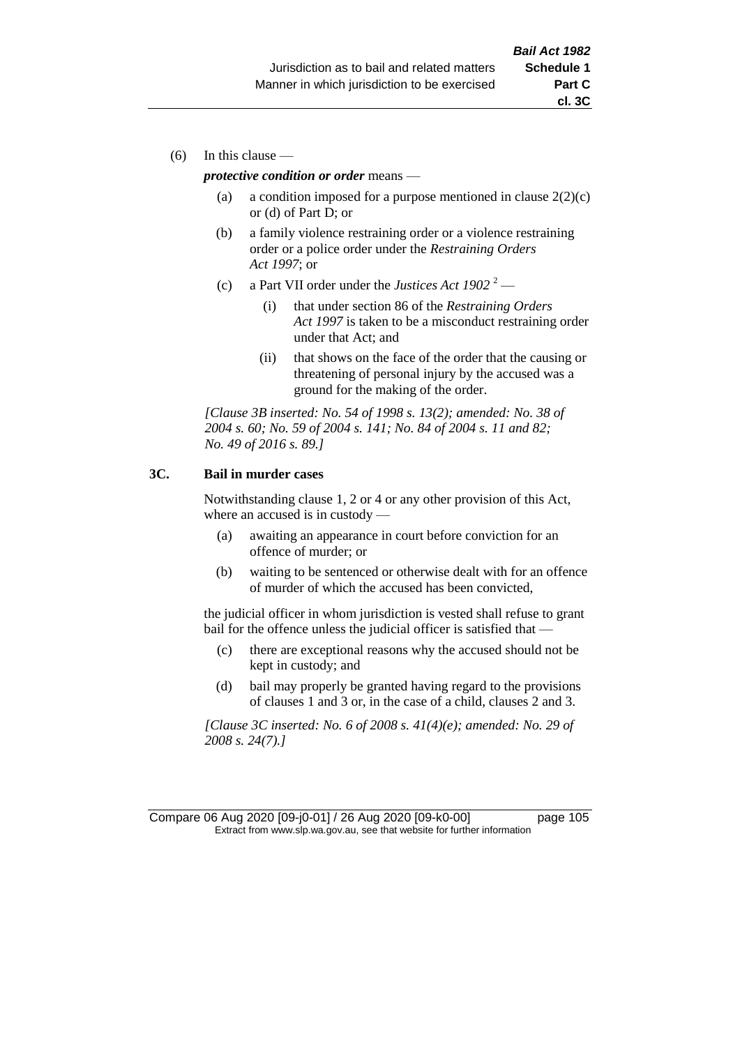(6) In this clause —

***protective condition or order*** means —

(a) a condition imposed for a purpose mentioned in clause 2(2)(c) or (d) of Part D; or

(b) a family violence restraining order or a violence restraining order or a police order under the *Restraining Orders Act 1997*; or

(c) a Part VII order under the *Justices Act 1902* [2] —

(i) that under section 86 of the *Restraining Orders Act 1997* is taken to be a misconduct restraining order under that Act; and

(ii) that shows on the face of the order that the causing or threatening of personal injury by the accused was a ground for the making of the order.

*[Clause 3B inserted: No. 54 of 1998 s. 13(2); amended: No. 38 of 2004 s. 60; No. 59 of 2004 s. 141; No. 84 of 2004 s. 11 and 82; No. 49 of 2016 s. 89.]*

**3C. Bail in murder cases**

Notwithstanding clause 1, 2 or 4 or any other provision of this Act, where an accused is in custody —

(a) awaiting an appearance in court before conviction for an offence of murder; or

(b) waiting to be sentenced or otherwise dealt with for an offence of murder of which the accused has been convicted,

the judicial officer in whom jurisdiction is vested shall refuse to grant bail for the offence unless the judicial officer is satisfied that —

(c) there are exceptional reasons why the accused should not be kept in custody; and

(d) bail may properly be granted having regard to the provisions of clauses 1 and 3 or, in the case of a child, clauses 2 and 3.

*[Clause 3C inserted: No. 6 of 2008 s. 41(4)(e); amended: No. 29 of 2008 s. 24(7).]*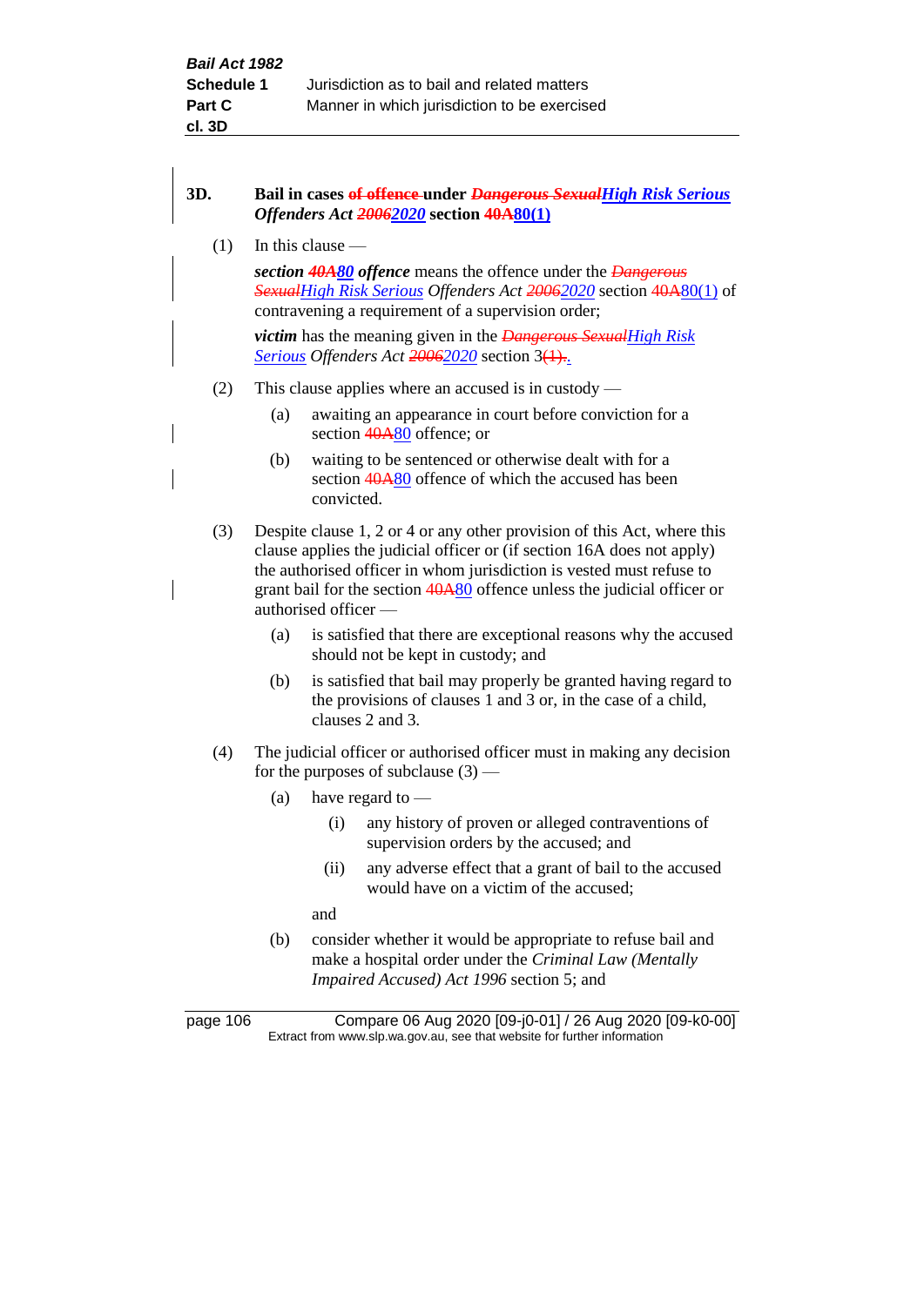**3D. Bail in cases ~~of offence~~ under ~~*Dangerous Sexual*~~*High Risk Serious Offenders Act* ~~*2006*~~*2020* section ~~40A~~80(1)**

(1) In this clause —

***section*** ~~***40A***~~***80 offence*** means the offence under the ~~*Dangerous Sexual*~~*High Risk Serious Offenders Act* ~~*2006*~~*2020* section ~~40A~~80(1) of contravening a requirement of a supervision order;

***victim*** has the meaning given in the ~~*Dangerous Sexual*~~*High Risk Serious Offenders Act* ~~*2006*~~*2020* section 3~~(1).~~.

(2) This clause applies where an accused is in custody —

(a) awaiting an appearance in court before conviction for a section ~~40A~~80 offence; or

(b) waiting to be sentenced or otherwise dealt with for a section ~~40A~~80 offence of which the accused has been convicted.

(3) Despite clause 1, 2 or 4 or any other provision of this Act, where this clause applies the judicial officer or (if section 16A does not apply) the authorised officer in whom jurisdiction is vested must refuse to grant bail for the section ~~40A~~80 offence unless the judicial officer or authorised officer —

(a) is satisfied that there are exceptional reasons why the accused should not be kept in custody; and

(b) is satisfied that bail may properly be granted having regard to the provisions of clauses 1 and 3 or, in the case of a child, clauses 2 and 3.

(4) The judicial officer or authorised officer must in making any decision for the purposes of subclause (3) —

(a) have regard to —

(i) any history of proven or alleged contraventions of supervision orders by the accused; and

(ii) any adverse effect that a grant of bail to the accused would have on a victim of the accused;

and

(b) consider whether it would be appropriate to refuse bail and make a hospital order under the *Criminal Law (Mentally Impaired Accused) Act 1996* section 5; and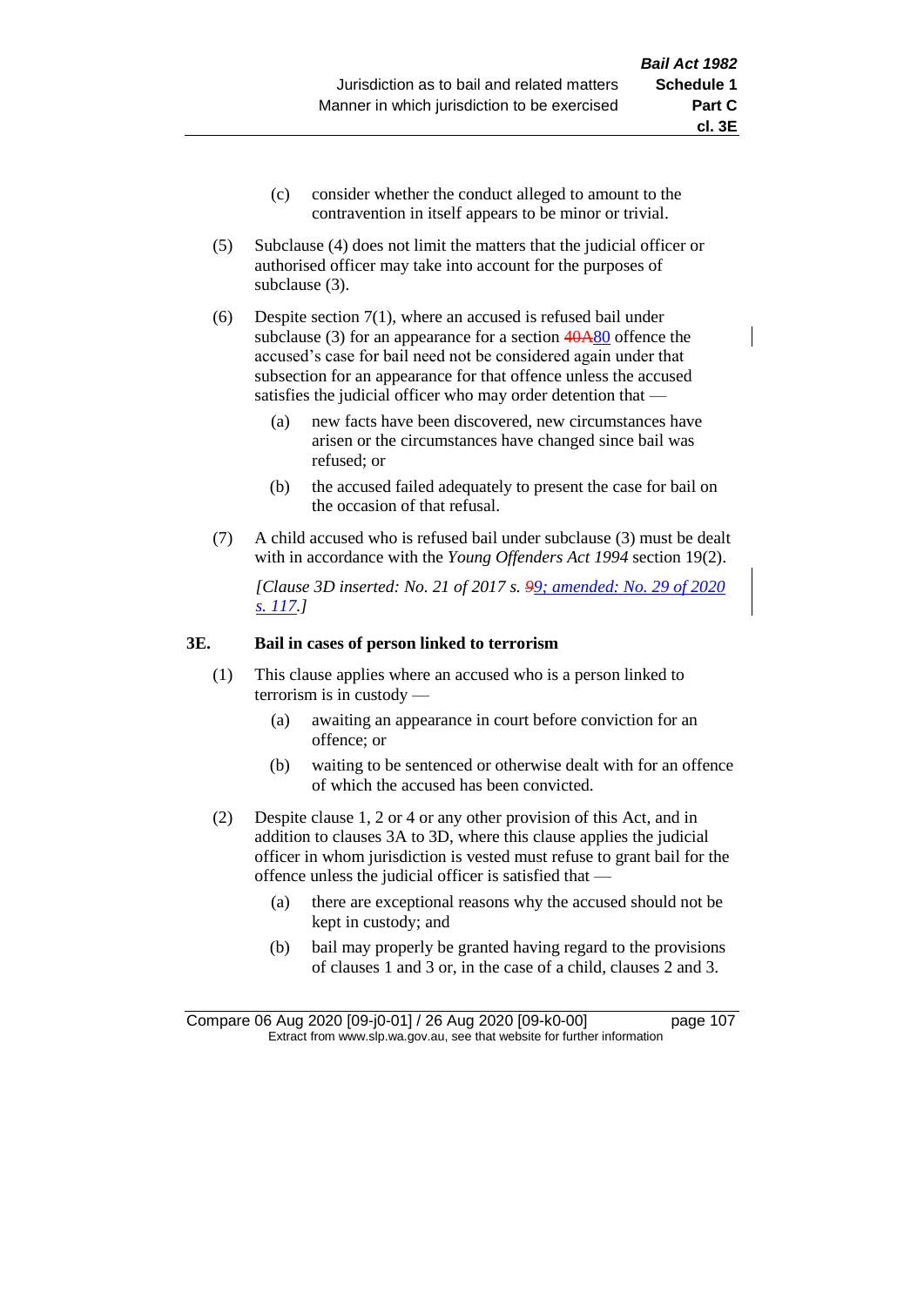(c) consider whether the conduct alleged to amount to the contravention in itself appears to be minor or trivial.

(5) Subclause (4) does not limit the matters that the judicial officer or authorised officer may take into account for the purposes of subclause (3).

(6) Despite section 7(1), where an accused is refused bail under subclause (3) for an appearance for a section ~~40A~~80 offence the accused's case for bail need not be considered again under that subsection for an appearance for that offence unless the accused satisfies the judicial officer who may order detention that —

(a) new facts have been discovered, new circumstances have arisen or the circumstances have changed since bail was refused; or

(b) the accused failed adequately to present the case for bail on the occasion of that refusal.

(7) A child accused who is refused bail under subclause (3) must be dealt with in accordance with the *Young Offenders Act 1994* section 19(2).

*[Clause 3D inserted: No. 21 of 2017 s. ~~9~~9; amended: No. 29 of 2020 s. 117.]*

**3E. Bail in cases of person linked to terrorism**

(1) This clause applies where an accused who is a person linked to terrorism is in custody —

(a) awaiting an appearance in court before conviction for an offence; or

(b) waiting to be sentenced or otherwise dealt with for an offence of which the accused has been convicted.

(2) Despite clause 1, 2 or 4 or any other provision of this Act, and in addition to clauses 3A to 3D, where this clause applies the judicial officer in whom jurisdiction is vested must refuse to grant bail for the offence unless the judicial officer is satisfied that —

(a) there are exceptional reasons why the accused should not be kept in custody; and

(b) bail may properly be granted having regard to the provisions of clauses 1 and 3 or, in the case of a child, clauses 2 and 3.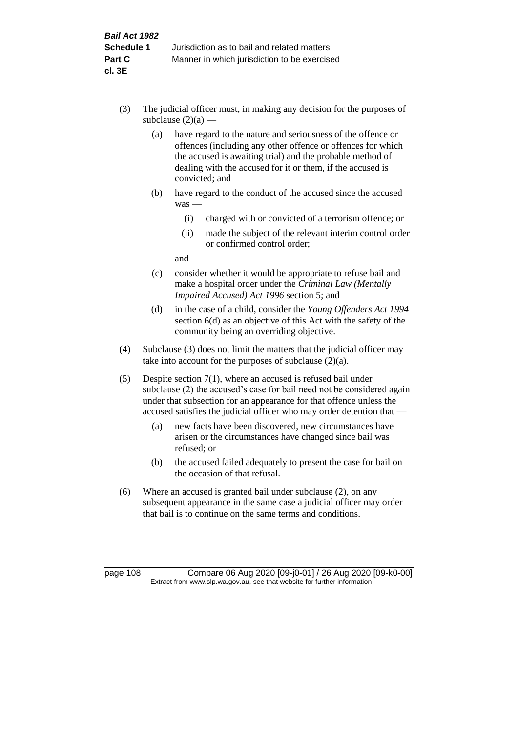(3) The judicial officer must, in making any decision for the purposes of subclause (2)(a) —

   (a) have regard to the nature and seriousness of the offence or offences (including any other offence or offences for which the accused is awaiting trial) and the probable method of dealing with the accused for it or them, if the accused is convicted; and

   (b) have regard to the conduct of the accused since the accused was —

      (i) charged with or convicted of a terrorism offence; or

      (ii) made the subject of the relevant interim control order or confirmed control order;

   and

   (c) consider whether it would be appropriate to refuse bail and make a hospital order under the *Criminal Law (Mentally Impaired Accused) Act 1996* section 5; and

   (d) in the case of a child, consider the *Young Offenders Act 1994* section 6(d) as an objective of this Act with the safety of the community being an overriding objective.

(4) Subclause (3) does not limit the matters that the judicial officer may take into account for the purposes of subclause (2)(a).

(5) Despite section 7(1), where an accused is refused bail under subclause (2) the accused's case for bail need not be considered again under that subsection for an appearance for that offence unless the accused satisfies the judicial officer who may order detention that —

   (a) new facts have been discovered, new circumstances have arisen or the circumstances have changed since bail was refused; or

   (b) the accused failed adequately to present the case for bail on the occasion of that refusal.

(6) Where an accused is granted bail under subclause (2), on any subsequent appearance in the same case a judicial officer may order that bail is to continue on the same terms and conditions.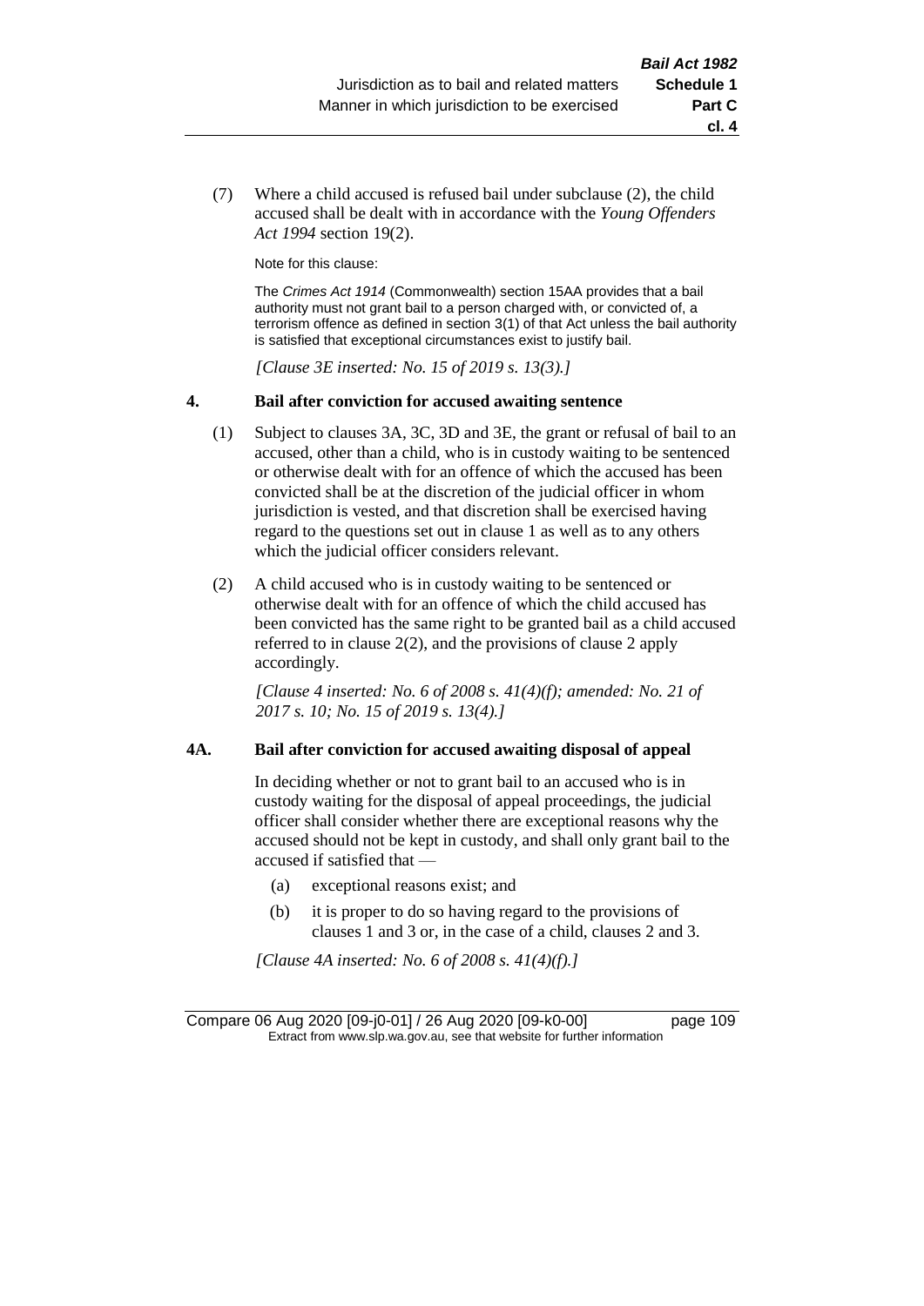(7) Where a child accused is refused bail under subclause (2), the child accused shall be dealt with in accordance with the *Young Offenders Act 1994* section 19(2).

Note for this clause:

The *Crimes Act 1914* (Commonwealth) section 15AA provides that a bail authority must not grant bail to a person charged with, or convicted of, a terrorism offence as defined in section 3(1) of that Act unless the bail authority is satisfied that exceptional circumstances exist to justify bail.

*[Clause 3E inserted: No. 15 of 2019 s. 13(3).]*

### 4. Bail after conviction for accused awaiting sentence

(1) Subject to clauses 3A, 3C, 3D and 3E, the grant or refusal of bail to an accused, other than a child, who is in custody waiting to be sentenced or otherwise dealt with for an offence of which the accused has been convicted shall be at the discretion of the judicial officer in whom jurisdiction is vested, and that discretion shall be exercised having regard to the questions set out in clause 1 as well as to any others which the judicial officer considers relevant.

(2) A child accused who is in custody waiting to be sentenced or otherwise dealt with for an offence of which the child accused has been convicted has the same right to be granted bail as a child accused referred to in clause 2(2), and the provisions of clause 2 apply accordingly.

*[Clause 4 inserted: No. 6 of 2008 s. 41(4)(f); amended: No. 21 of 2017 s. 10; No. 15 of 2019 s. 13(4).]*

### 4A. Bail after conviction for accused awaiting disposal of appeal

In deciding whether or not to grant bail to an accused who is in custody waiting for the disposal of appeal proceedings, the judicial officer shall consider whether there are exceptional reasons why the accused should not be kept in custody, and shall only grant bail to the accused if satisfied that —

(a) exceptional reasons exist; and

(b) it is proper to do so having regard to the provisions of clauses 1 and 3 or, in the case of a child, clauses 2 and 3.

*[Clause 4A inserted: No. 6 of 2008 s. 41(4)(f).]*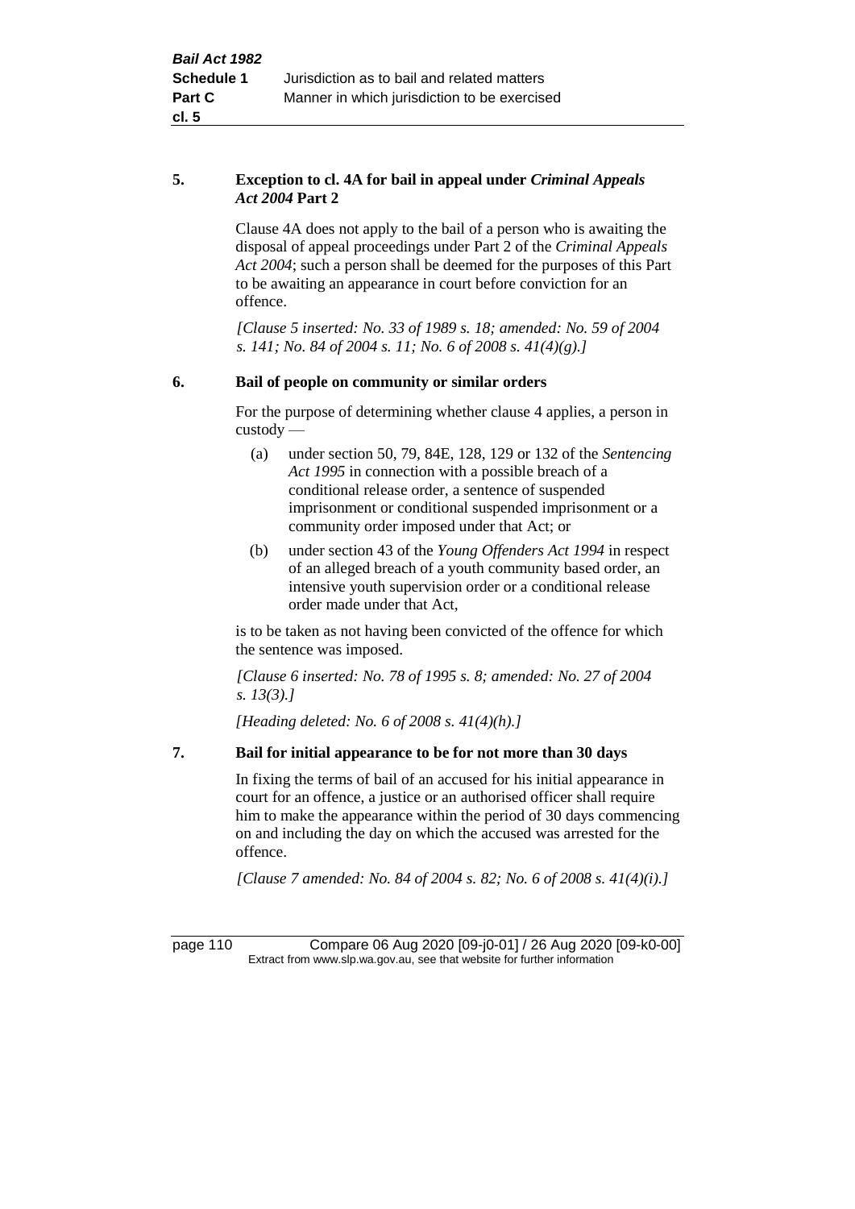**5. Exception to cl. 4A for bail in appeal under *Criminal Appeals Act 2004* Part 2**

Clause 4A does not apply to the bail of a person who is awaiting the disposal of appeal proceedings under Part 2 of the *Criminal Appeals Act 2004*; such a person shall be deemed for the purposes of this Part to be awaiting an appearance in court before conviction for an offence.

*[Clause 5 inserted: No. 33 of 1989 s. 18; amended: No. 59 of 2004 s. 141; No. 84 of 2004 s. 11; No. 6 of 2008 s. 41(4)(g).]*

**6. Bail of people on community or similar orders**

For the purpose of determining whether clause 4 applies, a person in custody —

(a) under section 50, 79, 84E, 128, 129 or 132 of the *Sentencing Act 1995* in connection with a possible breach of a conditional release order, a sentence of suspended imprisonment or conditional suspended imprisonment or a community order imposed under that Act; or

(b) under section 43 of the *Young Offenders Act 1994* in respect of an alleged breach of a youth community based order, an intensive youth supervision order or a conditional release order made under that Act,

is to be taken as not having been convicted of the offence for which the sentence was imposed.

*[Clause 6 inserted: No. 78 of 1995 s. 8; amended: No. 27 of 2004 s. 13(3).]*

*[Heading deleted: No. 6 of 2008 s. 41(4)(h).]*

**7. Bail for initial appearance to be for not more than 30 days**

In fixing the terms of bail of an accused for his initial appearance in court for an offence, a justice or an authorised officer shall require him to make the appearance within the period of 30 days commencing on and including the day on which the accused was arrested for the offence.

*[Clause 7 amended: No. 84 of 2004 s. 82; No. 6 of 2008 s. 41(4)(i).]*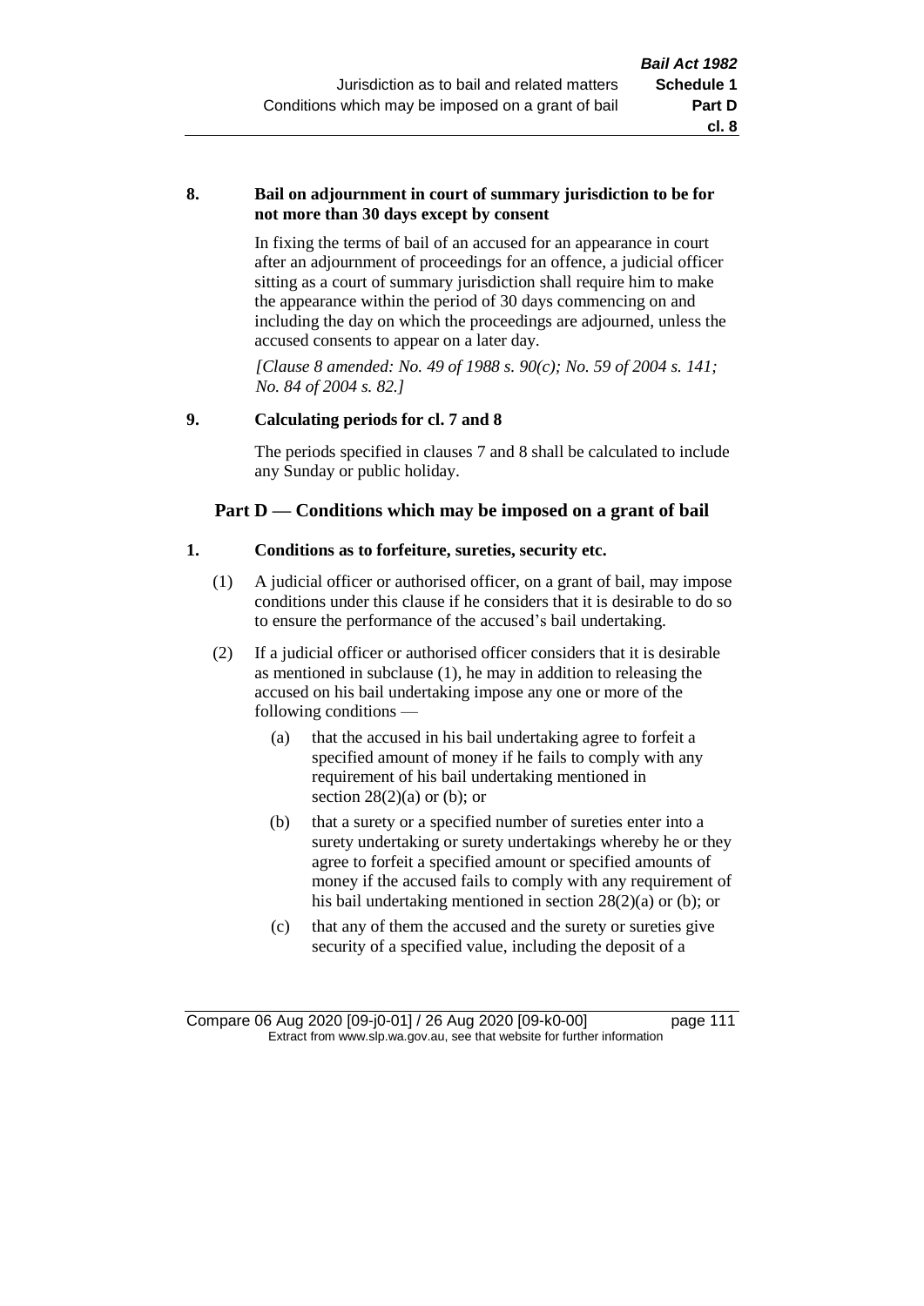**8. Bail on adjournment in court of summary jurisdiction to be for not more than 30 days except by consent**

In fixing the terms of bail of an accused for an appearance in court after an adjournment of proceedings for an offence, a judicial officer sitting as a court of summary jurisdiction shall require him to make the appearance within the period of 30 days commencing on and including the day on which the proceedings are adjourned, unless the accused consents to appear on a later day.

*[Clause 8 amended: No. 49 of 1988 s. 90(c); No. 59 of 2004 s. 141; No. 84 of 2004 s. 82.]*

**9. Calculating periods for cl. 7 and 8**

The periods specified in clauses 7 and 8 shall be calculated to include any Sunday or public holiday.

## Part D — Conditions which may be imposed on a grant of bail

**1. Conditions as to forfeiture, sureties, security etc.**

(1) A judicial officer or authorised officer, on a grant of bail, may impose conditions under this clause if he considers that it is desirable to do so to ensure the performance of the accused's bail undertaking.

(2) If a judicial officer or authorised officer considers that it is desirable as mentioned in subclause (1), he may in addition to releasing the accused on his bail undertaking impose any one or more of the following conditions —

(a) that the accused in his bail undertaking agree to forfeit a specified amount of money if he fails to comply with any requirement of his bail undertaking mentioned in section 28(2)(a) or (b); or

(b) that a surety or a specified number of sureties enter into a surety undertaking or surety undertakings whereby he or they agree to forfeit a specified amount or specified amounts of money if the accused fails to comply with any requirement of his bail undertaking mentioned in section 28(2)(a) or (b); or

(c) that any of them the accused and the surety or sureties give security of a specified value, including the deposit of a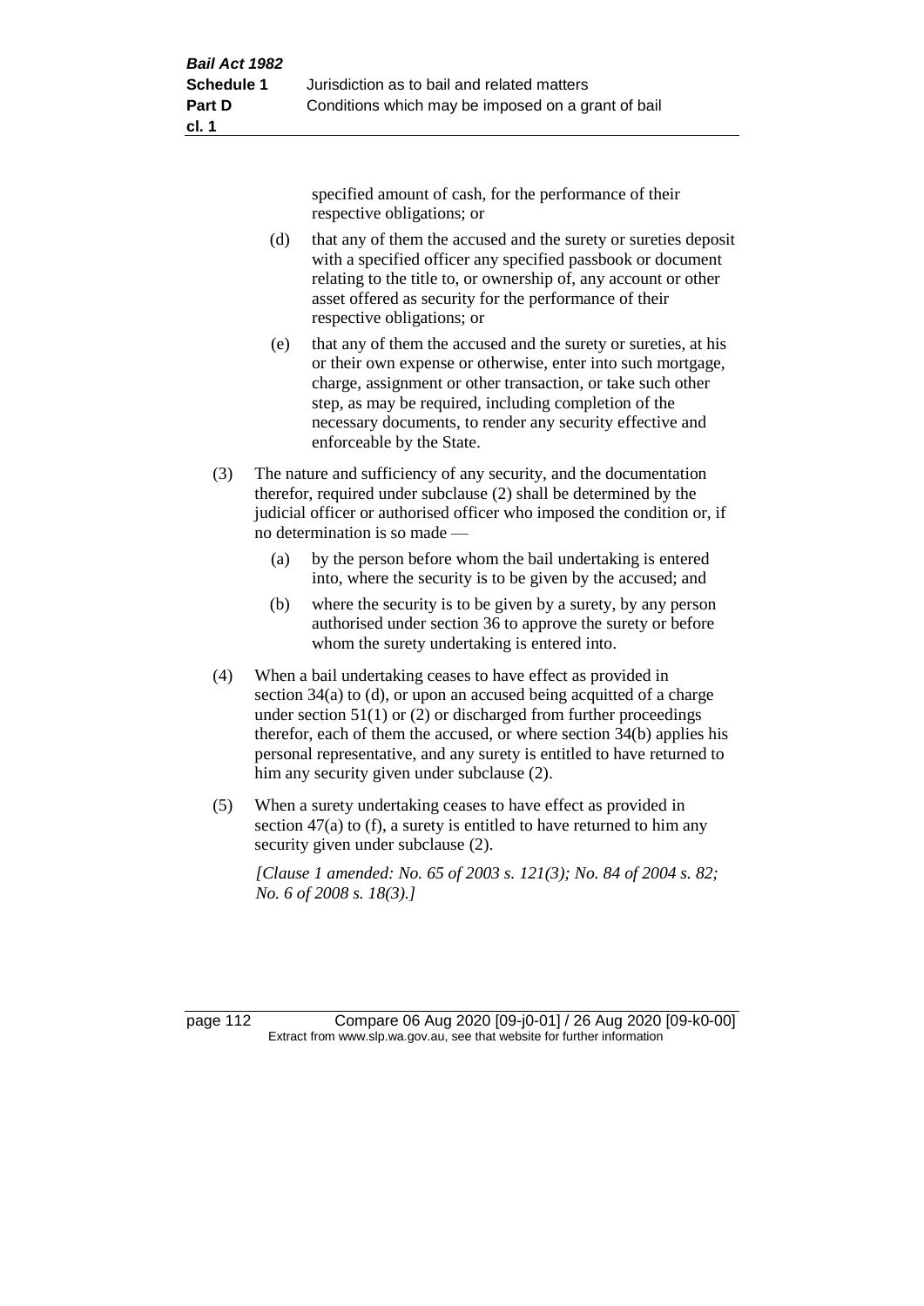specified amount of cash, for the performance of their respective obligations; or

(d) that any of them the accused and the surety or sureties deposit with a specified officer any specified passbook or document relating to the title to, or ownership of, any account or other asset offered as security for the performance of their respective obligations; or

(e) that any of them the accused and the surety or sureties, at his or their own expense or otherwise, enter into such mortgage, charge, assignment or other transaction, or take such other step, as may be required, including completion of the necessary documents, to render any security effective and enforceable by the State.

(3) The nature and sufficiency of any security, and the documentation therefor, required under subclause (2) shall be determined by the judicial officer or authorised officer who imposed the condition or, if no determination is so made —

(a) by the person before whom the bail undertaking is entered into, where the security is to be given by the accused; and

(b) where the security is to be given by a surety, by any person authorised under section 36 to approve the surety or before whom the surety undertaking is entered into.

(4) When a bail undertaking ceases to have effect as provided in section 34(a) to (d), or upon an accused being acquitted of a charge under section 51(1) or (2) or discharged from further proceedings therefor, each of them the accused, or where section 34(b) applies his personal representative, and any surety is entitled to have returned to him any security given under subclause (2).

(5) When a surety undertaking ceases to have effect as provided in section 47(a) to (f), a surety is entitled to have returned to him any security given under subclause (2).

*[Clause 1 amended: No. 65 of 2003 s. 121(3); No. 84 of 2004 s. 82; No. 6 of 2008 s. 18(3).]*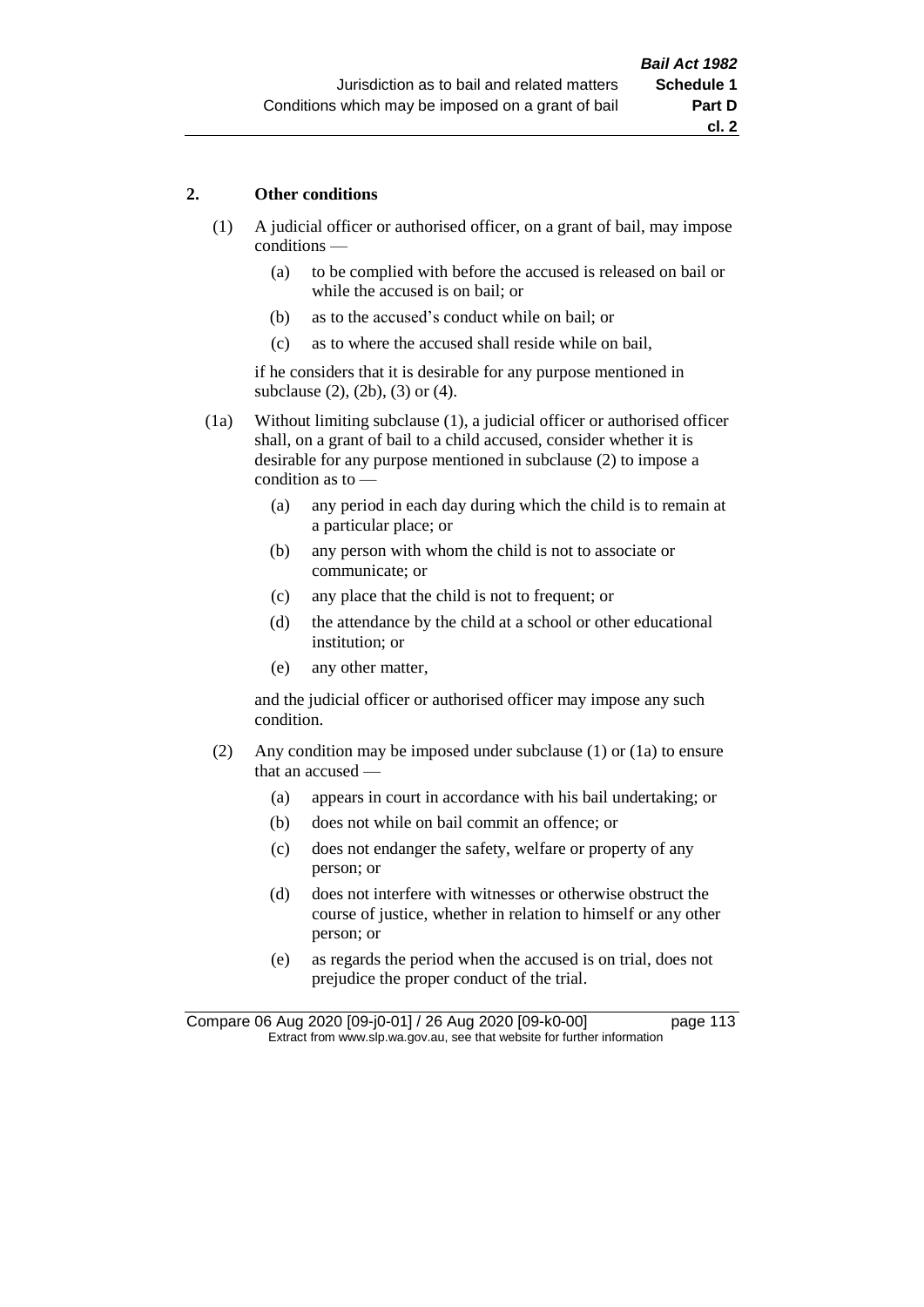## 2. Other conditions

(1) A judicial officer or authorised officer, on a grant of bail, may impose conditions —

- (a) to be complied with before the accused is released on bail or while the accused is on bail; or
- (b) as to the accused's conduct while on bail; or
- (c) as to where the accused shall reside while on bail,

if he considers that it is desirable for any purpose mentioned in subclause (2), (2b), (3) or (4).

(1a) Without limiting subclause (1), a judicial officer or authorised officer shall, on a grant of bail to a child accused, consider whether it is desirable for any purpose mentioned in subclause (2) to impose a condition as to —

- (a) any period in each day during which the child is to remain at a particular place; or
- (b) any person with whom the child is not to associate or communicate; or
- (c) any place that the child is not to frequent; or
- (d) the attendance by the child at a school or other educational institution; or
- (e) any other matter,

and the judicial officer or authorised officer may impose any such condition.

(2) Any condition may be imposed under subclause (1) or (1a) to ensure that an accused —

- (a) appears in court in accordance with his bail undertaking; or
- (b) does not while on bail commit an offence; or
- (c) does not endanger the safety, welfare or property of any person; or
- (d) does not interfere with witnesses or otherwise obstruct the course of justice, whether in relation to himself or any other person; or
- (e) as regards the period when the accused is on trial, does not prejudice the proper conduct of the trial.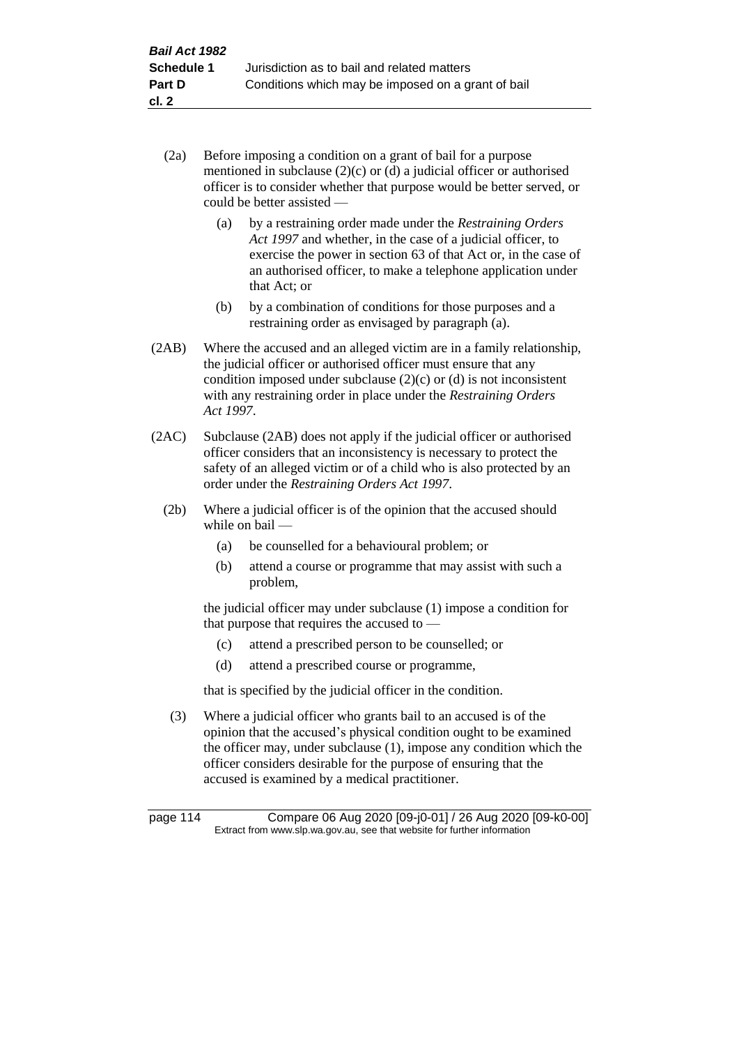(2a) Before imposing a condition on a grant of bail for a purpose mentioned in subclause (2)(c) or (d) a judicial officer or authorised officer is to consider whether that purpose would be better served, or could be better assisted —

(a) by a restraining order made under the *Restraining Orders Act 1997* and whether, in the case of a judicial officer, to exercise the power in section 63 of that Act or, in the case of an authorised officer, to make a telephone application under that Act; or

(b) by a combination of conditions for those purposes and a restraining order as envisaged by paragraph (a).

(2AB) Where the accused and an alleged victim are in a family relationship, the judicial officer or authorised officer must ensure that any condition imposed under subclause (2)(c) or (d) is not inconsistent with any restraining order in place under the *Restraining Orders Act 1997*.

(2AC) Subclause (2AB) does not apply if the judicial officer or authorised officer considers that an inconsistency is necessary to protect the safety of an alleged victim or of a child who is also protected by an order under the *Restraining Orders Act 1997*.

(2b) Where a judicial officer is of the opinion that the accused should while on bail —

(a) be counselled for a behavioural problem; or

(b) attend a course or programme that may assist with such a problem,

the judicial officer may under subclause (1) impose a condition for that purpose that requires the accused to —

(c) attend a prescribed person to be counselled; or

(d) attend a prescribed course or programme,

that is specified by the judicial officer in the condition.

(3) Where a judicial officer who grants bail to an accused is of the opinion that the accused's physical condition ought to be examined the officer may, under subclause (1), impose any condition which the officer considers desirable for the purpose of ensuring that the accused is examined by a medical practitioner.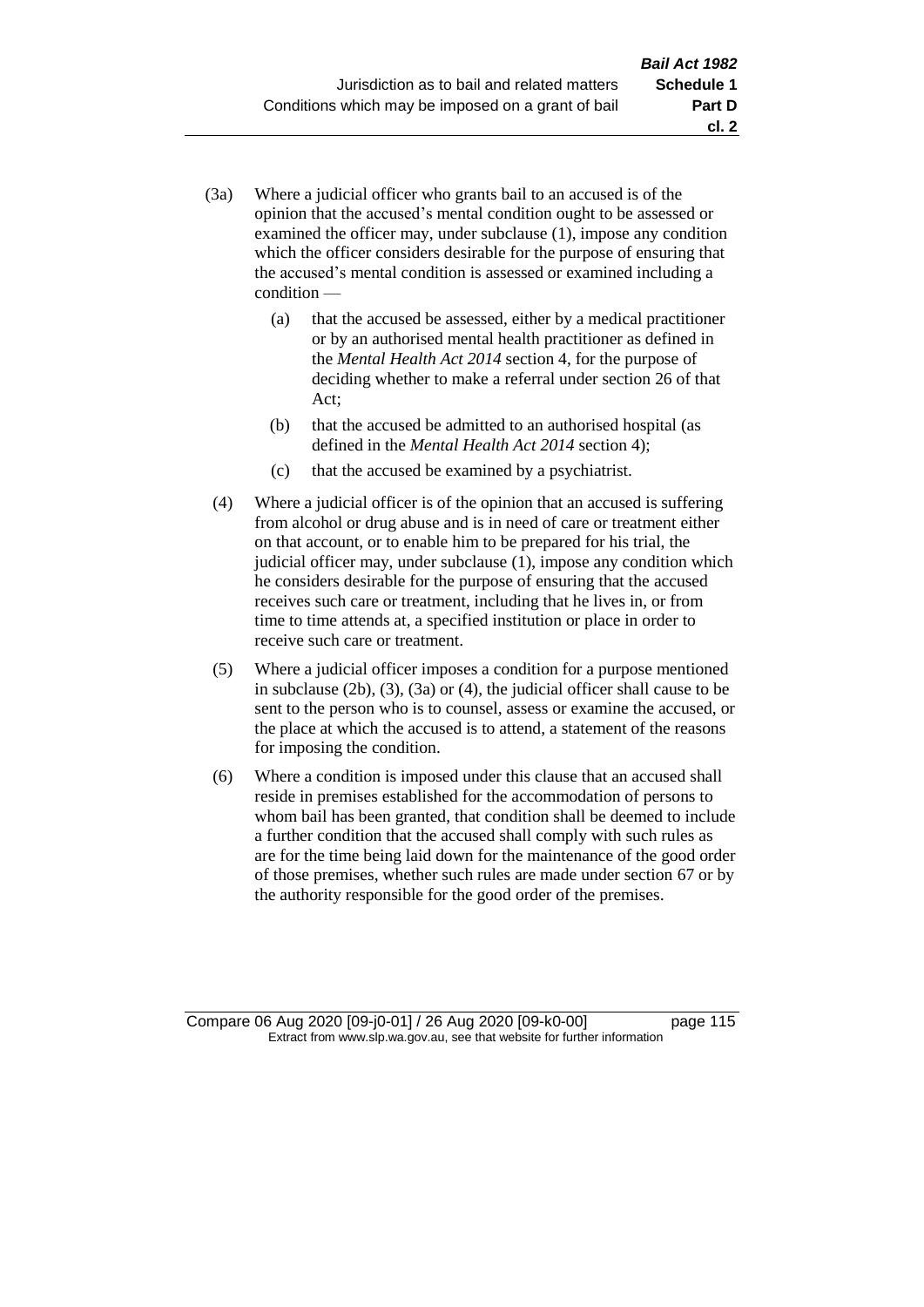(3a) Where a judicial officer who grants bail to an accused is of the opinion that the accused's mental condition ought to be assessed or examined the officer may, under subclause (1), impose any condition which the officer considers desirable for the purpose of ensuring that the accused's mental condition is assessed or examined including a condition —

(a) that the accused be assessed, either by a medical practitioner or by an authorised mental health practitioner as defined in the *Mental Health Act 2014* section 4, for the purpose of deciding whether to make a referral under section 26 of that Act;

(b) that the accused be admitted to an authorised hospital (as defined in the *Mental Health Act 2014* section 4);

(c) that the accused be examined by a psychiatrist.

(4) Where a judicial officer is of the opinion that an accused is suffering from alcohol or drug abuse and is in need of care or treatment either on that account, or to enable him to be prepared for his trial, the judicial officer may, under subclause (1), impose any condition which he considers desirable for the purpose of ensuring that the accused receives such care or treatment, including that he lives in, or from time to time attends at, a specified institution or place in order to receive such care or treatment.

(5) Where a judicial officer imposes a condition for a purpose mentioned in subclause (2b), (3), (3a) or (4), the judicial officer shall cause to be sent to the person who is to counsel, assess or examine the accused, or the place at which the accused is to attend, a statement of the reasons for imposing the condition.

(6) Where a condition is imposed under this clause that an accused shall reside in premises established for the accommodation of persons to whom bail has been granted, that condition shall be deemed to include a further condition that the accused shall comply with such rules as are for the time being laid down for the maintenance of the good order of those premises, whether such rules are made under section 67 or by the authority responsible for the good order of the premises.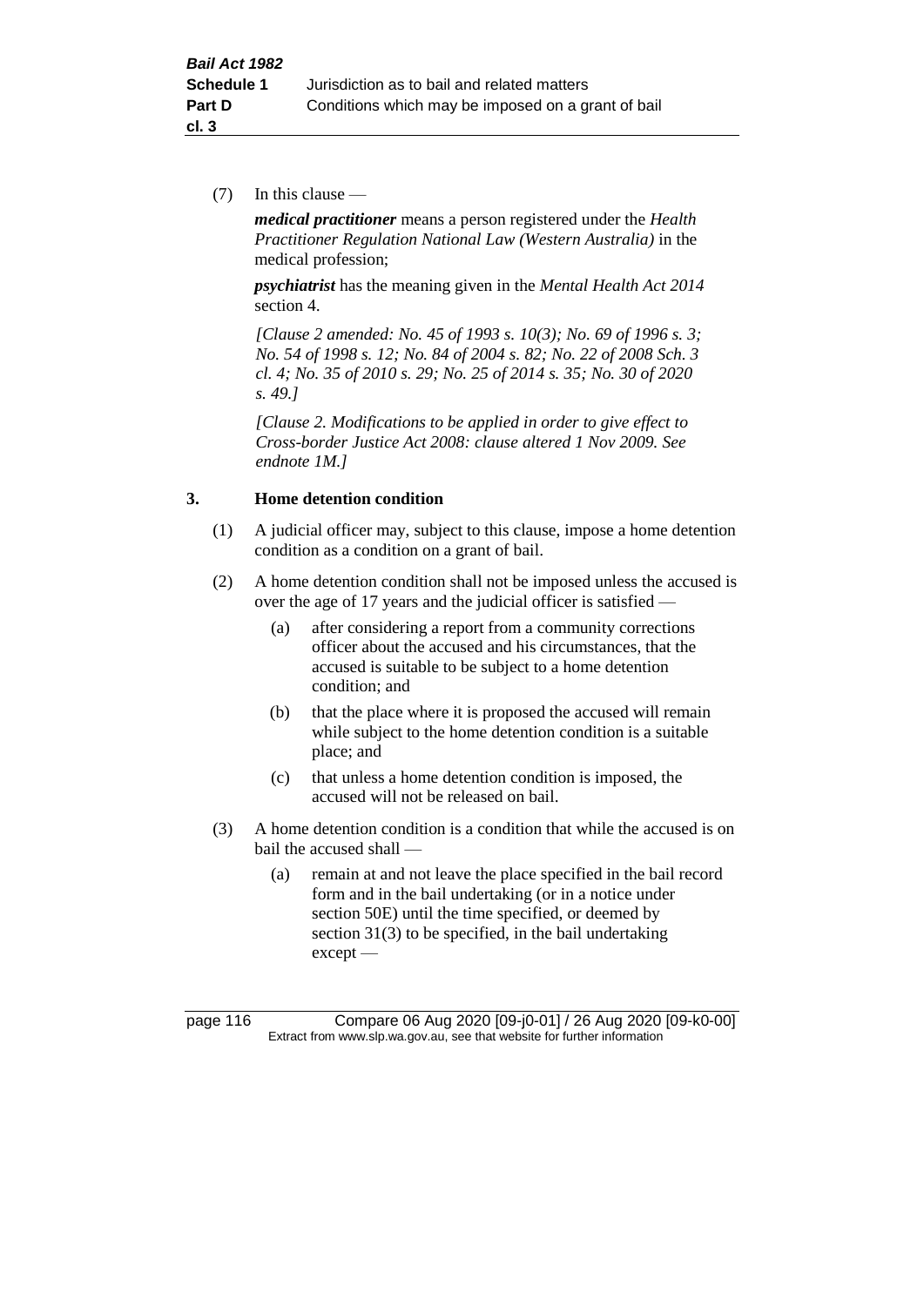(7) In this clause —

***medical practitioner*** means a person registered under the *Health Practitioner Regulation National Law (Western Australia)* in the medical profession;

***psychiatrist*** has the meaning given in the *Mental Health Act 2014* section 4.

*[Clause 2 amended: No. 45 of 1993 s. 10(3); No. 69 of 1996 s. 3; No. 54 of 1998 s. 12; No. 84 of 2004 s. 82; No. 22 of 2008 Sch. 3 cl. 4; No. 35 of 2010 s. 29; No. 25 of 2014 s. 35; No. 30 of 2020 s. 49.]*

*[Clause 2. Modifications to be applied in order to give effect to Cross-border Justice Act 2008: clause altered 1 Nov 2009. See endnote 1M.]*

### 3. Home detention condition

(1) A judicial officer may, subject to this clause, impose a home detention condition as a condition on a grant of bail.

(2) A home detention condition shall not be imposed unless the accused is over the age of 17 years and the judicial officer is satisfied —

- (a) after considering a report from a community corrections officer about the accused and his circumstances, that the accused is suitable to be subject to a home detention condition; and
- (b) that the place where it is proposed the accused will remain while subject to the home detention condition is a suitable place; and
- (c) that unless a home detention condition is imposed, the accused will not be released on bail.

(3) A home detention condition is a condition that while the accused is on bail the accused shall —

- (a) remain at and not leave the place specified in the bail record form and in the bail undertaking (or in a notice under section 50E) until the time specified, or deemed by section 31(3) to be specified, in the bail undertaking except —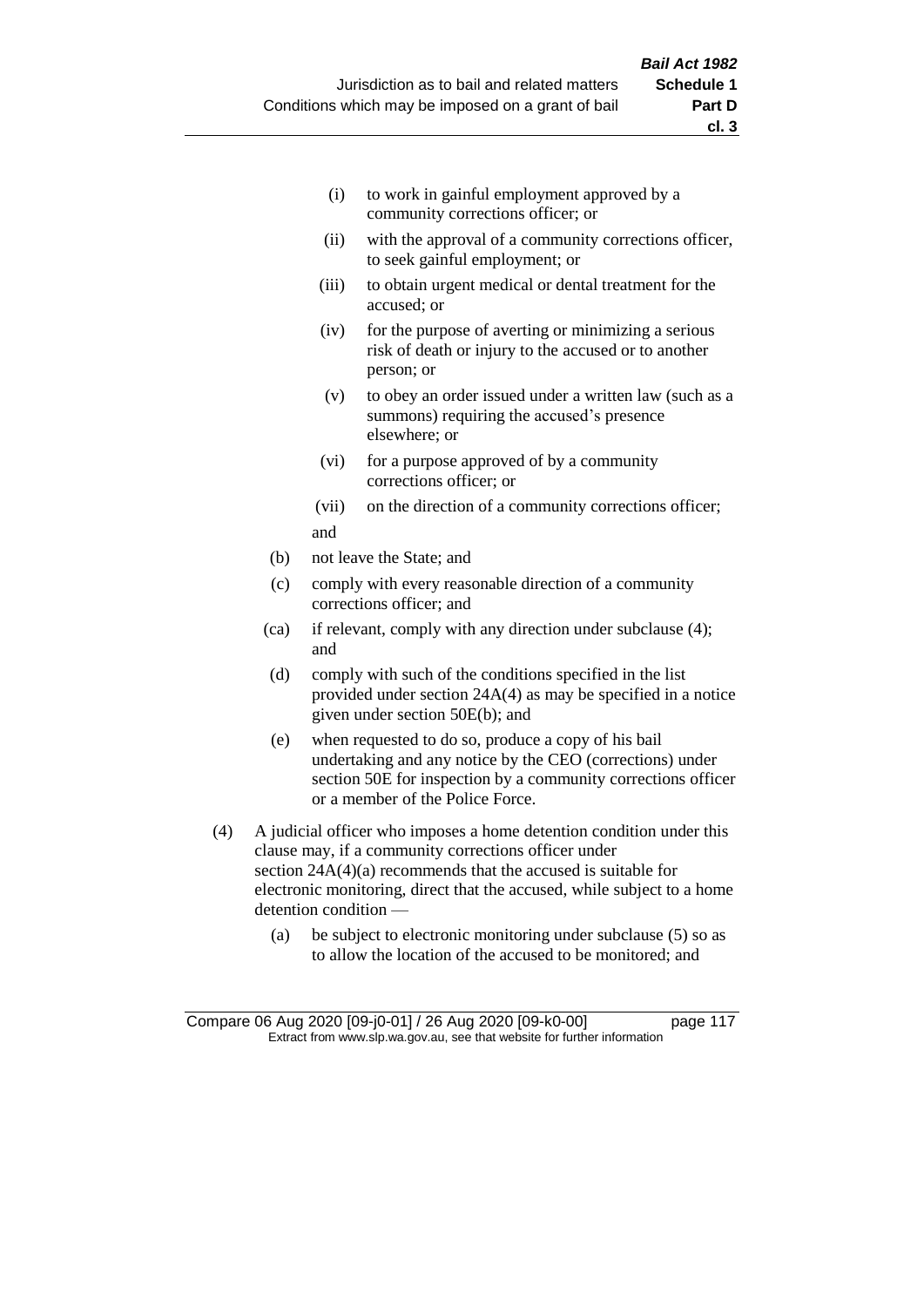(i) to work in gainful employment approved by a community corrections officer; or

(ii) with the approval of a community corrections officer, to seek gainful employment; or

(iii) to obtain urgent medical or dental treatment for the accused; or

(iv) for the purpose of averting or minimizing a serious risk of death or injury to the accused or to another person; or

(v) to obey an order issued under a written law (such as a summons) requiring the accused's presence elsewhere; or

(vi) for a purpose approved of by a community corrections officer; or

(vii) on the direction of a community corrections officer;

and

(b) not leave the State; and

(c) comply with every reasonable direction of a community corrections officer; and

(ca) if relevant, comply with any direction under subclause (4); and

(d) comply with such of the conditions specified in the list provided under section 24A(4) as may be specified in a notice given under section 50E(b); and

(e) when requested to do so, produce a copy of his bail undertaking and any notice by the CEO (corrections) under section 50E for inspection by a community corrections officer or a member of the Police Force.

(4) A judicial officer who imposes a home detention condition under this clause may, if a community corrections officer under section 24A(4)(a) recommends that the accused is suitable for electronic monitoring, direct that the accused, while subject to a home detention condition —

(a) be subject to electronic monitoring under subclause (5) so as to allow the location of the accused to be monitored; and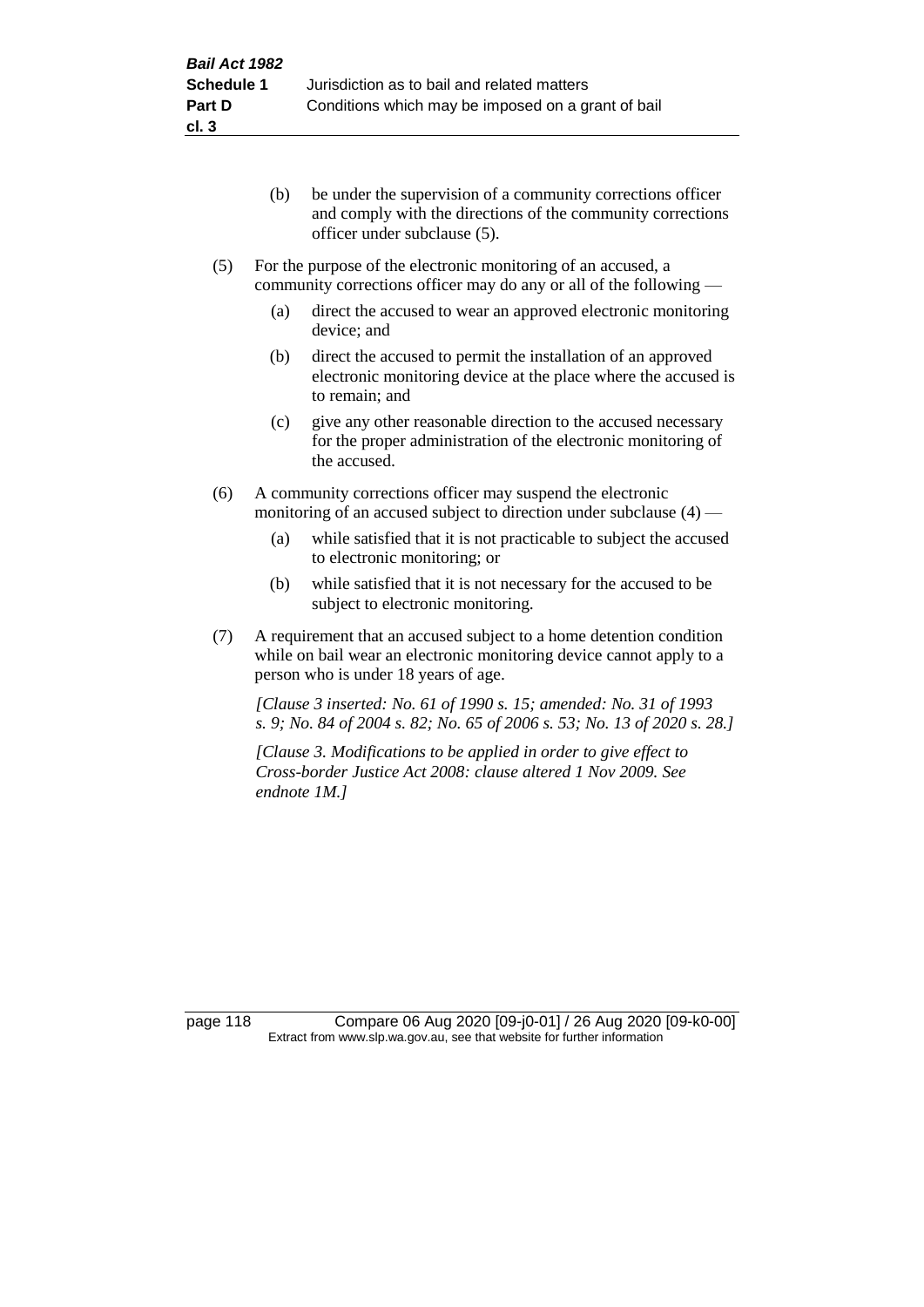(b) be under the supervision of a community corrections officer and comply with the directions of the community corrections officer under subclause (5).

(5) For the purpose of the electronic monitoring of an accused, a community corrections officer may do any or all of the following —

(a) direct the accused to wear an approved electronic monitoring device; and

(b) direct the accused to permit the installation of an approved electronic monitoring device at the place where the accused is to remain; and

(c) give any other reasonable direction to the accused necessary for the proper administration of the electronic monitoring of the accused.

(6) A community corrections officer may suspend the electronic monitoring of an accused subject to direction under subclause (4) —

(a) while satisfied that it is not practicable to subject the accused to electronic monitoring; or

(b) while satisfied that it is not necessary for the accused to be subject to electronic monitoring.

(7) A requirement that an accused subject to a home detention condition while on bail wear an electronic monitoring device cannot apply to a person who is under 18 years of age.

*[Clause 3 inserted: No. 61 of 1990 s. 15; amended: No. 31 of 1993 s. 9; No. 84 of 2004 s. 82; No. 65 of 2006 s. 53; No. 13 of 2020 s. 28.]*

*[Clause 3. Modifications to be applied in order to give effect to Cross-border Justice Act 2008: clause altered 1 Nov 2009. See endnote 1M.]*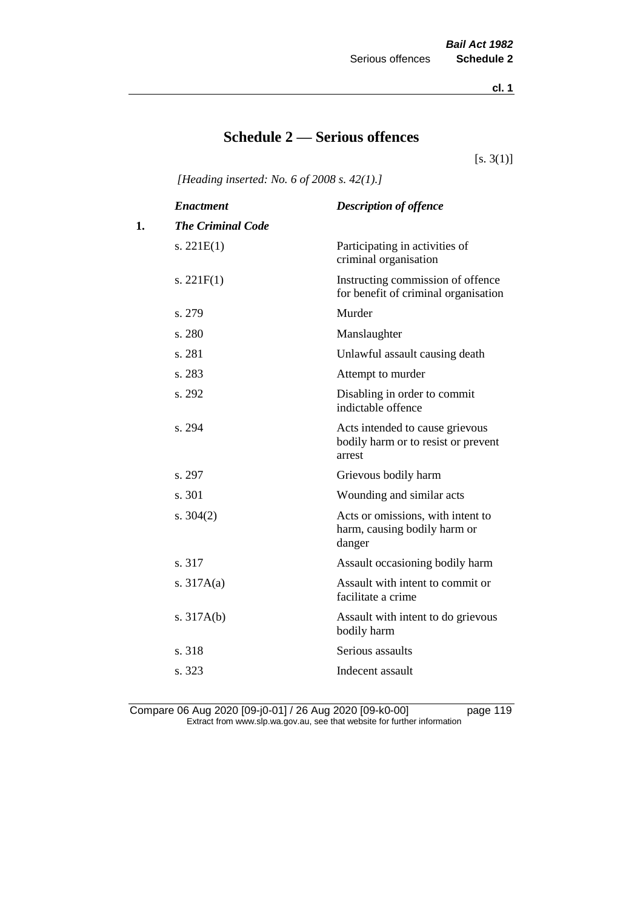# Schedule 2 — Serious offences

[s. 3(1)]

*[Heading inserted: No. 6 of 2008 s. 42(1).]*

| | *Enactment* | *Description of offence* |
|---|---|---|
| **1.** | ***The Criminal Code*** | |
| | s. 221E(1) | Participating in activities of criminal organisation |
| | s. 221F(1) | Instructing commission of offence for benefit of criminal organisation |
| | s. 279 | Murder |
| | s. 280 | Manslaughter |
| | s. 281 | Unlawful assault causing death |
| | s. 283 | Attempt to murder |
| | s. 292 | Disabling in order to commit indictable offence |
| | s. 294 | Acts intended to cause grievous bodily harm or to resist or prevent arrest |
| | s. 297 | Grievous bodily harm |
| | s. 301 | Wounding and similar acts |
| | s. 304(2) | Acts or omissions, with intent to harm, causing bodily harm or danger |
| | s. 317 | Assault occasioning bodily harm |
| | s. 317A(a) | Assault with intent to commit or facilitate a crime |
| | s. 317A(b) | Assault with intent to do grievous bodily harm |
| | s. 318 | Serious assaults |
| | s. 323 | Indecent assault |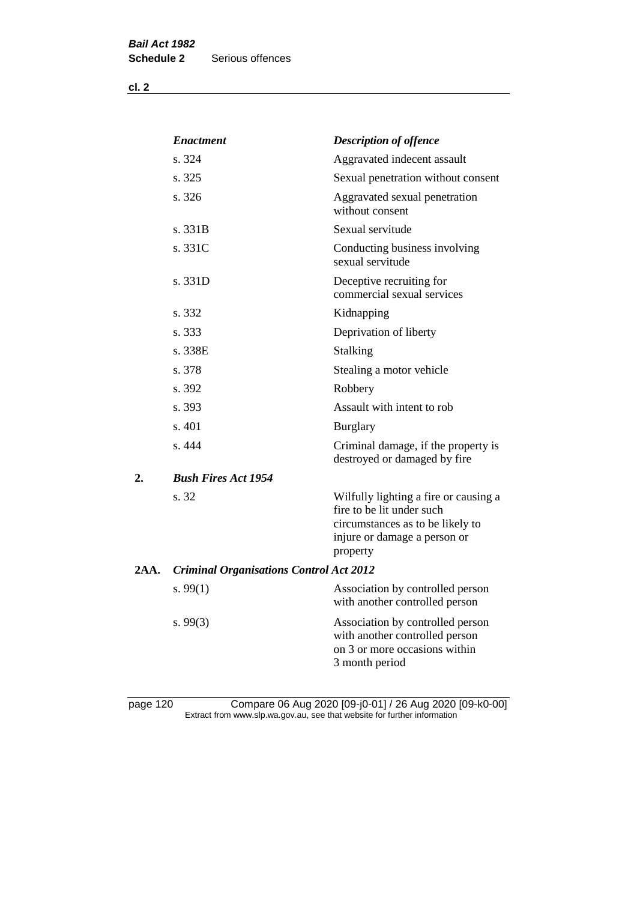| *Enactment* | *Description of offence* |
|---|---|
| s. 324 | Aggravated indecent assault |
| s. 325 | Sexual penetration without consent |
| s. 326 | Aggravated sexual penetration without consent |
| s. 331B | Sexual servitude |
| s. 331C | Conducting business involving sexual servitude |
| s. 331D | Deceptive recruiting for commercial sexual services |
| s. 332 | Kidnapping |
| s. 333 | Deprivation of liberty |
| s. 338E | Stalking |
| s. 378 | Stealing a motor vehicle |
| s. 392 | Robbery |
| s. 393 | Assault with intent to rob |
| s. 401 | Burglary |
| s. 444 | Criminal damage, if the property is destroyed or damaged by fire |

**2.** ***Bush Fires Act 1954***

| | |
|---|---|
| s. 32 | Wilfully lighting a fire or causing a fire to be lit under such circumstances as to be likely to injure or damage a person or property |

**2AA.** ***Criminal Organisations Control Act 2012***

| | |
|---|---|
| s. 99(1) | Association by controlled person with another controlled person |
| s. 99(3) | Association by controlled person with another controlled person on 3 or more occasions within 3 month period |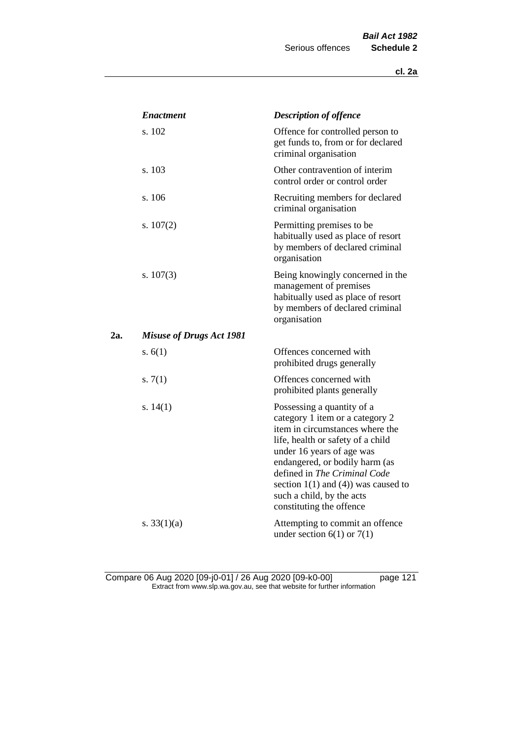| | *Enactment* | *Description of offence* |
|---|---|---|
| | s. 102 | Offence for controlled person to get funds to, from or for declared criminal organisation |
| | s. 103 | Other contravention of interim control order or control order |
| | s. 106 | Recruiting members for declared criminal organisation |
| | s. 107(2) | Permitting premises to be habitually used as place of resort by members of declared criminal organisation |
| | s. 107(3) | Being knowingly concerned in the management of premises habitually used as place of resort by members of declared criminal organisation |
| **2a.** | ***Misuse of Drugs Act 1981*** | |
| | s. 6(1) | Offences concerned with prohibited drugs generally |
| | s. 7(1) | Offences concerned with prohibited plants generally |
| | s. 14(1) | Possessing a quantity of a category 1 item or a category 2 item in circumstances where the life, health or safety of a child under 16 years of age was endangered, or bodily harm (as defined in *The Criminal Code* section 1(1) and (4)) was caused to such a child, by the acts constituting the offence |
| | s. 33(1)(a) | Attempting to commit an offence under section 6(1) or 7(1) |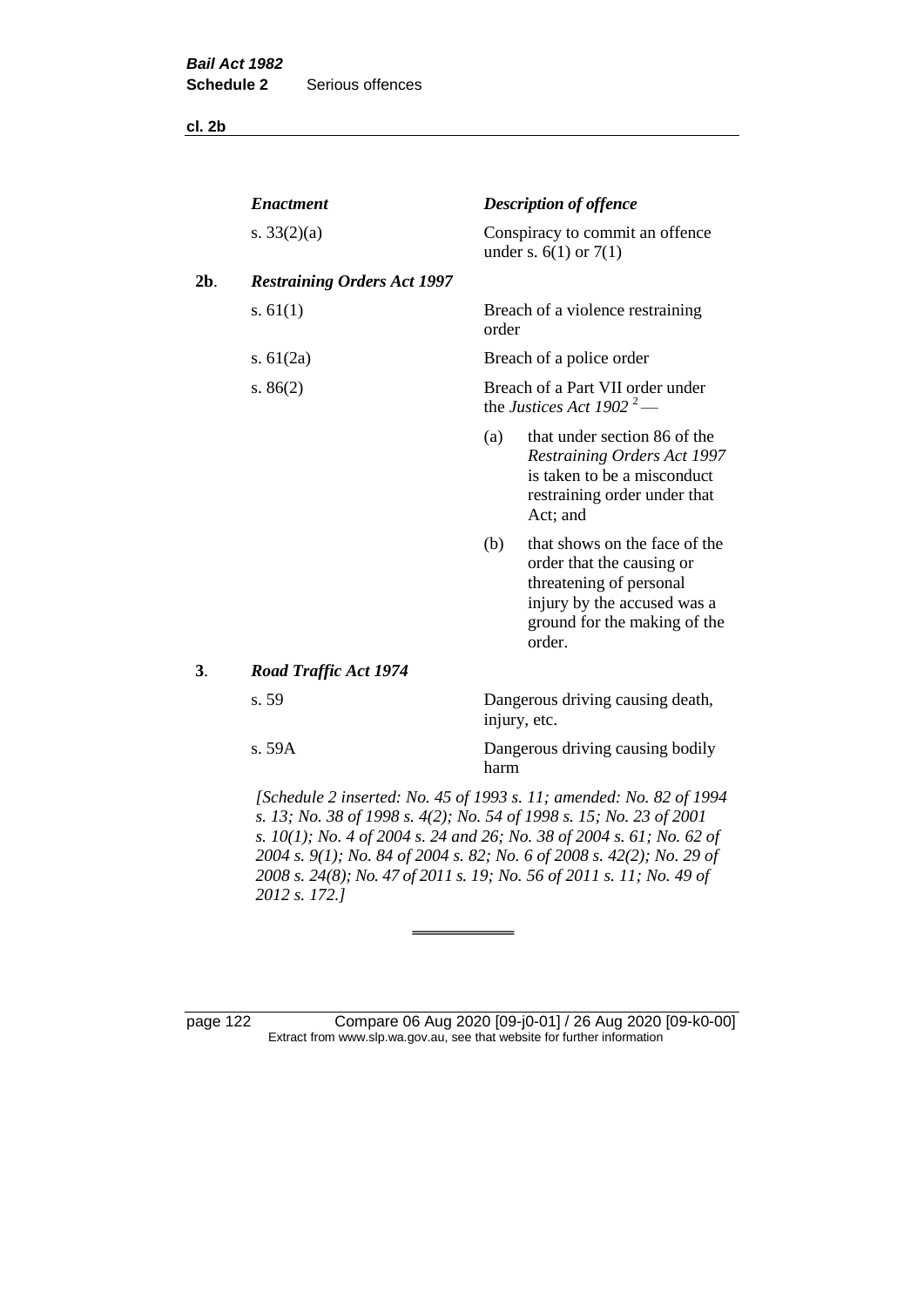| | *Enactment* | *Description of offence* |
|---|---|---|
| | s. 33(2)(a) | Conspiracy to commit an offence under s. 6(1) or 7(1) |
| **2b**. | ***Restraining Orders Act 1997*** | |
| | s. 61(1) | Breach of a violence restraining order |
| | s. 61(2a) | Breach of a police order |
| | s. 86(2) | Breach of a Part VII order under the *Justices Act 1902* [2] — (a) that under section 86 of the *Restraining Orders Act 1997* is taken to be a misconduct restraining order under that Act; and (b) that shows on the face of the order that the causing or threatening of personal injury by the accused was a ground for the making of the order. |
| **3**. | ***Road Traffic Act 1974*** | |
| | s. 59 | Dangerous driving causing death, injury, etc. |
| | s. 59A | Dangerous driving causing bodily harm |

*[Schedule 2 inserted: No. 45 of 1993 s. 11; amended: No. 82 of 1994 s. 13; No. 38 of 1998 s. 4(2); No. 54 of 1998 s. 15; No. 23 of 2001 s. 10(1); No. 4 of 2004 s. 24 and 26; No. 38 of 2004 s. 61; No. 62 of 2004 s. 9(1); No. 84 of 2004 s. 82; No. 6 of 2008 s. 42(2); No. 29 of 2008 s. 24(8); No. 47 of 2011 s. 19; No. 56 of 2011 s. 11; No. 49 of 2012 s. 172.]*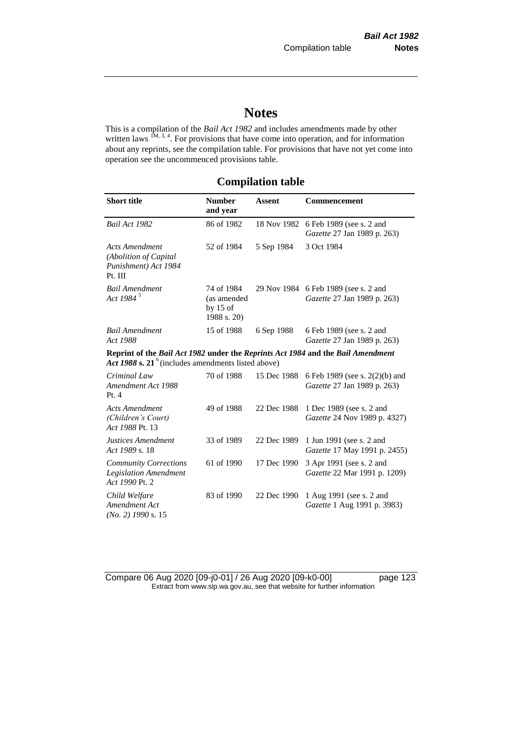# Notes

This is a compilation of the *Bail Act 1982* and includes amendments made by other written laws [1M, 3, 4]. For provisions that have come into operation, and for information about any reprints, see the compilation table. For provisions that have not yet come into operation see the uncommenced provisions table.

## Compilation table

| Short title | Number and year | Assent | Commencement |
|---|---|---|---|
| *Bail Act 1982* | 86 of 1982 | 18 Nov 1982 | 6 Feb 1989 (see s. 2 and *Gazette* 27 Jan 1989 p. 263) |
| *Acts Amendment (Abolition of Capital Punishment) Act 1984* Pt. III | 52 of 1984 | 5 Sep 1984 | 3 Oct 1984 |
| *Bail Amendment Act 1984* [5] | 74 of 1984 (as amended by 15 of 1988 s. 20) | 29 Nov 1984 | 6 Feb 1989 (see s. 2 and *Gazette* 27 Jan 1989 p. 263) |
| *Bail Amendment Act 1988* | 15 of 1988 | 6 Sep 1988 | 6 Feb 1989 (see s. 2 and *Gazette* 27 Jan 1989 p. 263) |
| **Reprint of the *Bail Act 1982* under the *Reprints Act 1984* and the *Bail Amendment Act 1988* s. 21** [6] (includes amendments listed above) | | | |
| *Criminal Law Amendment Act 1988* Pt. 4 | 70 of 1988 | 15 Dec 1988 | 6 Feb 1989 (see s. 2(2)(b) and *Gazette* 27 Jan 1989 p. 263) |
| *Acts Amendment (Children's Court) Act 1988* Pt. 13 | 49 of 1988 | 22 Dec 1988 | 1 Dec 1989 (see s. 2 and *Gazette* 24 Nov 1989 p. 4327) |
| *Justices Amendment Act 1989* s. 18 | 33 of 1989 | 22 Dec 1989 | 1 Jun 1991 (see s. 2 and *Gazette* 17 May 1991 p. 2455) |
| *Community Corrections Legislation Amendment Act 1990* Pt. 2 | 61 of 1990 | 17 Dec 1990 | 3 Apr 1991 (see s. 2 and *Gazette* 22 Mar 1991 p. 1209) |
| *Child Welfare Amendment Act (No. 2) 1990* s. 15 | 83 of 1990 | 22 Dec 1990 | 1 Aug 1991 (see s. 2 and *Gazette* 1 Aug 1991 p. 3983) |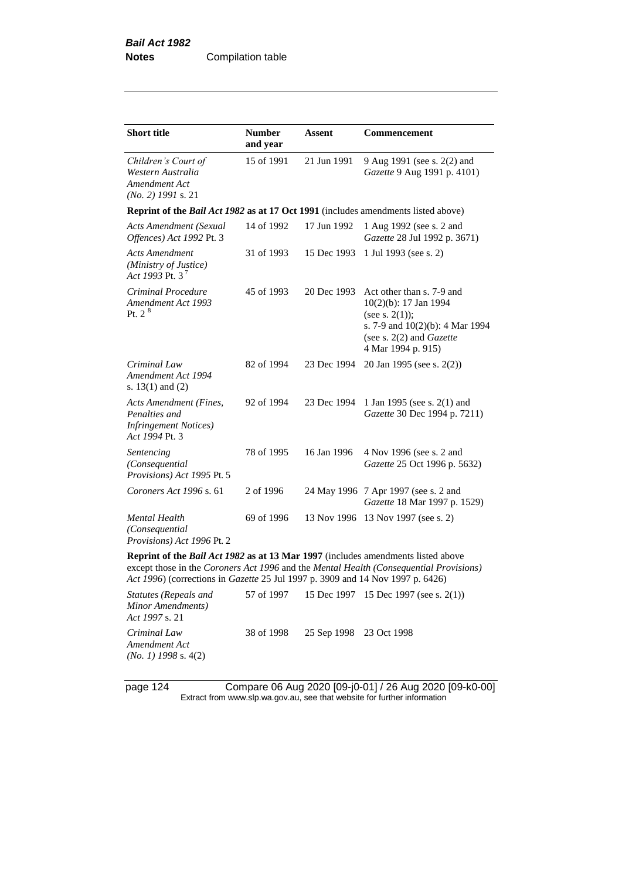| Short title | Number and year | Assent | Commencement |
|---|---|---|---|
| *Children's Court of Western Australia Amendment Act (No. 2) 1991* s. 21 | 15 of 1991 | 21 Jun 1991 | 9 Aug 1991 (see s. 2(2) and *Gazette* 9 Aug 1991 p. 4101) |
| **Reprint of the *Bail Act 1982* as at 17 Oct 1991** (includes amendments listed above) | | | |
| *Acts Amendment (Sexual Offences) Act 1992* Pt. 3 | 14 of 1992 | 17 Jun 1992 | 1 Aug 1992 (see s. 2 and *Gazette* 28 Jul 1992 p. 3671) |
| *Acts Amendment (Ministry of Justice) Act 1993* Pt. 3 [7] | 31 of 1993 | 15 Dec 1993 | 1 Jul 1993 (see s. 2) |
| *Criminal Procedure Amendment Act 1993* Pt. 2 [8] | 45 of 1993 | 20 Dec 1993 | Act other than s. 7-9 and 10(2)(b): 17 Jan 1994 (see s. 2(1)); s. 7-9 and 10(2)(b): 4 Mar 1994 (see s. 2(2) and *Gazette* 4 Mar 1994 p. 915) |
| *Criminal Law Amendment Act 1994* s. 13(1) and (2) | 82 of 1994 | 23 Dec 1994 | 20 Jan 1995 (see s. 2(2)) |
| *Acts Amendment (Fines, Penalties and Infringement Notices) Act 1994* Pt. 3 | 92 of 1994 | 23 Dec 1994 | 1 Jan 1995 (see s. 2(1) and *Gazette* 30 Dec 1994 p. 7211) |
| *Sentencing (Consequential Provisions) Act 1995* Pt. 5 | 78 of 1995 | 16 Jan 1996 | 4 Nov 1996 (see s. 2 and *Gazette* 25 Oct 1996 p. 5632) |
| *Coroners Act 1996* s. 61 | 2 of 1996 | 24 May 1996 | 7 Apr 1997 (see s. 2 and *Gazette* 18 Mar 1997 p. 1529) |
| *Mental Health (Consequential Provisions) Act 1996* Pt. 2 | 69 of 1996 | 13 Nov 1996 | 13 Nov 1997 (see s. 2) |
| **Reprint of the *Bail Act 1982* as at 13 Mar 1997** (includes amendments listed above except those in the *Coroners Act 1996* and the *Mental Health (Consequential Provisions) Act 1996*) (corrections in *Gazette* 25 Jul 1997 p. 3909 and 14 Nov 1997 p. 6426) | | | |
| *Statutes (Repeals and Minor Amendments) Act 1997* s. 21 | 57 of 1997 | 15 Dec 1997 | 15 Dec 1997 (see s. 2(1)) |
| *Criminal Law Amendment Act (No. 1) 1998* s. 4(2) | 38 of 1998 | 25 Sep 1998 | 23 Oct 1998 |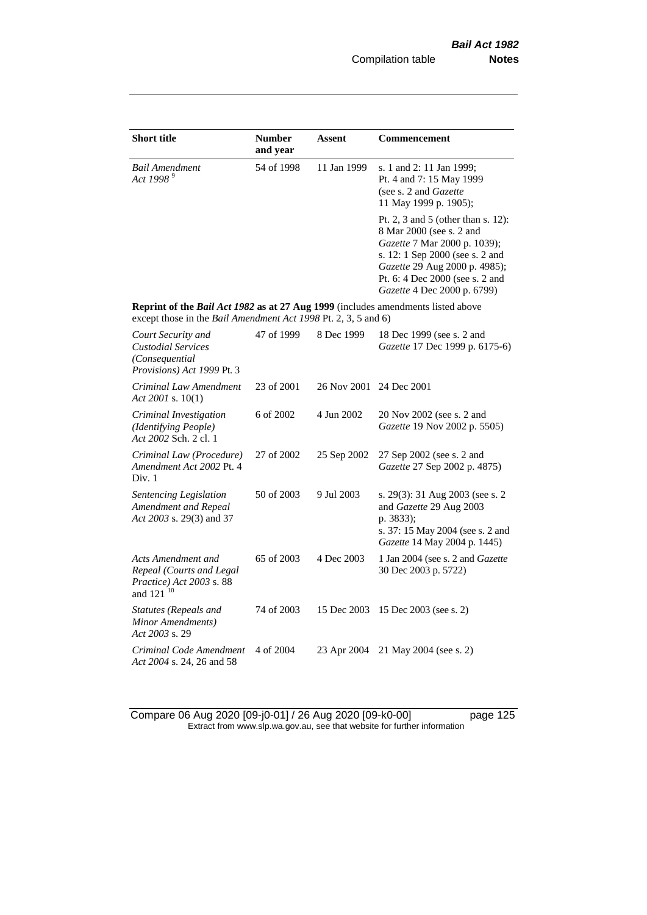| Short title | Number and year | Assent | Commencement |
|---|---|---|---|
| *Bail Amendment Act 1998* [9] | 54 of 1998 | 11 Jan 1999 | s. 1 and 2: 11 Jan 1999; Pt. 4 and 7: 15 May 1999 (see s. 2 and *Gazette* 11 May 1999 p. 1905); |
| | | | Pt. 2, 3 and 5 (other than s. 12): 8 Mar 2000 (see s. 2 and *Gazette* 7 Mar 2000 p. 1039); s. 12: 1 Sep 2000 (see s. 2 and *Gazette* 29 Aug 2000 p. 4985); Pt. 6: 4 Dec 2000 (see s. 2 and *Gazette* 4 Dec 2000 p. 6799) |
| **Reprint of the *Bail Act 1982* as at 27 Aug 1999** (includes amendments listed above except those in the *Bail Amendment Act 1998* Pt. 2, 3, 5 and 6) | | | |
| *Court Security and Custodial Services (Consequential Provisions) Act 1999* Pt. 3 | 47 of 1999 | 8 Dec 1999 | 18 Dec 1999 (see s. 2 and *Gazette* 17 Dec 1999 p. 6175-6) |
| *Criminal Law Amendment Act 2001* s. 10(1) | 23 of 2001 | 26 Nov 2001 | 24 Dec 2001 |
| *Criminal Investigation (Identifying People) Act 2002* Sch. 2 cl. 1 | 6 of 2002 | 4 Jun 2002 | 20 Nov 2002 (see s. 2 and *Gazette* 19 Nov 2002 p. 5505) |
| *Criminal Law (Procedure) Amendment Act 2002* Pt. 4 Div. 1 | 27 of 2002 | 25 Sep 2002 | 27 Sep 2002 (see s. 2 and *Gazette* 27 Sep 2002 p. 4875) |
| *Sentencing Legislation Amendment and Repeal Act 2003* s. 29(3) and 37 | 50 of 2003 | 9 Jul 2003 | s. 29(3): 31 Aug 2003 (see s. 2 and *Gazette* 29 Aug 2003 p. 3833); s. 37: 15 May 2004 (see s. 2 and *Gazette* 14 May 2004 p. 1445) |
| *Acts Amendment and Repeal (Courts and Legal Practice) Act 2003* s. 88 and 121 [10] | 65 of 2003 | 4 Dec 2003 | 1 Jan 2004 (see s. 2 and *Gazette* 30 Dec 2003 p. 5722) |
| *Statutes (Repeals and Minor Amendments) Act 2003* s. 29 | 74 of 2003 | 15 Dec 2003 | 15 Dec 2003 (see s. 2) |
| *Criminal Code Amendment Act 2004* s. 24, 26 and 58 | 4 of 2004 | 23 Apr 2004 | 21 May 2004 (see s. 2) |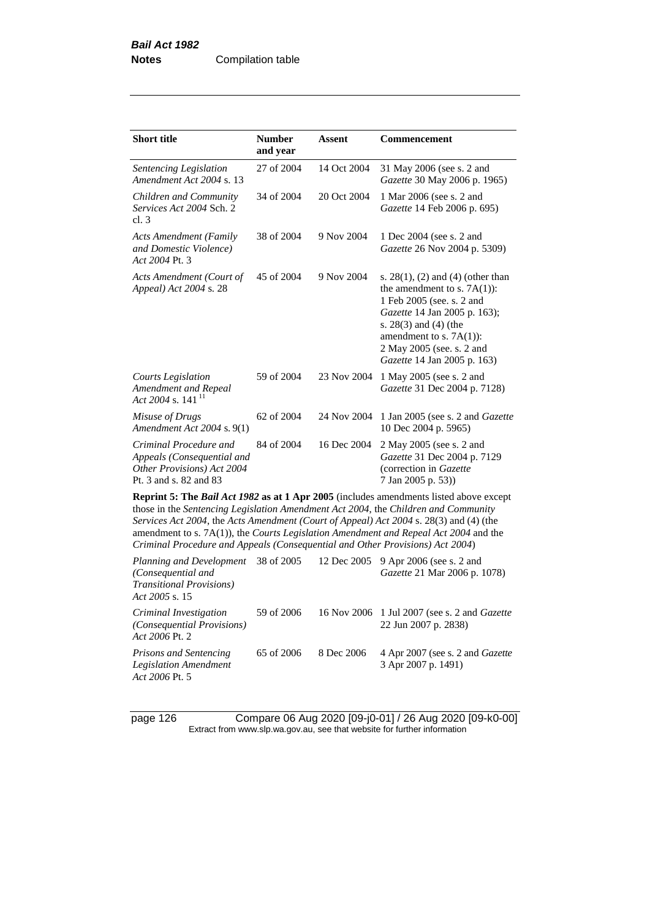| Short title | Number and year | Assent | Commencement |
| --- | --- | --- | --- |
| *Sentencing Legislation Amendment Act 2004* s. 13 | 27 of 2004 | 14 Oct 2004 | 31 May 2006 (see s. 2 and *Gazette* 30 May 2006 p. 1965) |
| *Children and Community Services Act 2004* Sch. 2 cl. 3 | 34 of 2004 | 20 Oct 2004 | 1 Mar 2006 (see s. 2 and *Gazette* 14 Feb 2006 p. 695) |
| *Acts Amendment (Family and Domestic Violence) Act 2004* Pt. 3 | 38 of 2004 | 9 Nov 2004 | 1 Dec 2004 (see s. 2 and *Gazette* 26 Nov 2004 p. 5309) |
| *Acts Amendment (Court of Appeal) Act 2004* s. 28 | 45 of 2004 | 9 Nov 2004 | s. 28(1), (2) and (4) (other than the amendment to s. 7A(1)): 1 Feb 2005 (see. s. 2 and *Gazette* 14 Jan 2005 p. 163); s. 28(3) and (4) (the amendment to s. 7A(1)): 2 May 2005 (see. s. 2 and *Gazette* 14 Jan 2005 p. 163) |
| *Courts Legislation Amendment and Repeal Act 2004* s. 141 [11] | 59 of 2004 | 23 Nov 2004 | 1 May 2005 (see s. 2 and *Gazette* 31 Dec 2004 p. 7128) |
| *Misuse of Drugs Amendment Act 2004* s. 9(1) | 62 of 2004 | 24 Nov 2004 | 1 Jan 2005 (see s. 2 and *Gazette* 10 Dec 2004 p. 5965) |
| *Criminal Procedure and Appeals (Consequential and Other Provisions) Act 2004* Pt. 3 and s. 82 and 83 | 84 of 2004 | 16 Dec 2004 | 2 May 2005 (see s. 2 and *Gazette* 31 Dec 2004 p. 7129 (correction in *Gazette* 7 Jan 2005 p. 53)) |
| **Reprint 5: The *Bail Act 1982* as at 1 Apr 2005** (includes amendments listed above except those in the *Sentencing Legislation Amendment Act 2004*, the *Children and Community Services Act 2004*, the *Acts Amendment (Court of Appeal) Act 2004* s. 28(3) and (4) (the amendment to s. 7A(1)), the *Courts Legislation Amendment and Repeal Act 2004* and the *Criminal Procedure and Appeals (Consequential and Other Provisions) Act 2004*) | | | |
| *Planning and Development (Consequential and Transitional Provisions) Act 2005* s. 15 | 38 of 2005 | 12 Dec 2005 | 9 Apr 2006 (see s. 2 and *Gazette* 21 Mar 2006 p. 1078) |
| *Criminal Investigation (Consequential Provisions) Act 2006* Pt. 2 | 59 of 2006 | 16 Nov 2006 | 1 Jul 2007 (see s. 2 and *Gazette* 22 Jun 2007 p. 2838) |
| *Prisons and Sentencing Legislation Amendment Act 2006* Pt. 5 | 65 of 2006 | 8 Dec 2006 | 4 Apr 2007 (see s. 2 and *Gazette* 3 Apr 2007 p. 1491) |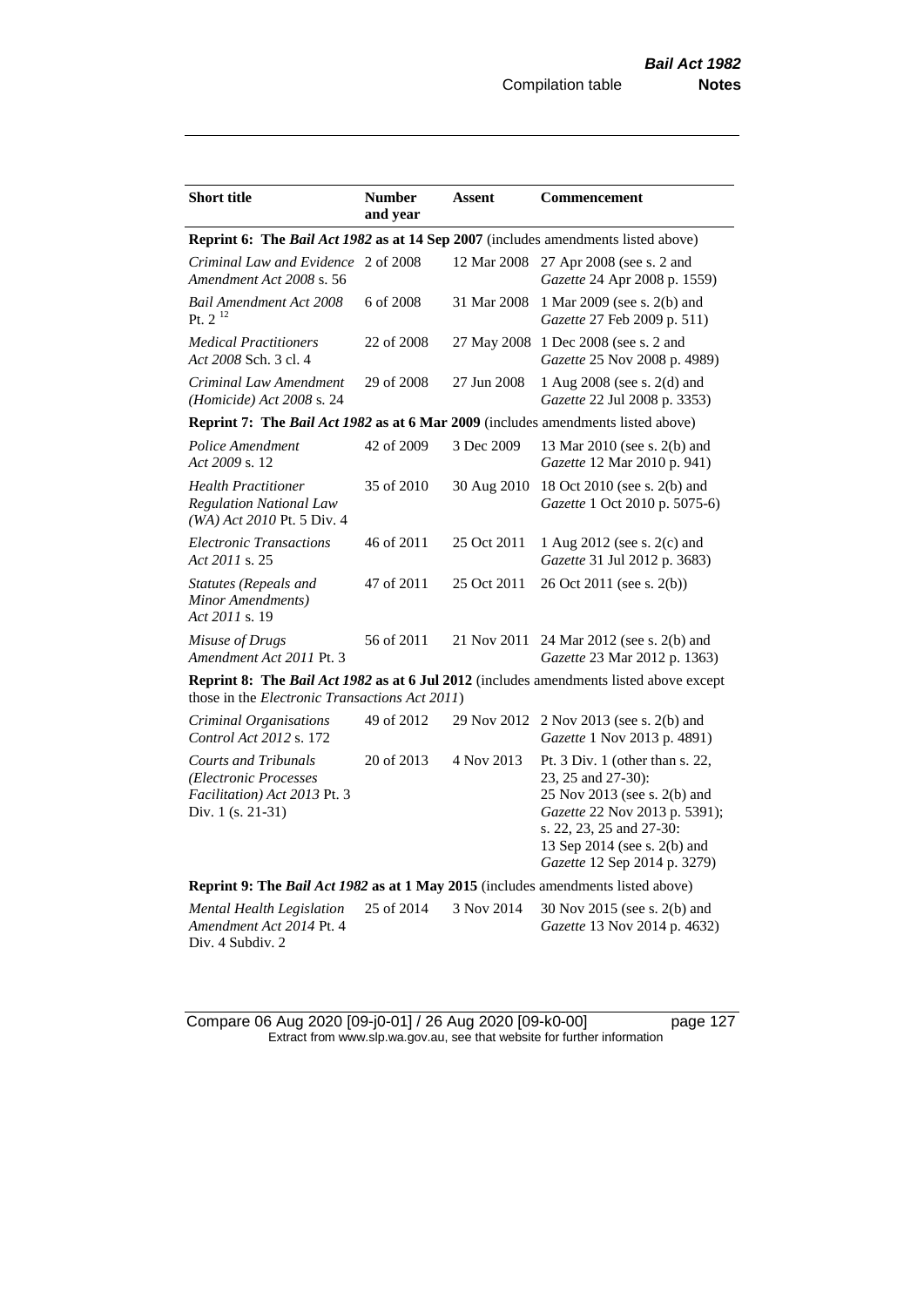| Short title | Number and year | Assent | Commencement |
|---|---|---|---|
| **Reprint 6: The *Bail Act 1982* as at 14 Sep 2007** (includes amendments listed above) | | | |
| *Criminal Law and Evidence Amendment Act 2008* s. 56 | 2 of 2008 | 12 Mar 2008 | 27 Apr 2008 (see s. 2 and *Gazette* 24 Apr 2008 p. 1559) |
| *Bail Amendment Act 2008* Pt. 2 [12] | 6 of 2008 | 31 Mar 2008 | 1 Mar 2009 (see s. 2(b) and *Gazette* 27 Feb 2009 p. 511) |
| *Medical Practitioners Act 2008* Sch. 3 cl. 4 | 22 of 2008 | 27 May 2008 | 1 Dec 2008 (see s. 2 and *Gazette* 25 Nov 2008 p. 4989) |
| *Criminal Law Amendment (Homicide) Act 2008* s. 24 | 29 of 2008 | 27 Jun 2008 | 1 Aug 2008 (see s. 2(d) and *Gazette* 22 Jul 2008 p. 3353) |
| **Reprint 7: The *Bail Act 1982* as at 6 Mar 2009** (includes amendments listed above) | | | |
| *Police Amendment Act 2009* s. 12 | 42 of 2009 | 3 Dec 2009 | 13 Mar 2010 (see s. 2(b) and *Gazette* 12 Mar 2010 p. 941) |
| *Health Practitioner Regulation National Law (WA) Act 2010* Pt. 5 Div. 4 | 35 of 2010 | 30 Aug 2010 | 18 Oct 2010 (see s. 2(b) and *Gazette* 1 Oct 2010 p. 5075-6) |
| *Electronic Transactions Act 2011* s. 25 | 46 of 2011 | 25 Oct 2011 | 1 Aug 2012 (see s. 2(c) and *Gazette* 31 Jul 2012 p. 3683) |
| *Statutes (Repeals and Minor Amendments) Act 2011* s. 19 | 47 of 2011 | 25 Oct 2011 | 26 Oct 2011 (see s. 2(b)) |
| *Misuse of Drugs Amendment Act 2011* Pt. 3 | 56 of 2011 | 21 Nov 2011 | 24 Mar 2012 (see s. 2(b) and *Gazette* 23 Mar 2012 p. 1363) |
| **Reprint 8: The *Bail Act 1982* as at 6 Jul 2012** (includes amendments listed above except those in the *Electronic Transactions Act 2011*) | | | |
| *Criminal Organisations Control Act 2012* s. 172 | 49 of 2012 | 29 Nov 2012 | 2 Nov 2013 (see s. 2(b) and *Gazette* 1 Nov 2013 p. 4891) |
| *Courts and Tribunals (Electronic Processes Facilitation) Act 2013* Pt. 3 Div. 1 (s. 21-31) | 20 of 2013 | 4 Nov 2013 | Pt. 3 Div. 1 (other than s. 22, 23, 25 and 27-30): 25 Nov 2013 (see s. 2(b) and *Gazette* 22 Nov 2013 p. 5391); s. 22, 23, 25 and 27-30: 13 Sep 2014 (see s. 2(b) and *Gazette* 12 Sep 2014 p. 3279) |
| **Reprint 9: The *Bail Act 1982* as at 1 May 2015** (includes amendments listed above) | | | |
| *Mental Health Legislation Amendment Act 2014* Pt. 4 Div. 4 Subdiv. 2 | 25 of 2014 | 3 Nov 2014 | 30 Nov 2015 (see s. 2(b) and *Gazette* 13 Nov 2014 p. 4632) |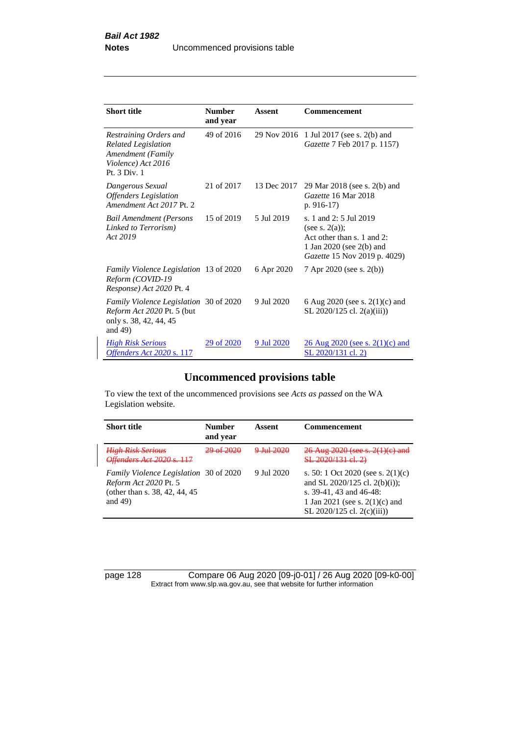| Short title | Number and year | Assent | Commencement |
|---|---|---|---|
| *Restraining Orders and Related Legislation Amendment (Family Violence) Act 2016* Pt. 3 Div. 1 | 49 of 2016 | 29 Nov 2016 | 1 Jul 2017 (see s. 2(b) and *Gazette* 7 Feb 2017 p. 1157) |
| *Dangerous Sexual Offenders Legislation Amendment Act 2017* Pt. 2 | 21 of 2017 | 13 Dec 2017 | 29 Mar 2018 (see s. 2(b) and *Gazette* 16 Mar 2018 p. 916-17) |
| *Bail Amendment (Persons Linked to Terrorism) Act 2019* | 15 of 2019 | 5 Jul 2019 | s. 1 and 2: 5 Jul 2019 (see s. 2(a)); Act other than s. 1 and 2: 1 Jan 2020 (see 2(b) and *Gazette* 15 Nov 2019 p. 4029) |
| *Family Violence Legislation Reform (COVID-19 Response) Act 2020* Pt. 4 | 13 of 2020 | 6 Apr 2020 | 7 Apr 2020 (see s. 2(b)) |
| *Family Violence Legislation Reform Act 2020* Pt. 5 (but only s. 38, 42, 44, 45 and 49) | 30 of 2020 | 9 Jul 2020 | 6 Aug 2020 (see s. 2(1)(c) and SL 2020/125 cl. 2(a)(iii)) |
| *High Risk Serious Offenders Act 2020* s. 117 | 29 of 2020 | 9 Jul 2020 | 26 Aug 2020 (see s. 2(1)(c) and SL 2020/131 cl. 2) |

## Uncommenced provisions table

To view the text of the uncommenced provisions see *Acts as passed* on the WA Legislation website.

| Short title | Number and year | Assent | Commencement |
|---|---|---|---|
| ~~*High Risk Serious Offenders Act 2020* s. 117~~ | ~~29 of 2020~~ | ~~9 Jul 2020~~ | ~~26 Aug 2020 (see s. 2(1)(c) and SL 2020/131 cl. 2)~~ |
| *Family Violence Legislation Reform Act 2020* Pt. 5 (other than s. 38, 42, 44, 45 and 49) | 30 of 2020 | 9 Jul 2020 | s. 50: 1 Oct 2020 (see s. 2(1)(c) and SL 2020/125 cl. 2(b)(i)); s. 39-41, 43 and 46-48: 1 Jan 2021 (see s. 2(1)(c) and SL 2020/125 cl. 2(c)(iii)) |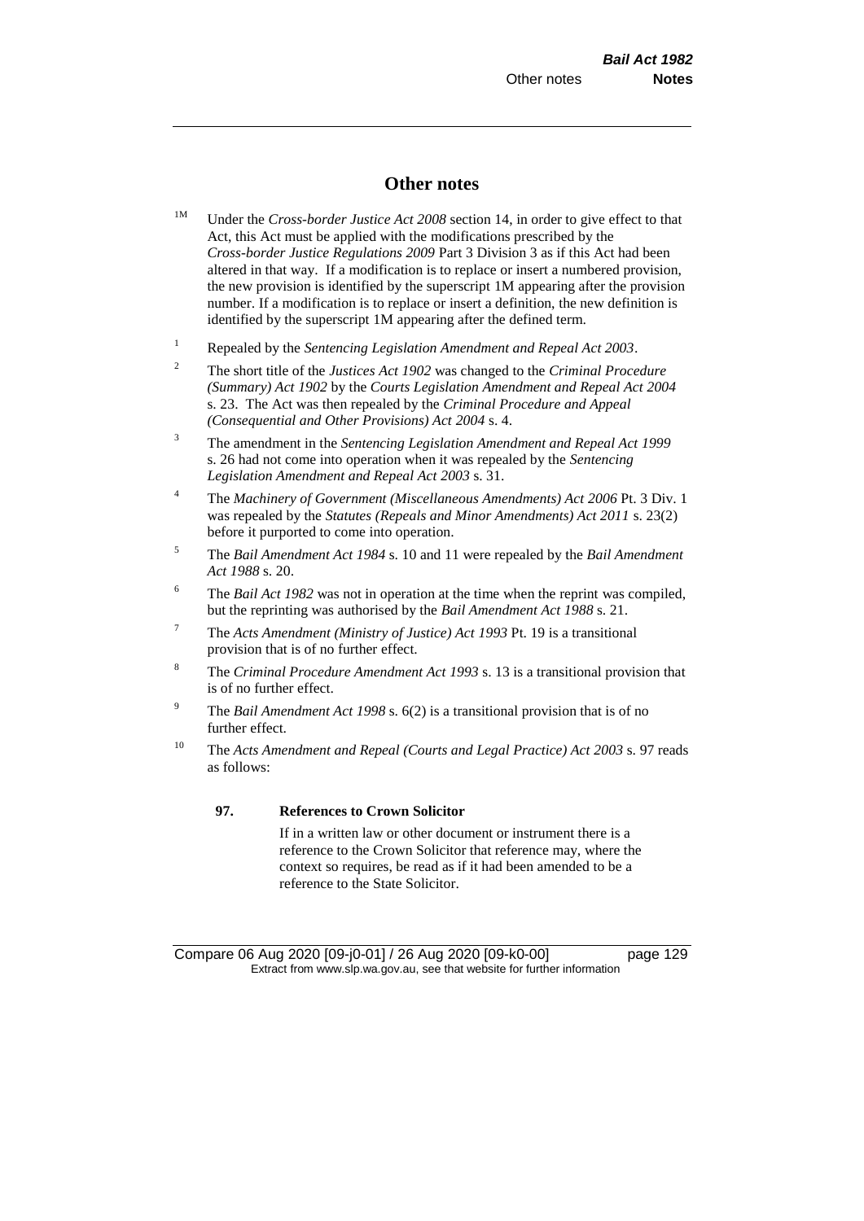# Other notes

[1M] Under the *Cross-border Justice Act 2008* section 14, in order to give effect to that Act, this Act must be applied with the modifications prescribed by the *Cross-border Justice Regulations 2009* Part 3 Division 3 as if this Act had been altered in that way. If a modification is to replace or insert a numbered provision, the new provision is identified by the superscript 1M appearing after the provision number. If a modification is to replace or insert a definition, the new definition is identified by the superscript 1M appearing after the defined term.

[1] Repealed by the *Sentencing Legislation Amendment and Repeal Act 2003*.

[2] The short title of the *Justices Act 1902* was changed to the *Criminal Procedure (Summary) Act 1902* by the *Courts Legislation Amendment and Repeal Act 2004* s. 23. The Act was then repealed by the *Criminal Procedure and Appeal (Consequential and Other Provisions) Act 2004* s. 4.

[3] The amendment in the *Sentencing Legislation Amendment and Repeal Act 1999* s. 26 had not come into operation when it was repealed by the *Sentencing Legislation Amendment and Repeal Act 2003* s. 31.

[4] The *Machinery of Government (Miscellaneous Amendments) Act 2006* Pt. 3 Div. 1 was repealed by the *Statutes (Repeals and Minor Amendments) Act 2011* s. 23(2) before it purported to come into operation.

[5] The *Bail Amendment Act 1984* s. 10 and 11 were repealed by the *Bail Amendment Act 1988* s. 20.

[6] The *Bail Act 1982* was not in operation at the time when the reprint was compiled, but the reprinting was authorised by the *Bail Amendment Act 1988* s. 21.

[7] The *Acts Amendment (Ministry of Justice) Act 1993* Pt. 19 is a transitional provision that is of no further effect.

[8] The *Criminal Procedure Amendment Act 1993* s. 13 is a transitional provision that is of no further effect.

[9] The *Bail Amendment Act 1998* s. 6(2) is a transitional provision that is of no further effect.

[10] The *Acts Amendment and Repeal (Courts and Legal Practice) Act 2003* s. 97 reads as follows:

> **97. References to Crown Solicitor**
>
> If in a written law or other document or instrument there is a reference to the Crown Solicitor that reference may, where the context so requires, be read as if it had been amended to be a reference to the State Solicitor.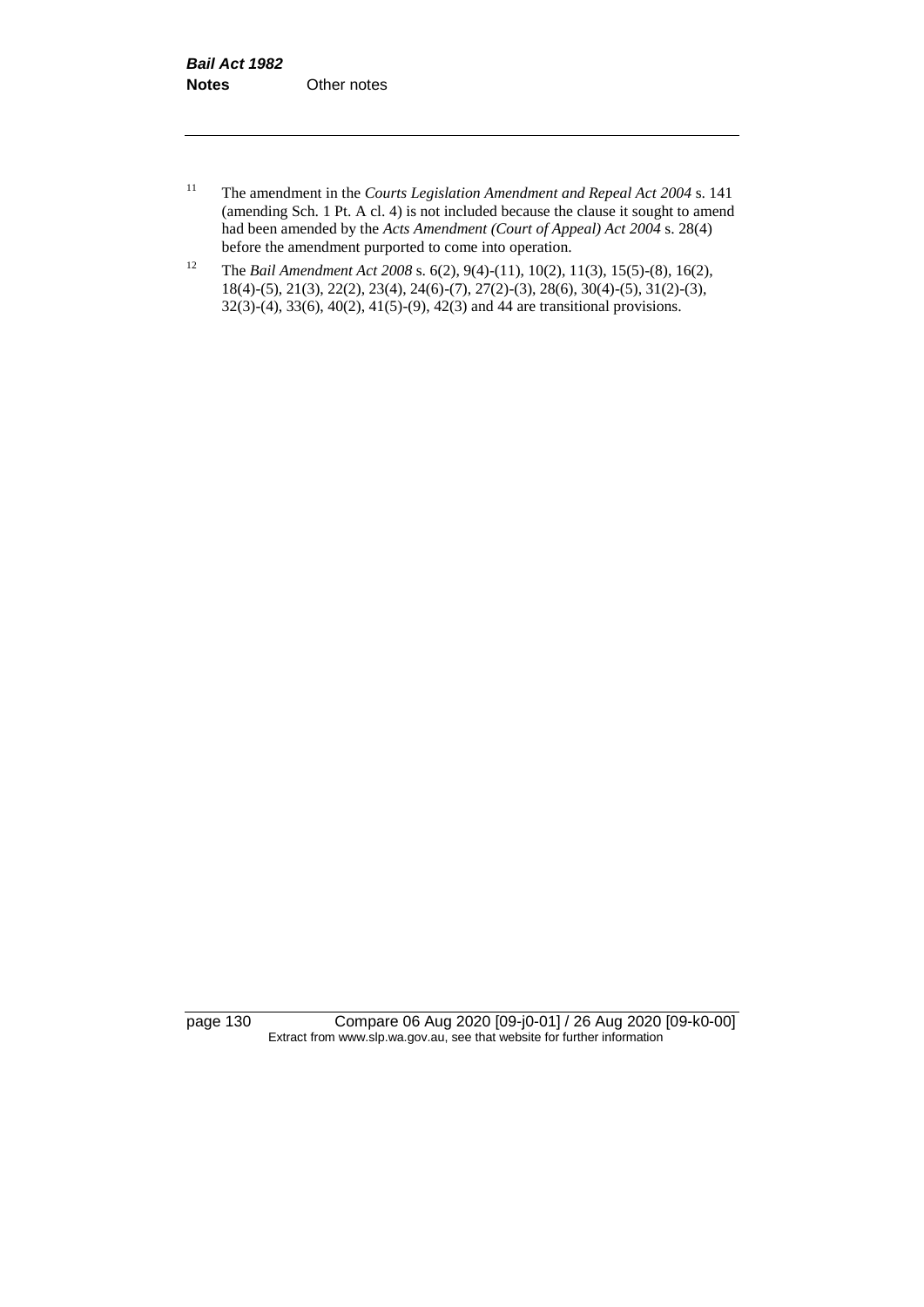[11] The amendment in the *Courts Legislation Amendment and Repeal Act 2004* s. 141 (amending Sch. 1 Pt. A cl. 4) is not included because the clause it sought to amend had been amended by the *Acts Amendment (Court of Appeal) Act 2004* s. 28(4) before the amendment purported to come into operation.

[12] The *Bail Amendment Act 2008* s. 6(2), 9(4)-(11), 10(2), 11(3), 15(5)-(8), 16(2), 18(4)-(5), 21(3), 22(2), 23(4), 24(6)-(7), 27(2)-(3), 28(6), 30(4)-(5), 31(2)-(3), 32(3)-(4), 33(6), 40(2), 41(5)-(9), 42(3) and 44 are transitional provisions.